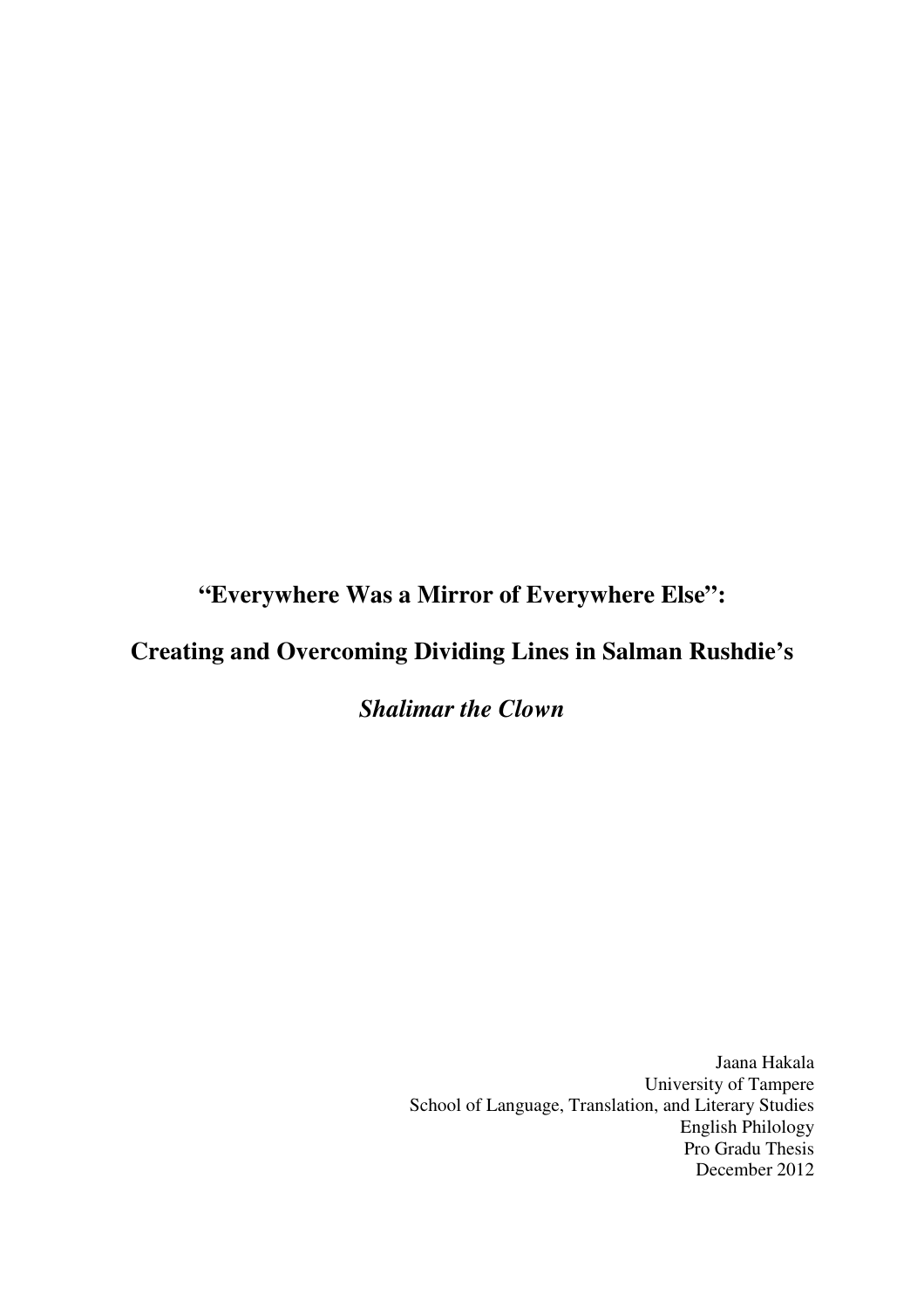# "Everywhere Was a Mirror of Everywhere Else":

# Creating and Overcoming Dividing Lines in Salman Rushdie's

# *Shalimar the Clown*

Jaana Hakala
University of Tampere
School of Language, Translation, and Literary Studies
English Philology
Pro Gradu Thesis
December 2012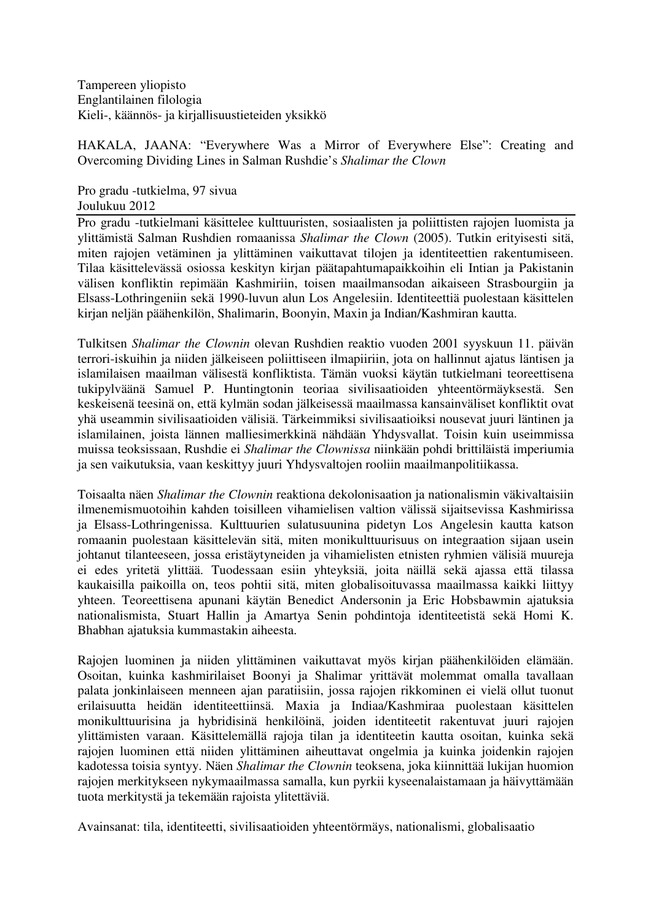Tampereen yliopisto
Englantilainen filologia
Kieli-, käännös- ja kirjallisuustieteiden yksikkö

HAKALA, JAANA: "Everywhere Was a Mirror of Everywhere Else": Creating and Overcoming Dividing Lines in Salman Rushdie's *Shalimar the Clown*

Pro gradu -tutkielma, 97 sivua
Joulukuu 2012

---

Pro gradu -tutkielmani käsittelee kulttuuristen, sosiaalisten ja poliittisten rajojen luomista ja ylittämistä Salman Rushdien romaanissa *Shalimar the Clown* (2005). Tutkin erityisesti sitä, miten rajojen vetäminen ja ylittäminen vaikuttavat tilojen ja identiteettien rakentumiseen. Tilaa käsittelevässä osiossa keskityn kirjan päätapahtumapaikkoihin eli Intian ja Pakistanin välisen konfliktin repimään Kashmiriin, toisen maailmansodan aikaiseen Strasbourgiin ja Elsass-Lothringeniin sekä 1990-luvun alun Los Angelesiin. Identiteettiä puolestaan käsittelen kirjan neljän päähenkilön, Shalimarin, Boonyin, Maxin ja Indian/Kashmiran kautta.

Tulkitsen *Shalimar the Clownin* olevan Rushdien reaktio vuoden 2001 syyskuun 11. päivän terrori-iskuihin ja niiden jälkeiseen poliittiseen ilmapiiriin, jota on hallinnut ajatus läntisen ja islamilaisen maailman välisestä konfliktista. Tämän vuoksi käytän tutkielmani teoreettisena tukipylväänä Samuel P. Huntingtonin teoriaa sivilisaatioiden yhteentörmäyksestä. Sen keskeisenä teesinä on, että kylmän sodan jälkeisessä maailmassa kansainväliset konfliktit ovat yhä useammin sivilisaatioiden välisiä. Tärkeimmiksi sivilisaatioiksi nousevat juuri läntinen ja islamilainen, joista lännen malliesimerkkinä nähdään Yhdysvallat. Toisin kuin useimmissa muissa teoksissaan, Rushdie ei *Shalimar the Clownissa* niinkään pohdi brittiläistä imperiumia ja sen vaikutuksia, vaan keskittyy juuri Yhdysvaltojen rooliin maailmanpolitiikassa.

Toisaalta näen *Shalimar the Clownin* reaktiona dekolonisaation ja nationalismin väkivaltaisiin ilmenemismuotoihin kahden toisilleen vihamielisen valtion välissä sijaitsevissa Kashmirissa ja Elsass-Lothringenissa. Kulttuurien sulatusuunina pidetyn Los Angelesin kautta katson romaanin puolestaan käsittelevän sitä, miten monikulttuurisuus on integraation sijaan usein johtanut tilanteeseen, jossa eristäytyneiden ja vihamielisten etnisten ryhmien välisiä muureja ei edes yritetä ylittää. Tuodessaan esiin yhteyksiä, joita näillä sekä ajassa että tilassa kaukaisilla paikoilla on, teos pohtii sitä, miten globalisoituvassa maailmassa kaikki liittyy yhteen. Teoreettisena apunani käytän Benedict Andersonin ja Eric Hobsbawmin ajatuksia nationalismista, Stuart Hallin ja Amartya Senin pohdintoja identiteetistä sekä Homi K. Bhabhan ajatuksia kummastakin aiheesta.

Rajojen luominen ja niiden ylittäminen vaikuttavat myös kirjan päähenkilöiden elämään. Osoitan, kuinka kashmirilaiset Boonyi ja Shalimar yrittävät molemmat omalla tavallaan palata jonkinlaiseen menneen ajan paratiisiin, jossa rajojen rikkominen ei vielä ollut tuonut erilaisuutta heidän identiteettiinsä. Maxia ja Indiaa/Kashmiraa puolestaan käsittelen monikulttuurisina ja hybridisinä henkilöinä, joiden identiteetit rakentuvat juuri rajojen ylittämisten varaan. Käsittelemällä rajoja tilan ja identiteetin kautta osoitan, kuinka sekä rajojen luominen että niiden ylittäminen aiheuttavat ongelmia ja kuinka joidenkin rajojen kadotessa toisia syntyy. Näen *Shalimar the Clownin* teoksena, joka kiinnittää lukijan huomion rajojen merkitykseen nykymaailmassa samalla, kun pyrkii kyseenalaistamaan ja häivyttämään tuota merkitystä ja tekemään rajoista ylitettäviä.

Avainsanat: tila, identiteetti, sivilisaatioiden yhteentörmäys, nationalismi, globalisaatio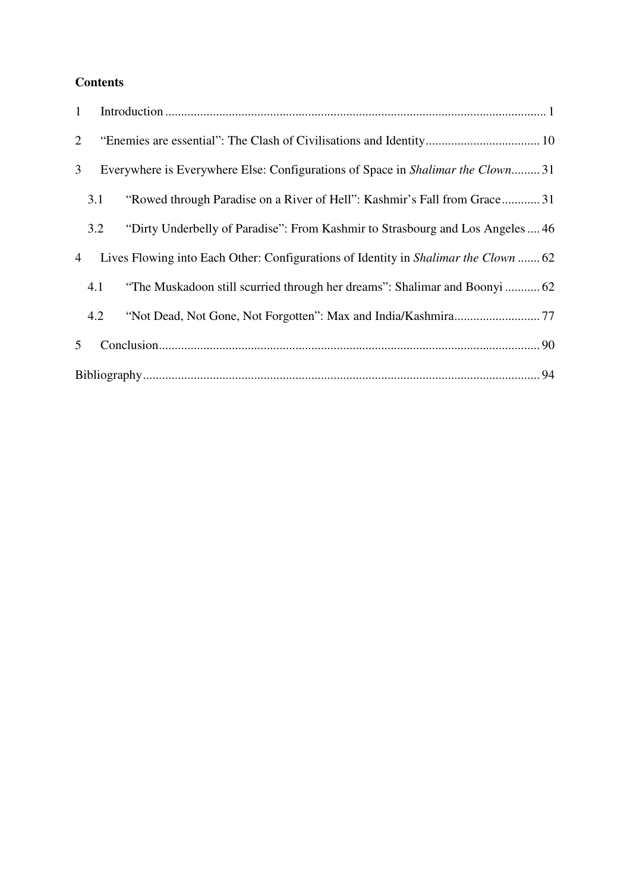**Contents**

1 Introduction ....... 1

2 "Enemies are essential": The Clash of Civilisations and Identity ....... 10

3 Everywhere is Everywhere Else: Configurations of Space in *Shalimar the Clown* ....... 31

3.1 "Rowed through Paradise on a River of Hell": Kashmir's Fall from Grace ....... 31

3.2 "Dirty Underbelly of Paradise": From Kashmir to Strasbourg and Los Angeles ....... 46

4 Lives Flowing into Each Other: Configurations of Identity in *Shalimar the Clown* ....... 62

4.1 "The Muskadoon still scurried through her dreams": Shalimar and Boonyi ....... 62

4.2 "Not Dead, Not Gone, Not Forgotten": Max and India/Kashmira ....... 77

5 Conclusion ....... 90

Bibliography ....... 94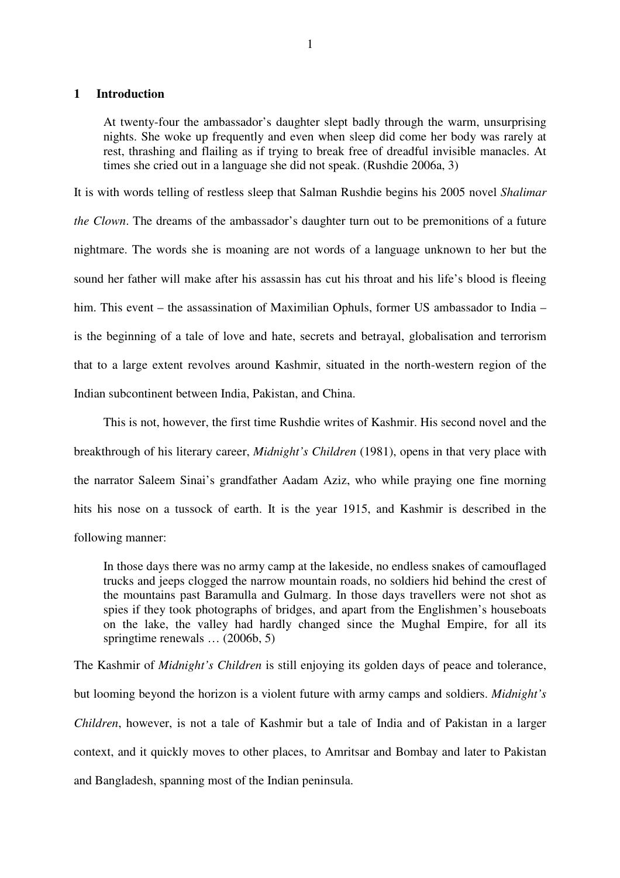# 1 Introduction

> At twenty-four the ambassador's daughter slept badly through the warm, unsurprising nights. She woke up frequently and even when sleep did come her body was rarely at rest, thrashing and flailing as if trying to break free of dreadful invisible manacles. At times she cried out in a language she did not speak. (Rushdie 2006a, 3)

It is with words telling of restless sleep that Salman Rushdie begins his 2005 novel *Shalimar the Clown*. The dreams of the ambassador's daughter turn out to be premonitions of a future nightmare. The words she is moaning are not words of a language unknown to her but the sound her father will make after his assassin has cut his throat and his life's blood is fleeing him. This event – the assassination of Maximilian Ophuls, former US ambassador to India – is the beginning of a tale of love and hate, secrets and betrayal, globalisation and terrorism that to a large extent revolves around Kashmir, situated in the north-western region of the Indian subcontinent between India, Pakistan, and China.

This is not, however, the first time Rushdie writes of Kashmir. His second novel and the breakthrough of his literary career, *Midnight's Children* (1981), opens in that very place with the narrator Saleem Sinai's grandfather Aadam Aziz, who while praying one fine morning hits his nose on a tussock of earth. It is the year 1915, and Kashmir is described in the following manner:

> In those days there was no army camp at the lakeside, no endless snakes of camouflaged trucks and jeeps clogged the narrow mountain roads, no soldiers hid behind the crest of the mountains past Baramulla and Gulmarg. In those days travellers were not shot as spies if they took photographs of bridges, and apart from the Englishmen's houseboats on the lake, the valley had hardly changed since the Mughal Empire, for all its springtime renewals … (2006b, 5)

The Kashmir of *Midnight's Children* is still enjoying its golden days of peace and tolerance, but looming beyond the horizon is a violent future with army camps and soldiers. *Midnight's Children*, however, is not a tale of Kashmir but a tale of India and of Pakistan in a larger context, and it quickly moves to other places, to Amritsar and Bombay and later to Pakistan and Bangladesh, spanning most of the Indian peninsula.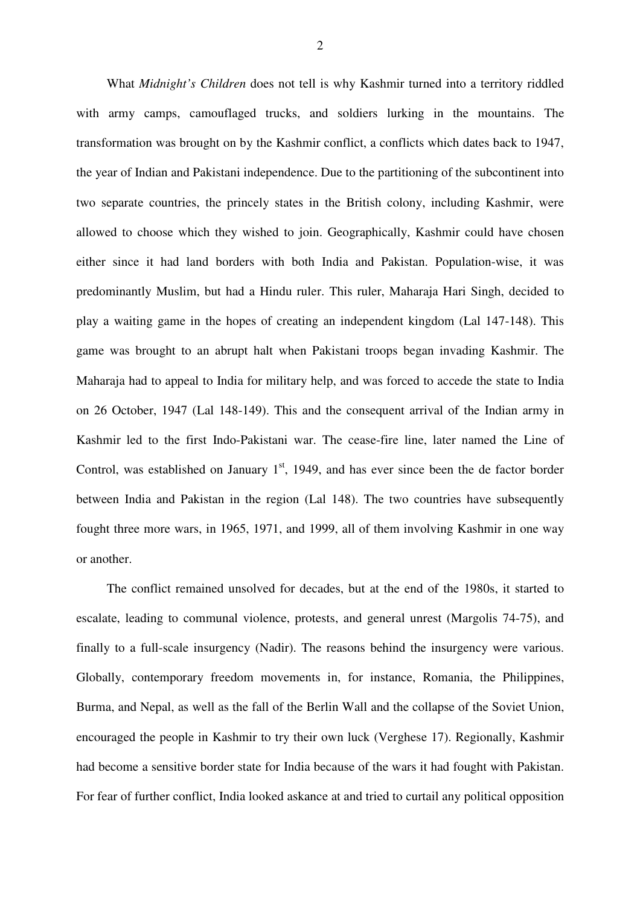What *Midnight's Children* does not tell is why Kashmir turned into a territory riddled with army camps, camouflaged trucks, and soldiers lurking in the mountains. The transformation was brought on by the Kashmir conflict, a conflicts which dates back to 1947, the year of Indian and Pakistani independence. Due to the partitioning of the subcontinent into two separate countries, the princely states in the British colony, including Kashmir, were allowed to choose which they wished to join. Geographically, Kashmir could have chosen either since it had land borders with both India and Pakistan. Population-wise, it was predominantly Muslim, but had a Hindu ruler. This ruler, Maharaja Hari Singh, decided to play a waiting game in the hopes of creating an independent kingdom (Lal 147-148). This game was brought to an abrupt halt when Pakistani troops began invading Kashmir. The Maharaja had to appeal to India for military help, and was forced to accede the state to India on 26 October, 1947 (Lal 148-149). This and the consequent arrival of the Indian army in Kashmir led to the first Indo-Pakistani war. The cease-fire line, later named the Line of Control, was established on January 1st, 1949, and has ever since been the de factor border between India and Pakistan in the region (Lal 148). The two countries have subsequently fought three more wars, in 1965, 1971, and 1999, all of them involving Kashmir in one way or another.

The conflict remained unsolved for decades, but at the end of the 1980s, it started to escalate, leading to communal violence, protests, and general unrest (Margolis 74-75), and finally to a full-scale insurgency (Nadir). The reasons behind the insurgency were various. Globally, contemporary freedom movements in, for instance, Romania, the Philippines, Burma, and Nepal, as well as the fall of the Berlin Wall and the collapse of the Soviet Union, encouraged the people in Kashmir to try their own luck (Verghese 17). Regionally, Kashmir had become a sensitive border state for India because of the wars it had fought with Pakistan. For fear of further conflict, India looked askance at and tried to curtail any political opposition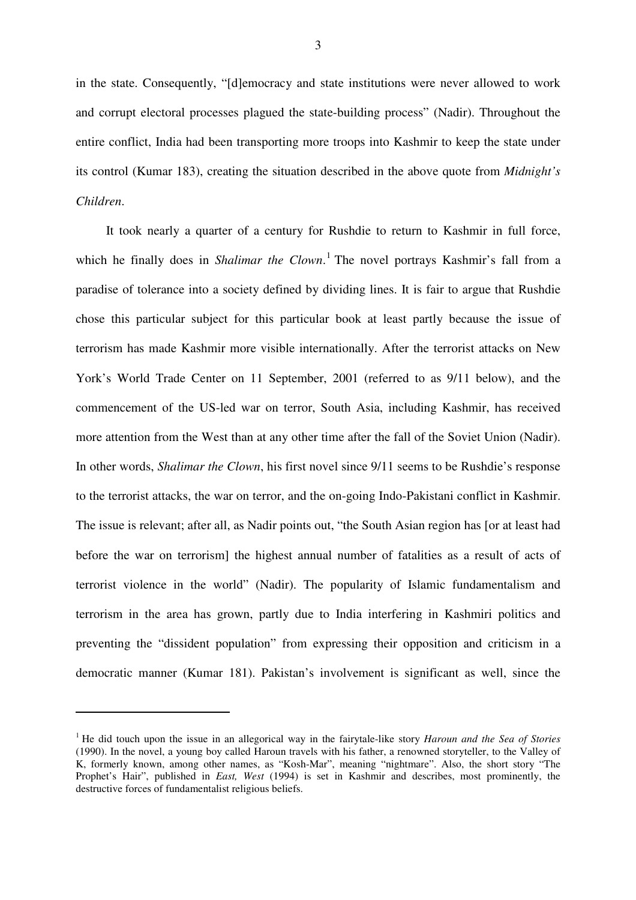in the state. Consequently, "[d]emocracy and state institutions were never allowed to work and corrupt electoral processes plagued the state-building process" (Nadir). Throughout the entire conflict, India had been transporting more troops into Kashmir to keep the state under its control (Kumar 183), creating the situation described in the above quote from *Midnight's Children*.

It took nearly a quarter of a century for Rushdie to return to Kashmir in full force, which he finally does in *Shalimar the Clown*.[1] The novel portrays Kashmir's fall from a paradise of tolerance into a society defined by dividing lines. It is fair to argue that Rushdie chose this particular subject for this particular book at least partly because the issue of terrorism has made Kashmir more visible internationally. After the terrorist attacks on New York's World Trade Center on 11 September, 2001 (referred to as 9/11 below), and the commencement of the US-led war on terror, South Asia, including Kashmir, has received more attention from the West than at any other time after the fall of the Soviet Union (Nadir). In other words, *Shalimar the Clown*, his first novel since 9/11 seems to be Rushdie's response to the terrorist attacks, the war on terror, and the on-going Indo-Pakistani conflict in Kashmir. The issue is relevant; after all, as Nadir points out, "the South Asian region has [or at least had before the war on terrorism] the highest annual number of fatalities as a result of acts of terrorist violence in the world" (Nadir). The popularity of Islamic fundamentalism and terrorism in the area has grown, partly due to India interfering in Kashmiri politics and preventing the "dissident population" from expressing their opposition and criticism in a democratic manner (Kumar 181). Pakistan's involvement is significant as well, since the

---

[1] He did touch upon the issue in an allegorical way in the fairytale-like story *Haroun and the Sea of Stories* (1990). In the novel, a young boy called Haroun travels with his father, a renowned storyteller, to the Valley of K, formerly known, among other names, as "Kosh-Mar", meaning "nightmare". Also, the short story "The Prophet's Hair", published in *East, West* (1994) is set in Kashmir and describes, most prominently, the destructive forces of fundamentalist religious beliefs.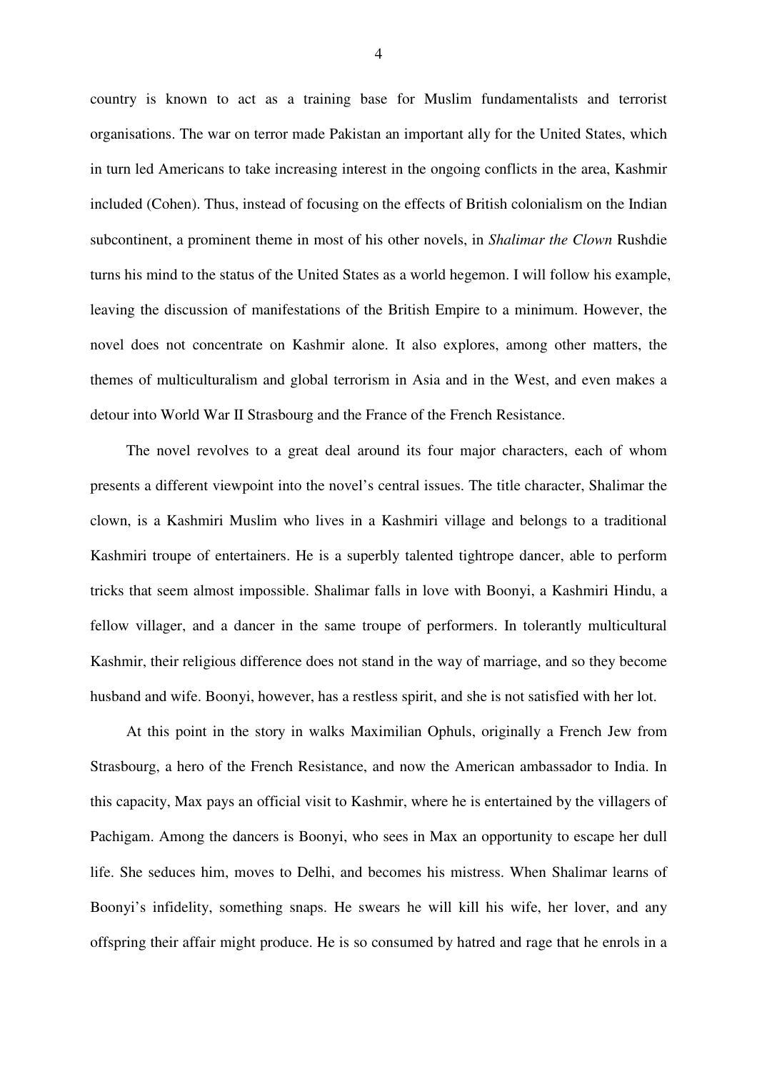country is known to act as a training base for Muslim fundamentalists and terrorist organisations. The war on terror made Pakistan an important ally for the United States, which in turn led Americans to take increasing interest in the ongoing conflicts in the area, Kashmir included (Cohen). Thus, instead of focusing on the effects of British colonialism on the Indian subcontinent, a prominent theme in most of his other novels, in *Shalimar the Clown* Rushdie turns his mind to the status of the United States as a world hegemon. I will follow his example, leaving the discussion of manifestations of the British Empire to a minimum. However, the novel does not concentrate on Kashmir alone. It also explores, among other matters, the themes of multiculturalism and global terrorism in Asia and in the West, and even makes a detour into World War II Strasbourg and the France of the French Resistance.

The novel revolves to a great deal around its four major characters, each of whom presents a different viewpoint into the novel's central issues. The title character, Shalimar the clown, is a Kashmiri Muslim who lives in a Kashmiri village and belongs to a traditional Kashmiri troupe of entertainers. He is a superbly talented tightrope dancer, able to perform tricks that seem almost impossible. Shalimar falls in love with Boonyi, a Kashmiri Hindu, a fellow villager, and a dancer in the same troupe of performers. In tolerantly multicultural Kashmir, their religious difference does not stand in the way of marriage, and so they become husband and wife. Boonyi, however, has a restless spirit, and she is not satisfied with her lot.

At this point in the story in walks Maximilian Ophuls, originally a French Jew from Strasbourg, a hero of the French Resistance, and now the American ambassador to India. In this capacity, Max pays an official visit to Kashmir, where he is entertained by the villagers of Pachigam. Among the dancers is Boonyi, who sees in Max an opportunity to escape her dull life. She seduces him, moves to Delhi, and becomes his mistress. When Shalimar learns of Boonyi's infidelity, something snaps. He swears he will kill his wife, her lover, and any offspring their affair might produce. He is so consumed by hatred and rage that he enrols in a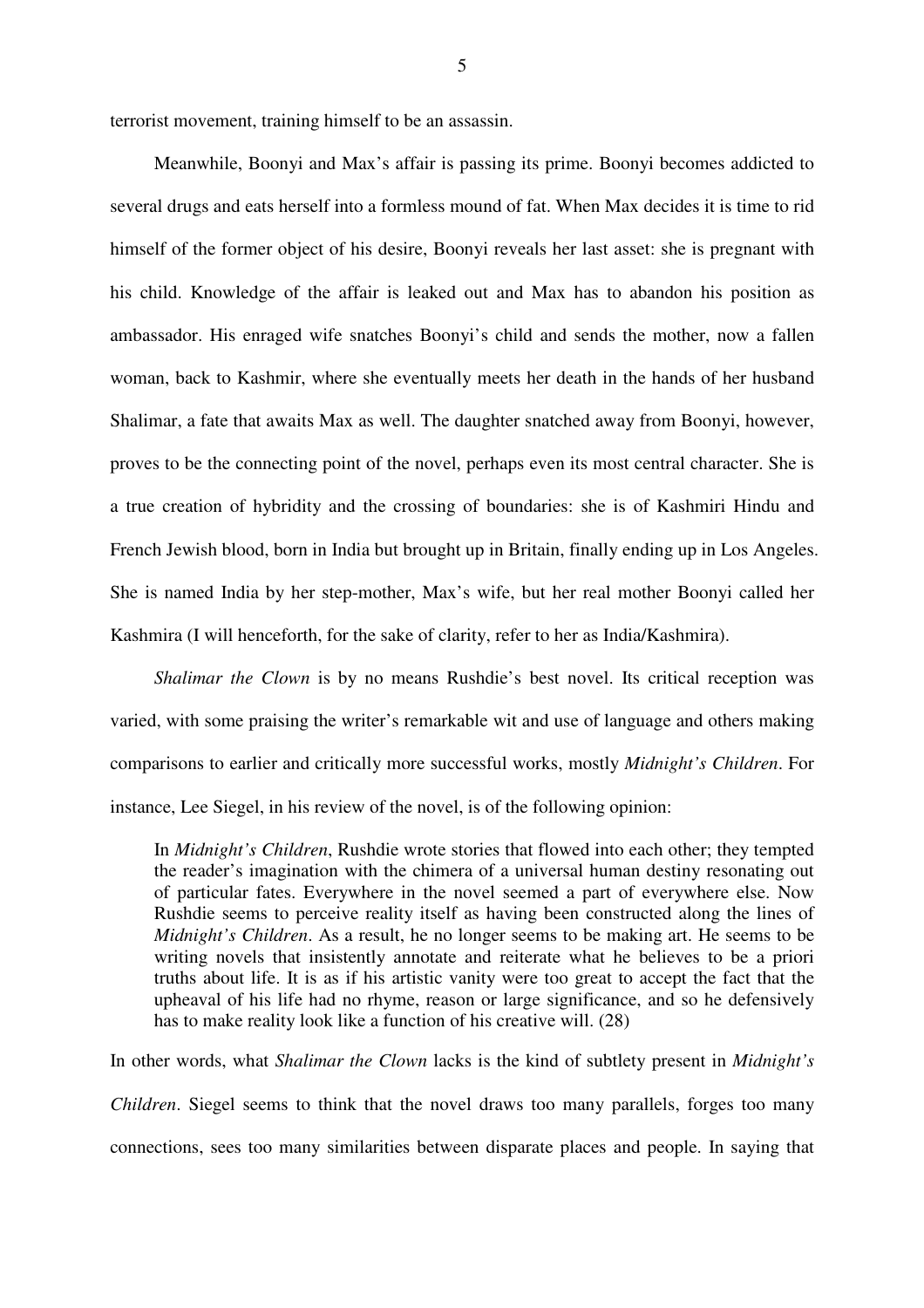terrorist movement, training himself to be an assassin.

Meanwhile, Boonyi and Max's affair is passing its prime. Boonyi becomes addicted to several drugs and eats herself into a formless mound of fat. When Max decides it is time to rid himself of the former object of his desire, Boonyi reveals her last asset: she is pregnant with his child. Knowledge of the affair is leaked out and Max has to abandon his position as ambassador. His enraged wife snatches Boonyi's child and sends the mother, now a fallen woman, back to Kashmir, where she eventually meets her death in the hands of her husband Shalimar, a fate that awaits Max as well. The daughter snatched away from Boonyi, however, proves to be the connecting point of the novel, perhaps even its most central character. She is a true creation of hybridity and the crossing of boundaries: she is of Kashmiri Hindu and French Jewish blood, born in India but brought up in Britain, finally ending up in Los Angeles. She is named India by her step-mother, Max's wife, but her real mother Boonyi called her Kashmira (I will henceforth, for the sake of clarity, refer to her as India/Kashmira).

*Shalimar the Clown* is by no means Rushdie's best novel. Its critical reception was varied, with some praising the writer's remarkable wit and use of language and others making comparisons to earlier and critically more successful works, mostly *Midnight's Children*. For instance, Lee Siegel, in his review of the novel, is of the following opinion:

> In *Midnight's Children*, Rushdie wrote stories that flowed into each other; they tempted the reader's imagination with the chimera of a universal human destiny resonating out of particular fates. Everywhere in the novel seemed a part of everywhere else. Now Rushdie seems to perceive reality itself as having been constructed along the lines of *Midnight's Children*. As a result, he no longer seems to be making art. He seems to be writing novels that insistently annotate and reiterate what he believes to be a priori truths about life. It is as if his artistic vanity were too great to accept the fact that the upheaval of his life had no rhyme, reason or large significance, and so he defensively has to make reality look like a function of his creative will. (28)

In other words, what *Shalimar the Clown* lacks is the kind of subtlety present in *Midnight's Children*. Siegel seems to think that the novel draws too many parallels, forges too many connections, sees too many similarities between disparate places and people. In saying that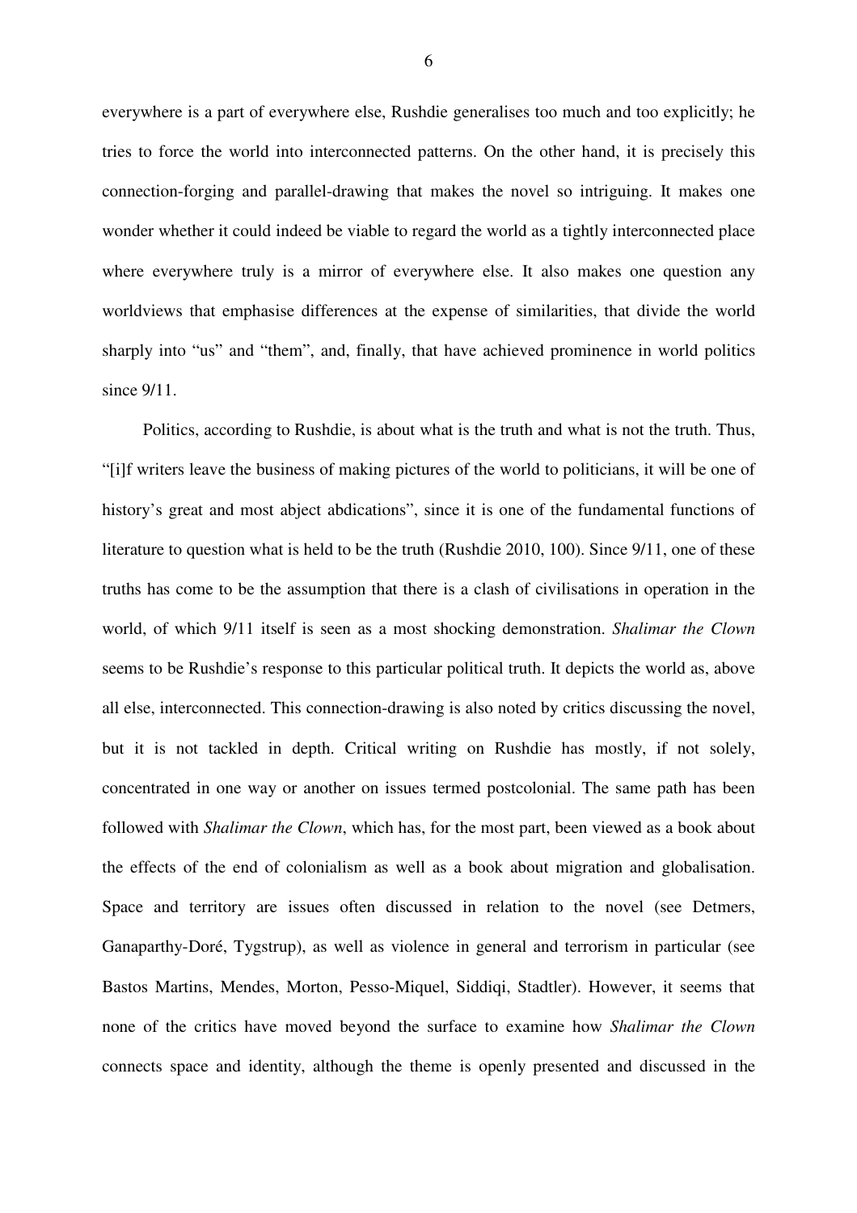everywhere is a part of everywhere else, Rushdie generalises too much and too explicitly; he tries to force the world into interconnected patterns. On the other hand, it is precisely this connection-forging and parallel-drawing that makes the novel so intriguing. It makes one wonder whether it could indeed be viable to regard the world as a tightly interconnected place where everywhere truly is a mirror of everywhere else. It also makes one question any worldviews that emphasise differences at the expense of similarities, that divide the world sharply into "us" and "them", and, finally, that have achieved prominence in world politics since 9/11.

Politics, according to Rushdie, is about what is the truth and what is not the truth. Thus, "[i]f writers leave the business of making pictures of the world to politicians, it will be one of history's great and most abject abdications", since it is one of the fundamental functions of literature to question what is held to be the truth (Rushdie 2010, 100). Since 9/11, one of these truths has come to be the assumption that there is a clash of civilisations in operation in the world, of which 9/11 itself is seen as a most shocking demonstration. *Shalimar the Clown* seems to be Rushdie's response to this particular political truth. It depicts the world as, above all else, interconnected. This connection-drawing is also noted by critics discussing the novel, but it is not tackled in depth. Critical writing on Rushdie has mostly, if not solely, concentrated in one way or another on issues termed postcolonial. The same path has been followed with *Shalimar the Clown*, which has, for the most part, been viewed as a book about the effects of the end of colonialism as well as a book about migration and globalisation. Space and territory are issues often discussed in relation to the novel (see Detmers, Ganaparthy-Doré, Tygstrup), as well as violence in general and terrorism in particular (see Bastos Martins, Mendes, Morton, Pesso-Miquel, Siddiqi, Stadtler). However, it seems that none of the critics have moved beyond the surface to examine how *Shalimar the Clown* connects space and identity, although the theme is openly presented and discussed in the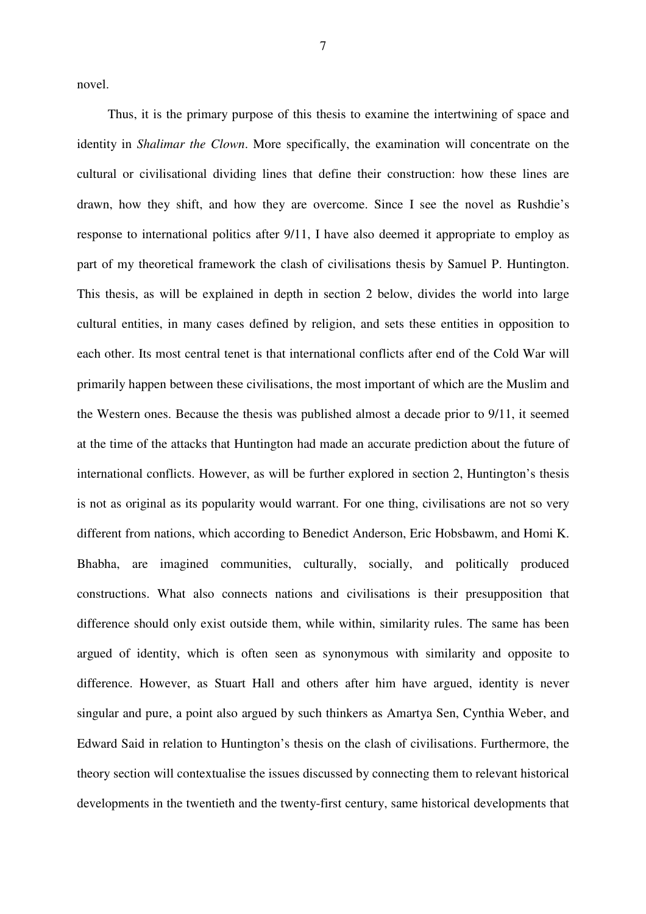novel.

Thus, it is the primary purpose of this thesis to examine the intertwining of space and identity in *Shalimar the Clown*. More specifically, the examination will concentrate on the cultural or civilisational dividing lines that define their construction: how these lines are drawn, how they shift, and how they are overcome. Since I see the novel as Rushdie's response to international politics after 9/11, I have also deemed it appropriate to employ as part of my theoretical framework the clash of civilisations thesis by Samuel P. Huntington. This thesis, as will be explained in depth in section 2 below, divides the world into large cultural entities, in many cases defined by religion, and sets these entities in opposition to each other. Its most central tenet is that international conflicts after end of the Cold War will primarily happen between these civilisations, the most important of which are the Muslim and the Western ones. Because the thesis was published almost a decade prior to 9/11, it seemed at the time of the attacks that Huntington had made an accurate prediction about the future of international conflicts. However, as will be further explored in section 2, Huntington's thesis is not as original as its popularity would warrant. For one thing, civilisations are not so very different from nations, which according to Benedict Anderson, Eric Hobsbawm, and Homi K. Bhabha, are imagined communities, culturally, socially, and politically produced constructions. What also connects nations and civilisations is their presupposition that difference should only exist outside them, while within, similarity rules. The same has been argued of identity, which is often seen as synonymous with similarity and opposite to difference. However, as Stuart Hall and others after him have argued, identity is never singular and pure, a point also argued by such thinkers as Amartya Sen, Cynthia Weber, and Edward Said in relation to Huntington's thesis on the clash of civilisations. Furthermore, the theory section will contextualise the issues discussed by connecting them to relevant historical developments in the twentieth and the twenty-first century, same historical developments that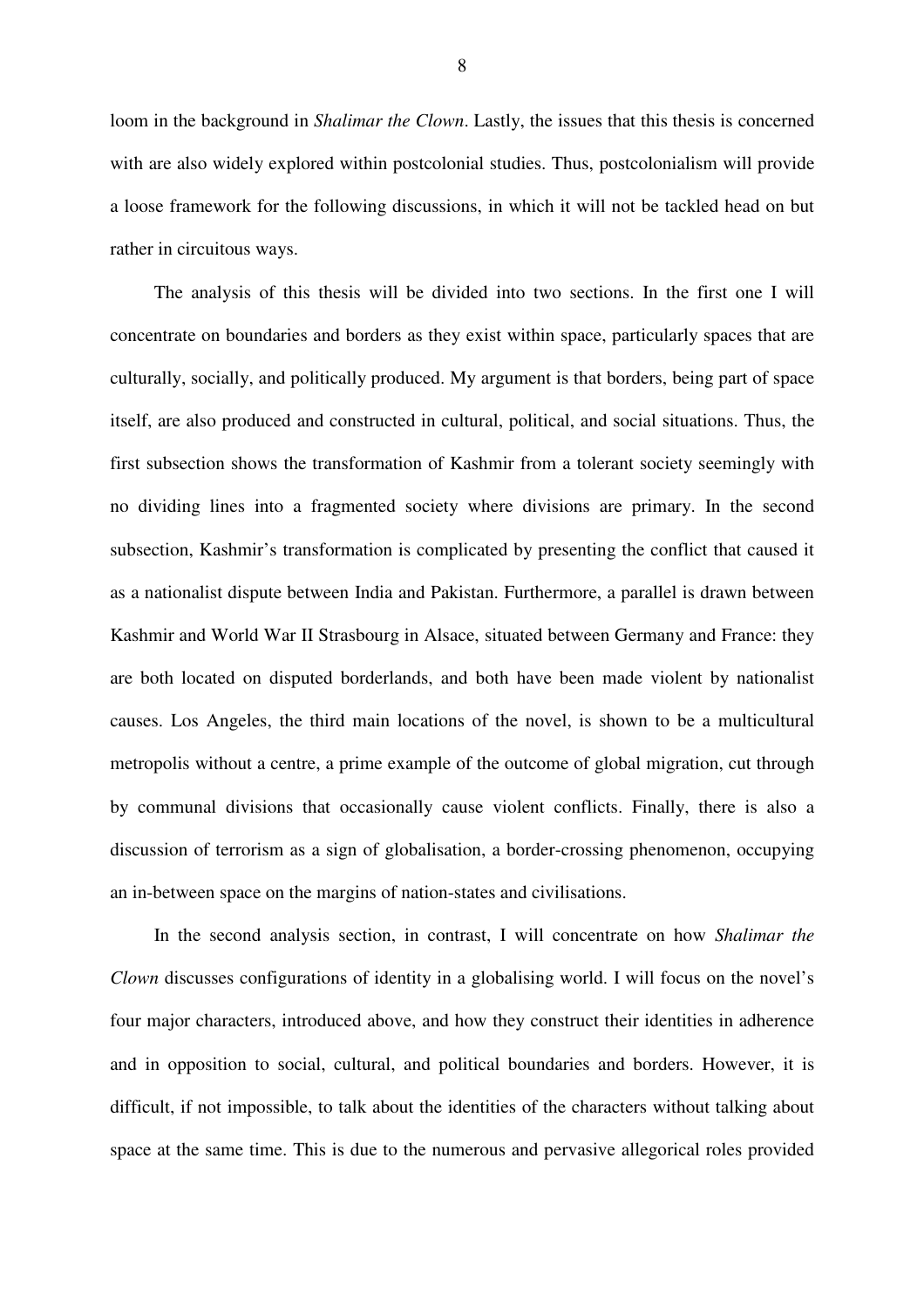loom in the background in *Shalimar the Clown*. Lastly, the issues that this thesis is concerned with are also widely explored within postcolonial studies. Thus, postcolonialism will provide a loose framework for the following discussions, in which it will not be tackled head on but rather in circuitous ways.

The analysis of this thesis will be divided into two sections. In the first one I will concentrate on boundaries and borders as they exist within space, particularly spaces that are culturally, socially, and politically produced. My argument is that borders, being part of space itself, are also produced and constructed in cultural, political, and social situations. Thus, the first subsection shows the transformation of Kashmir from a tolerant society seemingly with no dividing lines into a fragmented society where divisions are primary. In the second subsection, Kashmir's transformation is complicated by presenting the conflict that caused it as a nationalist dispute between India and Pakistan. Furthermore, a parallel is drawn between Kashmir and World War II Strasbourg in Alsace, situated between Germany and France: they are both located on disputed borderlands, and both have been made violent by nationalist causes. Los Angeles, the third main locations of the novel, is shown to be a multicultural metropolis without a centre, a prime example of the outcome of global migration, cut through by communal divisions that occasionally cause violent conflicts. Finally, there is also a discussion of terrorism as a sign of globalisation, a border-crossing phenomenon, occupying an in-between space on the margins of nation-states and civilisations.

In the second analysis section, in contrast, I will concentrate on how *Shalimar the Clown* discusses configurations of identity in a globalising world. I will focus on the novel's four major characters, introduced above, and how they construct their identities in adherence and in opposition to social, cultural, and political boundaries and borders. However, it is difficult, if not impossible, to talk about the identities of the characters without talking about space at the same time. This is due to the numerous and pervasive allegorical roles provided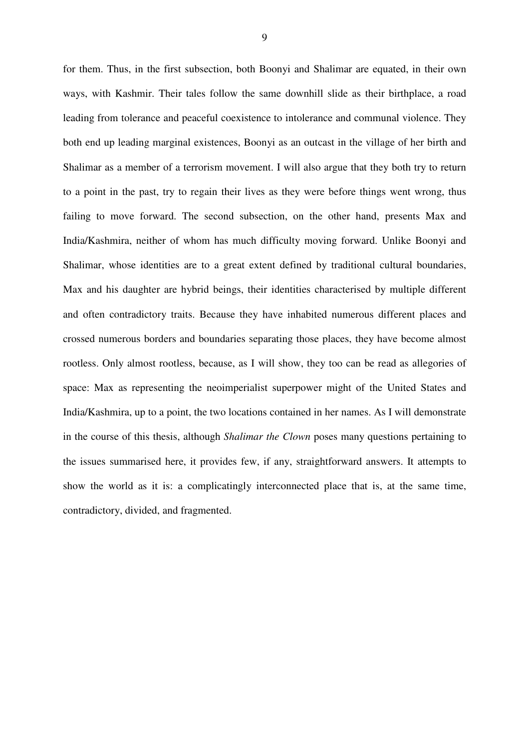for them. Thus, in the first subsection, both Boonyi and Shalimar are equated, in their own ways, with Kashmir. Their tales follow the same downhill slide as their birthplace, a road leading from tolerance and peaceful coexistence to intolerance and communal violence. They both end up leading marginal existences, Boonyi as an outcast in the village of her birth and Shalimar as a member of a terrorism movement. I will also argue that they both try to return to a point in the past, try to regain their lives as they were before things went wrong, thus failing to move forward. The second subsection, on the other hand, presents Max and India/Kashmira, neither of whom has much difficulty moving forward. Unlike Boonyi and Shalimar, whose identities are to a great extent defined by traditional cultural boundaries, Max and his daughter are hybrid beings, their identities characterised by multiple different and often contradictory traits. Because they have inhabited numerous different places and crossed numerous borders and boundaries separating those places, they have become almost rootless. Only almost rootless, because, as I will show, they too can be read as allegories of space: Max as representing the neoimperialist superpower might of the United States and India/Kashmira, up to a point, the two locations contained in her names. As I will demonstrate in the course of this thesis, although *Shalimar the Clown* poses many questions pertaining to the issues summarised here, it provides few, if any, straightforward answers. It attempts to show the world as it is: a complicatingly interconnected place that is, at the same time, contradictory, divided, and fragmented.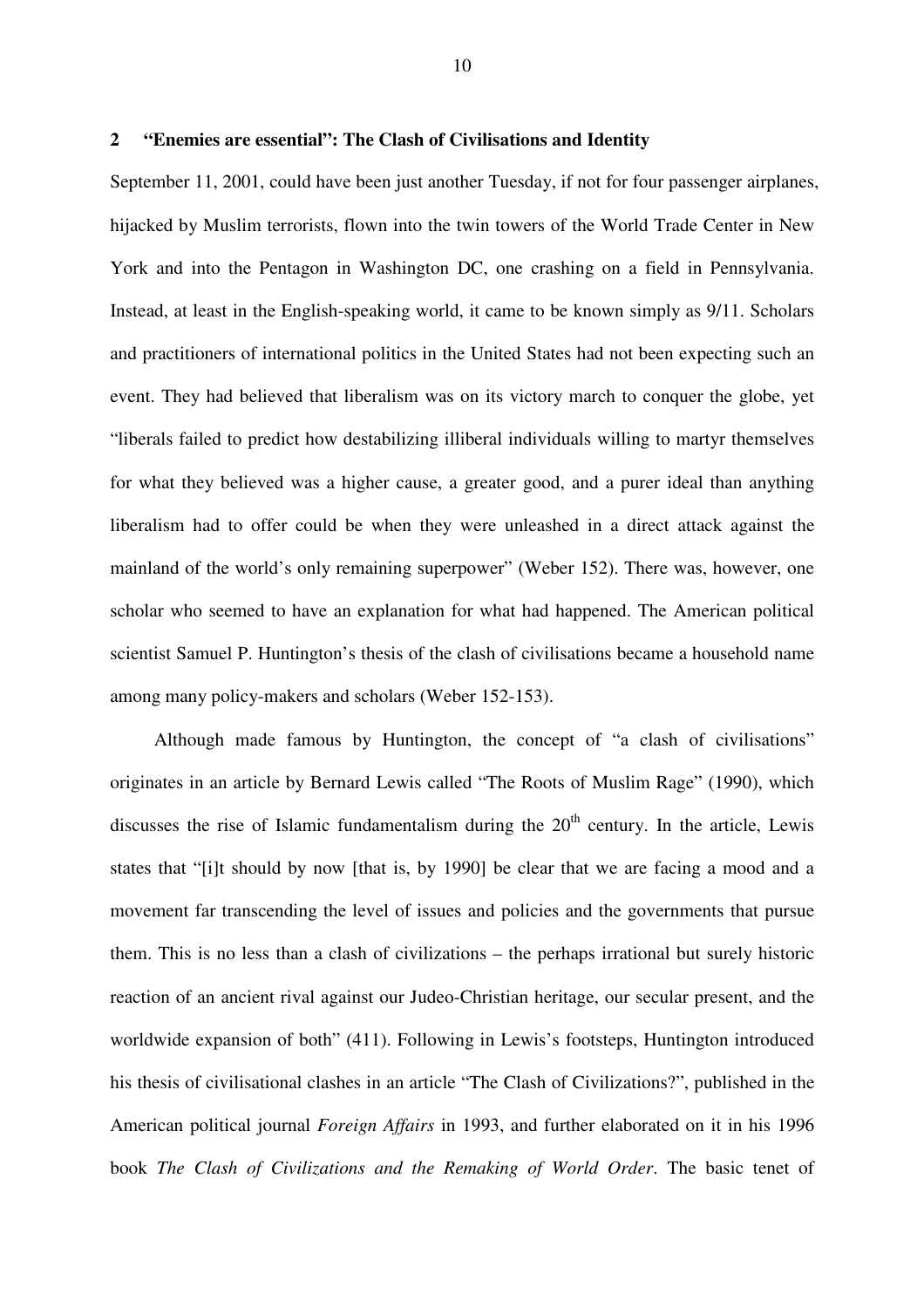## 2 "Enemies are essential": The Clash of Civilisations and Identity

September 11, 2001, could have been just another Tuesday, if not for four passenger airplanes, hijacked by Muslim terrorists, flown into the twin towers of the World Trade Center in New York and into the Pentagon in Washington DC, one crashing on a field in Pennsylvania. Instead, at least in the English-speaking world, it came to be known simply as 9/11. Scholars and practitioners of international politics in the United States had not been expecting such an event. They had believed that liberalism was on its victory march to conquer the globe, yet "liberals failed to predict how destabilizing illiberal individuals willing to martyr themselves for what they believed was a higher cause, a greater good, and a purer ideal than anything liberalism had to offer could be when they were unleashed in a direct attack against the mainland of the world's only remaining superpower" (Weber 152). There was, however, one scholar who seemed to have an explanation for what had happened. The American political scientist Samuel P. Huntington's thesis of the clash of civilisations became a household name among many policy-makers and scholars (Weber 152-153).

Although made famous by Huntington, the concept of "a clash of civilisations" originates in an article by Bernard Lewis called "The Roots of Muslim Rage" (1990), which discusses the rise of Islamic fundamentalism during the 20th century. In the article, Lewis states that "[i]t should by now [that is, by 1990] be clear that we are facing a mood and a movement far transcending the level of issues and policies and the governments that pursue them. This is no less than a clash of civilizations – the perhaps irrational but surely historic reaction of an ancient rival against our Judeo-Christian heritage, our secular present, and the worldwide expansion of both" (411). Following in Lewis's footsteps, Huntington introduced his thesis of civilisational clashes in an article "The Clash of Civilizations?", published in the American political journal *Foreign Affairs* in 1993, and further elaborated on it in his 1996 book *The Clash of Civilizations and the Remaking of World Order*. The basic tenet of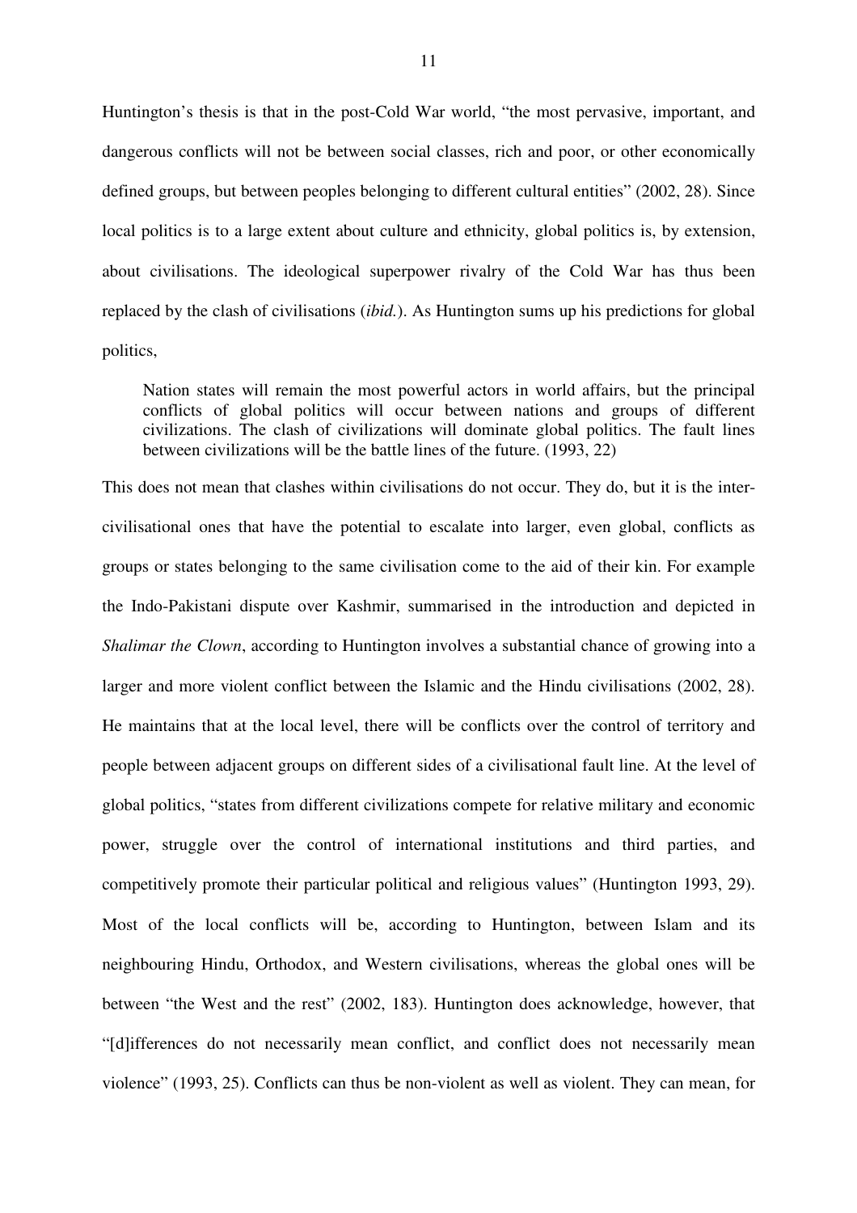Huntington's thesis is that in the post-Cold War world, "the most pervasive, important, and dangerous conflicts will not be between social classes, rich and poor, or other economically defined groups, but between peoples belonging to different cultural entities" (2002, 28). Since local politics is to a large extent about culture and ethnicity, global politics is, by extension, about civilisations. The ideological superpower rivalry of the Cold War has thus been replaced by the clash of civilisations (*ibid.*). As Huntington sums up his predictions for global politics,

> Nation states will remain the most powerful actors in world affairs, but the principal conflicts of global politics will occur between nations and groups of different civilizations. The clash of civilizations will dominate global politics. The fault lines between civilizations will be the battle lines of the future. (1993, 22)

This does not mean that clashes within civilisations do not occur. They do, but it is the inter-civilisational ones that have the potential to escalate into larger, even global, conflicts as groups or states belonging to the same civilisation come to the aid of their kin. For example the Indo-Pakistani dispute over Kashmir, summarised in the introduction and depicted in *Shalimar the Clown*, according to Huntington involves a substantial chance of growing into a larger and more violent conflict between the Islamic and the Hindu civilisations (2002, 28). He maintains that at the local level, there will be conflicts over the control of territory and people between adjacent groups on different sides of a civilisational fault line. At the level of global politics, "states from different civilizations compete for relative military and economic power, struggle over the control of international institutions and third parties, and competitively promote their particular political and religious values" (Huntington 1993, 29). Most of the local conflicts will be, according to Huntington, between Islam and its neighbouring Hindu, Orthodox, and Western civilisations, whereas the global ones will be between "the West and the rest" (2002, 183). Huntington does acknowledge, however, that "[d]ifferences do not necessarily mean conflict, and conflict does not necessarily mean violence" (1993, 25). Conflicts can thus be non-violent as well as violent. They can mean, for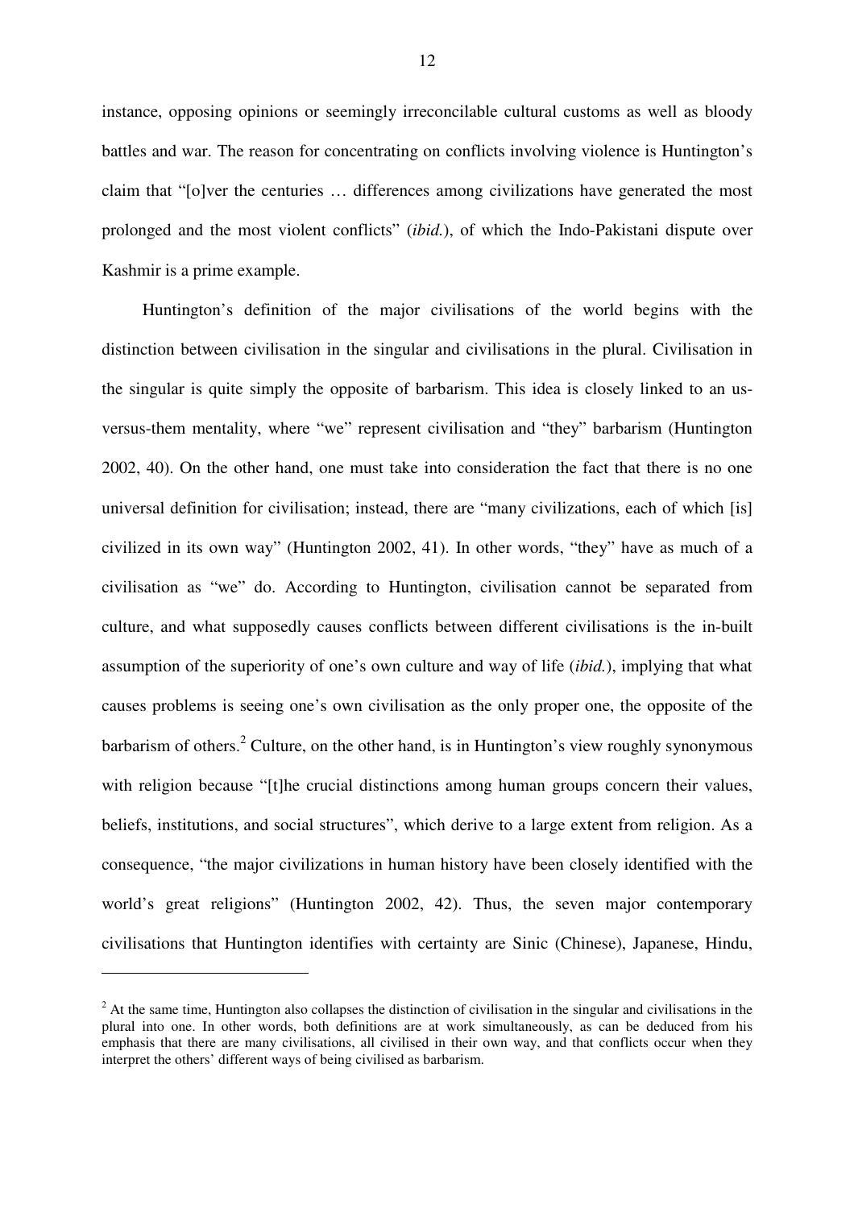instance, opposing opinions or seemingly irreconcilable cultural customs as well as bloody battles and war. The reason for concentrating on conflicts involving violence is Huntington's claim that "[o]ver the centuries … differences among civilizations have generated the most prolonged and the most violent conflicts" (*ibid.*), of which the Indo-Pakistani dispute over Kashmir is a prime example.

Huntington's definition of the major civilisations of the world begins with the distinction between civilisation in the singular and civilisations in the plural. Civilisation in the singular is quite simply the opposite of barbarism. This idea is closely linked to an us-versus-them mentality, where "we" represent civilisation and "they" barbarism (Huntington 2002, 40). On the other hand, one must take into consideration the fact that there is no one universal definition for civilisation; instead, there are "many civilizations, each of which [is] civilized in its own way" (Huntington 2002, 41). In other words, "they" have as much of a civilisation as "we" do. According to Huntington, civilisation cannot be separated from culture, and what supposedly causes conflicts between different civilisations is the in-built assumption of the superiority of one's own culture and way of life (*ibid.*), implying that what causes problems is seeing one's own civilisation as the only proper one, the opposite of the barbarism of others.[2] Culture, on the other hand, is in Huntington's view roughly synonymous with religion because "[t]he crucial distinctions among human groups concern their values, beliefs, institutions, and social structures", which derive to a large extent from religion. As a consequence, "the major civilizations in human history have been closely identified with the world's great religions" (Huntington 2002, 42). Thus, the seven major contemporary civilisations that Huntington identifies with certainty are Sinic (Chinese), Japanese, Hindu,

---

[2] At the same time, Huntington also collapses the distinction of civilisation in the singular and civilisations in the plural into one. In other words, both definitions are at work simultaneously, as can be deduced from his emphasis that there are many civilisations, all civilised in their own way, and that conflicts occur when they interpret the others' different ways of being civilised as barbarism.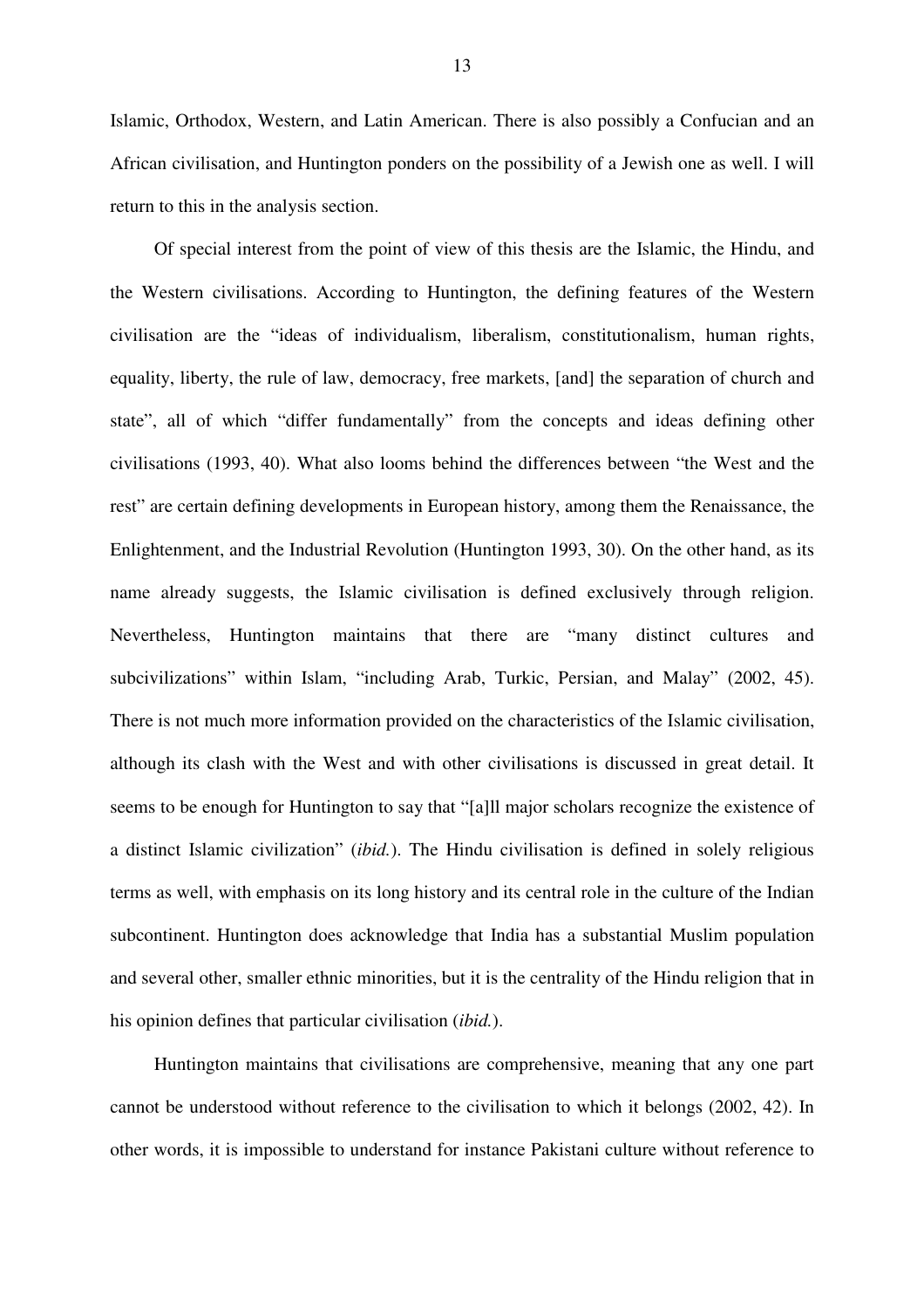Islamic, Orthodox, Western, and Latin American. There is also possibly a Confucian and an African civilisation, and Huntington ponders on the possibility of a Jewish one as well. I will return to this in the analysis section.

Of special interest from the point of view of this thesis are the Islamic, the Hindu, and the Western civilisations. According to Huntington, the defining features of the Western civilisation are the "ideas of individualism, liberalism, constitutionalism, human rights, equality, liberty, the rule of law, democracy, free markets, [and] the separation of church and state", all of which "differ fundamentally" from the concepts and ideas defining other civilisations (1993, 40). What also looms behind the differences between "the West and the rest" are certain defining developments in European history, among them the Renaissance, the Enlightenment, and the Industrial Revolution (Huntington 1993, 30). On the other hand, as its name already suggests, the Islamic civilisation is defined exclusively through religion. Nevertheless, Huntington maintains that there are "many distinct cultures and subcivilizations" within Islam, "including Arab, Turkic, Persian, and Malay" (2002, 45). There is not much more information provided on the characteristics of the Islamic civilisation, although its clash with the West and with other civilisations is discussed in great detail. It seems to be enough for Huntington to say that "[a]ll major scholars recognize the existence of a distinct Islamic civilization" (*ibid.*). The Hindu civilisation is defined in solely religious terms as well, with emphasis on its long history and its central role in the culture of the Indian subcontinent. Huntington does acknowledge that India has a substantial Muslim population and several other, smaller ethnic minorities, but it is the centrality of the Hindu religion that in his opinion defines that particular civilisation (*ibid.*).

Huntington maintains that civilisations are comprehensive, meaning that any one part cannot be understood without reference to the civilisation to which it belongs (2002, 42). In other words, it is impossible to understand for instance Pakistani culture without reference to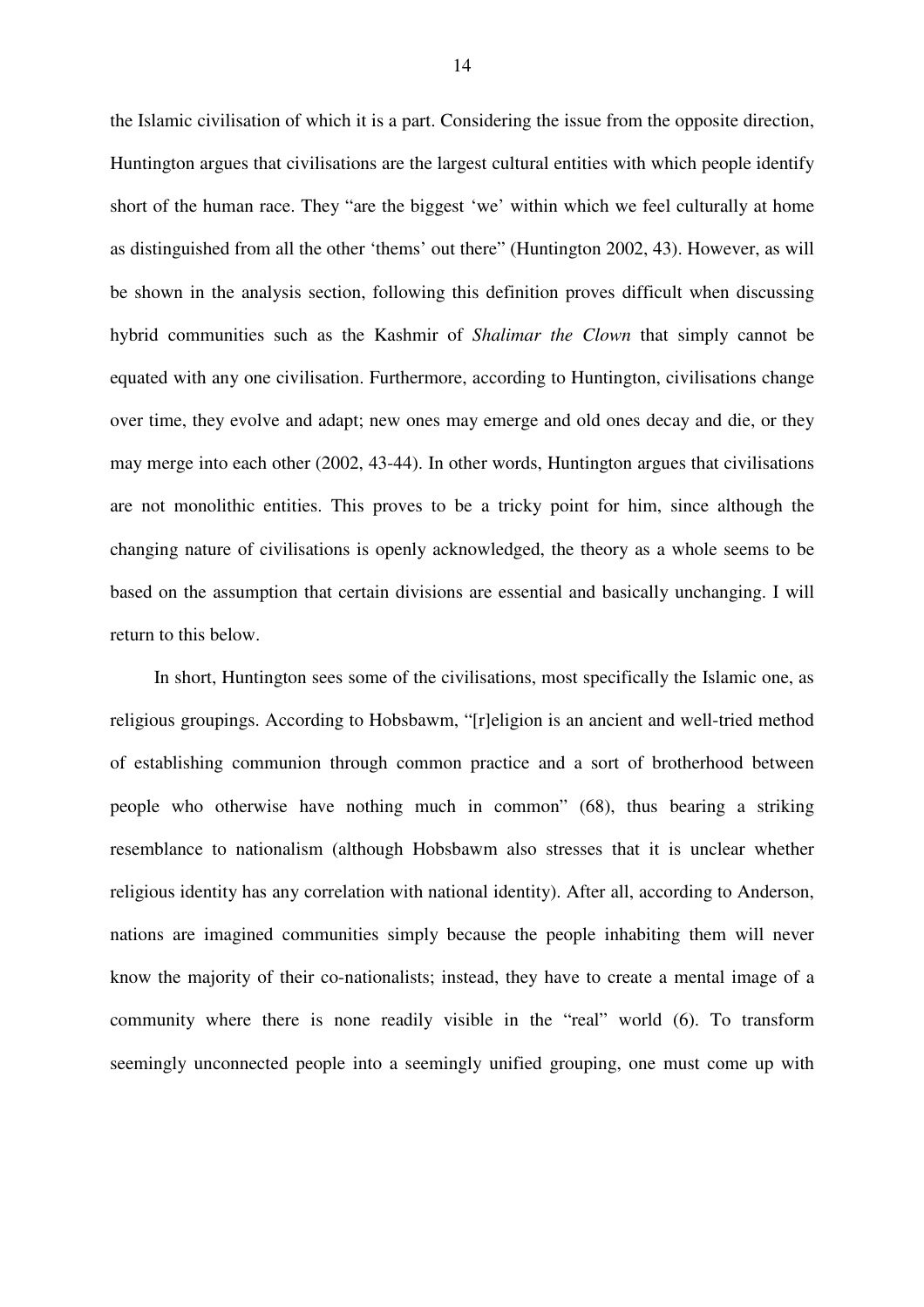the Islamic civilisation of which it is a part. Considering the issue from the opposite direction, Huntington argues that civilisations are the largest cultural entities with which people identify short of the human race. They "are the biggest 'we' within which we feel culturally at home as distinguished from all the other 'thems' out there" (Huntington 2002, 43). However, as will be shown in the analysis section, following this definition proves difficult when discussing hybrid communities such as the Kashmir of *Shalimar the Clown* that simply cannot be equated with any one civilisation. Furthermore, according to Huntington, civilisations change over time, they evolve and adapt; new ones may emerge and old ones decay and die, or they may merge into each other (2002, 43-44). In other words, Huntington argues that civilisations are not monolithic entities. This proves to be a tricky point for him, since although the changing nature of civilisations is openly acknowledged, the theory as a whole seems to be based on the assumption that certain divisions are essential and basically unchanging. I will return to this below.

In short, Huntington sees some of the civilisations, most specifically the Islamic one, as religious groupings. According to Hobsbawm, "[r]eligion is an ancient and well-tried method of establishing communion through common practice and a sort of brotherhood between people who otherwise have nothing much in common" (68), thus bearing a striking resemblance to nationalism (although Hobsbawm also stresses that it is unclear whether religious identity has any correlation with national identity). After all, according to Anderson, nations are imagined communities simply because the people inhabiting them will never know the majority of their co-nationalists; instead, they have to create a mental image of a community where there is none readily visible in the "real" world (6). To transform seemingly unconnected people into a seemingly unified grouping, one must come up with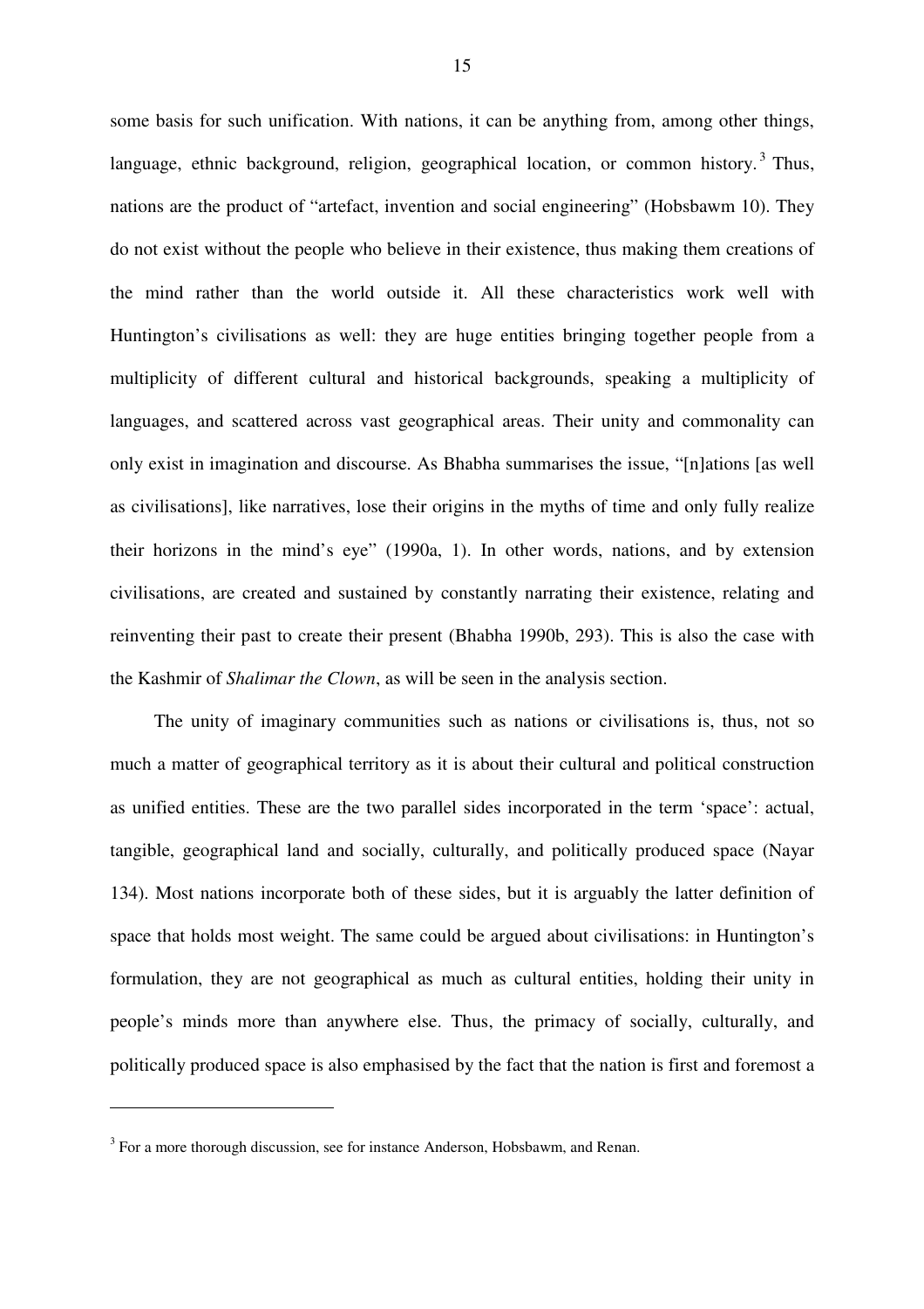some basis for such unification. With nations, it can be anything from, among other things, language, ethnic background, religion, geographical location, or common history.[3] Thus, nations are the product of "artefact, invention and social engineering" (Hobsbawm 10). They do not exist without the people who believe in their existence, thus making them creations of the mind rather than the world outside it. All these characteristics work well with Huntington's civilisations as well: they are huge entities bringing together people from a multiplicity of different cultural and historical backgrounds, speaking a multiplicity of languages, and scattered across vast geographical areas. Their unity and commonality can only exist in imagination and discourse. As Bhabha summarises the issue, "[n]ations [as well as civilisations], like narratives, lose their origins in the myths of time and only fully realize their horizons in the mind's eye" (1990a, 1). In other words, nations, and by extension civilisations, are created and sustained by constantly narrating their existence, relating and reinventing their past to create their present (Bhabha 1990b, 293). This is also the case with the Kashmir of *Shalimar the Clown*, as will be seen in the analysis section.

The unity of imaginary communities such as nations or civilisations is, thus, not so much a matter of geographical territory as it is about their cultural and political construction as unified entities. These are the two parallel sides incorporated in the term 'space': actual, tangible, geographical land and socially, culturally, and politically produced space (Nayar 134). Most nations incorporate both of these sides, but it is arguably the latter definition of space that holds most weight. The same could be argued about civilisations: in Huntington's formulation, they are not geographical as much as cultural entities, holding their unity in people's minds more than anywhere else. Thus, the primacy of socially, culturally, and politically produced space is also emphasised by the fact that the nation is first and foremost a

---

[3] For a more thorough discussion, see for instance Anderson, Hobsbawm, and Renan.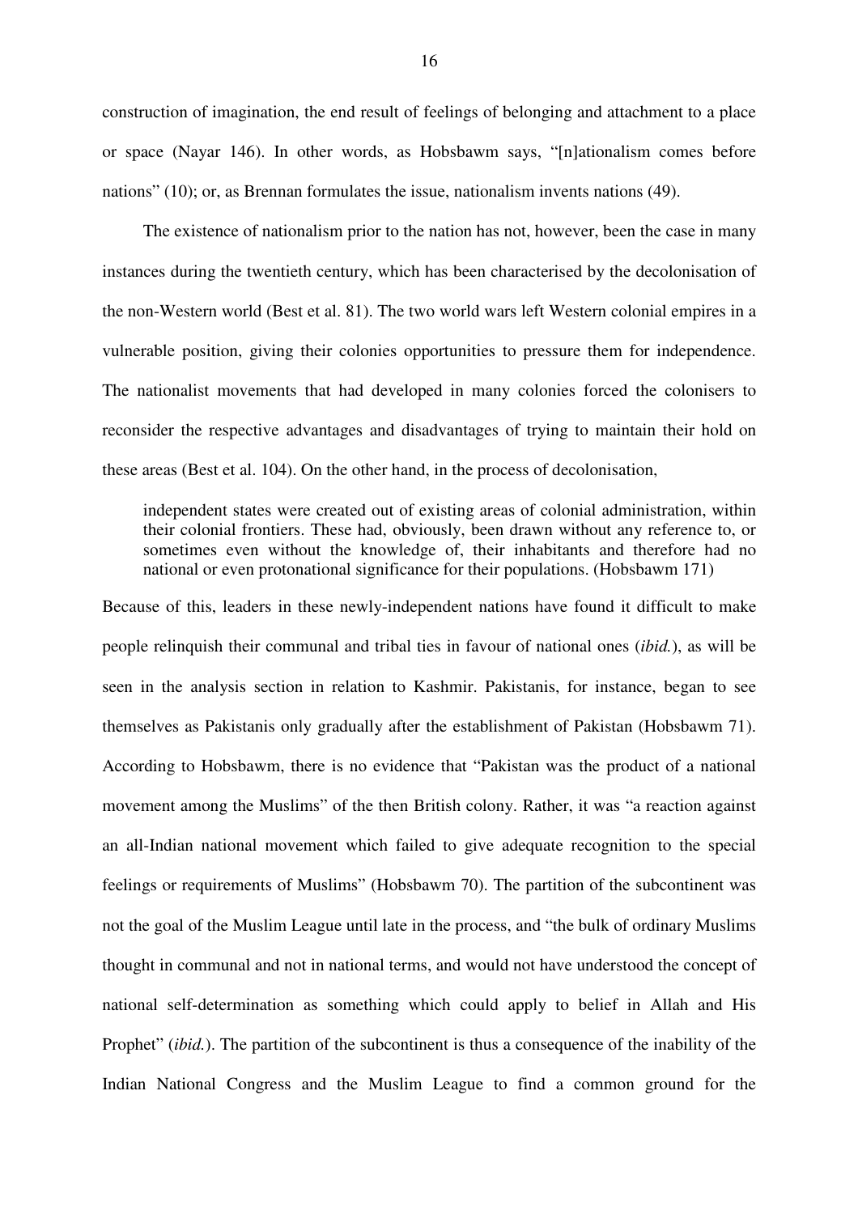construction of imagination, the end result of feelings of belonging and attachment to a place or space (Nayar 146). In other words, as Hobsbawm says, "[n]ationalism comes before nations" (10); or, as Brennan formulates the issue, nationalism invents nations (49).

The existence of nationalism prior to the nation has not, however, been the case in many instances during the twentieth century, which has been characterised by the decolonisation of the non-Western world (Best et al. 81). The two world wars left Western colonial empires in a vulnerable position, giving their colonies opportunities to pressure them for independence. The nationalist movements that had developed in many colonies forced the colonisers to reconsider the respective advantages and disadvantages of trying to maintain their hold on these areas (Best et al. 104). On the other hand, in the process of decolonisation,

> independent states were created out of existing areas of colonial administration, within their colonial frontiers. These had, obviously, been drawn without any reference to, or sometimes even without the knowledge of, their inhabitants and therefore had no national or even protonational significance for their populations. (Hobsbawm 171)

Because of this, leaders in these newly-independent nations have found it difficult to make people relinquish their communal and tribal ties in favour of national ones (*ibid.*), as will be seen in the analysis section in relation to Kashmir. Pakistanis, for instance, began to see themselves as Pakistanis only gradually after the establishment of Pakistan (Hobsbawm 71). According to Hobsbawm, there is no evidence that "Pakistan was the product of a national movement among the Muslims" of the then British colony. Rather, it was "a reaction against an all-Indian national movement which failed to give adequate recognition to the special feelings or requirements of Muslims" (Hobsbawm 70). The partition of the subcontinent was not the goal of the Muslim League until late in the process, and "the bulk of ordinary Muslims thought in communal and not in national terms, and would not have understood the concept of national self-determination as something which could apply to belief in Allah and His Prophet" (*ibid.*). The partition of the subcontinent is thus a consequence of the inability of the Indian National Congress and the Muslim League to find a common ground for the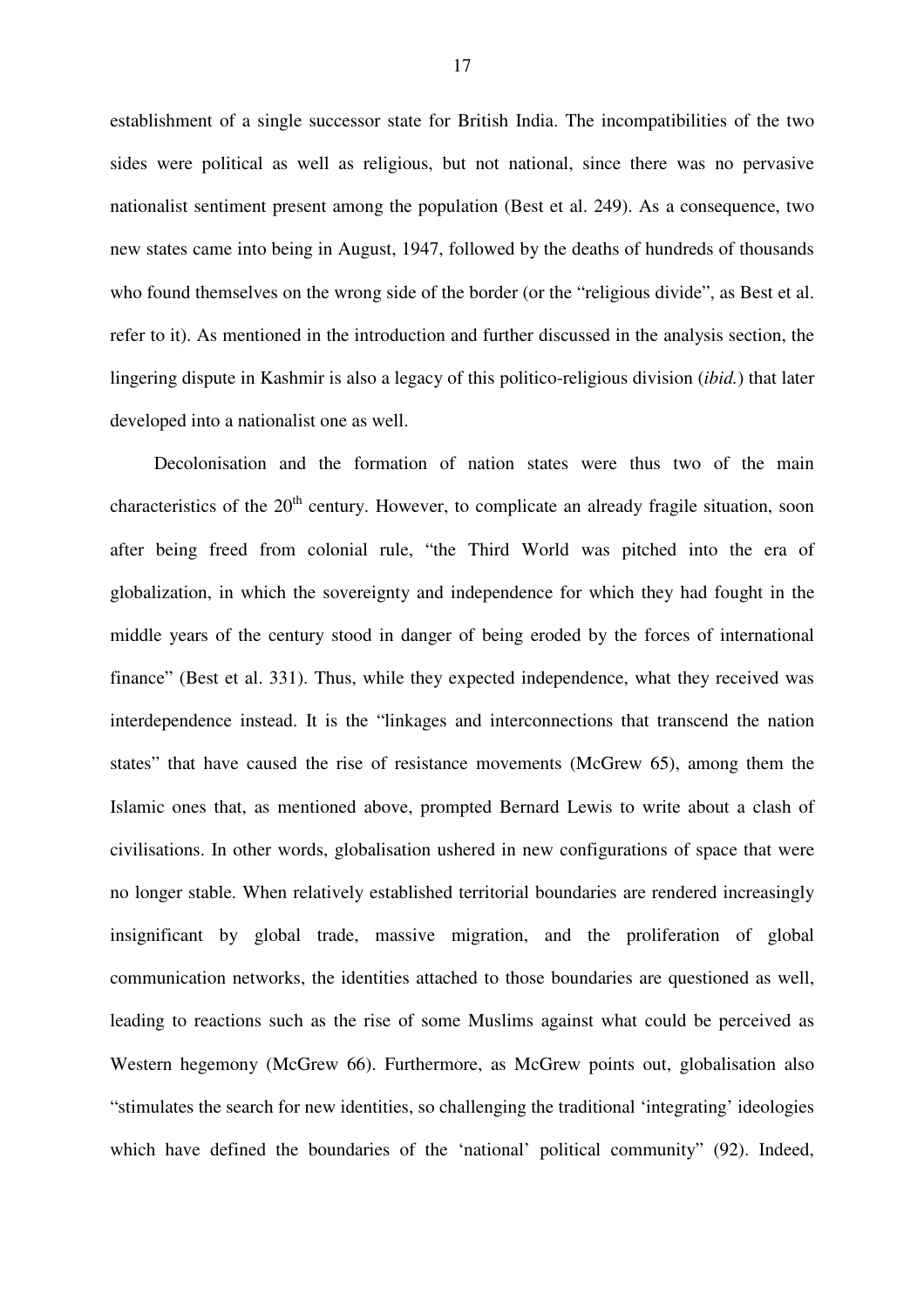establishment of a single successor state for British India. The incompatibilities of the two sides were political as well as religious, but not national, since there was no pervasive nationalist sentiment present among the population (Best et al. 249). As a consequence, two new states came into being in August, 1947, followed by the deaths of hundreds of thousands who found themselves on the wrong side of the border (or the "religious divide", as Best et al. refer to it). As mentioned in the introduction and further discussed in the analysis section, the lingering dispute in Kashmir is also a legacy of this politico-religious division (*ibid.*) that later developed into a nationalist one as well.

Decolonisation and the formation of nation states were thus two of the main characteristics of the 20th century. However, to complicate an already fragile situation, soon after being freed from colonial rule, "the Third World was pitched into the era of globalization, in which the sovereignty and independence for which they had fought in the middle years of the century stood in danger of being eroded by the forces of international finance" (Best et al. 331). Thus, while they expected independence, what they received was interdependence instead. It is the "linkages and interconnections that transcend the nation states" that have caused the rise of resistance movements (McGrew 65), among them the Islamic ones that, as mentioned above, prompted Bernard Lewis to write about a clash of civilisations. In other words, globalisation ushered in new configurations of space that were no longer stable. When relatively established territorial boundaries are rendered increasingly insignificant by global trade, massive migration, and the proliferation of global communication networks, the identities attached to those boundaries are questioned as well, leading to reactions such as the rise of some Muslims against what could be perceived as Western hegemony (McGrew 66). Furthermore, as McGrew points out, globalisation also "stimulates the search for new identities, so challenging the traditional 'integrating' ideologies which have defined the boundaries of the 'national' political community" (92). Indeed,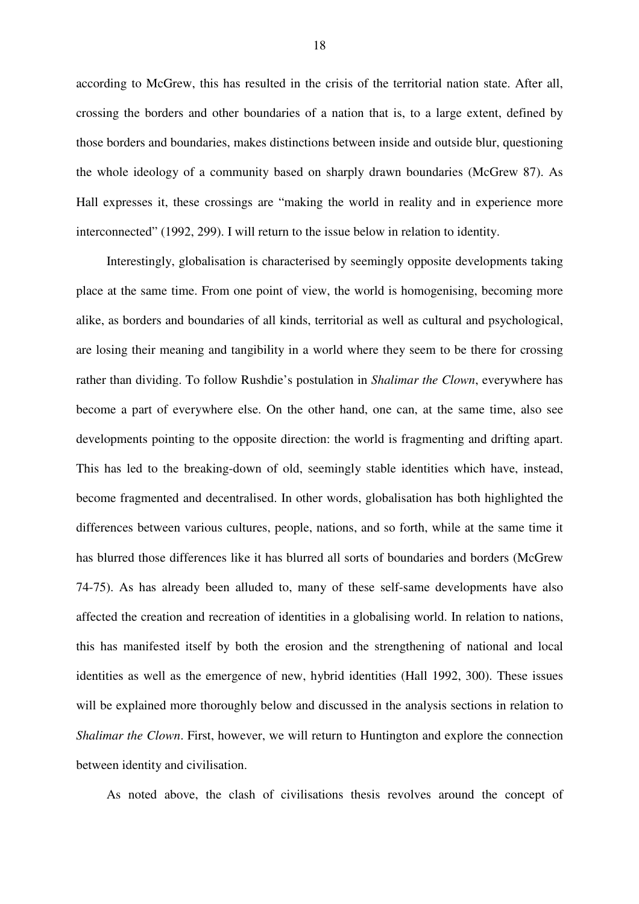according to McGrew, this has resulted in the crisis of the territorial nation state. After all, crossing the borders and other boundaries of a nation that is, to a large extent, defined by those borders and boundaries, makes distinctions between inside and outside blur, questioning the whole ideology of a community based on sharply drawn boundaries (McGrew 87). As Hall expresses it, these crossings are "making the world in reality and in experience more interconnected" (1992, 299). I will return to the issue below in relation to identity.

Interestingly, globalisation is characterised by seemingly opposite developments taking place at the same time. From one point of view, the world is homogenising, becoming more alike, as borders and boundaries of all kinds, territorial as well as cultural and psychological, are losing their meaning and tangibility in a world where they seem to be there for crossing rather than dividing. To follow Rushdie's postulation in *Shalimar the Clown*, everywhere has become a part of everywhere else. On the other hand, one can, at the same time, also see developments pointing to the opposite direction: the world is fragmenting and drifting apart. This has led to the breaking-down of old, seemingly stable identities which have, instead, become fragmented and decentralised. In other words, globalisation has both highlighted the differences between various cultures, people, nations, and so forth, while at the same time it has blurred those differences like it has blurred all sorts of boundaries and borders (McGrew 74-75). As has already been alluded to, many of these self-same developments have also affected the creation and recreation of identities in a globalising world. In relation to nations, this has manifested itself by both the erosion and the strengthening of national and local identities as well as the emergence of new, hybrid identities (Hall 1992, 300). These issues will be explained more thoroughly below and discussed in the analysis sections in relation to *Shalimar the Clown*. First, however, we will return to Huntington and explore the connection between identity and civilisation.

As noted above, the clash of civilisations thesis revolves around the concept of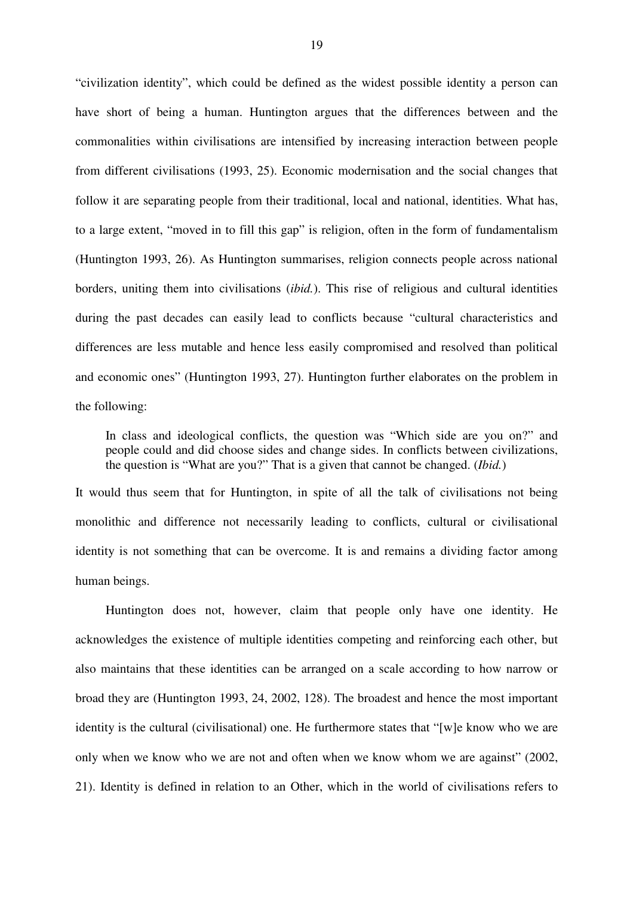"civilization identity", which could be defined as the widest possible identity a person can have short of being a human. Huntington argues that the differences between and the commonalities within civilisations are intensified by increasing interaction between people from different civilisations (1993, 25). Economic modernisation and the social changes that follow it are separating people from their traditional, local and national, identities. What has, to a large extent, "moved in to fill this gap" is religion, often in the form of fundamentalism (Huntington 1993, 26). As Huntington summarises, religion connects people across national borders, uniting them into civilisations (*ibid.*). This rise of religious and cultural identities during the past decades can easily lead to conflicts because "cultural characteristics and differences are less mutable and hence less easily compromised and resolved than political and economic ones" (Huntington 1993, 27). Huntington further elaborates on the problem in the following:

> In class and ideological conflicts, the question was "Which side are you on?" and people could and did choose sides and change sides. In conflicts between civilizations, the question is "What are you?" That is a given that cannot be changed. (*Ibid.*)

It would thus seem that for Huntington, in spite of all the talk of civilisations not being monolithic and difference not necessarily leading to conflicts, cultural or civilisational identity is not something that can be overcome. It is and remains a dividing factor among human beings.

Huntington does not, however, claim that people only have one identity. He acknowledges the existence of multiple identities competing and reinforcing each other, but also maintains that these identities can be arranged on a scale according to how narrow or broad they are (Huntington 1993, 24, 2002, 128). The broadest and hence the most important identity is the cultural (civilisational) one. He furthermore states that "[w]e know who we are only when we know who we are not and often when we know whom we are against" (2002, 21). Identity is defined in relation to an Other, which in the world of civilisations refers to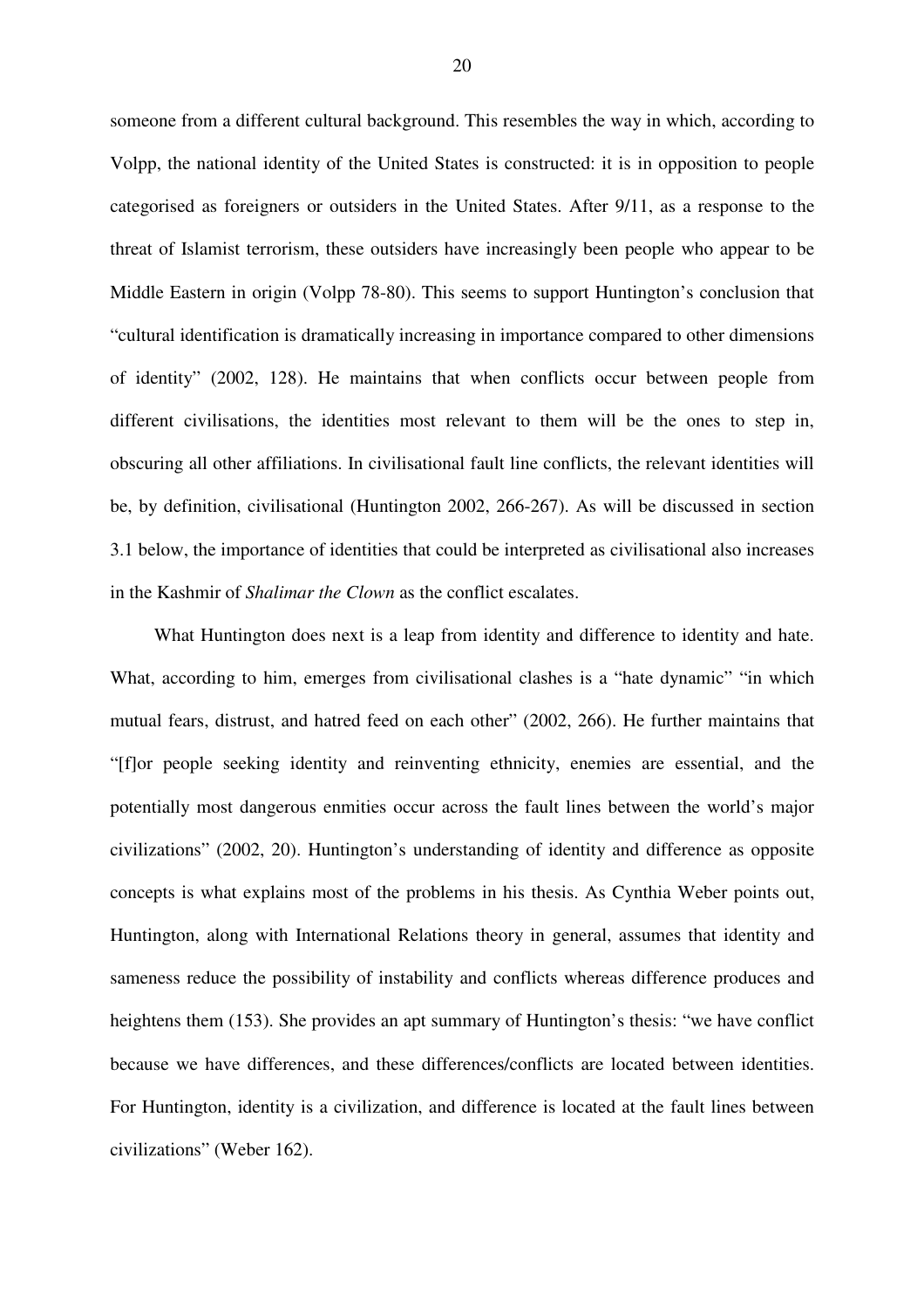someone from a different cultural background. This resembles the way in which, according to Volpp, the national identity of the United States is constructed: it is in opposition to people categorised as foreigners or outsiders in the United States. After 9/11, as a response to the threat of Islamist terrorism, these outsiders have increasingly been people who appear to be Middle Eastern in origin (Volpp 78-80). This seems to support Huntington's conclusion that "cultural identification is dramatically increasing in importance compared to other dimensions of identity" (2002, 128). He maintains that when conflicts occur between people from different civilisations, the identities most relevant to them will be the ones to step in, obscuring all other affiliations. In civilisational fault line conflicts, the relevant identities will be, by definition, civilisational (Huntington 2002, 266-267). As will be discussed in section 3.1 below, the importance of identities that could be interpreted as civilisational also increases in the Kashmir of *Shalimar the Clown* as the conflict escalates.

What Huntington does next is a leap from identity and difference to identity and hate. What, according to him, emerges from civilisational clashes is a "hate dynamic" "in which mutual fears, distrust, and hatred feed on each other" (2002, 266). He further maintains that "[f]or people seeking identity and reinventing ethnicity, enemies are essential, and the potentially most dangerous enmities occur across the fault lines between the world's major civilizations" (2002, 20). Huntington's understanding of identity and difference as opposite concepts is what explains most of the problems in his thesis. As Cynthia Weber points out, Huntington, along with International Relations theory in general, assumes that identity and sameness reduce the possibility of instability and conflicts whereas difference produces and heightens them (153). She provides an apt summary of Huntington's thesis: "we have conflict because we have differences, and these differences/conflicts are located between identities. For Huntington, identity is a civilization, and difference is located at the fault lines between civilizations" (Weber 162).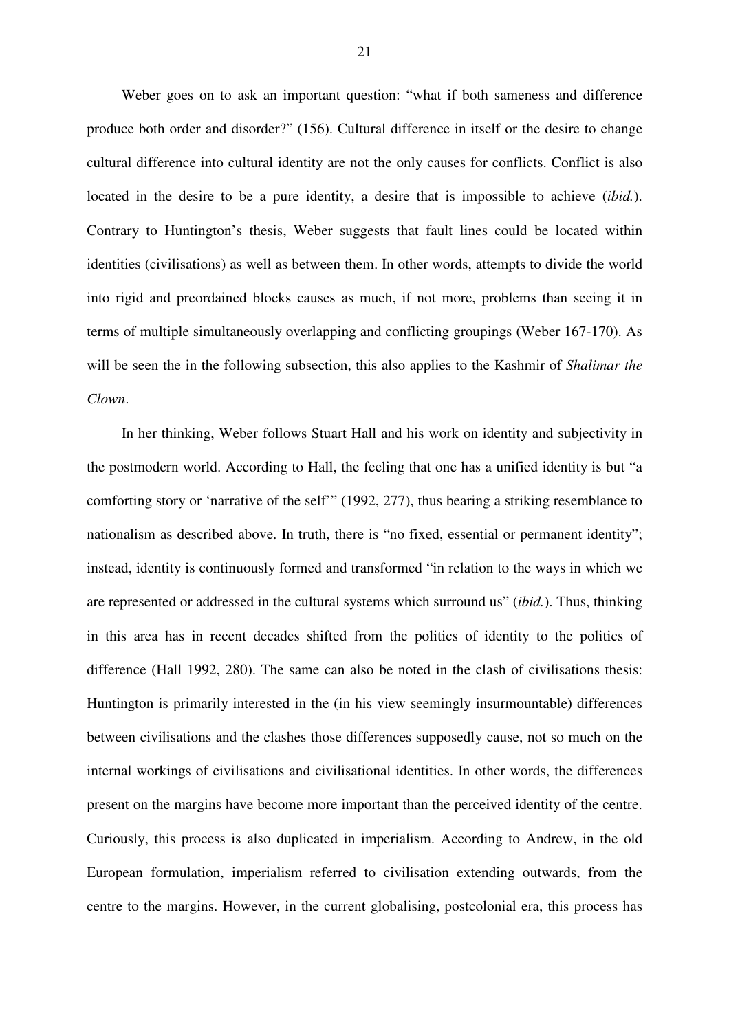Weber goes on to ask an important question: "what if both sameness and difference produce both order and disorder?" (156). Cultural difference in itself or the desire to change cultural difference into cultural identity are not the only causes for conflicts. Conflict is also located in the desire to be a pure identity, a desire that is impossible to achieve (*ibid.*). Contrary to Huntington's thesis, Weber suggests that fault lines could be located within identities (civilisations) as well as between them. In other words, attempts to divide the world into rigid and preordained blocks causes as much, if not more, problems than seeing it in terms of multiple simultaneously overlapping and conflicting groupings (Weber 167-170). As will be seen the in the following subsection, this also applies to the Kashmir of *Shalimar the Clown*.

In her thinking, Weber follows Stuart Hall and his work on identity and subjectivity in the postmodern world. According to Hall, the feeling that one has a unified identity is but "a comforting story or 'narrative of the self'" (1992, 277), thus bearing a striking resemblance to nationalism as described above. In truth, there is "no fixed, essential or permanent identity"; instead, identity is continuously formed and transformed "in relation to the ways in which we are represented or addressed in the cultural systems which surround us" (*ibid.*). Thus, thinking in this area has in recent decades shifted from the politics of identity to the politics of difference (Hall 1992, 280). The same can also be noted in the clash of civilisations thesis: Huntington is primarily interested in the (in his view seemingly insurmountable) differences between civilisations and the clashes those differences supposedly cause, not so much on the internal workings of civilisations and civilisational identities. In other words, the differences present on the margins have become more important than the perceived identity of the centre. Curiously, this process is also duplicated in imperialism. According to Andrew, in the old European formulation, imperialism referred to civilisation extending outwards, from the centre to the margins. However, in the current globalising, postcolonial era, this process has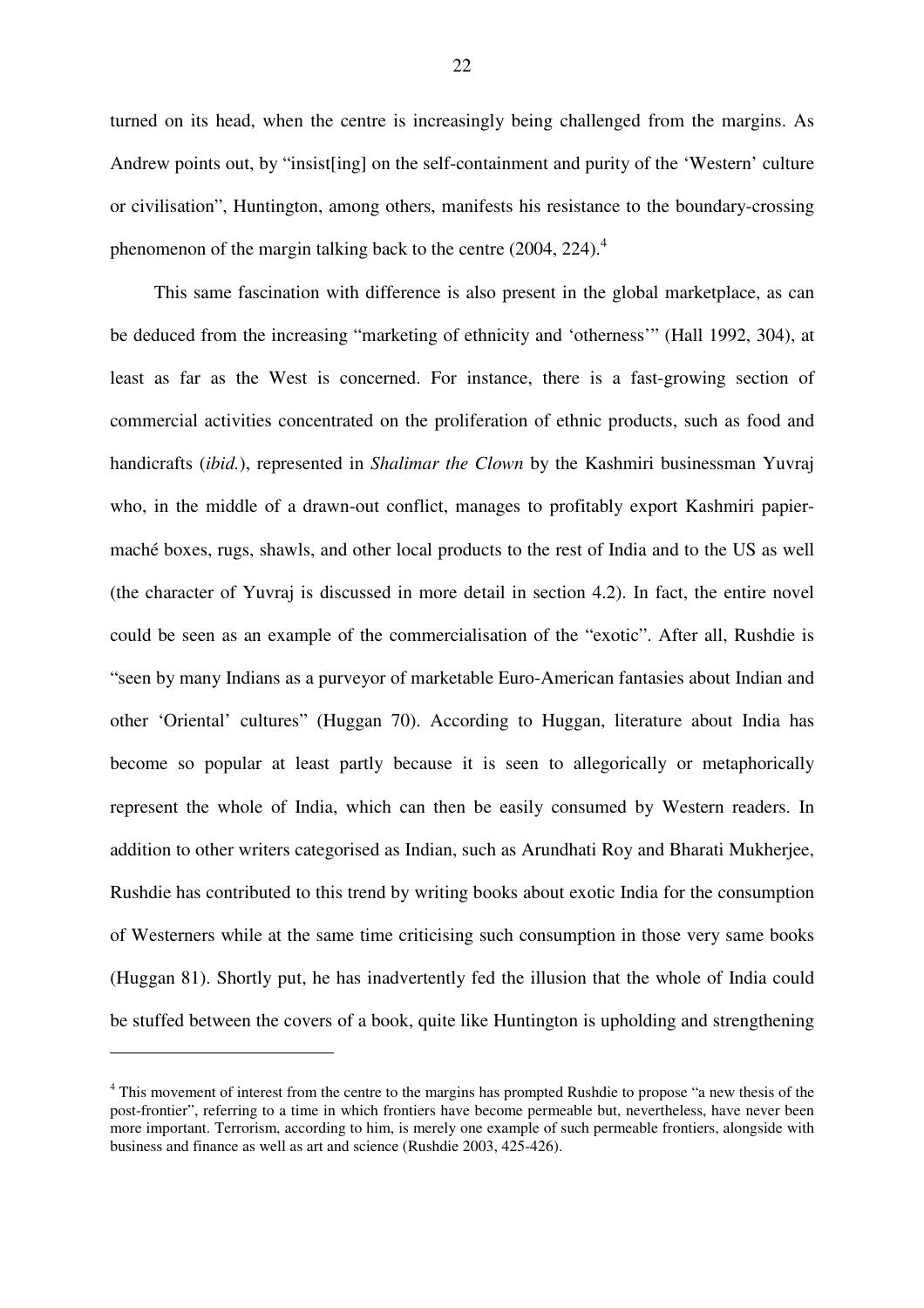turned on its head, when the centre is increasingly being challenged from the margins. As Andrew points out, by "insist[ing] on the self-containment and purity of the 'Western' culture or civilisation", Huntington, among others, manifests his resistance to the boundary-crossing phenomenon of the margin talking back to the centre (2004, 224).[4]

This same fascination with difference is also present in the global marketplace, as can be deduced from the increasing "marketing of ethnicity and 'otherness'" (Hall 1992, 304), at least as far as the West is concerned. For instance, there is a fast-growing section of commercial activities concentrated on the proliferation of ethnic products, such as food and handicrafts (*ibid.*), represented in *Shalimar the Clown* by the Kashmiri businessman Yuvraj who, in the middle of a drawn-out conflict, manages to profitably export Kashmiri papier-maché boxes, rugs, shawls, and other local products to the rest of India and to the US as well (the character of Yuvraj is discussed in more detail in section 4.2). In fact, the entire novel could be seen as an example of the commercialisation of the "exotic". After all, Rushdie is "seen by many Indians as a purveyor of marketable Euro-American fantasies about Indian and other 'Oriental' cultures" (Huggan 70). According to Huggan, literature about India has become so popular at least partly because it is seen to allegorically or metaphorically represent the whole of India, which can then be easily consumed by Western readers. In addition to other writers categorised as Indian, such as Arundhati Roy and Bharati Mukherjee, Rushdie has contributed to this trend by writing books about exotic India for the consumption of Westerners while at the same time criticising such consumption in those very same books (Huggan 81). Shortly put, he has inadvertently fed the illusion that the whole of India could be stuffed between the covers of a book, quite like Huntington is upholding and strengthening

---

[4] This movement of interest from the centre to the margins has prompted Rushdie to propose "a new thesis of the post-frontier", referring to a time in which frontiers have become permeable but, nevertheless, have never been more important. Terrorism, according to him, is merely one example of such permeable frontiers, alongside with business and finance as well as art and science (Rushdie 2003, 425-426).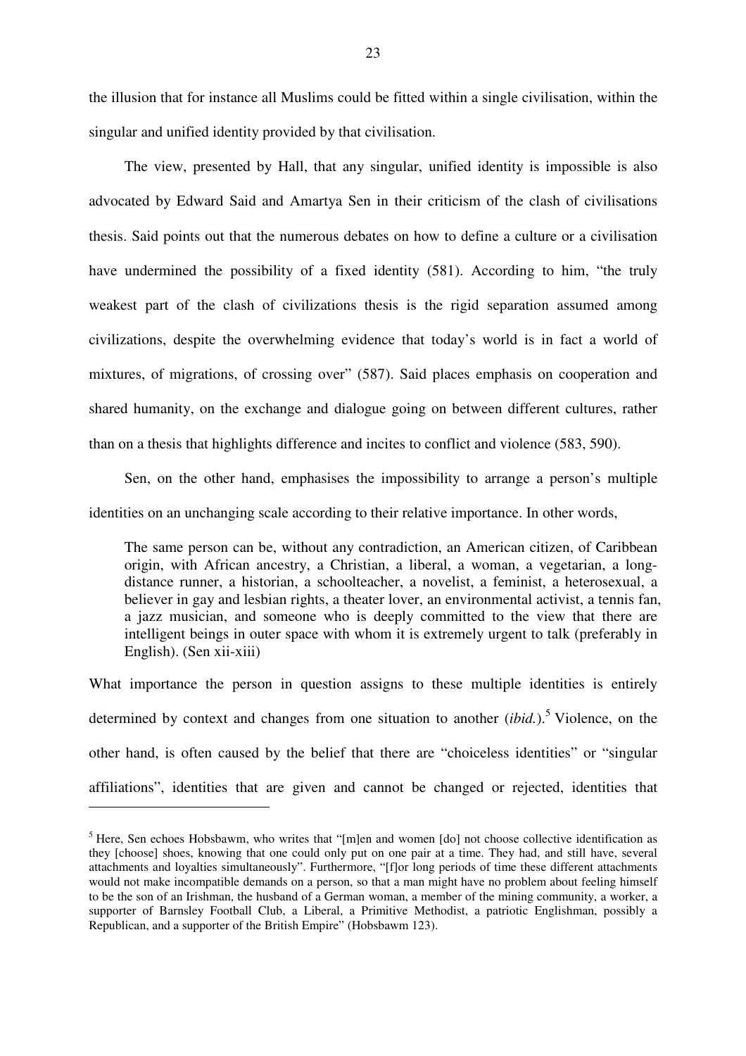the illusion that for instance all Muslims could be fitted within a single civilisation, within the singular and unified identity provided by that civilisation.

The view, presented by Hall, that any singular, unified identity is impossible is also advocated by Edward Said and Amartya Sen in their criticism of the clash of civilisations thesis. Said points out that the numerous debates on how to define a culture or a civilisation have undermined the possibility of a fixed identity (581). According to him, "the truly weakest part of the clash of civilizations thesis is the rigid separation assumed among civilizations, despite the overwhelming evidence that today's world is in fact a world of mixtures, of migrations, of crossing over" (587). Said places emphasis on cooperation and shared humanity, on the exchange and dialogue going on between different cultures, rather than on a thesis that highlights difference and incites to conflict and violence (583, 590).

Sen, on the other hand, emphasises the impossibility to arrange a person's multiple identities on an unchanging scale according to their relative importance. In other words,

> The same person can be, without any contradiction, an American citizen, of Caribbean origin, with African ancestry, a Christian, a liberal, a woman, a vegetarian, a long-distance runner, a historian, a schoolteacher, a novelist, a feminist, a heterosexual, a believer in gay and lesbian rights, a theater lover, an environmental activist, a tennis fan, a jazz musician, and someone who is deeply committed to the view that there are intelligent beings in outer space with whom it is extremely urgent to talk (preferably in English). (Sen xii-xiii)

What importance the person in question assigns to these multiple identities is entirely determined by context and changes from one situation to another (*ibid.*).[5] Violence, on the other hand, is often caused by the belief that there are "choiceless identities" or "singular affiliations", identities that are given and cannot be changed or rejected, identities that

[5] Here, Sen echoes Hobsbawm, who writes that "[m]en and women [do] not choose collective identification as they [choose] shoes, knowing that one could only put on one pair at a time. They had, and still have, several attachments and loyalties simultaneously". Furthermore, "[f]or long periods of time these different attachments would not make incompatible demands on a person, so that a man might have no problem about feeling himself to be the son of an Irishman, the husband of a German woman, a member of the mining community, a worker, a supporter of Barnsley Football Club, a Liberal, a Primitive Methodist, a patriotic Englishman, possibly a Republican, and a supporter of the British Empire" (Hobsbawm 123).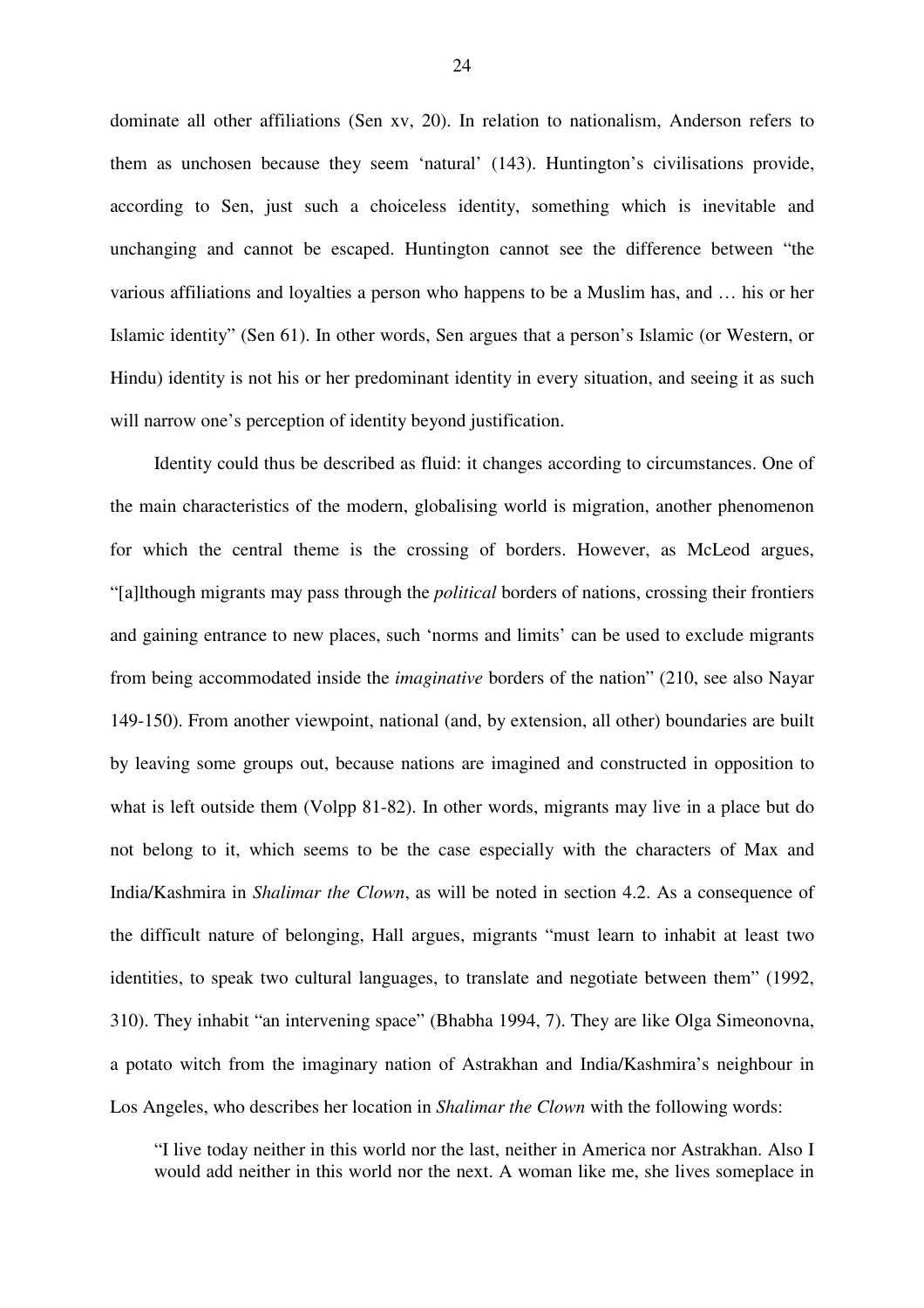dominate all other affiliations (Sen xv, 20). In relation to nationalism, Anderson refers to them as unchosen because they seem 'natural' (143). Huntington's civilisations provide, according to Sen, just such a choiceless identity, something which is inevitable and unchanging and cannot be escaped. Huntington cannot see the difference between "the various affiliations and loyalties a person who happens to be a Muslim has, and … his or her Islamic identity" (Sen 61). In other words, Sen argues that a person's Islamic (or Western, or Hindu) identity is not his or her predominant identity in every situation, and seeing it as such will narrow one's perception of identity beyond justification.

Identity could thus be described as fluid: it changes according to circumstances. One of the main characteristics of the modern, globalising world is migration, another phenomenon for which the central theme is the crossing of borders. However, as McLeod argues, "[a]lthough migrants may pass through the *political* borders of nations, crossing their frontiers and gaining entrance to new places, such 'norms and limits' can be used to exclude migrants from being accommodated inside the *imaginative* borders of the nation" (210, see also Nayar 149-150). From another viewpoint, national (and, by extension, all other) boundaries are built by leaving some groups out, because nations are imagined and constructed in opposition to what is left outside them (Volpp 81-82). In other words, migrants may live in a place but do not belong to it, which seems to be the case especially with the characters of Max and India/Kashmira in *Shalimar the Clown*, as will be noted in section 4.2. As a consequence of the difficult nature of belonging, Hall argues, migrants "must learn to inhabit at least two identities, to speak two cultural languages, to translate and negotiate between them" (1992, 310). They inhabit "an intervening space" (Bhabha 1994, 7). They are like Olga Simeonovna, a potato witch from the imaginary nation of Astrakhan and India/Kashmira's neighbour in Los Angeles, who describes her location in *Shalimar the Clown* with the following words:

> "I live today neither in this world nor the last, neither in America nor Astrakhan. Also I would add neither in this world nor the next. A woman like me, she lives someplace in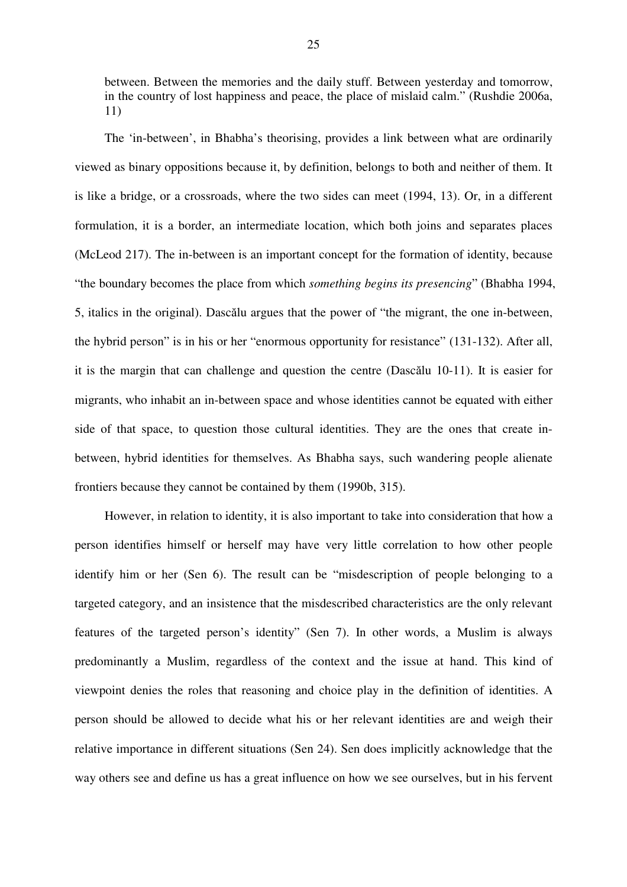> between. Between the memories and the daily stuff. Between yesterday and tomorrow, in the country of lost happiness and peace, the place of mislaid calm." (Rushdie 2006a, 11)

The 'in-between', in Bhabha's theorising, provides a link between what are ordinarily viewed as binary oppositions because it, by definition, belongs to both and neither of them. It is like a bridge, or a crossroads, where the two sides can meet (1994, 13). Or, in a different formulation, it is a border, an intermediate location, which both joins and separates places (McLeod 217). The in-between is an important concept for the formation of identity, because "the boundary becomes the place from which *something begins its presencing*" (Bhabha 1994, 5, italics in the original). Dascălu argues that the power of "the migrant, the one in-between, the hybrid person" is in his or her "enormous opportunity for resistance" (131-132). After all, it is the margin that can challenge and question the centre (Dascălu 10-11). It is easier for migrants, who inhabit an in-between space and whose identities cannot be equated with either side of that space, to question those cultural identities. They are the ones that create in-between, hybrid identities for themselves. As Bhabha says, such wandering people alienate frontiers because they cannot be contained by them (1990b, 315).

However, in relation to identity, it is also important to take into consideration that how a person identifies himself or herself may have very little correlation to how other people identify him or her (Sen 6). The result can be "misdescription of people belonging to a targeted category, and an insistence that the misdescribed characteristics are the only relevant features of the targeted person's identity" (Sen 7). In other words, a Muslim is always predominantly a Muslim, regardless of the context and the issue at hand. This kind of viewpoint denies the roles that reasoning and choice play in the definition of identities. A person should be allowed to decide what his or her relevant identities are and weigh their relative importance in different situations (Sen 24). Sen does implicitly acknowledge that the way others see and define us has a great influence on how we see ourselves, but in his fervent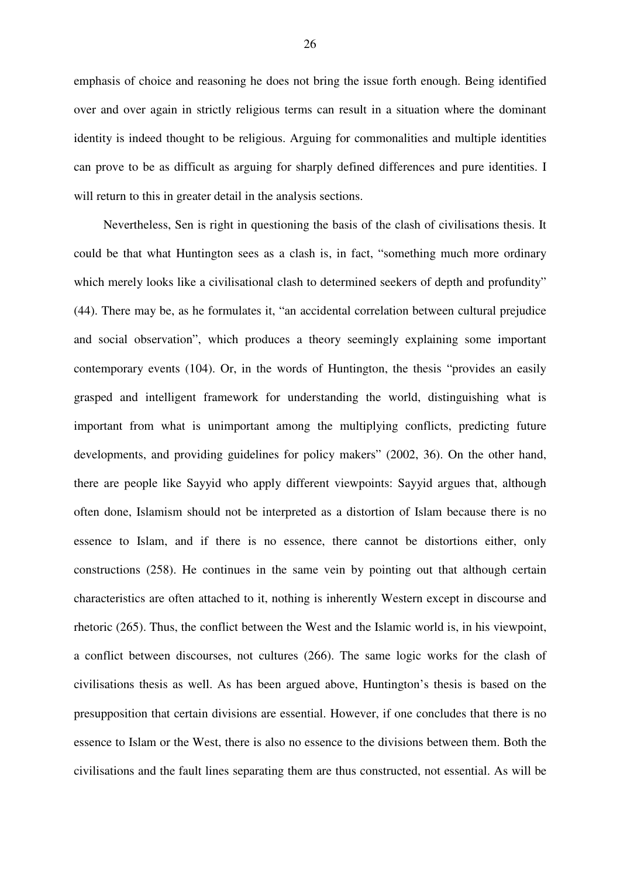emphasis of choice and reasoning he does not bring the issue forth enough. Being identified over and over again in strictly religious terms can result in a situation where the dominant identity is indeed thought to be religious. Arguing for commonalities and multiple identities can prove to be as difficult as arguing for sharply defined differences and pure identities. I will return to this in greater detail in the analysis sections.

Nevertheless, Sen is right in questioning the basis of the clash of civilisations thesis. It could be that what Huntington sees as a clash is, in fact, "something much more ordinary which merely looks like a civilisational clash to determined seekers of depth and profundity" (44). There may be, as he formulates it, "an accidental correlation between cultural prejudice and social observation", which produces a theory seemingly explaining some important contemporary events (104). Or, in the words of Huntington, the thesis "provides an easily grasped and intelligent framework for understanding the world, distinguishing what is important from what is unimportant among the multiplying conflicts, predicting future developments, and providing guidelines for policy makers" (2002, 36). On the other hand, there are people like Sayyid who apply different viewpoints: Sayyid argues that, although often done, Islamism should not be interpreted as a distortion of Islam because there is no essence to Islam, and if there is no essence, there cannot be distortions either, only constructions (258). He continues in the same vein by pointing out that although certain characteristics are often attached to it, nothing is inherently Western except in discourse and rhetoric (265). Thus, the conflict between the West and the Islamic world is, in his viewpoint, a conflict between discourses, not cultures (266). The same logic works for the clash of civilisations thesis as well. As has been argued above, Huntington's thesis is based on the presupposition that certain divisions are essential. However, if one concludes that there is no essence to Islam or the West, there is also no essence to the divisions between them. Both the civilisations and the fault lines separating them are thus constructed, not essential. As will be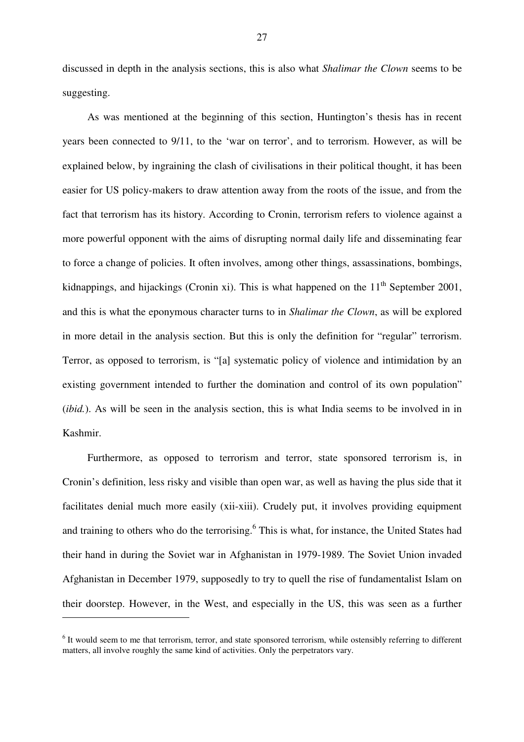discussed in depth in the analysis sections, this is also what *Shalimar the Clown* seems to be suggesting.

As was mentioned at the beginning of this section, Huntington's thesis has in recent years been connected to 9/11, to the 'war on terror', and to terrorism. However, as will be explained below, by ingraining the clash of civilisations in their political thought, it has been easier for US policy-makers to draw attention away from the roots of the issue, and from the fact that terrorism has its history. According to Cronin, terrorism refers to violence against a more powerful opponent with the aims of disrupting normal daily life and disseminating fear to force a change of policies. It often involves, among other things, assassinations, bombings, kidnappings, and hijackings (Cronin xi). This is what happened on the 11th September 2001, and this is what the eponymous character turns to in *Shalimar the Clown*, as will be explored in more detail in the analysis section. But this is only the definition for "regular" terrorism. Terror, as opposed to terrorism, is "[a] systematic policy of violence and intimidation by an existing government intended to further the domination and control of its own population" (*ibid.*). As will be seen in the analysis section, this is what India seems to be involved in in Kashmir.

Furthermore, as opposed to terrorism and terror, state sponsored terrorism is, in Cronin's definition, less risky and visible than open war, as well as having the plus side that it facilitates denial much more easily (xii-xiii). Crudely put, it involves providing equipment and training to others who do the terrorising.[6] This is what, for instance, the United States had their hand in during the Soviet war in Afghanistan in 1979-1989. The Soviet Union invaded Afghanistan in December 1979, supposedly to try to quell the rise of fundamentalist Islam on their doorstep. However, in the West, and especially in the US, this was seen as a further

---

[6] It would seem to me that terrorism, terror, and state sponsored terrorism, while ostensibly referring to different matters, all involve roughly the same kind of activities. Only the perpetrators vary.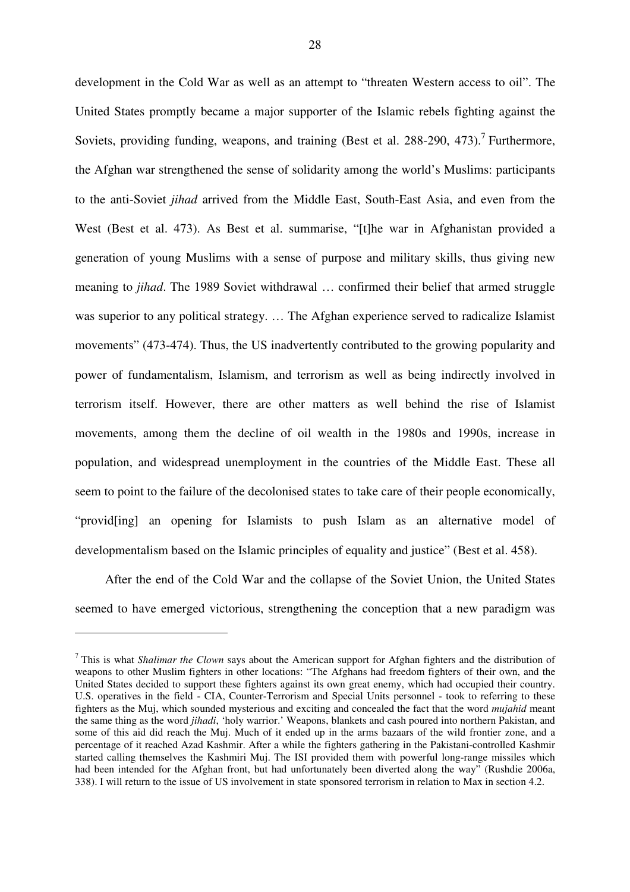development in the Cold War as well as an attempt to "threaten Western access to oil". The United States promptly became a major supporter of the Islamic rebels fighting against the Soviets, providing funding, weapons, and training (Best et al. 288-290, 473).[7] Furthermore, the Afghan war strengthened the sense of solidarity among the world's Muslims: participants to the anti-Soviet *jihad* arrived from the Middle East, South-East Asia, and even from the West (Best et al. 473). As Best et al. summarise, "[t]he war in Afghanistan provided a generation of young Muslims with a sense of purpose and military skills, thus giving new meaning to *jihad*. The 1989 Soviet withdrawal … confirmed their belief that armed struggle was superior to any political strategy. … The Afghan experience served to radicalize Islamist movements" (473-474). Thus, the US inadvertently contributed to the growing popularity and power of fundamentalism, Islamism, and terrorism as well as being indirectly involved in terrorism itself. However, there are other matters as well behind the rise of Islamist movements, among them the decline of oil wealth in the 1980s and 1990s, increase in population, and widespread unemployment in the countries of the Middle East. These all seem to point to the failure of the decolonised states to take care of their people economically, "provid[ing] an opening for Islamists to push Islam as an alternative model of developmentalism based on the Islamic principles of equality and justice" (Best et al. 458).

After the end of the Cold War and the collapse of the Soviet Union, the United States seemed to have emerged victorious, strengthening the conception that a new paradigm was

---

[7] This is what *Shalimar the Clown* says about the American support for Afghan fighters and the distribution of weapons to other Muslim fighters in other locations: "The Afghans had freedom fighters of their own, and the United States decided to support these fighters against its own great enemy, which had occupied their country. U.S. operatives in the field - CIA, Counter-Terrorism and Special Units personnel - took to referring to these fighters as the Muj, which sounded mysterious and exciting and concealed the fact that the word *mujahid* meant the same thing as the word *jihadi*, 'holy warrior.' Weapons, blankets and cash poured into northern Pakistan, and some of this aid did reach the Muj. Much of it ended up in the arms bazaars of the wild frontier zone, and a percentage of it reached Azad Kashmir. After a while the fighters gathering in the Pakistani-controlled Kashmir started calling themselves the Kashmiri Muj. The ISI provided them with powerful long-range missiles which had been intended for the Afghan front, but had unfortunately been diverted along the way" (Rushdie 2006a, 338). I will return to the issue of US involvement in state sponsored terrorism in relation to Max in section 4.2.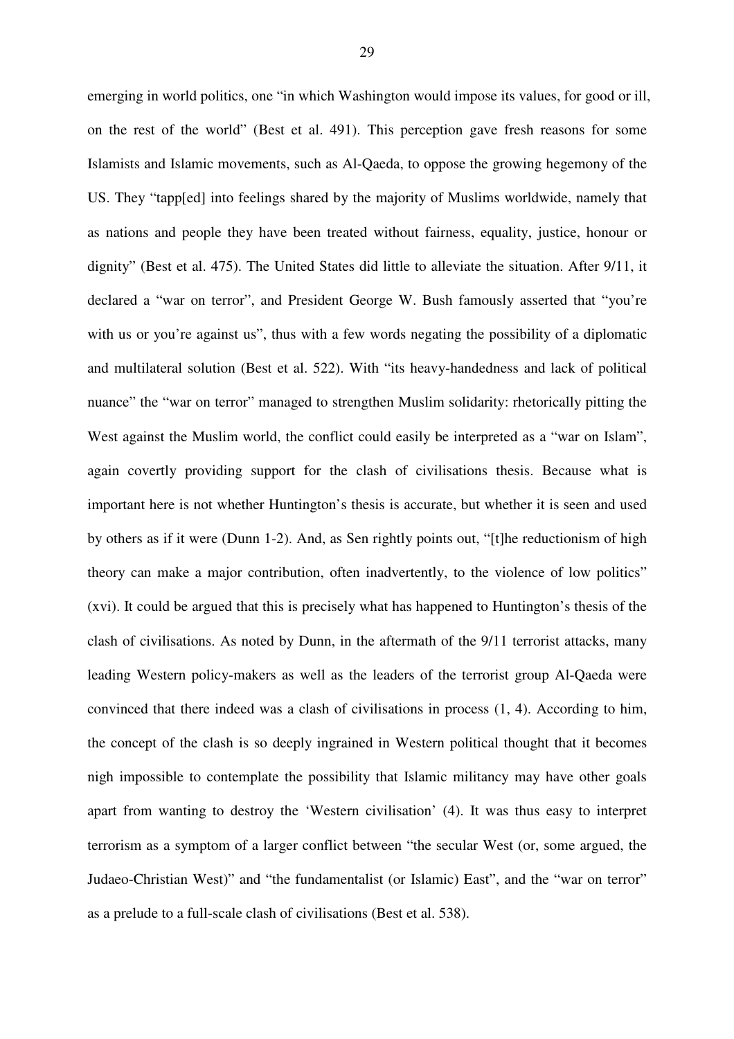emerging in world politics, one "in which Washington would impose its values, for good or ill, on the rest of the world" (Best et al. 491). This perception gave fresh reasons for some Islamists and Islamic movements, such as Al-Qaeda, to oppose the growing hegemony of the US. They "tapp[ed] into feelings shared by the majority of Muslims worldwide, namely that as nations and people they have been treated without fairness, equality, justice, honour or dignity" (Best et al. 475). The United States did little to alleviate the situation. After 9/11, it declared a "war on terror", and President George W. Bush famously asserted that "you're with us or you're against us", thus with a few words negating the possibility of a diplomatic and multilateral solution (Best et al. 522). With "its heavy-handedness and lack of political nuance" the "war on terror" managed to strengthen Muslim solidarity: rhetorically pitting the West against the Muslim world, the conflict could easily be interpreted as a "war on Islam", again covertly providing support for the clash of civilisations thesis. Because what is important here is not whether Huntington's thesis is accurate, but whether it is seen and used by others as if it were (Dunn 1-2). And, as Sen rightly points out, "[t]he reductionism of high theory can make a major contribution, often inadvertently, to the violence of low politics" (xvi). It could be argued that this is precisely what has happened to Huntington's thesis of the clash of civilisations. As noted by Dunn, in the aftermath of the 9/11 terrorist attacks, many leading Western policy-makers as well as the leaders of the terrorist group Al-Qaeda were convinced that there indeed was a clash of civilisations in process (1, 4). According to him, the concept of the clash is so deeply ingrained in Western political thought that it becomes nigh impossible to contemplate the possibility that Islamic militancy may have other goals apart from wanting to destroy the 'Western civilisation' (4). It was thus easy to interpret terrorism as a symptom of a larger conflict between "the secular West (or, some argued, the Judaeo-Christian West)" and "the fundamentalist (or Islamic) East", and the "war on terror" as a prelude to a full-scale clash of civilisations (Best et al. 538).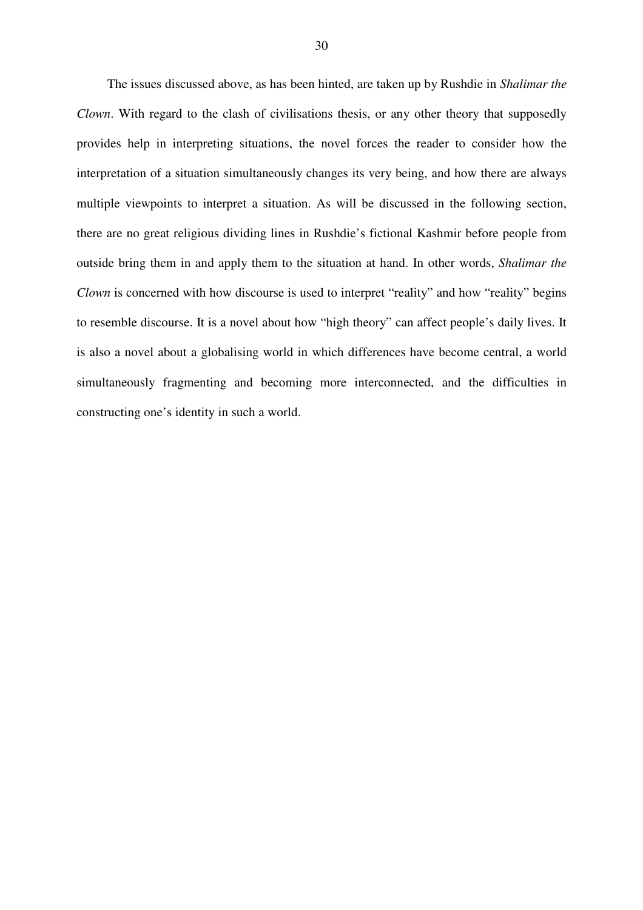The issues discussed above, as has been hinted, are taken up by Rushdie in *Shalimar the Clown*. With regard to the clash of civilisations thesis, or any other theory that supposedly provides help in interpreting situations, the novel forces the reader to consider how the interpretation of a situation simultaneously changes its very being, and how there are always multiple viewpoints to interpret a situation. As will be discussed in the following section, there are no great religious dividing lines in Rushdie's fictional Kashmir before people from outside bring them in and apply them to the situation at hand. In other words, *Shalimar the Clown* is concerned with how discourse is used to interpret "reality" and how "reality" begins to resemble discourse. It is a novel about how "high theory" can affect people's daily lives. It is also a novel about a globalising world in which differences have become central, a world simultaneously fragmenting and becoming more interconnected, and the difficulties in constructing one's identity in such a world.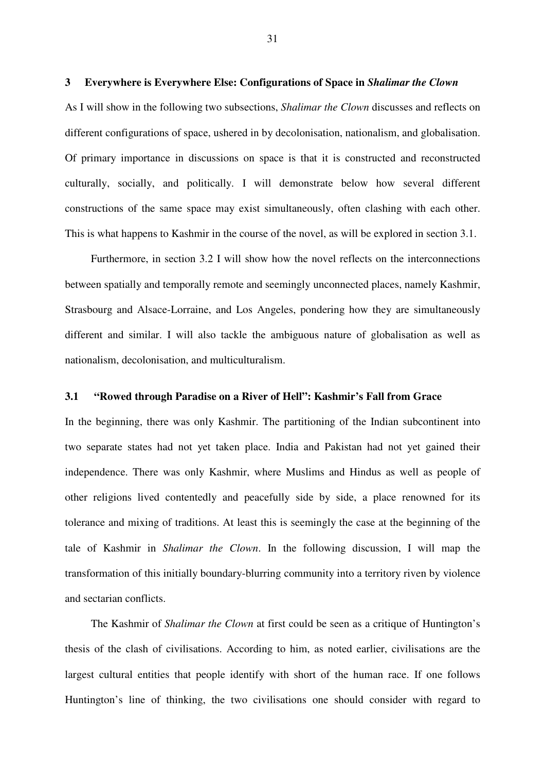## 3 Everywhere is Everywhere Else: Configurations of Space in *Shalimar the Clown*

As I will show in the following two subsections, *Shalimar the Clown* discusses and reflects on different configurations of space, ushered in by decolonisation, nationalism, and globalisation. Of primary importance in discussions on space is that it is constructed and reconstructed culturally, socially, and politically. I will demonstrate below how several different constructions of the same space may exist simultaneously, often clashing with each other. This is what happens to Kashmir in the course of the novel, as will be explored in section 3.1.

Furthermore, in section 3.2 I will show how the novel reflects on the interconnections between spatially and temporally remote and seemingly unconnected places, namely Kashmir, Strasbourg and Alsace-Lorraine, and Los Angeles, pondering how they are simultaneously different and similar. I will also tackle the ambiguous nature of globalisation as well as nationalism, decolonisation, and multiculturalism.

### 3.1 "Rowed through Paradise on a River of Hell": Kashmir's Fall from Grace

In the beginning, there was only Kashmir. The partitioning of the Indian subcontinent into two separate states had not yet taken place. India and Pakistan had not yet gained their independence. There was only Kashmir, where Muslims and Hindus as well as people of other religions lived contentedly and peacefully side by side, a place renowned for its tolerance and mixing of traditions. At least this is seemingly the case at the beginning of the tale of Kashmir in *Shalimar the Clown*. In the following discussion, I will map the transformation of this initially boundary-blurring community into a territory riven by violence and sectarian conflicts.

The Kashmir of *Shalimar the Clown* at first could be seen as a critique of Huntington's thesis of the clash of civilisations. According to him, as noted earlier, civilisations are the largest cultural entities that people identify with short of the human race. If one follows Huntington's line of thinking, the two civilisations one should consider with regard to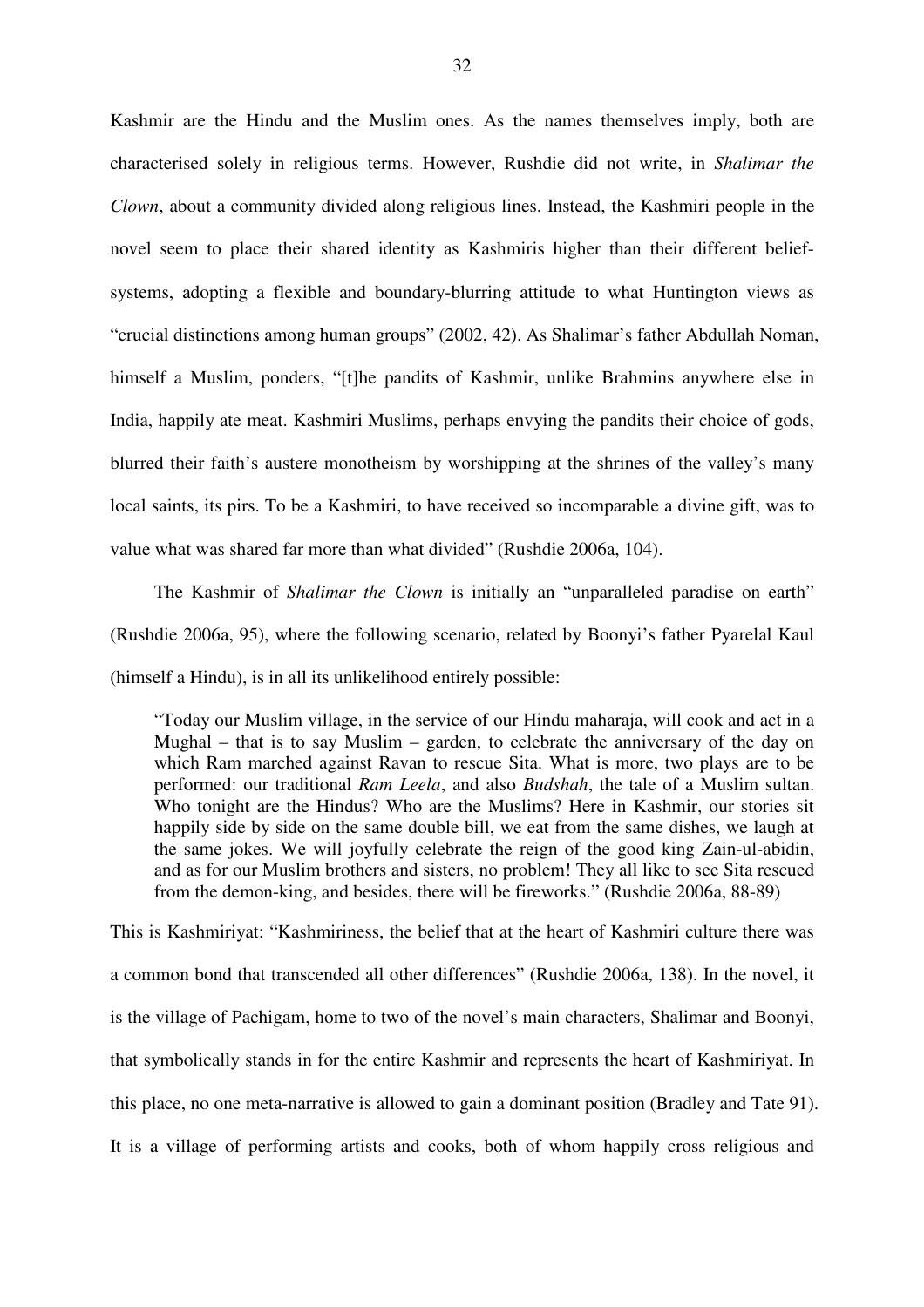Kashmir are the Hindu and the Muslim ones. As the names themselves imply, both are characterised solely in religious terms. However, Rushdie did not write, in *Shalimar the Clown*, about a community divided along religious lines. Instead, the Kashmiri people in the novel seem to place their shared identity as Kashmiris higher than their different belief-systems, adopting a flexible and boundary-blurring attitude to what Huntington views as "crucial distinctions among human groups" (2002, 42). As Shalimar's father Abdullah Noman, himself a Muslim, ponders, "[t]he pandits of Kashmir, unlike Brahmins anywhere else in India, happily ate meat. Kashmiri Muslims, perhaps envying the pandits their choice of gods, blurred their faith's austere monotheism by worshipping at the shrines of the valley's many local saints, its pirs. To be a Kashmiri, to have received so incomparable a divine gift, was to value what was shared far more than what divided" (Rushdie 2006a, 104).

The Kashmir of *Shalimar the Clown* is initially an "unparalleled paradise on earth" (Rushdie 2006a, 95), where the following scenario, related by Boonyi's father Pyarelal Kaul (himself a Hindu), is in all its unlikelihood entirely possible:

> "Today our Muslim village, in the service of our Hindu maharaja, will cook and act in a Mughal – that is to say Muslim – garden, to celebrate the anniversary of the day on which Ram marched against Ravan to rescue Sita. What is more, two plays are to be performed: our traditional *Ram Leela*, and also *Budshah*, the tale of a Muslim sultan. Who tonight are the Hindus? Who are the Muslims? Here in Kashmir, our stories sit happily side by side on the same double bill, we eat from the same dishes, we laugh at the same jokes. We will joyfully celebrate the reign of the good king Zain-ul-abidin, and as for our Muslim brothers and sisters, no problem! They all like to see Sita rescued from the demon-king, and besides, there will be fireworks." (Rushdie 2006a, 88-89)

This is Kashmiriyat: "Kashmiriness, the belief that at the heart of Kashmiri culture there was a common bond that transcended all other differences" (Rushdie 2006a, 138). In the novel, it is the village of Pachigam, home to two of the novel's main characters, Shalimar and Boonyi, that symbolically stands in for the entire Kashmir and represents the heart of Kashmiriyat. In this place, no one meta-narrative is allowed to gain a dominant position (Bradley and Tate 91). It is a village of performing artists and cooks, both of whom happily cross religious and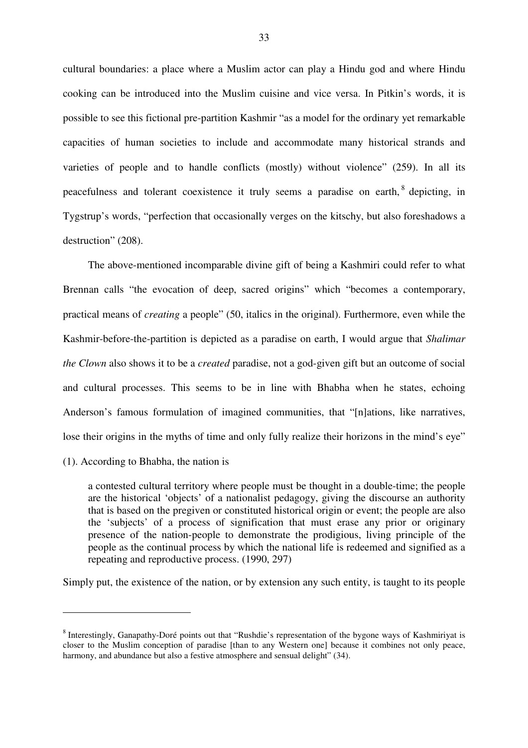cultural boundaries: a place where a Muslim actor can play a Hindu god and where Hindu cooking can be introduced into the Muslim cuisine and vice versa. In Pitkin's words, it is possible to see this fictional pre-partition Kashmir "as a model for the ordinary yet remarkable capacities of human societies to include and accommodate many historical strands and varieties of people and to handle conflicts (mostly) without violence" (259). In all its peacefulness and tolerant coexistence it truly seems a paradise on earth,[8] depicting, in Tygstrup's words, "perfection that occasionally verges on the kitschy, but also foreshadows a destruction" (208).

The above-mentioned incomparable divine gift of being a Kashmiri could refer to what Brennan calls "the evocation of deep, sacred origins" which "becomes a contemporary, practical means of *creating* a people" (50, italics in the original). Furthermore, even while the Kashmir-before-the-partition is depicted as a paradise on earth, I would argue that *Shalimar the Clown* also shows it to be a *created* paradise, not a god-given gift but an outcome of social and cultural processes. This seems to be in line with Bhabha when he states, echoing Anderson's famous formulation of imagined communities, that "[n]ations, like narratives, lose their origins in the myths of time and only fully realize their horizons in the mind's eye" (1). According to Bhabha, the nation is

> a contested cultural territory where people must be thought in a double-time; the people are the historical 'objects' of a nationalist pedagogy, giving the discourse an authority that is based on the pregiven or constituted historical origin or event; the people are also the 'subjects' of a process of signification that must erase any prior or originary presence of the nation-people to demonstrate the prodigious, living principle of the people as the continual process by which the national life is redeemed and signified as a repeating and reproductive process. (1990, 297)

Simply put, the existence of the nation, or by extension any such entity, is taught to its people

---

[8] Interestingly, Ganapathy-Doré points out that "Rushdie's representation of the bygone ways of Kashmiriyat is closer to the Muslim conception of paradise [than to any Western one] because it combines not only peace, harmony, and abundance but also a festive atmosphere and sensual delight" (34).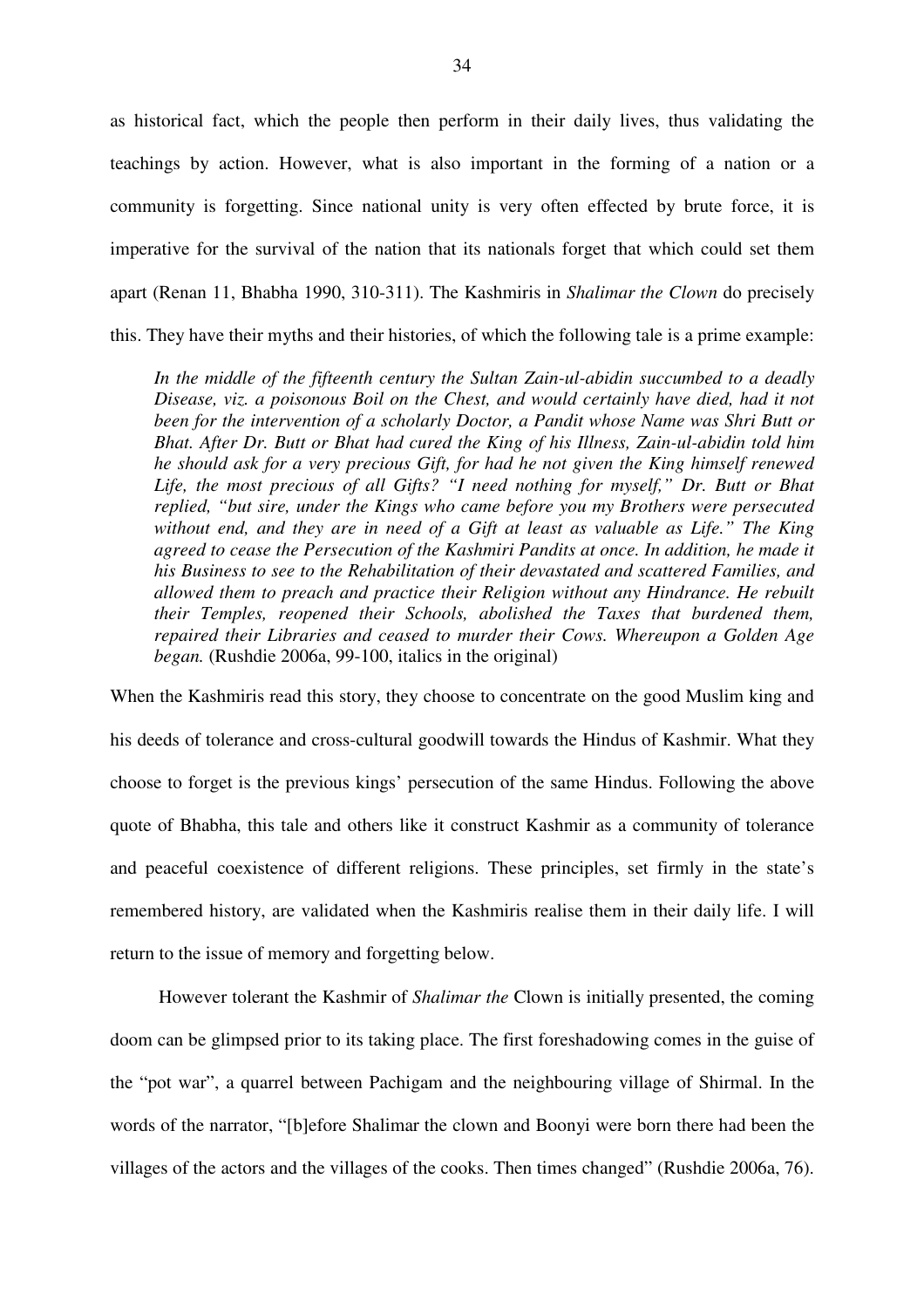as historical fact, which the people then perform in their daily lives, thus validating the teachings by action. However, what is also important in the forming of a nation or a community is forgetting. Since national unity is very often effected by brute force, it is imperative for the survival of the nation that its nationals forget that which could set them apart (Renan 11, Bhabha 1990, 310-311). The Kashmiris in *Shalimar the Clown* do precisely this. They have their myths and their histories, of which the following tale is a prime example:

> *In the middle of the fifteenth century the Sultan Zain-ul-abidin succumbed to a deadly Disease, viz. a poisonous Boil on the Chest, and would certainly have died, had it not been for the intervention of a scholarly Doctor, a Pandit whose Name was Shri Butt or Bhat. After Dr. Butt or Bhat had cured the King of his Illness, Zain-ul-abidin told him he should ask for a very precious Gift, for had he not given the King himself renewed Life, the most precious of all Gifts? "I need nothing for myself," Dr. Butt or Bhat replied, "but sire, under the Kings who came before you my Brothers were persecuted without end, and they are in need of a Gift at least as valuable as Life." The King agreed to cease the Persecution of the Kashmiri Pandits at once. In addition, he made it his Business to see to the Rehabilitation of their devastated and scattered Families, and allowed them to preach and practice their Religion without any Hindrance. He rebuilt their Temples, reopened their Schools, abolished the Taxes that burdened them, repaired their Libraries and ceased to murder their Cows. Whereupon a Golden Age began.* (Rushdie 2006a, 99-100, italics in the original)

When the Kashmiris read this story, they choose to concentrate on the good Muslim king and his deeds of tolerance and cross-cultural goodwill towards the Hindus of Kashmir. What they choose to forget is the previous kings' persecution of the same Hindus. Following the above quote of Bhabha, this tale and others like it construct Kashmir as a community of tolerance and peaceful coexistence of different religions. These principles, set firmly in the state's remembered history, are validated when the Kashmiris realise them in their daily life. I will return to the issue of memory and forgetting below.

However tolerant the Kashmir of *Shalimar the* Clown is initially presented, the coming doom can be glimpsed prior to its taking place. The first foreshadowing comes in the guise of the "pot war", a quarrel between Pachigam and the neighbouring village of Shirmal. In the words of the narrator, "[b]efore Shalimar the clown and Boonyi were born there had been the villages of the actors and the villages of the cooks. Then times changed" (Rushdie 2006a, 76).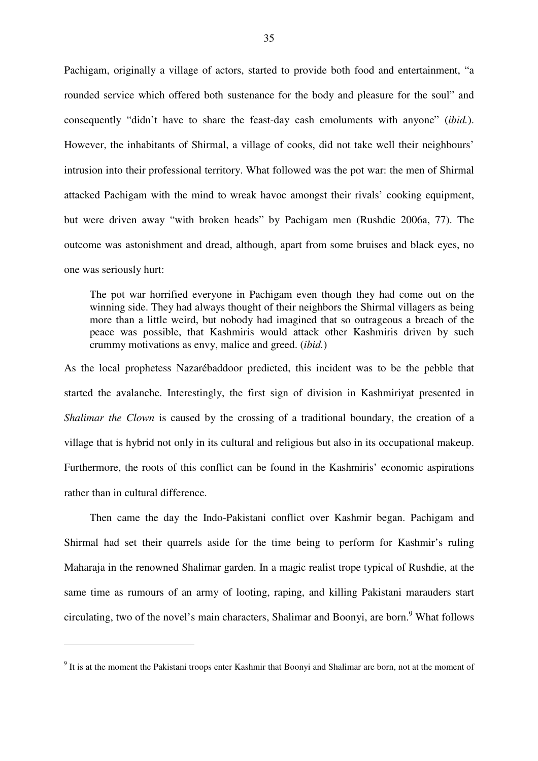Pachigam, originally a village of actors, started to provide both food and entertainment, "a rounded service which offered both sustenance for the body and pleasure for the soul" and consequently "didn't have to share the feast-day cash emoluments with anyone" (*ibid.*). However, the inhabitants of Shirmal, a village of cooks, did not take well their neighbours' intrusion into their professional territory. What followed was the pot war: the men of Shirmal attacked Pachigam with the mind to wreak havoc amongst their rivals' cooking equipment, but were driven away "with broken heads" by Pachigam men (Rushdie 2006a, 77). The outcome was astonishment and dread, although, apart from some bruises and black eyes, no one was seriously hurt:

> The pot war horrified everyone in Pachigam even though they had come out on the winning side. They had always thought of their neighbors the Shirmal villagers as being more than a little weird, but nobody had imagined that so outrageous a breach of the peace was possible, that Kashmiris would attack other Kashmiris driven by such crummy motivations as envy, malice and greed. (*ibid.*)

As the local prophetess Nazarébaddoor predicted, this incident was to be the pebble that started the avalanche. Interestingly, the first sign of division in Kashmiriyat presented in *Shalimar the Clown* is caused by the crossing of a traditional boundary, the creation of a village that is hybrid not only in its cultural and religious but also in its occupational makeup. Furthermore, the roots of this conflict can be found in the Kashmiris' economic aspirations rather than in cultural difference.

Then came the day the Indo-Pakistani conflict over Kashmir began. Pachigam and Shirmal had set their quarrels aside for the time being to perform for Kashmir's ruling Maharaja in the renowned Shalimar garden. In a magic realist trope typical of Rushdie, at the same time as rumours of an army of looting, raping, and killing Pakistani marauders start circulating, two of the novel's main characters, Shalimar and Boonyi, are born.[9] What follows

[9] It is at the moment the Pakistani troops enter Kashmir that Boonyi and Shalimar are born, not at the moment of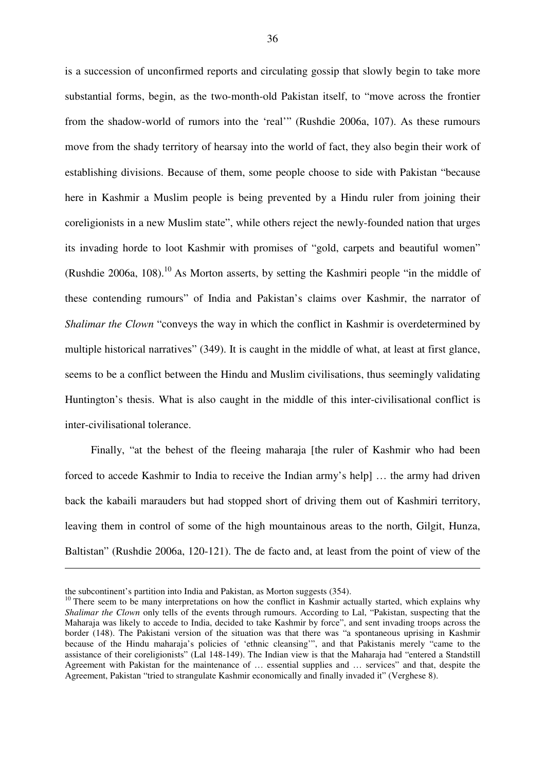is a succession of unconfirmed reports and circulating gossip that slowly begin to take more substantial forms, begin, as the two-month-old Pakistan itself, to "move across the frontier from the shadow-world of rumors into the 'real'" (Rushdie 2006a, 107). As these rumours move from the shady territory of hearsay into the world of fact, they also begin their work of establishing divisions. Because of them, some people choose to side with Pakistan "because here in Kashmir a Muslim people is being prevented by a Hindu ruler from joining their coreligionists in a new Muslim state", while others reject the newly-founded nation that urges its invading horde to loot Kashmir with promises of "gold, carpets and beautiful women" (Rushdie 2006a, 108).[10] As Morton asserts, by setting the Kashmiri people "in the middle of these contending rumours" of India and Pakistan's claims over Kashmir, the narrator of *Shalimar the Clown* "conveys the way in which the conflict in Kashmir is overdetermined by multiple historical narratives" (349). It is caught in the middle of what, at least at first glance, seems to be a conflict between the Hindu and Muslim civilisations, thus seemingly validating Huntington's thesis. What is also caught in the middle of this inter-civilisational conflict is inter-civilisational tolerance.

Finally, "at the behest of the fleeing maharaja [the ruler of Kashmir who had been forced to accede Kashmir to India to receive the Indian army's help] … the army had driven back the kabaili marauders but had stopped short of driving them out of Kashmiri territory, leaving them in control of some of the high mountainous areas to the north, Gilgit, Hunza, Baltistan" (Rushdie 2006a, 120-121). The de facto and, at least from the point of view of the

---

the subcontinent's partition into India and Pakistan, as Morton suggests (354).

[10] There seem to be many interpretations on how the conflict in Kashmir actually started, which explains why *Shalimar the Clown* only tells of the events through rumours. According to Lal, "Pakistan, suspecting that the Maharaja was likely to accede to India, decided to take Kashmir by force", and sent invading troops across the border (148). The Pakistani version of the situation was that there was "a spontaneous uprising in Kashmir because of the Hindu maharaja's policies of 'ethnic cleansing'", and that Pakistanis merely "came to the assistance of their coreligionists" (Lal 148-149). The Indian view is that the Maharaja had "entered a Standstill Agreement with Pakistan for the maintenance of … essential supplies and … services" and that, despite the Agreement, Pakistan "tried to strangulate Kashmir economically and finally invaded it" (Verghese 8).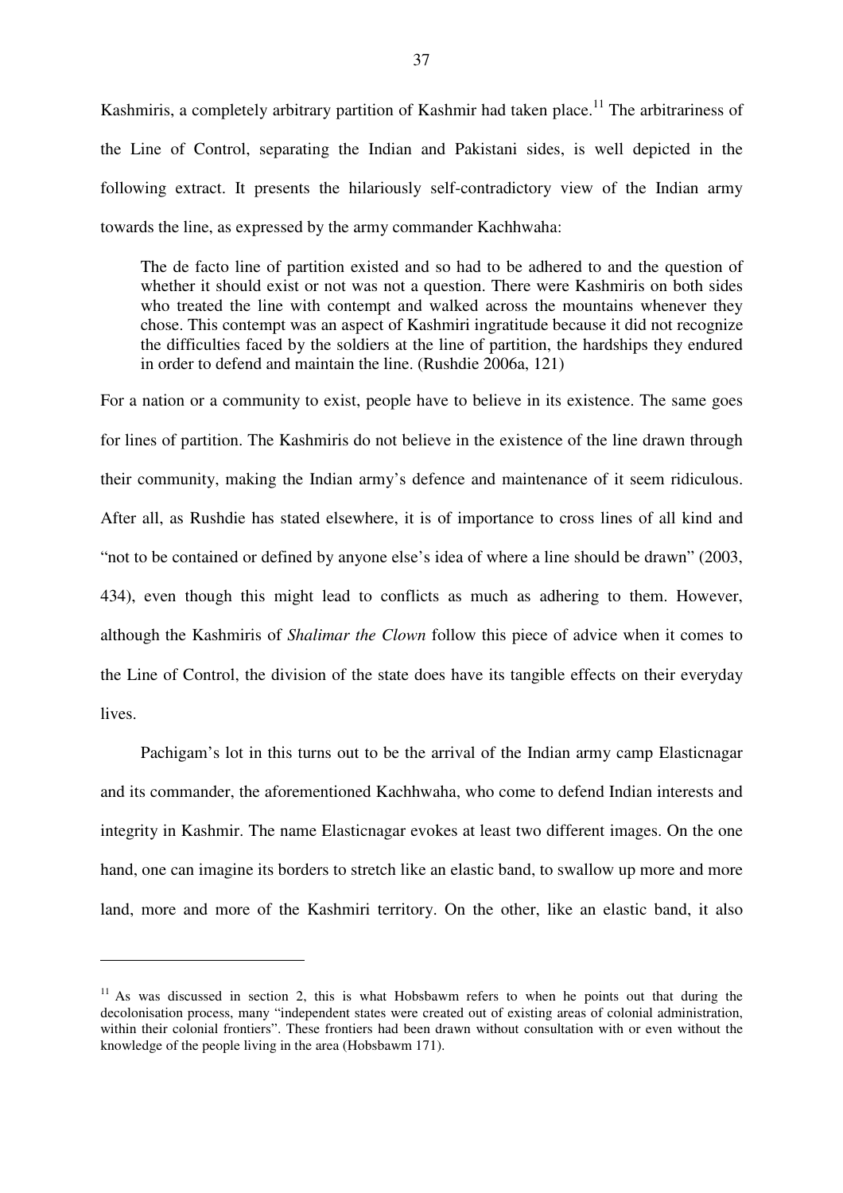Kashmiris, a completely arbitrary partition of Kashmir had taken place.[11] The arbitrariness of the Line of Control, separating the Indian and Pakistani sides, is well depicted in the following extract. It presents the hilariously self-contradictory view of the Indian army towards the line, as expressed by the army commander Kachhwaha:

> The de facto line of partition existed and so had to be adhered to and the question of whether it should exist or not was not a question. There were Kashmiris on both sides who treated the line with contempt and walked across the mountains whenever they chose. This contempt was an aspect of Kashmiri ingratitude because it did not recognize the difficulties faced by the soldiers at the line of partition, the hardships they endured in order to defend and maintain the line. (Rushdie 2006a, 121)

For a nation or a community to exist, people have to believe in its existence. The same goes for lines of partition. The Kashmiris do not believe in the existence of the line drawn through their community, making the Indian army's defence and maintenance of it seem ridiculous. After all, as Rushdie has stated elsewhere, it is of importance to cross lines of all kind and "not to be contained or defined by anyone else's idea of where a line should be drawn" (2003, 434), even though this might lead to conflicts as much as adhering to them. However, although the Kashmiris of *Shalimar the Clown* follow this piece of advice when it comes to the Line of Control, the division of the state does have its tangible effects on their everyday lives.

Pachigam's lot in this turns out to be the arrival of the Indian army camp Elasticnagar and its commander, the aforementioned Kachhwaha, who come to defend Indian interests and integrity in Kashmir. The name Elasticnagar evokes at least two different images. On the one hand, one can imagine its borders to stretch like an elastic band, to swallow up more and more land, more and more of the Kashmiri territory. On the other, like an elastic band, it also

[11] As was discussed in section 2, this is what Hobsbawm refers to when he points out that during the decolonisation process, many "independent states were created out of existing areas of colonial administration, within their colonial frontiers". These frontiers had been drawn without consultation with or even without the knowledge of the people living in the area (Hobsbawm 171).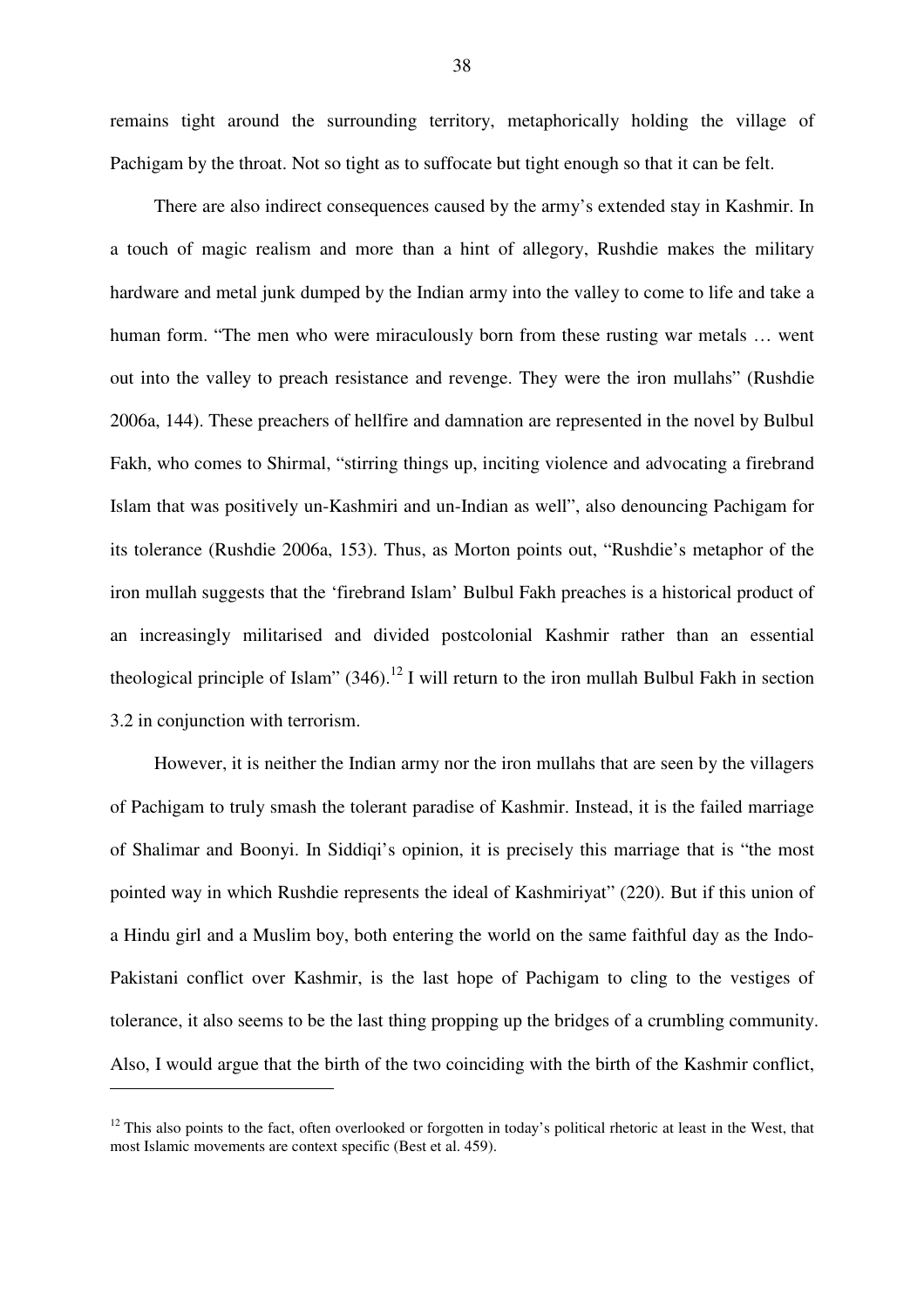remains tight around the surrounding territory, metaphorically holding the village of Pachigam by the throat. Not so tight as to suffocate but tight enough so that it can be felt.

There are also indirect consequences caused by the army's extended stay in Kashmir. In a touch of magic realism and more than a hint of allegory, Rushdie makes the military hardware and metal junk dumped by the Indian army into the valley to come to life and take a human form. "The men who were miraculously born from these rusting war metals … went out into the valley to preach resistance and revenge. They were the iron mullahs" (Rushdie 2006a, 144). These preachers of hellfire and damnation are represented in the novel by Bulbul Fakh, who comes to Shirmal, "stirring things up, inciting violence and advocating a firebrand Islam that was positively un-Kashmiri and un-Indian as well", also denouncing Pachigam for its tolerance (Rushdie 2006a, 153). Thus, as Morton points out, "Rushdie's metaphor of the iron mullah suggests that the 'firebrand Islam' Bulbul Fakh preaches is a historical product of an increasingly militarised and divided postcolonial Kashmir rather than an essential theological principle of Islam" (346).[12] I will return to the iron mullah Bulbul Fakh in section 3.2 in conjunction with terrorism.

However, it is neither the Indian army nor the iron mullahs that are seen by the villagers of Pachigam to truly smash the tolerant paradise of Kashmir. Instead, it is the failed marriage of Shalimar and Boonyi. In Siddiqi's opinion, it is precisely this marriage that is "the most pointed way in which Rushdie represents the ideal of Kashmiriyat" (220). But if this union of a Hindu girl and a Muslim boy, both entering the world on the same faithful day as the Indo-Pakistani conflict over Kashmir, is the last hope of Pachigam to cling to the vestiges of tolerance, it also seems to be the last thing propping up the bridges of a crumbling community. Also, I would argue that the birth of the two coinciding with the birth of the Kashmir conflict,

---

[12] This also points to the fact, often overlooked or forgotten in today's political rhetoric at least in the West, that most Islamic movements are context specific (Best et al. 459).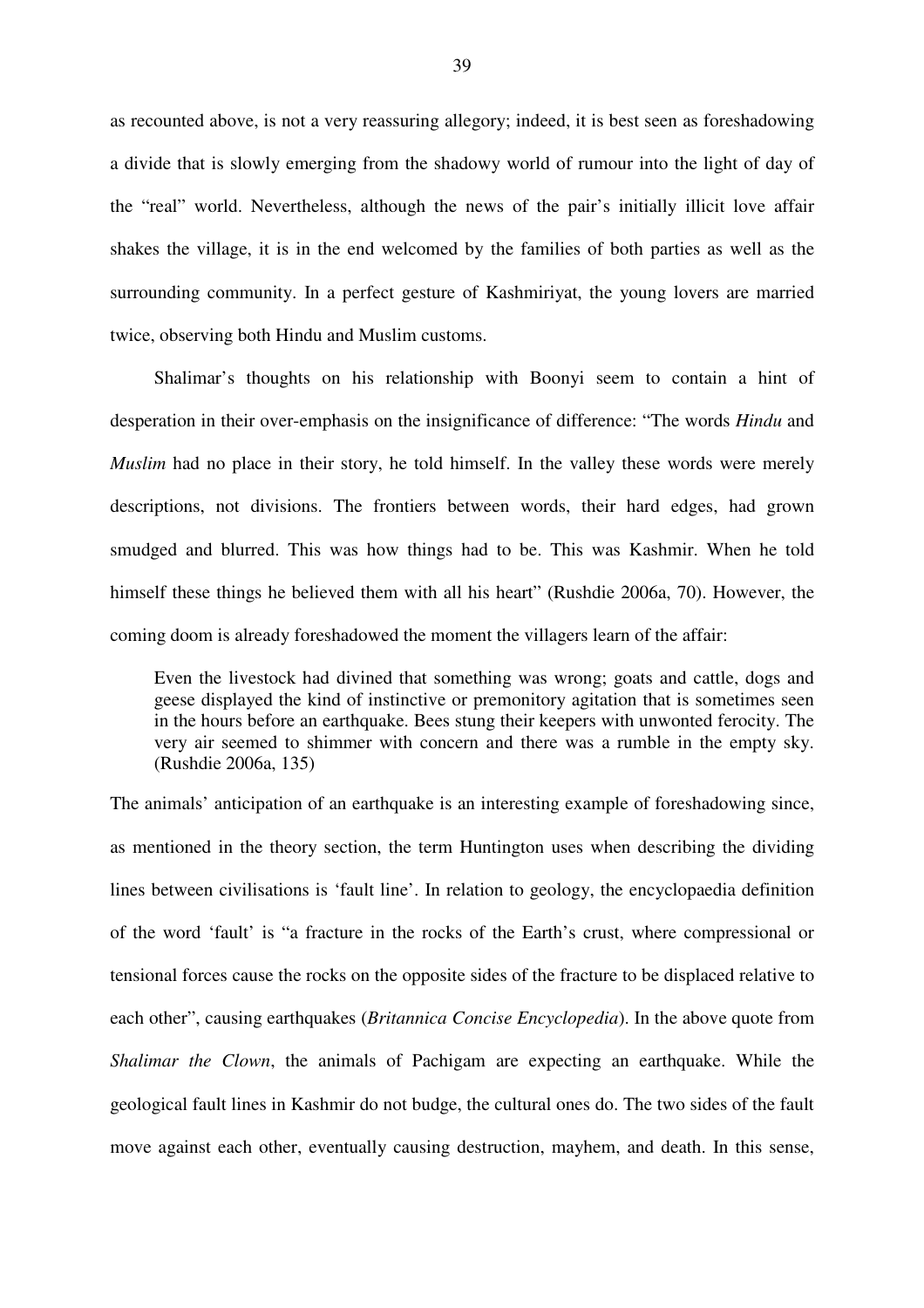as recounted above, is not a very reassuring allegory; indeed, it is best seen as foreshadowing a divide that is slowly emerging from the shadowy world of rumour into the light of day of the "real" world. Nevertheless, although the news of the pair's initially illicit love affair shakes the village, it is in the end welcomed by the families of both parties as well as the surrounding community. In a perfect gesture of Kashmiriyat, the young lovers are married twice, observing both Hindu and Muslim customs.

Shalimar's thoughts on his relationship with Boonyi seem to contain a hint of desperation in their over-emphasis on the insignificance of difference: "The words *Hindu* and *Muslim* had no place in their story, he told himself. In the valley these words were merely descriptions, not divisions. The frontiers between words, their hard edges, had grown smudged and blurred. This was how things had to be. This was Kashmir. When he told himself these things he believed them with all his heart" (Rushdie 2006a, 70). However, the coming doom is already foreshadowed the moment the villagers learn of the affair:

> Even the livestock had divined that something was wrong; goats and cattle, dogs and geese displayed the kind of instinctive or premonitory agitation that is sometimes seen in the hours before an earthquake. Bees stung their keepers with unwonted ferocity. The very air seemed to shimmer with concern and there was a rumble in the empty sky. (Rushdie 2006a, 135)

The animals' anticipation of an earthquake is an interesting example of foreshadowing since, as mentioned in the theory section, the term Huntington uses when describing the dividing lines between civilisations is 'fault line'. In relation to geology, the encyclopaedia definition of the word 'fault' is "a fracture in the rocks of the Earth's crust, where compressional or tensional forces cause the rocks on the opposite sides of the fracture to be displaced relative to each other", causing earthquakes (*Britannica Concise Encyclopedia*). In the above quote from *Shalimar the Clown*, the animals of Pachigam are expecting an earthquake. While the geological fault lines in Kashmir do not budge, the cultural ones do. The two sides of the fault move against each other, eventually causing destruction, mayhem, and death. In this sense,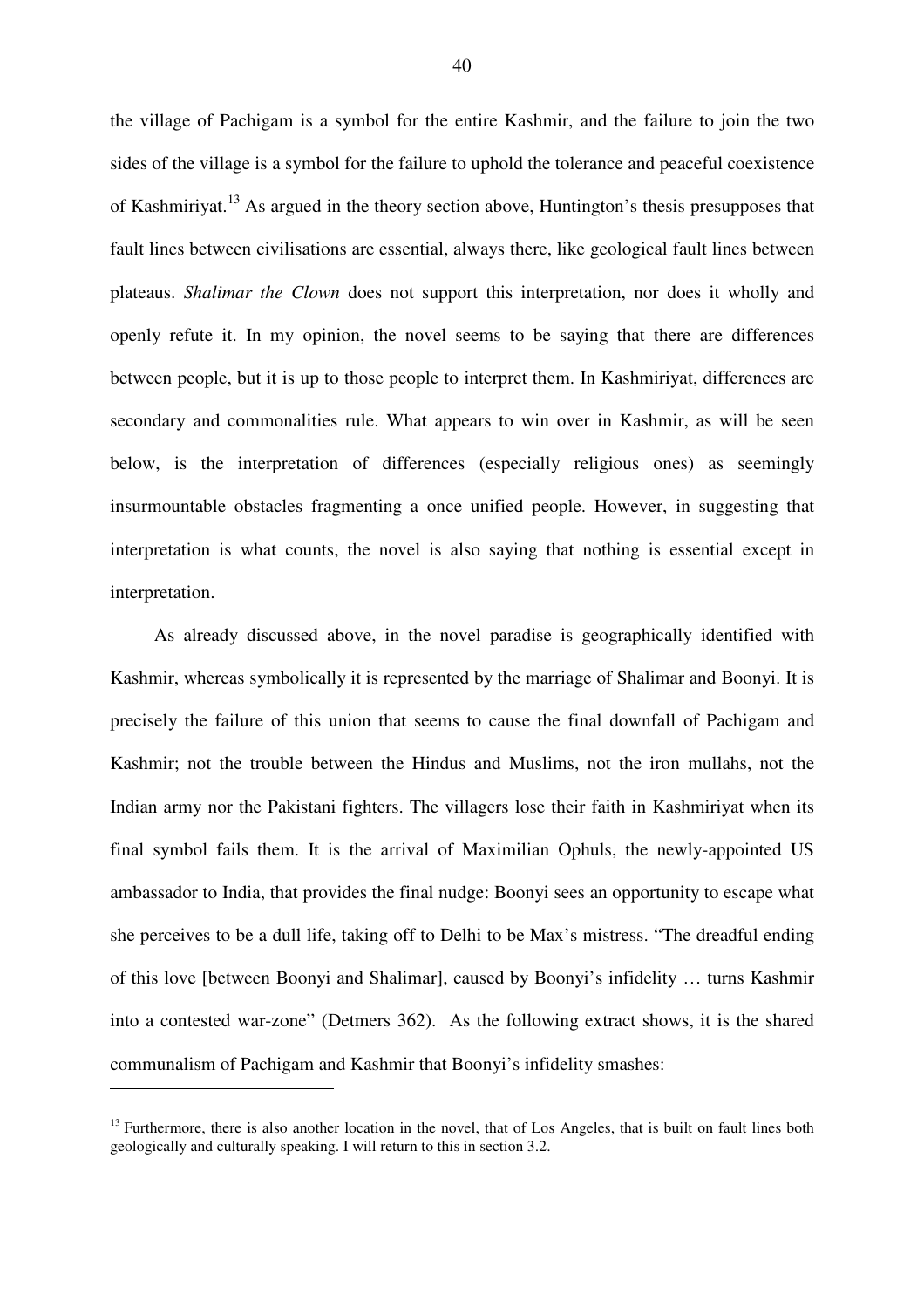the village of Pachigam is a symbol for the entire Kashmir, and the failure to join the two sides of the village is a symbol for the failure to uphold the tolerance and peaceful coexistence of Kashmiriyat.[13] As argued in the theory section above, Huntington's thesis presupposes that fault lines between civilisations are essential, always there, like geological fault lines between plateaus. *Shalimar the Clown* does not support this interpretation, nor does it wholly and openly refute it. In my opinion, the novel seems to be saying that there are differences between people, but it is up to those people to interpret them. In Kashmiriyat, differences are secondary and commonalities rule. What appears to win over in Kashmir, as will be seen below, is the interpretation of differences (especially religious ones) as seemingly insurmountable obstacles fragmenting a once unified people. However, in suggesting that interpretation is what counts, the novel is also saying that nothing is essential except in interpretation.

As already discussed above, in the novel paradise is geographically identified with Kashmir, whereas symbolically it is represented by the marriage of Shalimar and Boonyi. It is precisely the failure of this union that seems to cause the final downfall of Pachigam and Kashmir; not the trouble between the Hindus and Muslims, not the iron mullahs, not the Indian army nor the Pakistani fighters. The villagers lose their faith in Kashmiriyat when its final symbol fails them. It is the arrival of Maximilian Ophuls, the newly-appointed US ambassador to India, that provides the final nudge: Boonyi sees an opportunity to escape what she perceives to be a dull life, taking off to Delhi to be Max's mistress. "The dreadful ending of this love [between Boonyi and Shalimar], caused by Boonyi's infidelity … turns Kashmir into a contested war-zone" (Detmers 362). As the following extract shows, it is the shared communalism of Pachigam and Kashmir that Boonyi's infidelity smashes:

[13] Furthermore, there is also another location in the novel, that of Los Angeles, that is built on fault lines both geologically and culturally speaking. I will return to this in section 3.2.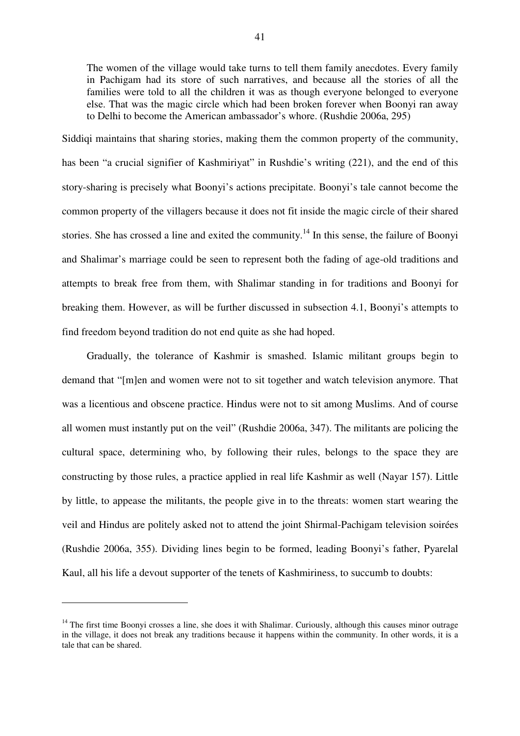> The women of the village would take turns to tell them family anecdotes. Every family in Pachigam had its store of such narratives, and because all the stories of all the families were told to all the children it was as though everyone belonged to everyone else. That was the magic circle which had been broken forever when Boonyi ran away to Delhi to become the American ambassador's whore. (Rushdie 2006a, 295)

Siddiqi maintains that sharing stories, making them the common property of the community, has been "a crucial signifier of Kashmiriyat" in Rushdie's writing (221), and the end of this story-sharing is precisely what Boonyi's actions precipitate. Boonyi's tale cannot become the common property of the villagers because it does not fit inside the magic circle of their shared stories. She has crossed a line and exited the community.[14] In this sense, the failure of Boonyi and Shalimar's marriage could be seen to represent both the fading of age-old traditions and attempts to break free from them, with Shalimar standing in for traditions and Boonyi for breaking them. However, as will be further discussed in subsection 4.1, Boonyi's attempts to find freedom beyond tradition do not end quite as she had hoped.

Gradually, the tolerance of Kashmir is smashed. Islamic militant groups begin to demand that "[m]en and women were not to sit together and watch television anymore. That was a licentious and obscene practice. Hindus were not to sit among Muslims. And of course all women must instantly put on the veil" (Rushdie 2006a, 347). The militants are policing the cultural space, determining who, by following their rules, belongs to the space they are constructing by those rules, a practice applied in real life Kashmir as well (Nayar 157). Little by little, to appease the militants, the people give in to the threats: women start wearing the veil and Hindus are politely asked not to attend the joint Shirmal-Pachigam television soirées (Rushdie 2006a, 355). Dividing lines begin to be formed, leading Boonyi's father, Pyarelal Kaul, all his life a devout supporter of the tenets of Kashmiriness, to succumb to doubts:

---

[14] The first time Boonyi crosses a line, she does it with Shalimar. Curiously, although this causes minor outrage in the village, it does not break any traditions because it happens within the community. In other words, it is a tale that can be shared.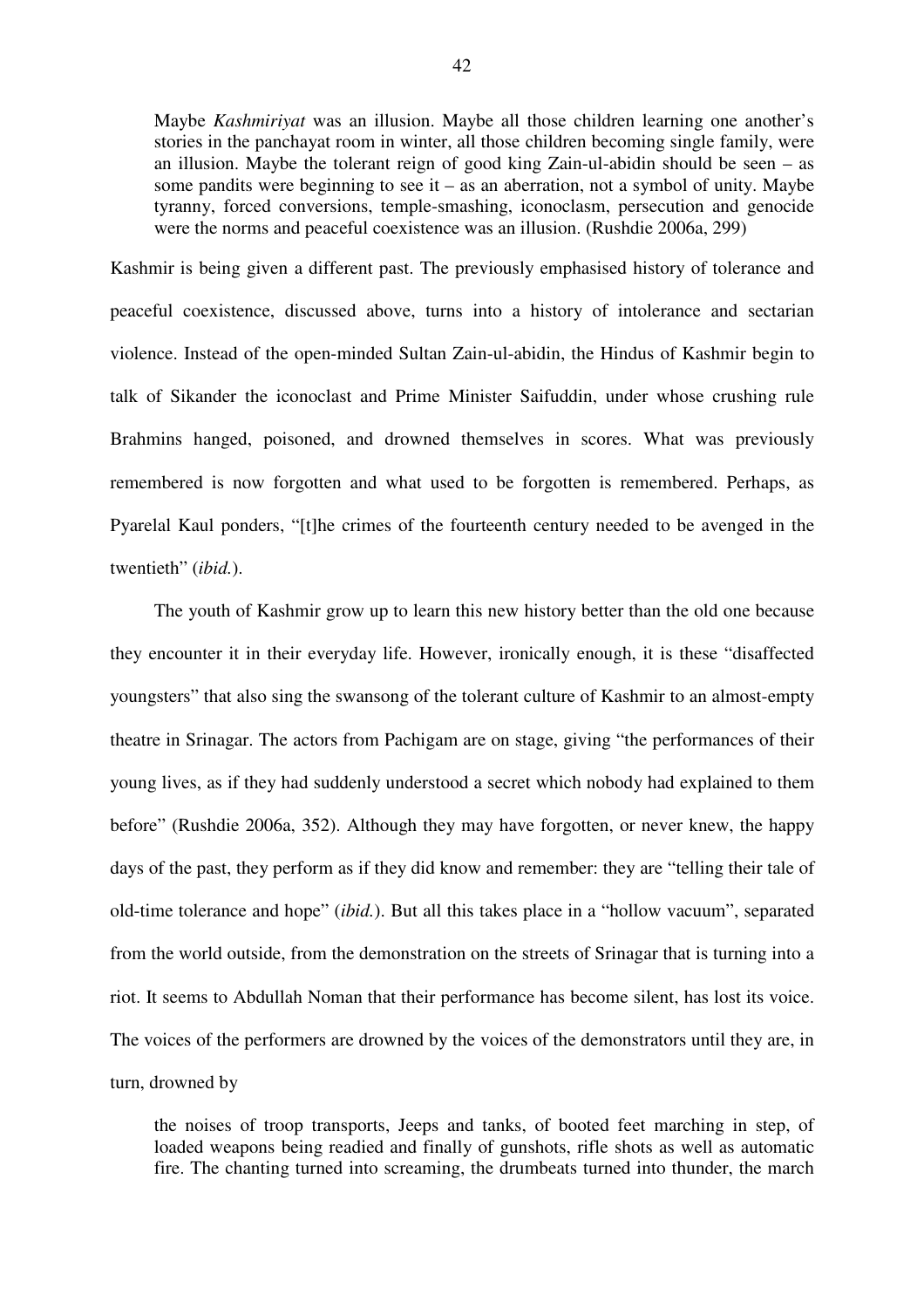> Maybe *Kashmiriyat* was an illusion. Maybe all those children learning one another's stories in the panchayat room in winter, all those children becoming single family, were an illusion. Maybe the tolerant reign of good king Zain-ul-abidin should be seen – as some pandits were beginning to see it – as an aberration, not a symbol of unity. Maybe tyranny, forced conversions, temple-smashing, iconoclasm, persecution and genocide were the norms and peaceful coexistence was an illusion. (Rushdie 2006a, 299)

Kashmir is being given a different past. The previously emphasised history of tolerance and peaceful coexistence, discussed above, turns into a history of intolerance and sectarian violence. Instead of the open-minded Sultan Zain-ul-abidin, the Hindus of Kashmir begin to talk of Sikander the iconoclast and Prime Minister Saifuddin, under whose crushing rule Brahmins hanged, poisoned, and drowned themselves in scores. What was previously remembered is now forgotten and what used to be forgotten is remembered. Perhaps, as Pyarelal Kaul ponders, "[t]he crimes of the fourteenth century needed to be avenged in the twentieth" (*ibid.*).

The youth of Kashmir grow up to learn this new history better than the old one because they encounter it in their everyday life. However, ironically enough, it is these "disaffected youngsters" that also sing the swansong of the tolerant culture of Kashmir to an almost-empty theatre in Srinagar. The actors from Pachigam are on stage, giving "the performances of their young lives, as if they had suddenly understood a secret which nobody had explained to them before" (Rushdie 2006a, 352). Although they may have forgotten, or never knew, the happy days of the past, they perform as if they did know and remember: they are "telling their tale of old-time tolerance and hope" (*ibid.*). But all this takes place in a "hollow vacuum", separated from the world outside, from the demonstration on the streets of Srinagar that is turning into a riot. It seems to Abdullah Noman that their performance has become silent, has lost its voice. The voices of the performers are drowned by the voices of the demonstrators until they are, in turn, drowned by

> the noises of troop transports, Jeeps and tanks, of booted feet marching in step, of loaded weapons being readied and finally of gunshots, rifle shots as well as automatic fire. The chanting turned into screaming, the drumbeats turned into thunder, the march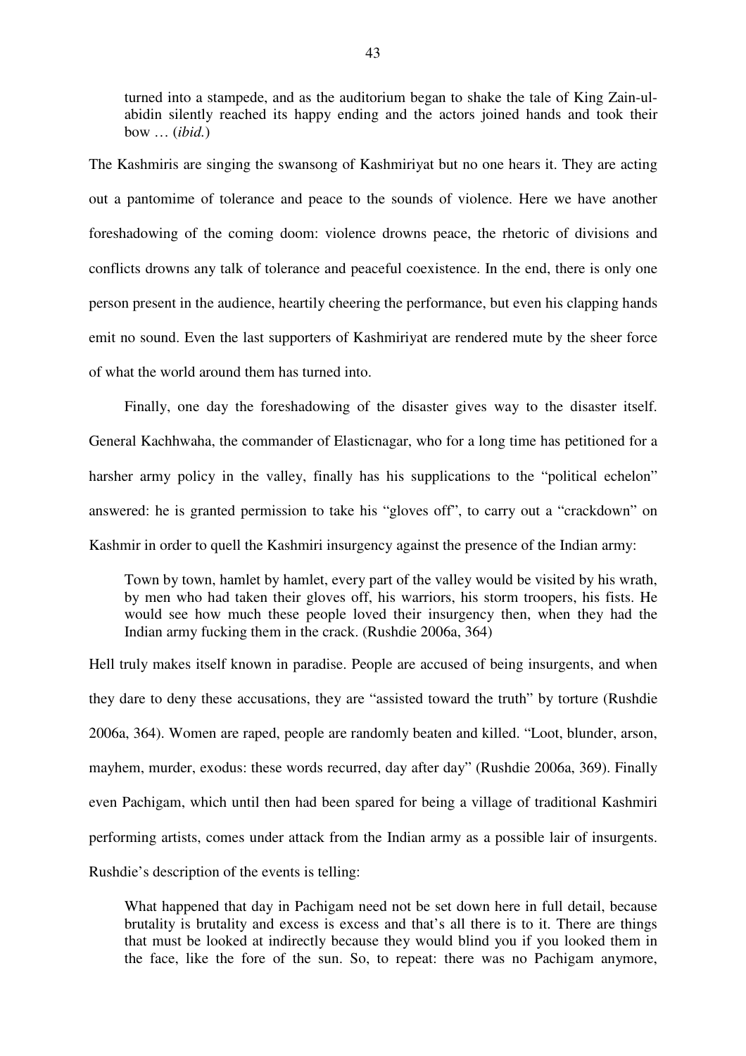> turned into a stampede, and as the auditorium began to shake the tale of King Zain-ul-abidin silently reached its happy ending and the actors joined hands and took their bow … (*ibid.*)

The Kashmiris are singing the swansong of Kashmiriyat but no one hears it. They are acting out a pantomime of tolerance and peace to the sounds of violence. Here we have another foreshadowing of the coming doom: violence drowns peace, the rhetoric of divisions and conflicts drowns any talk of tolerance and peaceful coexistence. In the end, there is only one person present in the audience, heartily cheering the performance, but even his clapping hands emit no sound. Even the last supporters of Kashmiriyat are rendered mute by the sheer force of what the world around them has turned into.

Finally, one day the foreshadowing of the disaster gives way to the disaster itself. General Kachhwaha, the commander of Elasticnagar, who for a long time has petitioned for a harsher army policy in the valley, finally has his supplications to the "political echelon" answered: he is granted permission to take his "gloves off", to carry out a "crackdown" on Kashmir in order to quell the Kashmiri insurgency against the presence of the Indian army:

> Town by town, hamlet by hamlet, every part of the valley would be visited by his wrath, by men who had taken their gloves off, his warriors, his storm troopers, his fists. He would see how much these people loved their insurgency then, when they had the Indian army fucking them in the crack. (Rushdie 2006a, 364)

Hell truly makes itself known in paradise. People are accused of being insurgents, and when they dare to deny these accusations, they are "assisted toward the truth" by torture (Rushdie 2006a, 364). Women are raped, people are randomly beaten and killed. "Loot, blunder, arson, mayhem, murder, exodus: these words recurred, day after day" (Rushdie 2006a, 369). Finally even Pachigam, which until then had been spared for being a village of traditional Kashmiri performing artists, comes under attack from the Indian army as a possible lair of insurgents. Rushdie's description of the events is telling:

> What happened that day in Pachigam need not be set down here in full detail, because brutality is brutality and excess is excess and that's all there is to it. There are things that must be looked at indirectly because they would blind you if you looked them in the face, like the fore of the sun. So, to repeat: there was no Pachigam anymore,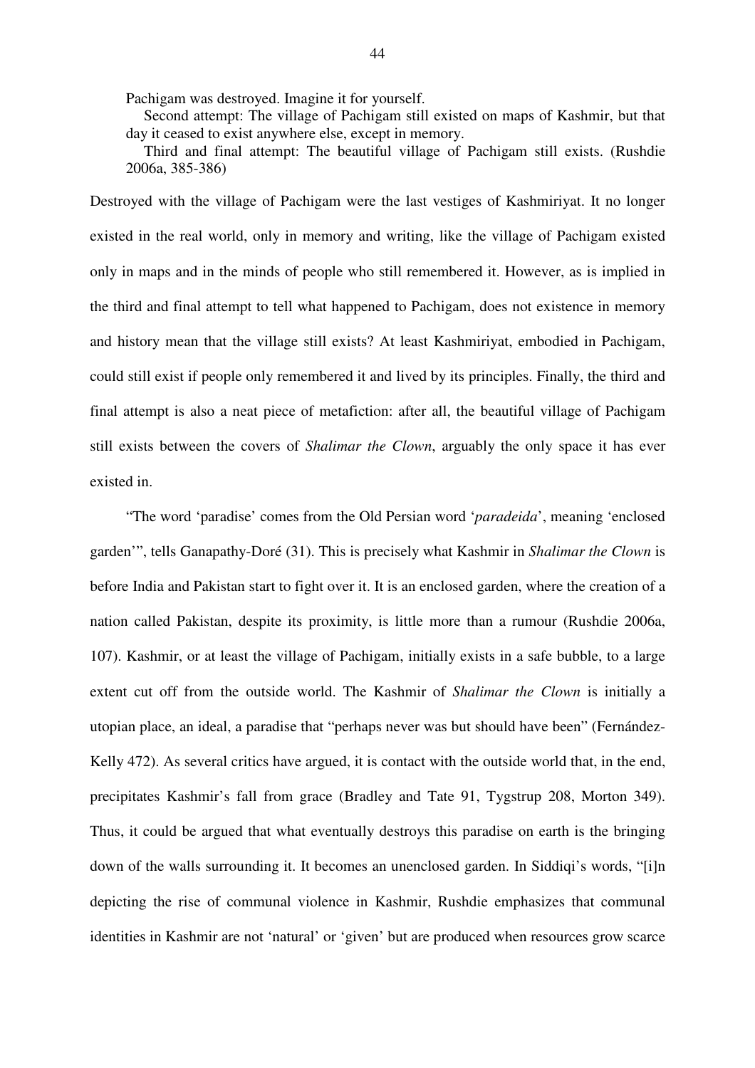> Pachigam was destroyed. Imagine it for yourself.
>
> Second attempt: The village of Pachigam still existed on maps of Kashmir, but that day it ceased to exist anywhere else, except in memory.
>
> Third and final attempt: The beautiful village of Pachigam still exists. (Rushdie 2006a, 385-386)

Destroyed with the village of Pachigam were the last vestiges of Kashmiriyat. It no longer existed in the real world, only in memory and writing, like the village of Pachigam existed only in maps and in the minds of people who still remembered it. However, as is implied in the third and final attempt to tell what happened to Pachigam, does not existence in memory and history mean that the village still exists? At least Kashmiriyat, embodied in Pachigam, could still exist if people only remembered it and lived by its principles. Finally, the third and final attempt is also a neat piece of metafiction: after all, the beautiful village of Pachigam still exists between the covers of *Shalimar the Clown*, arguably the only space it has ever existed in.

"The word 'paradise' comes from the Old Persian word '*paradeida*', meaning 'enclosed garden'", tells Ganapathy-Doré (31). This is precisely what Kashmir in *Shalimar the Clown* is before India and Pakistan start to fight over it. It is an enclosed garden, where the creation of a nation called Pakistan, despite its proximity, is little more than a rumour (Rushdie 2006a, 107). Kashmir, or at least the village of Pachigam, initially exists in a safe bubble, to a large extent cut off from the outside world. The Kashmir of *Shalimar the Clown* is initially a utopian place, an ideal, a paradise that "perhaps never was but should have been" (Fernández-Kelly 472). As several critics have argued, it is contact with the outside world that, in the end, precipitates Kashmir's fall from grace (Bradley and Tate 91, Tygstrup 208, Morton 349). Thus, it could be argued that what eventually destroys this paradise on earth is the bringing down of the walls surrounding it. It becomes an unenclosed garden. In Siddiqi's words, "[i]n depicting the rise of communal violence in Kashmir, Rushdie emphasizes that communal identities in Kashmir are not 'natural' or 'given' but are produced when resources grow scarce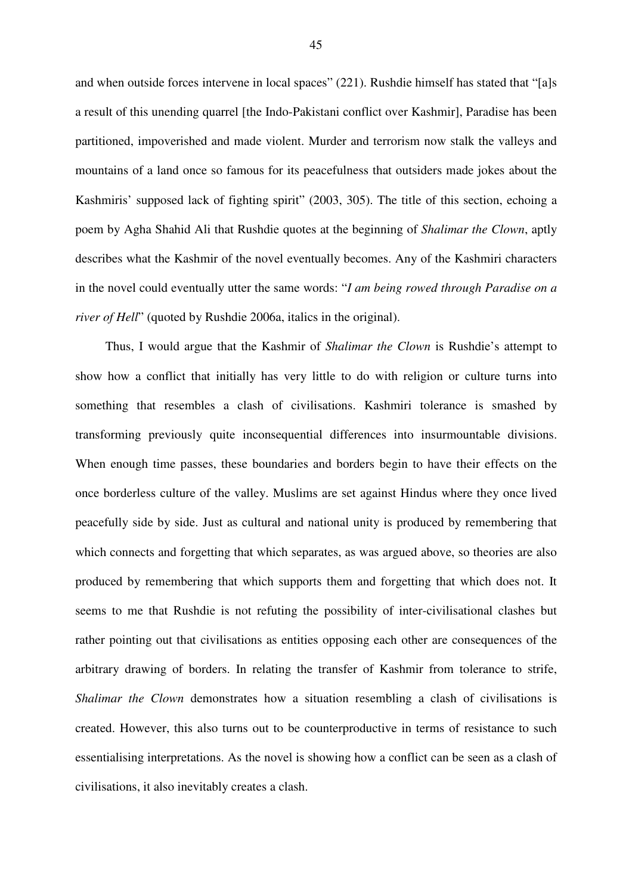and when outside forces intervene in local spaces" (221). Rushdie himself has stated that "[a]s a result of this unending quarrel [the Indo-Pakistani conflict over Kashmir], Paradise has been partitioned, impoverished and made violent. Murder and terrorism now stalk the valleys and mountains of a land once so famous for its peacefulness that outsiders made jokes about the Kashmiris' supposed lack of fighting spirit" (2003, 305). The title of this section, echoing a poem by Agha Shahid Ali that Rushdie quotes at the beginning of *Shalimar the Clown*, aptly describes what the Kashmir of the novel eventually becomes. Any of the Kashmiri characters in the novel could eventually utter the same words: "*I am being rowed through Paradise on a river of Hell*" (quoted by Rushdie 2006a, italics in the original).

Thus, I would argue that the Kashmir of *Shalimar the Clown* is Rushdie's attempt to show how a conflict that initially has very little to do with religion or culture turns into something that resembles a clash of civilisations. Kashmiri tolerance is smashed by transforming previously quite inconsequential differences into insurmountable divisions. When enough time passes, these boundaries and borders begin to have their effects on the once borderless culture of the valley. Muslims are set against Hindus where they once lived peacefully side by side. Just as cultural and national unity is produced by remembering that which connects and forgetting that which separates, as was argued above, so theories are also produced by remembering that which supports them and forgetting that which does not. It seems to me that Rushdie is not refuting the possibility of inter-civilisational clashes but rather pointing out that civilisations as entities opposing each other are consequences of the arbitrary drawing of borders. In relating the transfer of Kashmir from tolerance to strife, *Shalimar the Clown* demonstrates how a situation resembling a clash of civilisations is created. However, this also turns out to be counterproductive in terms of resistance to such essentialising interpretations. As the novel is showing how a conflict can be seen as a clash of civilisations, it also inevitably creates a clash.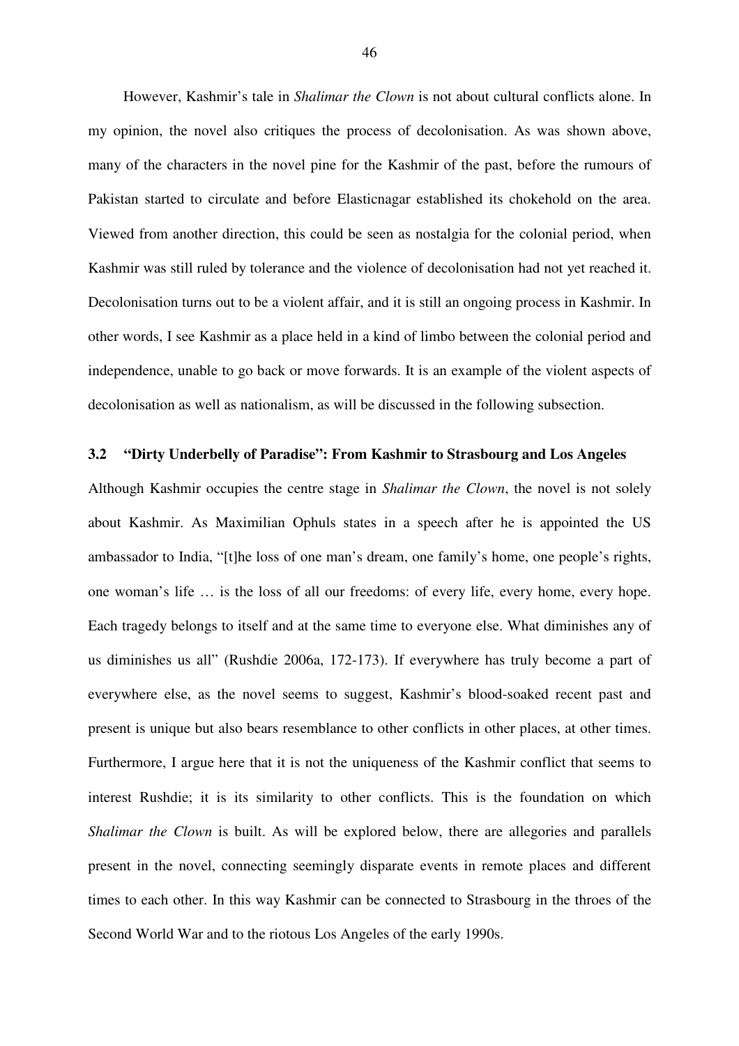However, Kashmir's tale in *Shalimar the Clown* is not about cultural conflicts alone. In my opinion, the novel also critiques the process of decolonisation. As was shown above, many of the characters in the novel pine for the Kashmir of the past, before the rumours of Pakistan started to circulate and before Elasticnagar established its chokehold on the area. Viewed from another direction, this could be seen as nostalgia for the colonial period, when Kashmir was still ruled by tolerance and the violence of decolonisation had not yet reached it. Decolonisation turns out to be a violent affair, and it is still an ongoing process in Kashmir. In other words, I see Kashmir as a place held in a kind of limbo between the colonial period and independence, unable to go back or move forwards. It is an example of the violent aspects of decolonisation as well as nationalism, as will be discussed in the following subsection.

### 3.2 "Dirty Underbelly of Paradise": From Kashmir to Strasbourg and Los Angeles

Although Kashmir occupies the centre stage in *Shalimar the Clown*, the novel is not solely about Kashmir. As Maximilian Ophuls states in a speech after he is appointed the US ambassador to India, "[t]he loss of one man's dream, one family's home, one people's rights, one woman's life … is the loss of all our freedoms: of every life, every home, every hope. Each tragedy belongs to itself and at the same time to everyone else. What diminishes any of us diminishes us all" (Rushdie 2006a, 172-173). If everywhere has truly become a part of everywhere else, as the novel seems to suggest, Kashmir's blood-soaked recent past and present is unique but also bears resemblance to other conflicts in other places, at other times. Furthermore, I argue here that it is not the uniqueness of the Kashmir conflict that seems to interest Rushdie; it is its similarity to other conflicts. This is the foundation on which *Shalimar the Clown* is built. As will be explored below, there are allegories and parallels present in the novel, connecting seemingly disparate events in remote places and different times to each other. In this way Kashmir can be connected to Strasbourg in the throes of the Second World War and to the riotous Los Angeles of the early 1990s.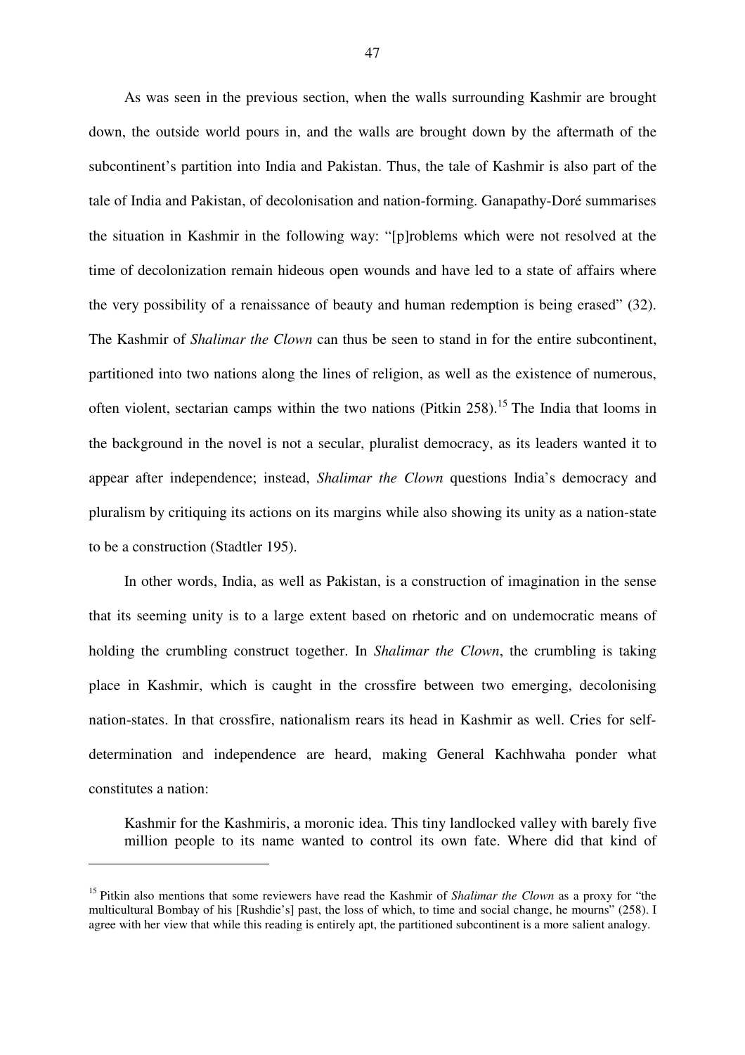As was seen in the previous section, when the walls surrounding Kashmir are brought down, the outside world pours in, and the walls are brought down by the aftermath of the subcontinent's partition into India and Pakistan. Thus, the tale of Kashmir is also part of the tale of India and Pakistan, of decolonisation and nation-forming. Ganapathy-Doré summarises the situation in Kashmir in the following way: "[p]roblems which were not resolved at the time of decolonization remain hideous open wounds and have led to a state of affairs where the very possibility of a renaissance of beauty and human redemption is being erased" (32). The Kashmir of *Shalimar the Clown* can thus be seen to stand in for the entire subcontinent, partitioned into two nations along the lines of religion, as well as the existence of numerous, often violent, sectarian camps within the two nations (Pitkin 258).[15] The India that looms in the background in the novel is not a secular, pluralist democracy, as its leaders wanted it to appear after independence; instead, *Shalimar the Clown* questions India's democracy and pluralism by critiquing its actions on its margins while also showing its unity as a nation-state to be a construction (Stadtler 195).

In other words, India, as well as Pakistan, is a construction of imagination in the sense that its seeming unity is to a large extent based on rhetoric and on undemocratic means of holding the crumbling construct together. In *Shalimar the Clown*, the crumbling is taking place in Kashmir, which is caught in the crossfire between two emerging, decolonising nation-states. In that crossfire, nationalism rears its head in Kashmir as well. Cries for self-determination and independence are heard, making General Kachhwaha ponder what constitutes a nation:

> Kashmir for the Kashmiris, a moronic idea. This tiny landlocked valley with barely five million people to its name wanted to control its own fate. Where did that kind of

---

[15] Pitkin also mentions that some reviewers have read the Kashmir of *Shalimar the Clown* as a proxy for "the multicultural Bombay of his [Rushdie's] past, the loss of which, to time and social change, he mourns" (258). I agree with her view that while this reading is entirely apt, the partitioned subcontinent is a more salient analogy.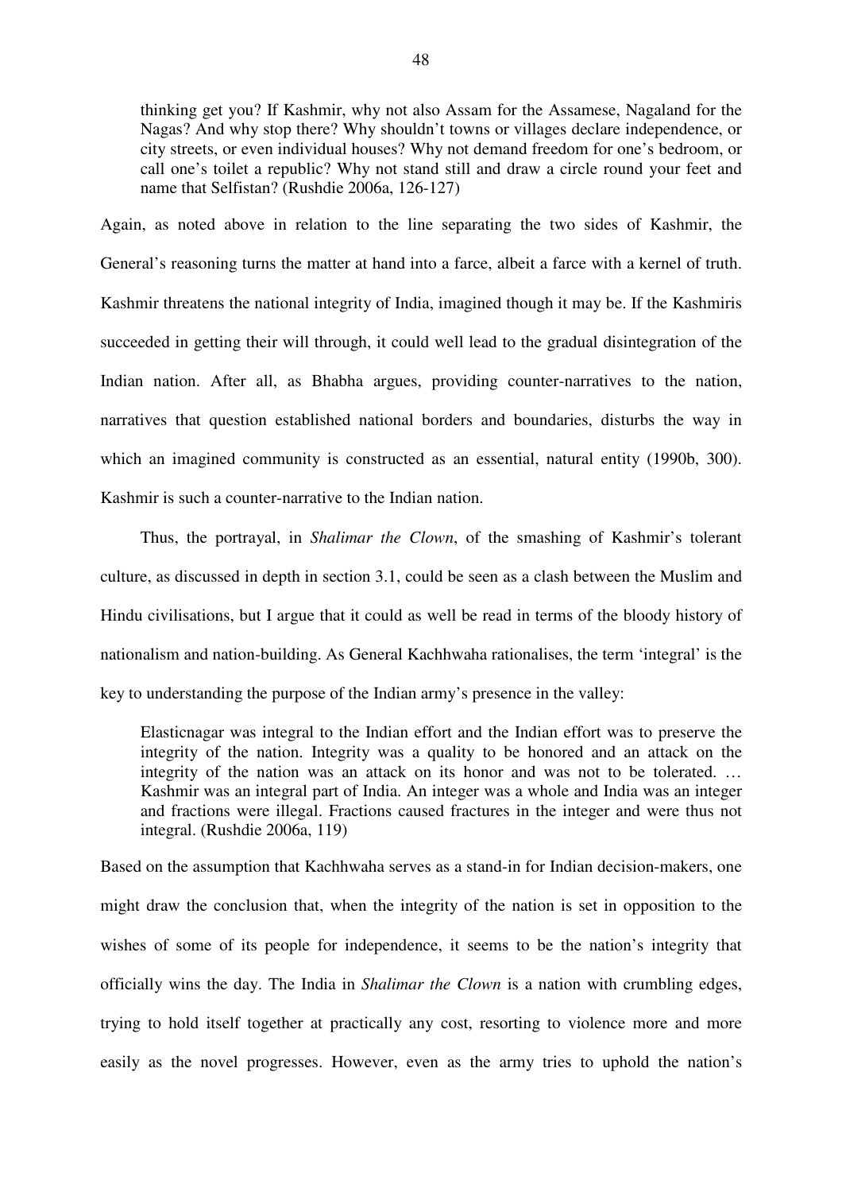> thinking get you? If Kashmir, why not also Assam for the Assamese, Nagaland for the Nagas? And why stop there? Why shouldn't towns or villages declare independence, or city streets, or even individual houses? Why not demand freedom for one's bedroom, or call one's toilet a republic? Why not stand still and draw a circle round your feet and name that Selfistan? (Rushdie 2006a, 126-127)

Again, as noted above in relation to the line separating the two sides of Kashmir, the General's reasoning turns the matter at hand into a farce, albeit a farce with a kernel of truth. Kashmir threatens the national integrity of India, imagined though it may be. If the Kashmiris succeeded in getting their will through, it could well lead to the gradual disintegration of the Indian nation. After all, as Bhabha argues, providing counter-narratives to the nation, narratives that question established national borders and boundaries, disturbs the way in which an imagined community is constructed as an essential, natural entity (1990b, 300). Kashmir is such a counter-narrative to the Indian nation.

Thus, the portrayal, in *Shalimar the Clown*, of the smashing of Kashmir's tolerant culture, as discussed in depth in section 3.1, could be seen as a clash between the Muslim and Hindu civilisations, but I argue that it could as well be read in terms of the bloody history of nationalism and nation-building. As General Kachhwaha rationalises, the term 'integral' is the key to understanding the purpose of the Indian army's presence in the valley:

> Elasticnagar was integral to the Indian effort and the Indian effort was to preserve the integrity of the nation. Integrity was a quality to be honored and an attack on the integrity of the nation was an attack on its honor and was not to be tolerated. … Kashmir was an integral part of India. An integer was a whole and India was an integer and fractions were illegal. Fractions caused fractures in the integer and were thus not integral. (Rushdie 2006a, 119)

Based on the assumption that Kachhwaha serves as a stand-in for Indian decision-makers, one might draw the conclusion that, when the integrity of the nation is set in opposition to the wishes of some of its people for independence, it seems to be the nation's integrity that officially wins the day. The India in *Shalimar the Clown* is a nation with crumbling edges, trying to hold itself together at practically any cost, resorting to violence more and more easily as the novel progresses. However, even as the army tries to uphold the nation's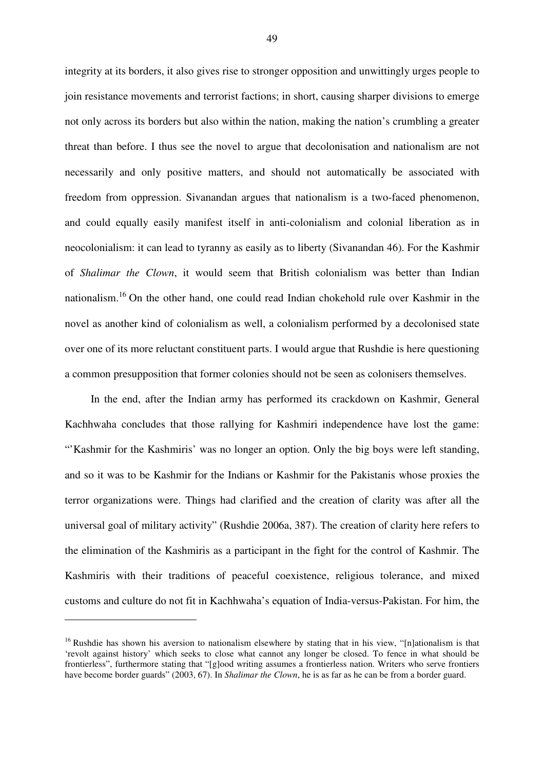integrity at its borders, it also gives rise to stronger opposition and unwittingly urges people to join resistance movements and terrorist factions; in short, causing sharper divisions to emerge not only across its borders but also within the nation, making the nation's crumbling a greater threat than before. I thus see the novel to argue that decolonisation and nationalism are not necessarily and only positive matters, and should not automatically be associated with freedom from oppression. Sivanandan argues that nationalism is a two-faced phenomenon, and could equally easily manifest itself in anti-colonialism and colonial liberation as in neocolonialism: it can lead to tyranny as easily as to liberty (Sivanandan 46). For the Kashmir of *Shalimar the Clown*, it would seem that British colonialism was better than Indian nationalism.[16] On the other hand, one could read Indian chokehold rule over Kashmir in the novel as another kind of colonialism as well, a colonialism performed by a decolonised state over one of its more reluctant constituent parts. I would argue that Rushdie is here questioning a common presupposition that former colonies should not be seen as colonisers themselves.

In the end, after the Indian army has performed its crackdown on Kashmir, General Kachhwaha concludes that those rallying for Kashmiri independence have lost the game: "'Kashmir for the Kashmiris' was no longer an option. Only the big boys were left standing, and so it was to be Kashmir for the Indians or Kashmir for the Pakistanis whose proxies the terror organizations were. Things had clarified and the creation of clarity was after all the universal goal of military activity" (Rushdie 2006a, 387). The creation of clarity here refers to the elimination of the Kashmiris as a participant in the fight for the control of Kashmir. The Kashmiris with their traditions of peaceful coexistence, religious tolerance, and mixed customs and culture do not fit in Kachhwaha's equation of India-versus-Pakistan. For him, the

---

[16] Rushdie has shown his aversion to nationalism elsewhere by stating that in his view, "[n]ationalism is that 'revolt against history' which seeks to close what cannot any longer be closed. To fence in what should be frontierless", furthermore stating that "[g]ood writing assumes a frontierless nation. Writers who serve frontiers have become border guards" (2003, 67). In *Shalimar the Clown*, he is as far as he can be from a border guard.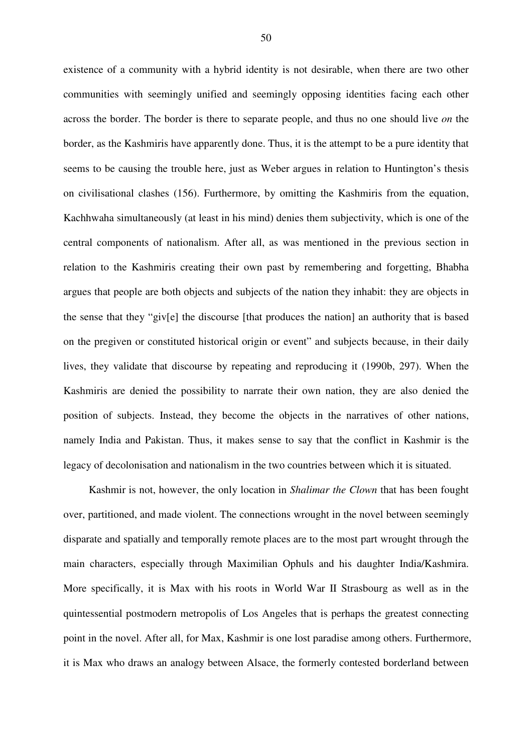existence of a community with a hybrid identity is not desirable, when there are two other communities with seemingly unified and seemingly opposing identities facing each other across the border. The border is there to separate people, and thus no one should live *on* the border, as the Kashmiris have apparently done. Thus, it is the attempt to be a pure identity that seems to be causing the trouble here, just as Weber argues in relation to Huntington's thesis on civilisational clashes (156). Furthermore, by omitting the Kashmiris from the equation, Kachhwaha simultaneously (at least in his mind) denies them subjectivity, which is one of the central components of nationalism. After all, as was mentioned in the previous section in relation to the Kashmiris creating their own past by remembering and forgetting, Bhabha argues that people are both objects and subjects of the nation they inhabit: they are objects in the sense that they "giv[e] the discourse [that produces the nation] an authority that is based on the pregiven or constituted historical origin or event" and subjects because, in their daily lives, they validate that discourse by repeating and reproducing it (1990b, 297). When the Kashmiris are denied the possibility to narrate their own nation, they are also denied the position of subjects. Instead, they become the objects in the narratives of other nations, namely India and Pakistan. Thus, it makes sense to say that the conflict in Kashmir is the legacy of decolonisation and nationalism in the two countries between which it is situated.

Kashmir is not, however, the only location in *Shalimar the Clown* that has been fought over, partitioned, and made violent. The connections wrought in the novel between seemingly disparate and spatially and temporally remote places are to the most part wrought through the main characters, especially through Maximilian Ophuls and his daughter India/Kashmira. More specifically, it is Max with his roots in World War II Strasbourg as well as in the quintessential postmodern metropolis of Los Angeles that is perhaps the greatest connecting point in the novel. After all, for Max, Kashmir is one lost paradise among others. Furthermore, it is Max who draws an analogy between Alsace, the formerly contested borderland between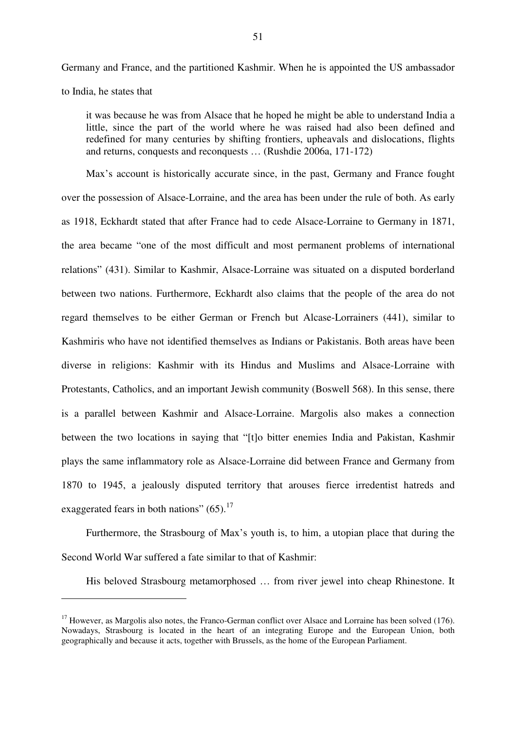Germany and France, and the partitioned Kashmir. When he is appointed the US ambassador to India, he states that

> it was because he was from Alsace that he hoped he might be able to understand India a little, since the part of the world where he was raised had also been defined and redefined for many centuries by shifting frontiers, upheavals and dislocations, flights and returns, conquests and reconquests … (Rushdie 2006a, 171-172)

Max's account is historically accurate since, in the past, Germany and France fought over the possession of Alsace-Lorraine, and the area has been under the rule of both. As early as 1918, Eckhardt stated that after France had to cede Alsace-Lorraine to Germany in 1871, the area became "one of the most difficult and most permanent problems of international relations" (431). Similar to Kashmir, Alsace-Lorraine was situated on a disputed borderland between two nations. Furthermore, Eckhardt also claims that the people of the area do not regard themselves to be either German or French but Alcase-Lorrainers (441), similar to Kashmiris who have not identified themselves as Indians or Pakistanis. Both areas have been diverse in religions: Kashmir with its Hindus and Muslims and Alsace-Lorraine with Protestants, Catholics, and an important Jewish community (Boswell 568). In this sense, there is a parallel between Kashmir and Alsace-Lorraine. Margolis also makes a connection between the two locations in saying that "[t]o bitter enemies India and Pakistan, Kashmir plays the same inflammatory role as Alsace-Lorraine did between France and Germany from 1870 to 1945, a jealously disputed territory that arouses fierce irredentist hatreds and exaggerated fears in both nations" (65).[17]

Furthermore, the Strasbourg of Max's youth is, to him, a utopian place that during the Second World War suffered a fate similar to that of Kashmir:

His beloved Strasbourg metamorphosed … from river jewel into cheap Rhinestone. It

---

[17] However, as Margolis also notes, the Franco-German conflict over Alsace and Lorraine has been solved (176). Nowadays, Strasbourg is located in the heart of an integrating Europe and the European Union, both geographically and because it acts, together with Brussels, as the home of the European Parliament.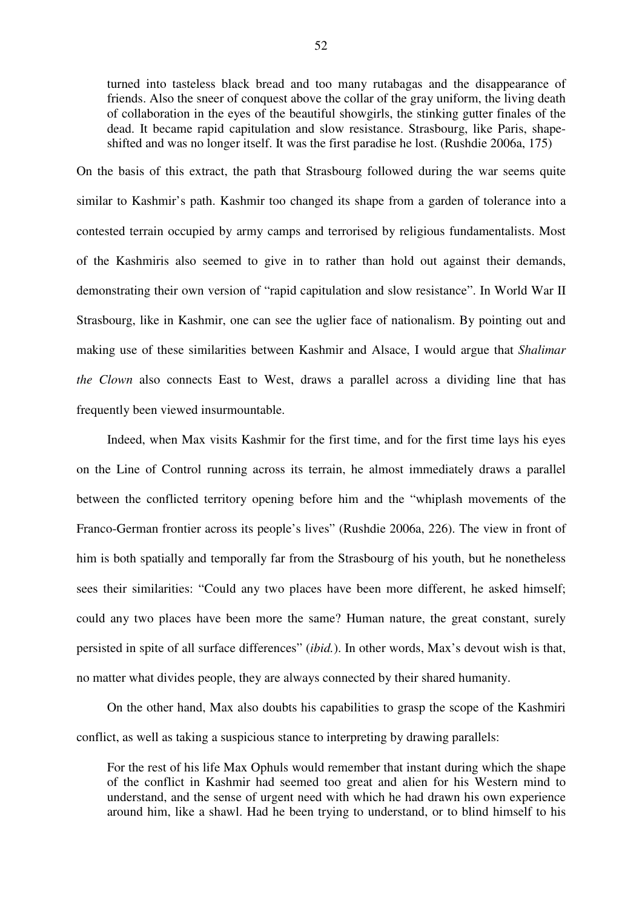> turned into tasteless black bread and too many rutabagas and the disappearance of friends. Also the sneer of conquest above the collar of the gray uniform, the living death of collaboration in the eyes of the beautiful showgirls, the stinking gutter finales of the dead. It became rapid capitulation and slow resistance. Strasbourg, like Paris, shape-shifted and was no longer itself. It was the first paradise he lost. (Rushdie 2006a, 175)

On the basis of this extract, the path that Strasbourg followed during the war seems quite similar to Kashmir's path. Kashmir too changed its shape from a garden of tolerance into a contested terrain occupied by army camps and terrorised by religious fundamentalists. Most of the Kashmiris also seemed to give in to rather than hold out against their demands, demonstrating their own version of "rapid capitulation and slow resistance". In World War II Strasbourg, like in Kashmir, one can see the uglier face of nationalism. By pointing out and making use of these similarities between Kashmir and Alsace, I would argue that *Shalimar the Clown* also connects East to West, draws a parallel across a dividing line that has frequently been viewed insurmountable.

Indeed, when Max visits Kashmir for the first time, and for the first time lays his eyes on the Line of Control running across its terrain, he almost immediately draws a parallel between the conflicted territory opening before him and the "whiplash movements of the Franco-German frontier across its people's lives" (Rushdie 2006a, 226). The view in front of him is both spatially and temporally far from the Strasbourg of his youth, but he nonetheless sees their similarities: "Could any two places have been more different, he asked himself; could any two places have been more the same? Human nature, the great constant, surely persisted in spite of all surface differences" (*ibid.*). In other words, Max's devout wish is that, no matter what divides people, they are always connected by their shared humanity.

On the other hand, Max also doubts his capabilities to grasp the scope of the Kashmiri conflict, as well as taking a suspicious stance to interpreting by drawing parallels:

> For the rest of his life Max Ophuls would remember that instant during which the shape of the conflict in Kashmir had seemed too great and alien for his Western mind to understand, and the sense of urgent need with which he had drawn his own experience around him, like a shawl. Had he been trying to understand, or to blind himself to his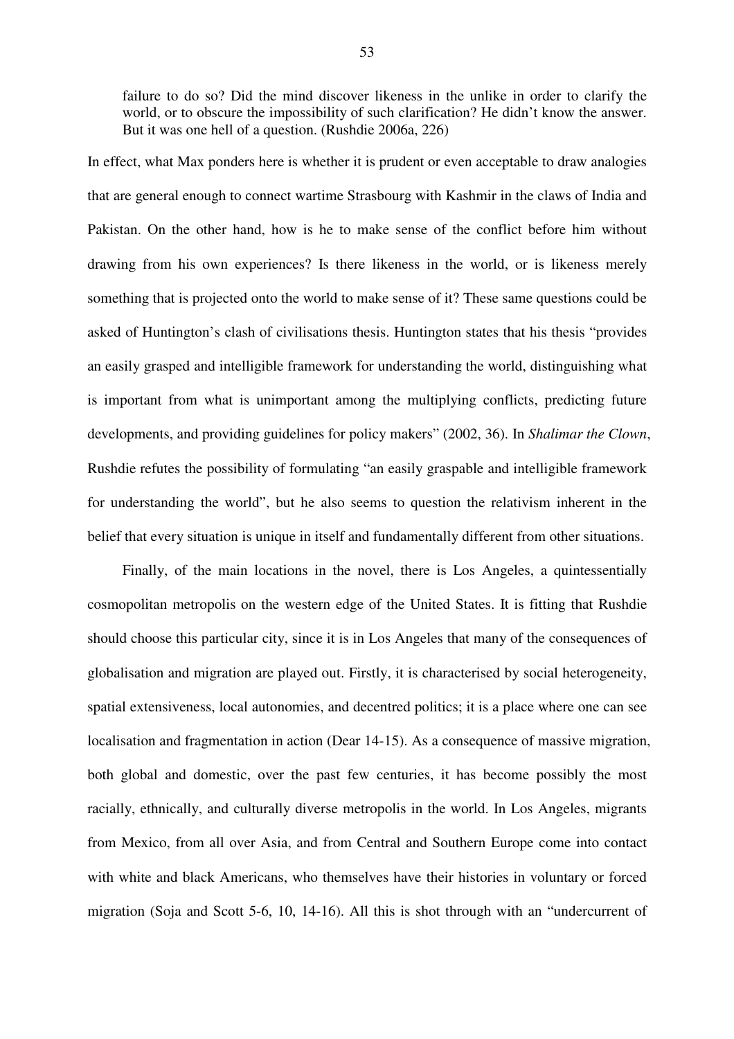> failure to do so? Did the mind discover likeness in the unlike in order to clarify the world, or to obscure the impossibility of such clarification? He didn't know the answer. But it was one hell of a question. (Rushdie 2006a, 226)

In effect, what Max ponders here is whether it is prudent or even acceptable to draw analogies that are general enough to connect wartime Strasbourg with Kashmir in the claws of India and Pakistan. On the other hand, how is he to make sense of the conflict before him without drawing from his own experiences? Is there likeness in the world, or is likeness merely something that is projected onto the world to make sense of it? These same questions could be asked of Huntington's clash of civilisations thesis. Huntington states that his thesis "provides an easily grasped and intelligible framework for understanding the world, distinguishing what is important from what is unimportant among the multiplying conflicts, predicting future developments, and providing guidelines for policy makers" (2002, 36). In *Shalimar the Clown*, Rushdie refutes the possibility of formulating "an easily graspable and intelligible framework for understanding the world", but he also seems to question the relativism inherent in the belief that every situation is unique in itself and fundamentally different from other situations.

Finally, of the main locations in the novel, there is Los Angeles, a quintessentially cosmopolitan metropolis on the western edge of the United States. It is fitting that Rushdie should choose this particular city, since it is in Los Angeles that many of the consequences of globalisation and migration are played out. Firstly, it is characterised by social heterogeneity, spatial extensiveness, local autonomies, and decentred politics; it is a place where one can see localisation and fragmentation in action (Dear 14-15). As a consequence of massive migration, both global and domestic, over the past few centuries, it has become possibly the most racially, ethnically, and culturally diverse metropolis in the world. In Los Angeles, migrants from Mexico, from all over Asia, and from Central and Southern Europe come into contact with white and black Americans, who themselves have their histories in voluntary or forced migration (Soja and Scott 5-6, 10, 14-16). All this is shot through with an "undercurrent of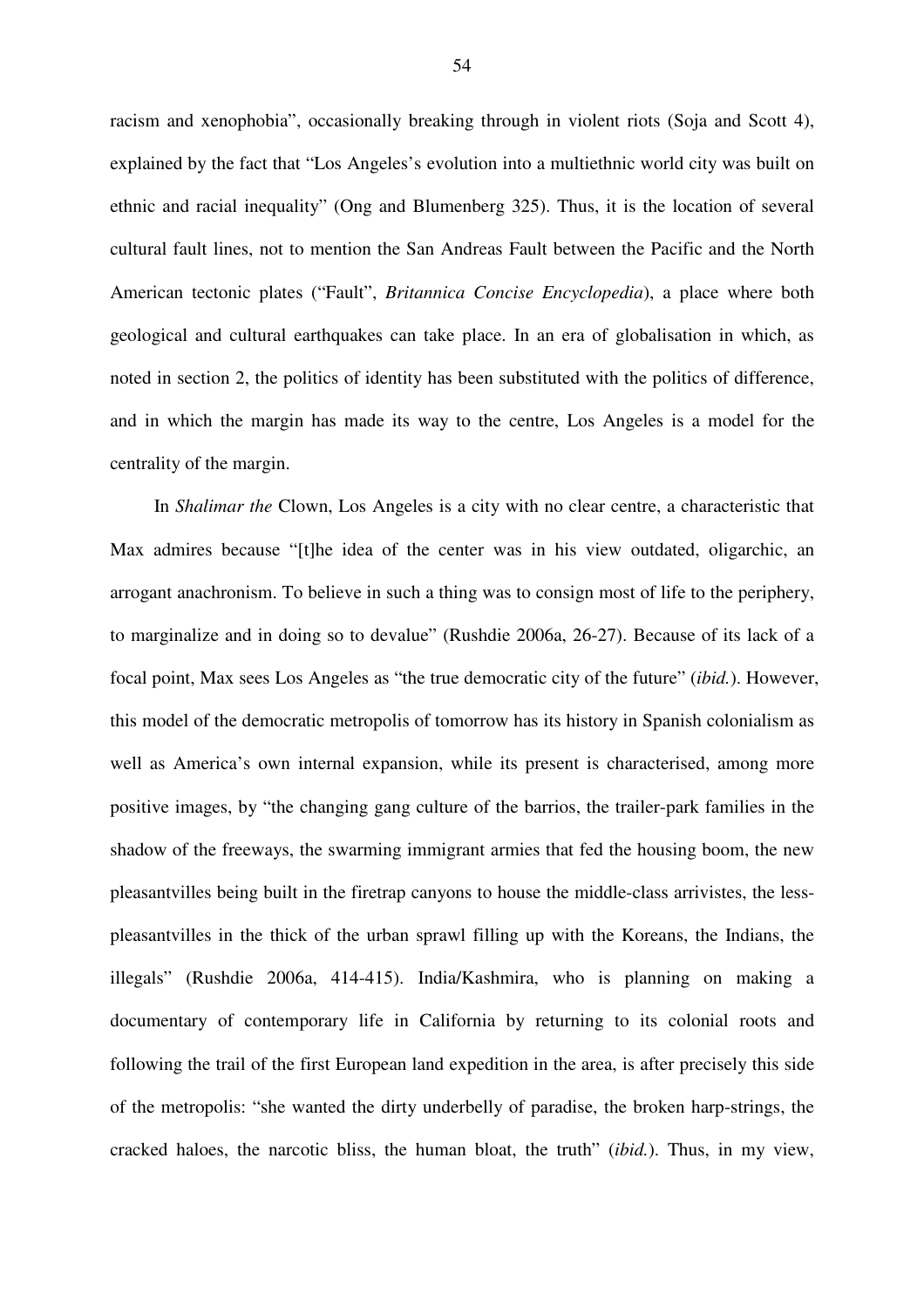racism and xenophobia", occasionally breaking through in violent riots (Soja and Scott 4), explained by the fact that "Los Angeles's evolution into a multiethnic world city was built on ethnic and racial inequality" (Ong and Blumenberg 325). Thus, it is the location of several cultural fault lines, not to mention the San Andreas Fault between the Pacific and the North American tectonic plates ("Fault", *Britannica Concise Encyclopedia*), a place where both geological and cultural earthquakes can take place. In an era of globalisation in which, as noted in section 2, the politics of identity has been substituted with the politics of difference, and in which the margin has made its way to the centre, Los Angeles is a model for the centrality of the margin.

In *Shalimar the* Clown, Los Angeles is a city with no clear centre, a characteristic that Max admires because "[t]he idea of the center was in his view outdated, oligarchic, an arrogant anachronism. To believe in such a thing was to consign most of life to the periphery, to marginalize and in doing so to devalue" (Rushdie 2006a, 26-27). Because of its lack of a focal point, Max sees Los Angeles as "the true democratic city of the future" (*ibid.*). However, this model of the democratic metropolis of tomorrow has its history in Spanish colonialism as well as America's own internal expansion, while its present is characterised, among more positive images, by "the changing gang culture of the barrios, the trailer-park families in the shadow of the freeways, the swarming immigrant armies that fed the housing boom, the new pleasantvilles being built in the firetrap canyons to house the middle-class arrivistes, the less-pleasantvilles in the thick of the urban sprawl filling up with the Koreans, the Indians, the illegals" (Rushdie 2006a, 414-415). India/Kashmira, who is planning on making a documentary of contemporary life in California by returning to its colonial roots and following the trail of the first European land expedition in the area, is after precisely this side of the metropolis: "she wanted the dirty underbelly of paradise, the broken harp-strings, the cracked haloes, the narcotic bliss, the human bloat, the truth" (*ibid.*). Thus, in my view,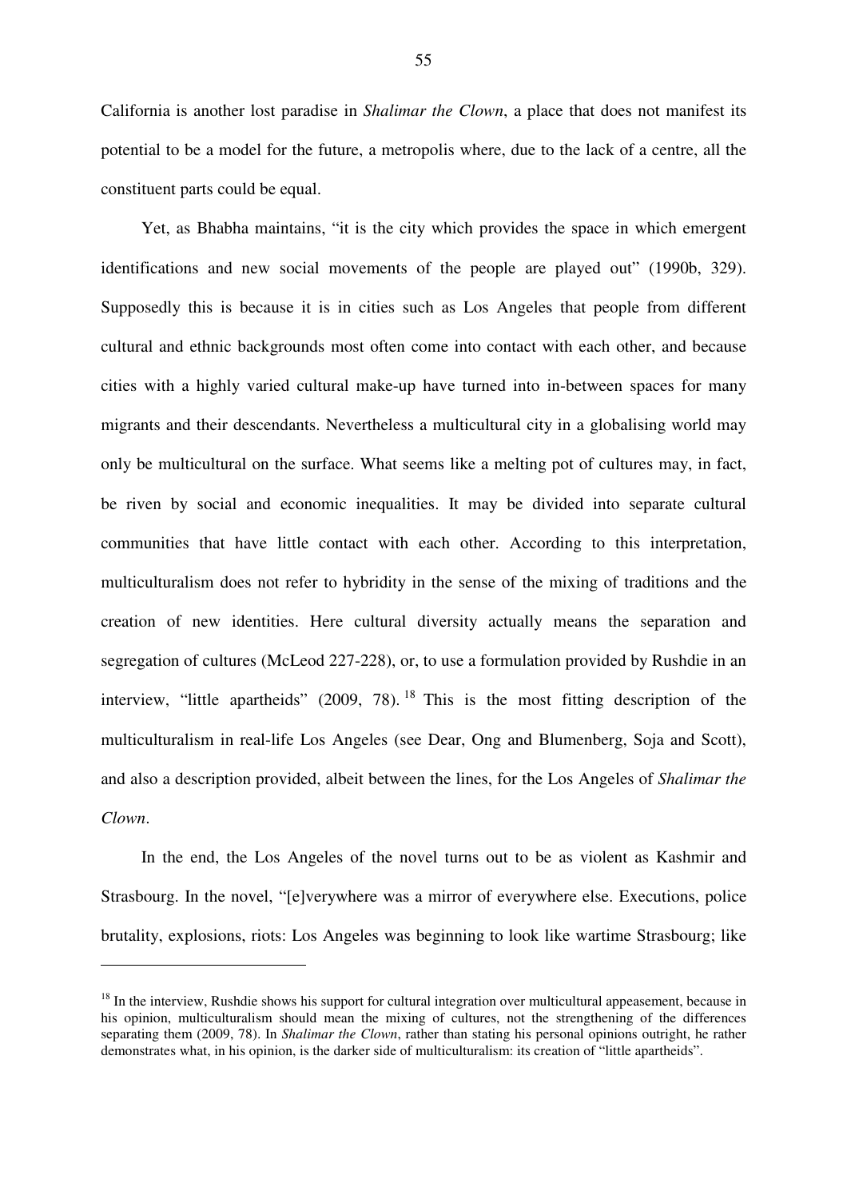California is another lost paradise in *Shalimar the Clown*, a place that does not manifest its potential to be a model for the future, a metropolis where, due to the lack of a centre, all the constituent parts could be equal.

Yet, as Bhabha maintains, "it is the city which provides the space in which emergent identifications and new social movements of the people are played out" (1990b, 329). Supposedly this is because it is in cities such as Los Angeles that people from different cultural and ethnic backgrounds most often come into contact with each other, and because cities with a highly varied cultural make-up have turned into in-between spaces for many migrants and their descendants. Nevertheless a multicultural city in a globalising world may only be multicultural on the surface. What seems like a melting pot of cultures may, in fact, be riven by social and economic inequalities. It may be divided into separate cultural communities that have little contact with each other. According to this interpretation, multiculturalism does not refer to hybridity in the sense of the mixing of traditions and the creation of new identities. Here cultural diversity actually means the separation and segregation of cultures (McLeod 227-228), or, to use a formulation provided by Rushdie in an interview, "little apartheids" (2009, 78).[18] This is the most fitting description of the multiculturalism in real-life Los Angeles (see Dear, Ong and Blumenberg, Soja and Scott), and also a description provided, albeit between the lines, for the Los Angeles of *Shalimar the Clown*.

In the end, the Los Angeles of the novel turns out to be as violent as Kashmir and Strasbourg. In the novel, "[e]verywhere was a mirror of everywhere else. Executions, police brutality, explosions, riots: Los Angeles was beginning to look like wartime Strasbourg; like

---

[18] In the interview, Rushdie shows his support for cultural integration over multicultural appeasement, because in his opinion, multiculturalism should mean the mixing of cultures, not the strengthening of the differences separating them (2009, 78). In *Shalimar the Clown*, rather than stating his personal opinions outright, he rather demonstrates what, in his opinion, is the darker side of multiculturalism: its creation of "little apartheids".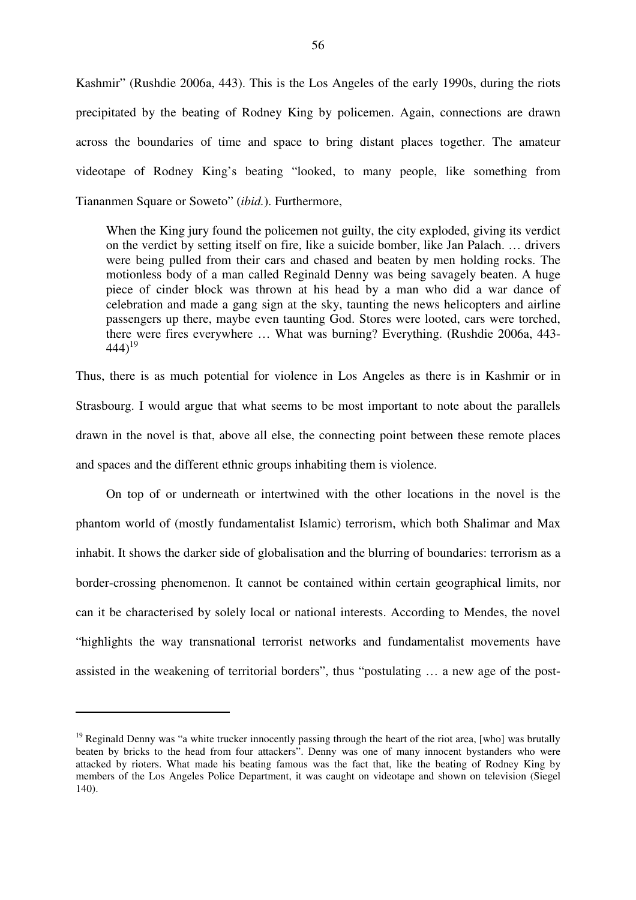Kashmir" (Rushdie 2006a, 443). This is the Los Angeles of the early 1990s, during the riots precipitated by the beating of Rodney King by policemen. Again, connections are drawn across the boundaries of time and space to bring distant places together. The amateur videotape of Rodney King's beating "looked, to many people, like something from Tiananmen Square or Soweto" (*ibid.*). Furthermore,

> When the King jury found the policemen not guilty, the city exploded, giving its verdict on the verdict by setting itself on fire, like a suicide bomber, like Jan Palach. … drivers were being pulled from their cars and chased and beaten by men holding rocks. The motionless body of a man called Reginald Denny was being savagely beaten. A huge piece of cinder block was thrown at his head by a man who did a war dance of celebration and made a gang sign at the sky, taunting the news helicopters and airline passengers up there, maybe even taunting God. Stores were looted, cars were torched, there were fires everywhere … What was burning? Everything. (Rushdie 2006a, 443-444)[19]

Thus, there is as much potential for violence in Los Angeles as there is in Kashmir or in Strasbourg. I would argue that what seems to be most important to note about the parallels drawn in the novel is that, above all else, the connecting point between these remote places and spaces and the different ethnic groups inhabiting them is violence.

On top of or underneath or intertwined with the other locations in the novel is the phantom world of (mostly fundamentalist Islamic) terrorism, which both Shalimar and Max inhabit. It shows the darker side of globalisation and the blurring of boundaries: terrorism as a border-crossing phenomenon. It cannot be contained within certain geographical limits, nor can it be characterised by solely local or national interests. According to Mendes, the novel "highlights the way transnational terrorist networks and fundamentalist movements have assisted in the weakening of territorial borders", thus "postulating … a new age of the post-

---

[19] Reginald Denny was "a white trucker innocently passing through the heart of the riot area, [who] was brutally beaten by bricks to the head from four attackers". Denny was one of many innocent bystanders who were attacked by rioters. What made his beating famous was the fact that, like the beating of Rodney King by members of the Los Angeles Police Department, it was caught on videotape and shown on television (Siegel 140).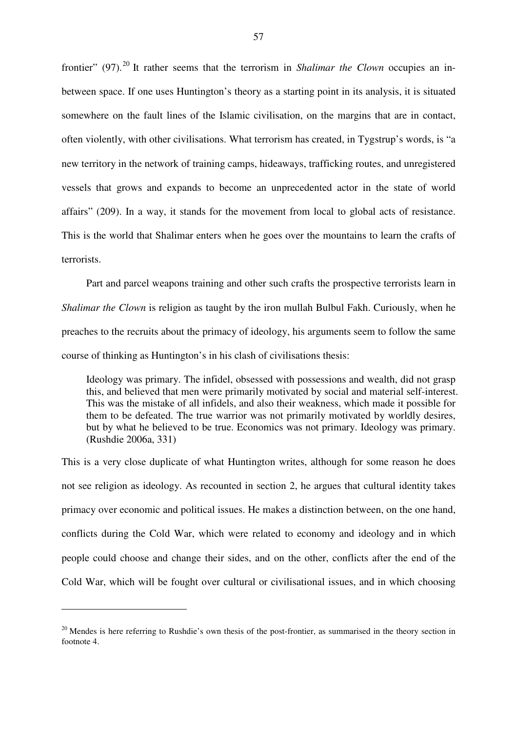frontier" (97).[20] It rather seems that the terrorism in *Shalimar the Clown* occupies an in-between space. If one uses Huntington's theory as a starting point in its analysis, it is situated somewhere on the fault lines of the Islamic civilisation, on the margins that are in contact, often violently, with other civilisations. What terrorism has created, in Tygstrup's words, is "a new territory in the network of training camps, hideaways, trafficking routes, and unregistered vessels that grows and expands to become an unprecedented actor in the state of world affairs" (209). In a way, it stands for the movement from local to global acts of resistance. This is the world that Shalimar enters when he goes over the mountains to learn the crafts of terrorists.

Part and parcel weapons training and other such crafts the prospective terrorists learn in *Shalimar the Clown* is religion as taught by the iron mullah Bulbul Fakh. Curiously, when he preaches to the recruits about the primacy of ideology, his arguments seem to follow the same course of thinking as Huntington's in his clash of civilisations thesis:

> Ideology was primary. The infidel, obsessed with possessions and wealth, did not grasp this, and believed that men were primarily motivated by social and material self-interest. This was the mistake of all infidels, and also their weakness, which made it possible for them to be defeated. The true warrior was not primarily motivated by worldly desires, but by what he believed to be true. Economics was not primary. Ideology was primary. (Rushdie 2006a, 331)

This is a very close duplicate of what Huntington writes, although for some reason he does not see religion as ideology. As recounted in section 2, he argues that cultural identity takes primacy over economic and political issues. He makes a distinction between, on the one hand, conflicts during the Cold War, which were related to economy and ideology and in which people could choose and change their sides, and on the other, conflicts after the end of the Cold War, which will be fought over cultural or civilisational issues, and in which choosing

---

[20] Mendes is here referring to Rushdie's own thesis of the post-frontier, as summarised in the theory section in footnote 4.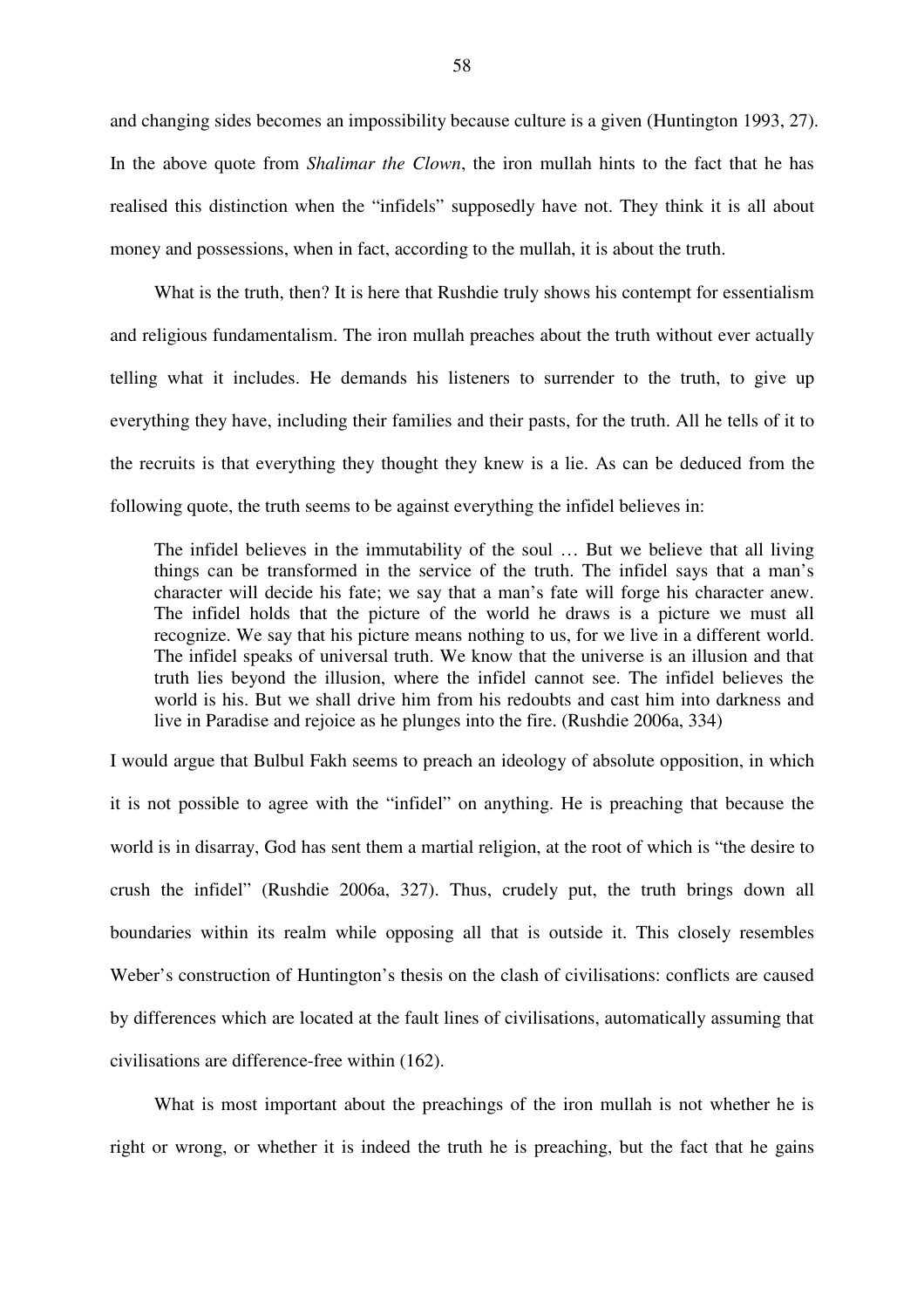and changing sides becomes an impossibility because culture is a given (Huntington 1993, 27). In the above quote from *Shalimar the Clown*, the iron mullah hints to the fact that he has realised this distinction when the "infidels" supposedly have not. They think it is all about money and possessions, when in fact, according to the mullah, it is about the truth.

What is the truth, then? It is here that Rushdie truly shows his contempt for essentialism and religious fundamentalism. The iron mullah preaches about the truth without ever actually telling what it includes. He demands his listeners to surrender to the truth, to give up everything they have, including their families and their pasts, for the truth. All he tells of it to the recruits is that everything they thought they knew is a lie. As can be deduced from the following quote, the truth seems to be against everything the infidel believes in:

> The infidel believes in the immutability of the soul … But we believe that all living things can be transformed in the service of the truth. The infidel says that a man's character will decide his fate; we say that a man's fate will forge his character anew. The infidel holds that the picture of the world he draws is a picture we must all recognize. We say that his picture means nothing to us, for we live in a different world. The infidel speaks of universal truth. We know that the universe is an illusion and that truth lies beyond the illusion, where the infidel cannot see. The infidel believes the world is his. But we shall drive him from his redoubts and cast him into darkness and live in Paradise and rejoice as he plunges into the fire. (Rushdie 2006a, 334)

I would argue that Bulbul Fakh seems to preach an ideology of absolute opposition, in which it is not possible to agree with the "infidel" on anything. He is preaching that because the world is in disarray, God has sent them a martial religion, at the root of which is "the desire to crush the infidel" (Rushdie 2006a, 327). Thus, crudely put, the truth brings down all boundaries within its realm while opposing all that is outside it. This closely resembles Weber's construction of Huntington's thesis on the clash of civilisations: conflicts are caused by differences which are located at the fault lines of civilisations, automatically assuming that civilisations are difference-free within (162).

What is most important about the preachings of the iron mullah is not whether he is right or wrong, or whether it is indeed the truth he is preaching, but the fact that he gains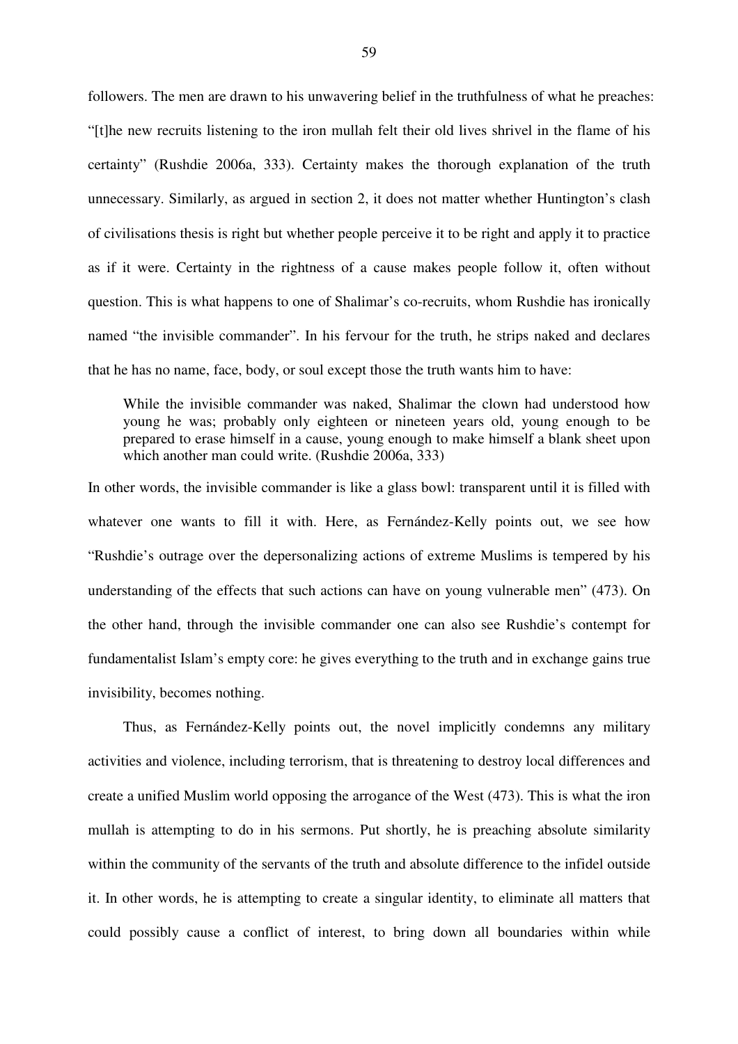followers. The men are drawn to his unwavering belief in the truthfulness of what he preaches: "[t]he new recruits listening to the iron mullah felt their old lives shrivel in the flame of his certainty" (Rushdie 2006a, 333). Certainty makes the thorough explanation of the truth unnecessary. Similarly, as argued in section 2, it does not matter whether Huntington's clash of civilisations thesis is right but whether people perceive it to be right and apply it to practice as if it were. Certainty in the rightness of a cause makes people follow it, often without question. This is what happens to one of Shalimar's co-recruits, whom Rushdie has ironically named "the invisible commander". In his fervour for the truth, he strips naked and declares that he has no name, face, body, or soul except those the truth wants him to have:

> While the invisible commander was naked, Shalimar the clown had understood how young he was; probably only eighteen or nineteen years old, young enough to be prepared to erase himself in a cause, young enough to make himself a blank sheet upon which another man could write. (Rushdie 2006a, 333)

In other words, the invisible commander is like a glass bowl: transparent until it is filled with whatever one wants to fill it with. Here, as Fernández-Kelly points out, we see how "Rushdie's outrage over the depersonalizing actions of extreme Muslims is tempered by his understanding of the effects that such actions can have on young vulnerable men" (473). On the other hand, through the invisible commander one can also see Rushdie's contempt for fundamentalist Islam's empty core: he gives everything to the truth and in exchange gains true invisibility, becomes nothing.

Thus, as Fernández-Kelly points out, the novel implicitly condemns any military activities and violence, including terrorism, that is threatening to destroy local differences and create a unified Muslim world opposing the arrogance of the West (473). This is what the iron mullah is attempting to do in his sermons. Put shortly, he is preaching absolute similarity within the community of the servants of the truth and absolute difference to the infidel outside it. In other words, he is attempting to create a singular identity, to eliminate all matters that could possibly cause a conflict of interest, to bring down all boundaries within while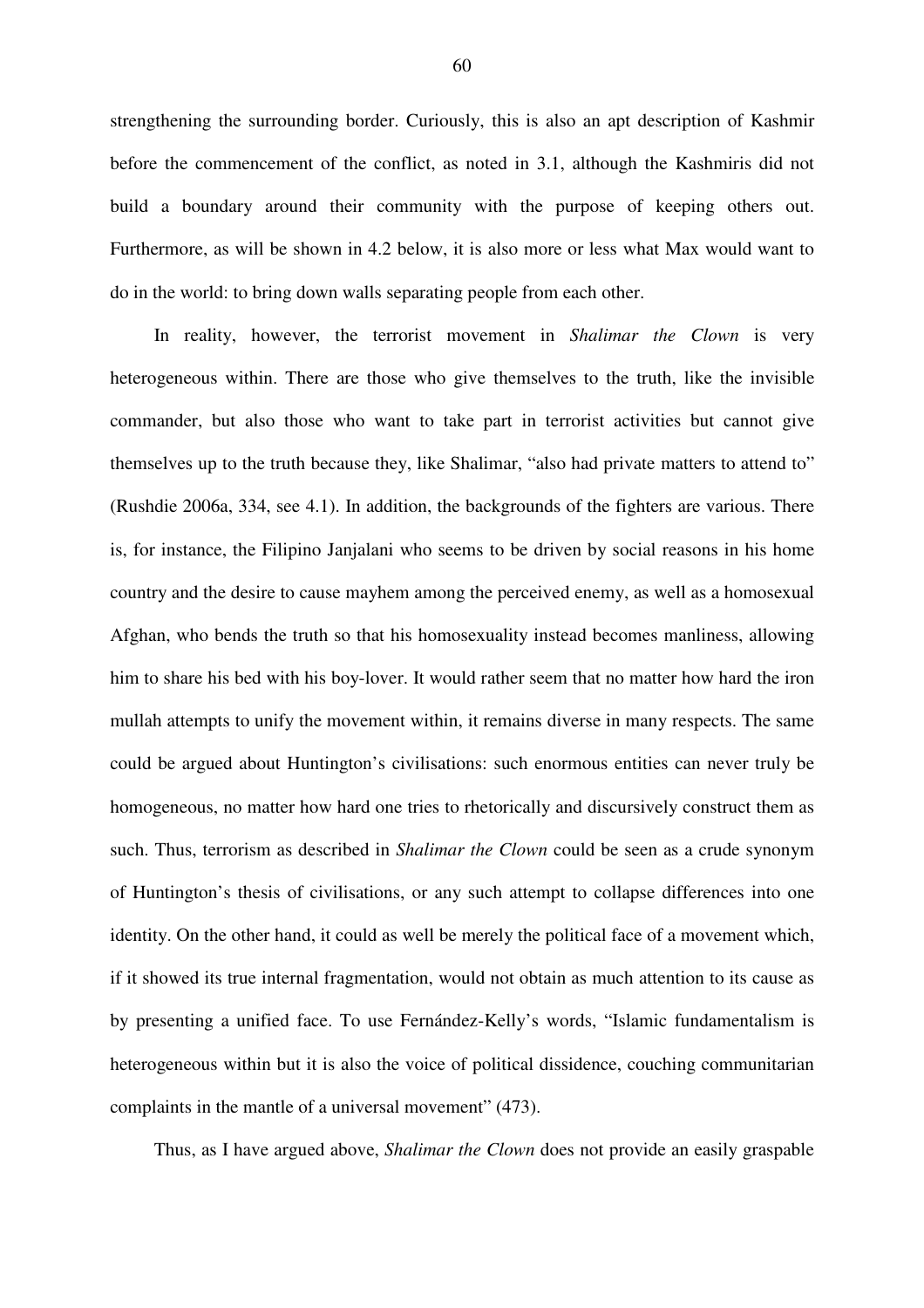strengthening the surrounding border. Curiously, this is also an apt description of Kashmir before the commencement of the conflict, as noted in 3.1, although the Kashmiris did not build a boundary around their community with the purpose of keeping others out. Furthermore, as will be shown in 4.2 below, it is also more or less what Max would want to do in the world: to bring down walls separating people from each other.

In reality, however, the terrorist movement in *Shalimar the Clown* is very heterogeneous within. There are those who give themselves to the truth, like the invisible commander, but also those who want to take part in terrorist activities but cannot give themselves up to the truth because they, like Shalimar, "also had private matters to attend to" (Rushdie 2006a, 334, see 4.1). In addition, the backgrounds of the fighters are various. There is, for instance, the Filipino Janjalani who seems to be driven by social reasons in his home country and the desire to cause mayhem among the perceived enemy, as well as a homosexual Afghan, who bends the truth so that his homosexuality instead becomes manliness, allowing him to share his bed with his boy-lover. It would rather seem that no matter how hard the iron mullah attempts to unify the movement within, it remains diverse in many respects. The same could be argued about Huntington's civilisations: such enormous entities can never truly be homogeneous, no matter how hard one tries to rhetorically and discursively construct them as such. Thus, terrorism as described in *Shalimar the Clown* could be seen as a crude synonym of Huntington's thesis of civilisations, or any such attempt to collapse differences into one identity. On the other hand, it could as well be merely the political face of a movement which, if it showed its true internal fragmentation, would not obtain as much attention to its cause as by presenting a unified face. To use Fernández-Kelly's words, "Islamic fundamentalism is heterogeneous within but it is also the voice of political dissidence, couching communitarian complaints in the mantle of a universal movement" (473).

Thus, as I have argued above, *Shalimar the Clown* does not provide an easily graspable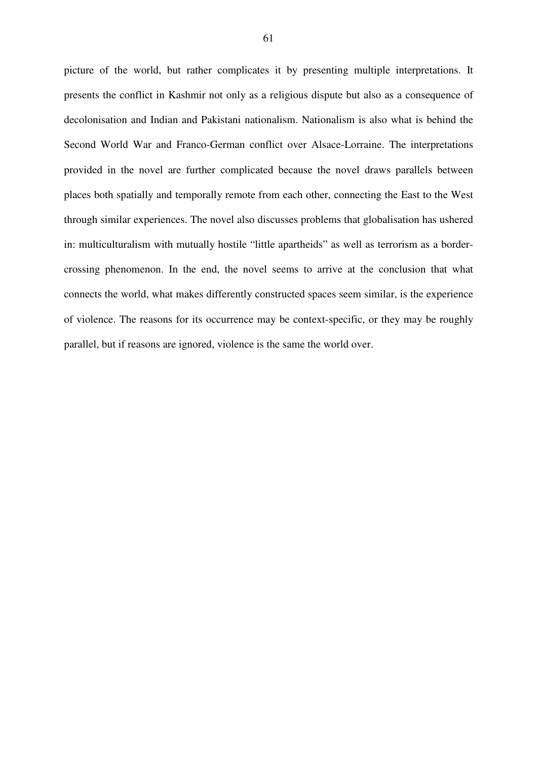picture of the world, but rather complicates it by presenting multiple interpretations. It presents the conflict in Kashmir not only as a religious dispute but also as a consequence of decolonisation and Indian and Pakistani nationalism. Nationalism is also what is behind the Second World War and Franco-German conflict over Alsace-Lorraine. The interpretations provided in the novel are further complicated because the novel draws parallels between places both spatially and temporally remote from each other, connecting the East to the West through similar experiences. The novel also discusses problems that globalisation has ushered in: multiculturalism with mutually hostile "little apartheids" as well as terrorism as a border-crossing phenomenon. In the end, the novel seems to arrive at the conclusion that what connects the world, what makes differently constructed spaces seem similar, is the experience of violence. The reasons for its occurrence may be context-specific, or they may be roughly parallel, but if reasons are ignored, violence is the same the world over.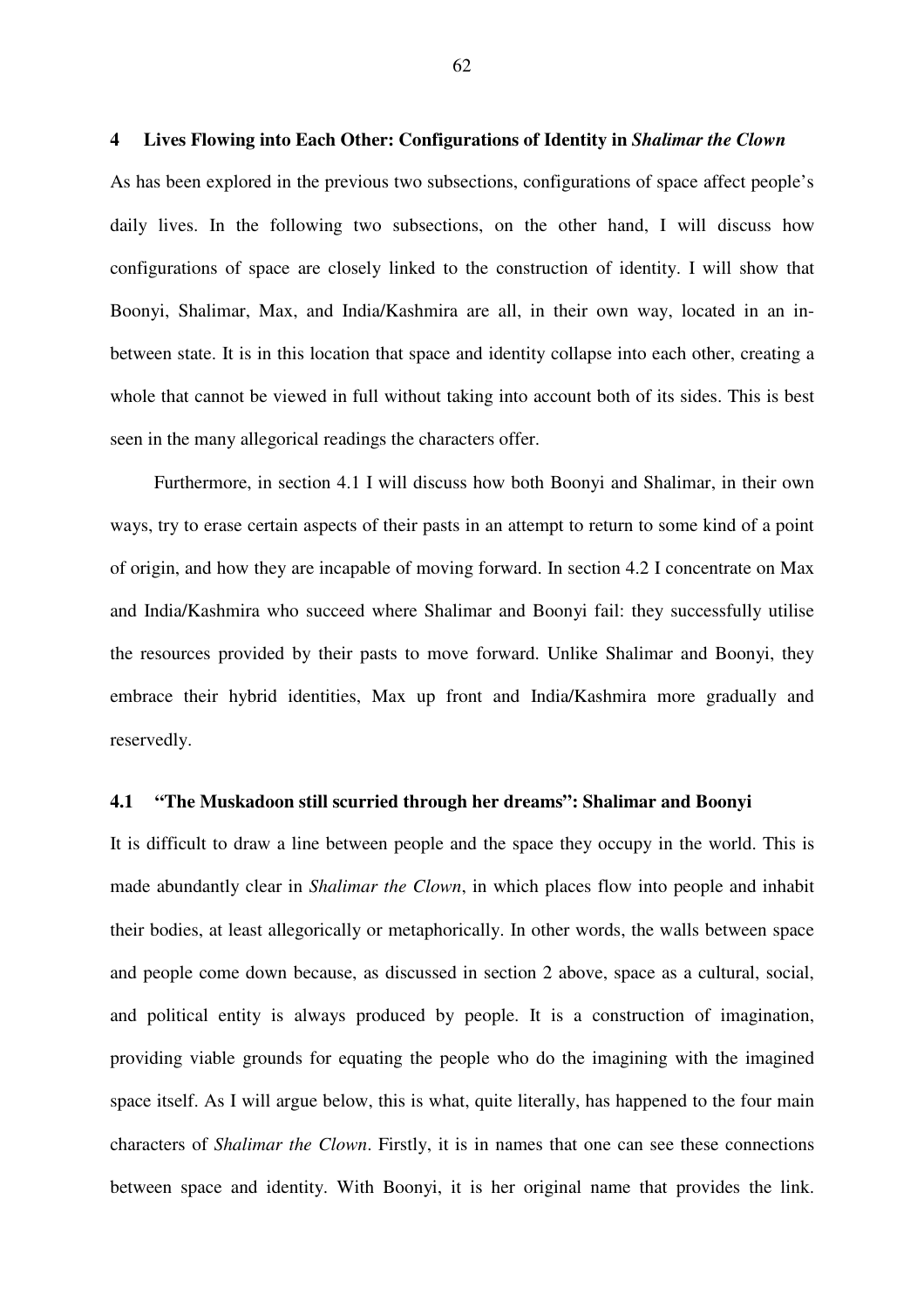## 4 Lives Flowing into Each Other: Configurations of Identity in *Shalimar the Clown*

As has been explored in the previous two subsections, configurations of space affect people's daily lives. In the following two subsections, on the other hand, I will discuss how configurations of space are closely linked to the construction of identity. I will show that Boonyi, Shalimar, Max, and India/Kashmira are all, in their own way, located in an in-between state. It is in this location that space and identity collapse into each other, creating a whole that cannot be viewed in full without taking into account both of its sides. This is best seen in the many allegorical readings the characters offer.

Furthermore, in section 4.1 I will discuss how both Boonyi and Shalimar, in their own ways, try to erase certain aspects of their pasts in an attempt to return to some kind of a point of origin, and how they are incapable of moving forward. In section 4.2 I concentrate on Max and India/Kashmira who succeed where Shalimar and Boonyi fail: they successfully utilise the resources provided by their pasts to move forward. Unlike Shalimar and Boonyi, they embrace their hybrid identities, Max up front and India/Kashmira more gradually and reservedly.

### 4.1 "The Muskadoon still scurried through her dreams": Shalimar and Boonyi

It is difficult to draw a line between people and the space they occupy in the world. This is made abundantly clear in *Shalimar the Clown*, in which places flow into people and inhabit their bodies, at least allegorically or metaphorically. In other words, the walls between space and people come down because, as discussed in section 2 above, space as a cultural, social, and political entity is always produced by people. It is a construction of imagination, providing viable grounds for equating the people who do the imagining with the imagined space itself. As I will argue below, this is what, quite literally, has happened to the four main characters of *Shalimar the Clown*. Firstly, it is in names that one can see these connections between space and identity. With Boonyi, it is her original name that provides the link.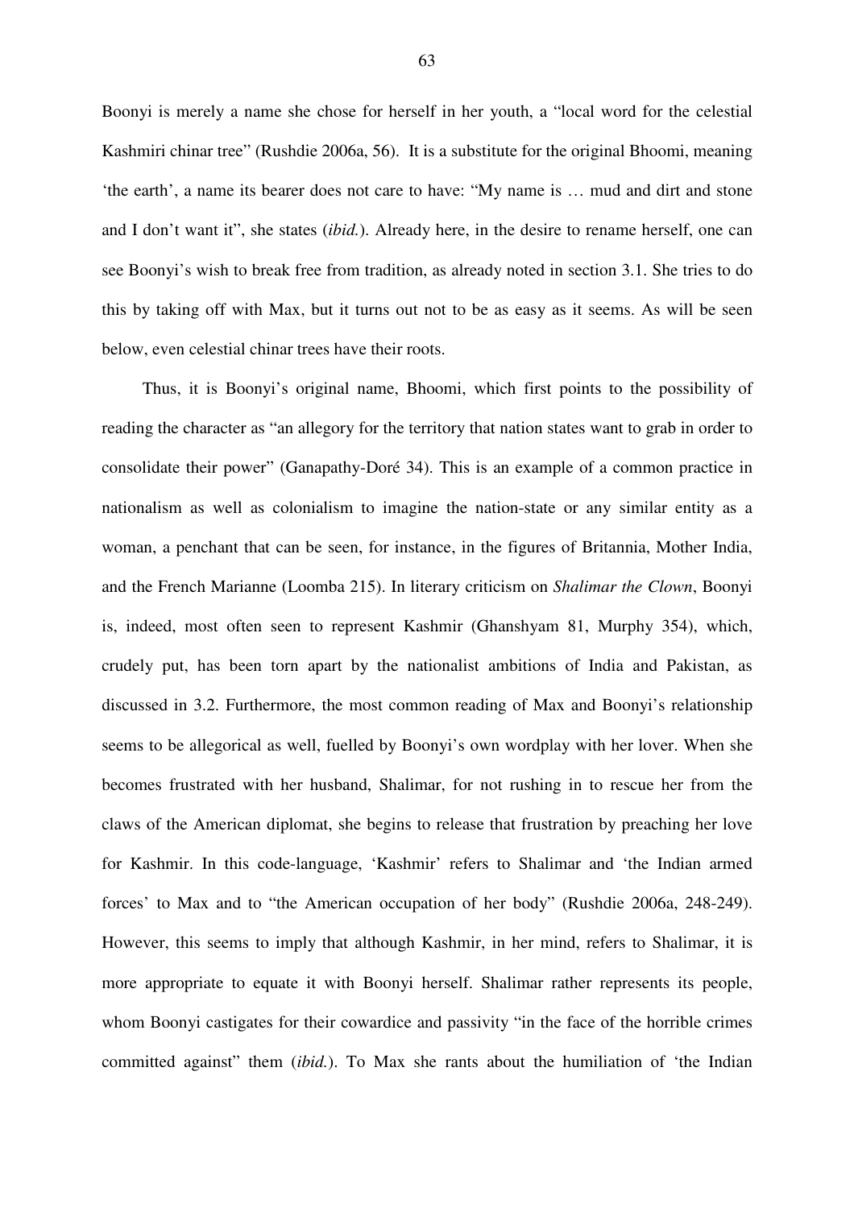Boonyi is merely a name she chose for herself in her youth, a "local word for the celestial Kashmiri chinar tree" (Rushdie 2006a, 56). It is a substitute for the original Bhoomi, meaning 'the earth', a name its bearer does not care to have: "My name is … mud and dirt and stone and I don't want it", she states (*ibid.*). Already here, in the desire to rename herself, one can see Boonyi's wish to break free from tradition, as already noted in section 3.1. She tries to do this by taking off with Max, but it turns out not to be as easy as it seems. As will be seen below, even celestial chinar trees have their roots.

Thus, it is Boonyi's original name, Bhoomi, which first points to the possibility of reading the character as "an allegory for the territory that nation states want to grab in order to consolidate their power" (Ganapathy-Doré 34). This is an example of a common practice in nationalism as well as colonialism to imagine the nation-state or any similar entity as a woman, a penchant that can be seen, for instance, in the figures of Britannia, Mother India, and the French Marianne (Loomba 215). In literary criticism on *Shalimar the Clown*, Boonyi is, indeed, most often seen to represent Kashmir (Ghanshyam 81, Murphy 354), which, crudely put, has been torn apart by the nationalist ambitions of India and Pakistan, as discussed in 3.2. Furthermore, the most common reading of Max and Boonyi's relationship seems to be allegorical as well, fuelled by Boonyi's own wordplay with her lover. When she becomes frustrated with her husband, Shalimar, for not rushing in to rescue her from the claws of the American diplomat, she begins to release that frustration by preaching her love for Kashmir. In this code-language, 'Kashmir' refers to Shalimar and 'the Indian armed forces' to Max and to "the American occupation of her body" (Rushdie 2006a, 248-249). However, this seems to imply that although Kashmir, in her mind, refers to Shalimar, it is more appropriate to equate it with Boonyi herself. Shalimar rather represents its people, whom Boonyi castigates for their cowardice and passivity "in the face of the horrible crimes committed against" them (*ibid.*). To Max she rants about the humiliation of 'the Indian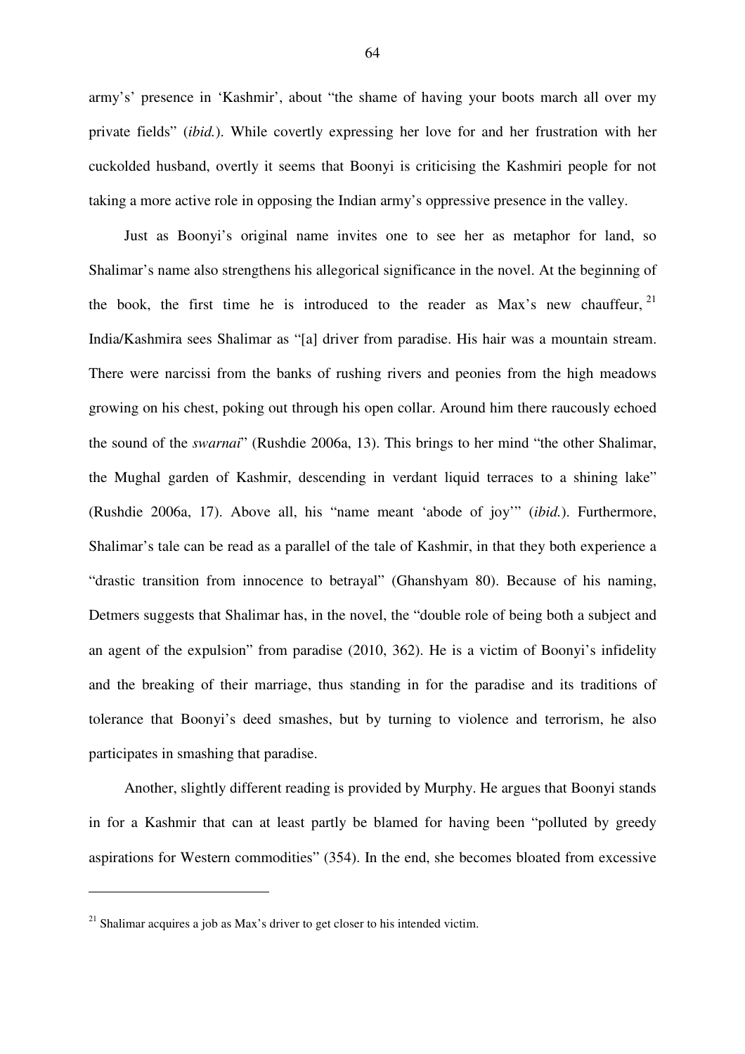army's' presence in 'Kashmir', about "the shame of having your boots march all over my private fields" (*ibid.*). While covertly expressing her love for and her frustration with her cuckolded husband, overtly it seems that Boonyi is criticising the Kashmiri people for not taking a more active role in opposing the Indian army's oppressive presence in the valley.

Just as Boonyi's original name invites one to see her as metaphor for land, so Shalimar's name also strengthens his allegorical significance in the novel. At the beginning of the book, the first time he is introduced to the reader as Max's new chauffeur,[21] India/Kashmira sees Shalimar as "[a] driver from paradise. His hair was a mountain stream. There were narcissi from the banks of rushing rivers and peonies from the high meadows growing on his chest, poking out through his open collar. Around him there raucously echoed the sound of the *swarnai*" (Rushdie 2006a, 13). This brings to her mind "the other Shalimar, the Mughal garden of Kashmir, descending in verdant liquid terraces to a shining lake" (Rushdie 2006a, 17). Above all, his "name meant 'abode of joy'" (*ibid.*). Furthermore, Shalimar's tale can be read as a parallel of the tale of Kashmir, in that they both experience a "drastic transition from innocence to betrayal" (Ghanshyam 80). Because of his naming, Detmers suggests that Shalimar has, in the novel, the "double role of being both a subject and an agent of the expulsion" from paradise (2010, 362). He is a victim of Boonyi's infidelity and the breaking of their marriage, thus standing in for the paradise and its traditions of tolerance that Boonyi's deed smashes, but by turning to violence and terrorism, he also participates in smashing that paradise.

Another, slightly different reading is provided by Murphy. He argues that Boonyi stands in for a Kashmir that can at least partly be blamed for having been "polluted by greedy aspirations for Western commodities" (354). In the end, she becomes bloated from excessive

---

[21] Shalimar acquires a job as Max's driver to get closer to his intended victim.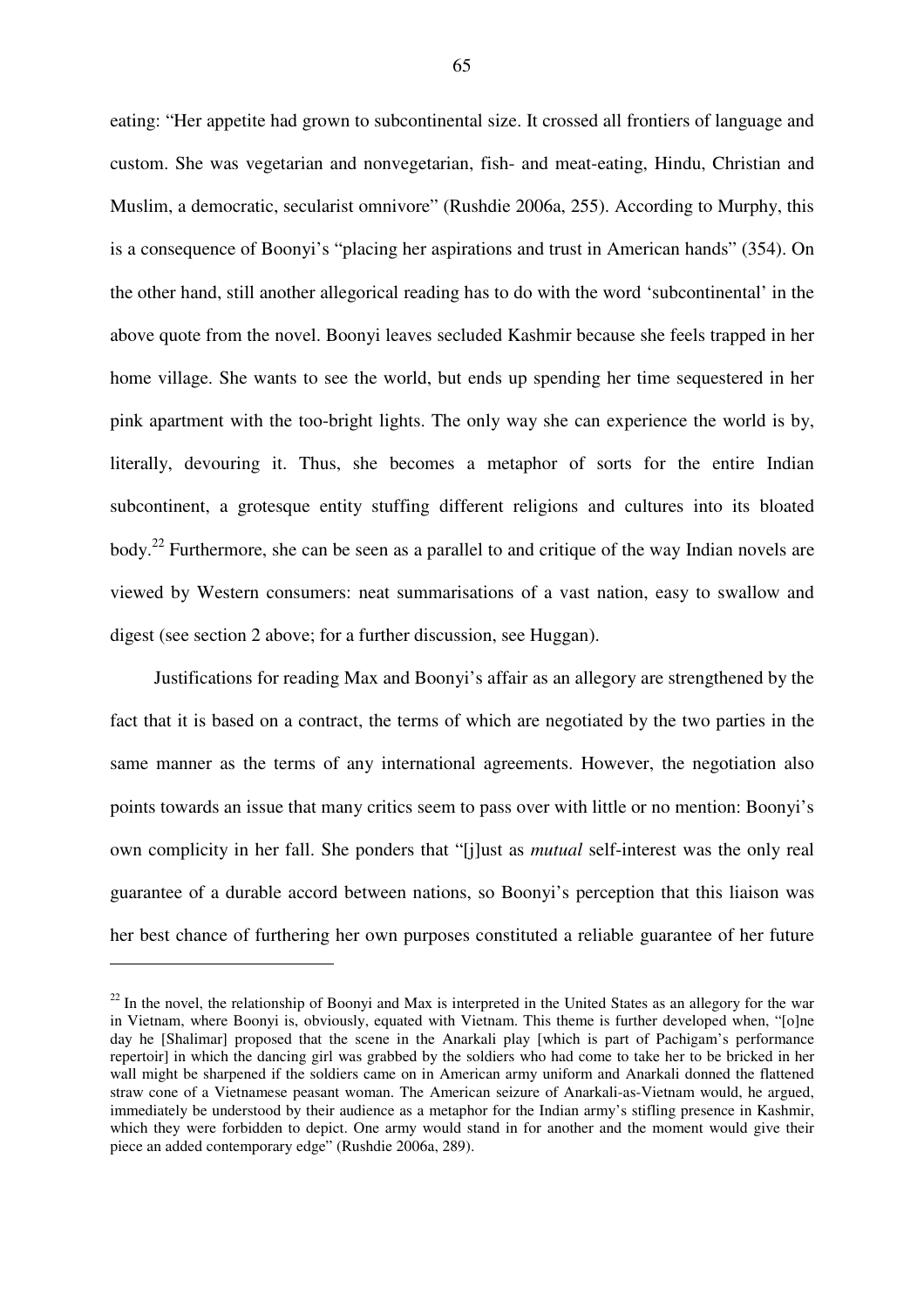eating: “Her appetite had grown to subcontinental size. It crossed all frontiers of language and custom. She was vegetarian and nonvegetarian, fish- and meat-eating, Hindu, Christian and Muslim, a democratic, secularist omnivore” (Rushdie 2006a, 255). According to Murphy, this is a consequence of Boonyi’s “placing her aspirations and trust in American hands” (354). On the other hand, still another allegorical reading has to do with the word ‘subcontinental’ in the above quote from the novel. Boonyi leaves secluded Kashmir because she feels trapped in her home village. She wants to see the world, but ends up spending her time sequestered in her pink apartment with the too-bright lights. The only way she can experience the world is by, literally, devouring it. Thus, she becomes a metaphor of sorts for the entire Indian subcontinent, a grotesque entity stuffing different religions and cultures into its bloated body.[22] Furthermore, she can be seen as a parallel to and critique of the way Indian novels are viewed by Western consumers: neat summarisations of a vast nation, easy to swallow and digest (see section 2 above; for a further discussion, see Huggan).

Justifications for reading Max and Boonyi’s affair as an allegory are strengthened by the fact that it is based on a contract, the terms of which are negotiated by the two parties in the same manner as the terms of any international agreements. However, the negotiation also points towards an issue that many critics seem to pass over with little or no mention: Boonyi’s own complicity in her fall. She ponders that “[j]ust as *mutual* self-interest was the only real guarantee of a durable accord between nations, so Boonyi’s perception that this liaison was her best chance of furthering her own purposes constituted a reliable guarantee of her future

---

[22] In the novel, the relationship of Boonyi and Max is interpreted in the United States as an allegory for the war in Vietnam, where Boonyi is, obviously, equated with Vietnam. This theme is further developed when, “[o]ne day he [Shalimar] proposed that the scene in the Anarkali play [which is part of Pachigam’s performance repertoir] in which the dancing girl was grabbed by the soldiers who had come to take her to be bricked in her wall might be sharpened if the soldiers came on in American army uniform and Anarkali donned the flattened straw cone of a Vietnamese peasant woman. The American seizure of Anarkali-as-Vietnam would, he argued, immediately be understood by their audience as a metaphor for the Indian army’s stifling presence in Kashmir, which they were forbidden to depict. One army would stand in for another and the moment would give their piece an added contemporary edge” (Rushdie 2006a, 289).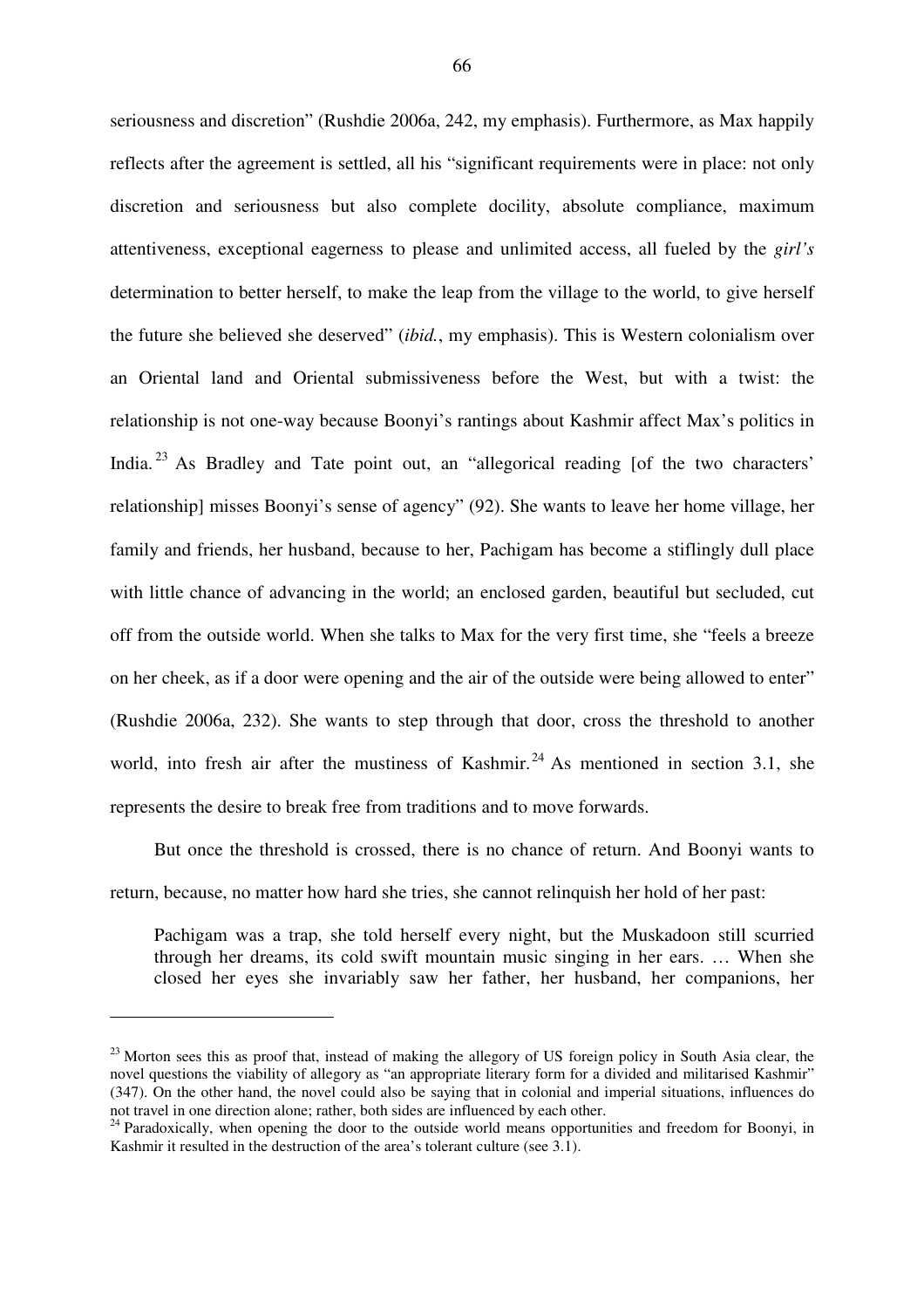seriousness and discretion" (Rushdie 2006a, 242, my emphasis). Furthermore, as Max happily reflects after the agreement is settled, all his "significant requirements were in place: not only discretion and seriousness but also complete docility, absolute compliance, maximum attentiveness, exceptional eagerness to please and unlimited access, all fueled by the *girl's* determination to better herself, to make the leap from the village to the world, to give herself the future she believed she deserved" (*ibid.*, my emphasis). This is Western colonialism over an Oriental land and Oriental submissiveness before the West, but with a twist: the relationship is not one-way because Boonyi's rantings about Kashmir affect Max's politics in India.[23] As Bradley and Tate point out, an "allegorical reading [of the two characters' relationship] misses Boonyi's sense of agency" (92). She wants to leave her home village, her family and friends, her husband, because to her, Pachigam has become a stiflingly dull place with little chance of advancing in the world; an enclosed garden, beautiful but secluded, cut off from the outside world. When she talks to Max for the very first time, she "feels a breeze on her cheek, as if a door were opening and the air of the outside were being allowed to enter" (Rushdie 2006a, 232). She wants to step through that door, cross the threshold to another world, into fresh air after the mustiness of Kashmir.[24] As mentioned in section 3.1, she represents the desire to break free from traditions and to move forwards.

But once the threshold is crossed, there is no chance of return. And Boonyi wants to return, because, no matter how hard she tries, she cannot relinquish her hold of her past:

> Pachigam was a trap, she told herself every night, but the Muskadoon still scurried through her dreams, its cold swift mountain music singing in her ears. … When she closed her eyes she invariably saw her father, her husband, her companions, her

---

[23] Morton sees this as proof that, instead of making the allegory of US foreign policy in South Asia clear, the novel questions the viability of allegory as "an appropriate literary form for a divided and militarised Kashmir" (347). On the other hand, the novel could also be saying that in colonial and imperial situations, influences do not travel in one direction alone; rather, both sides are influenced by each other.

[24] Paradoxically, when opening the door to the outside world means opportunities and freedom for Boonyi, in Kashmir it resulted in the destruction of the area's tolerant culture (see 3.1).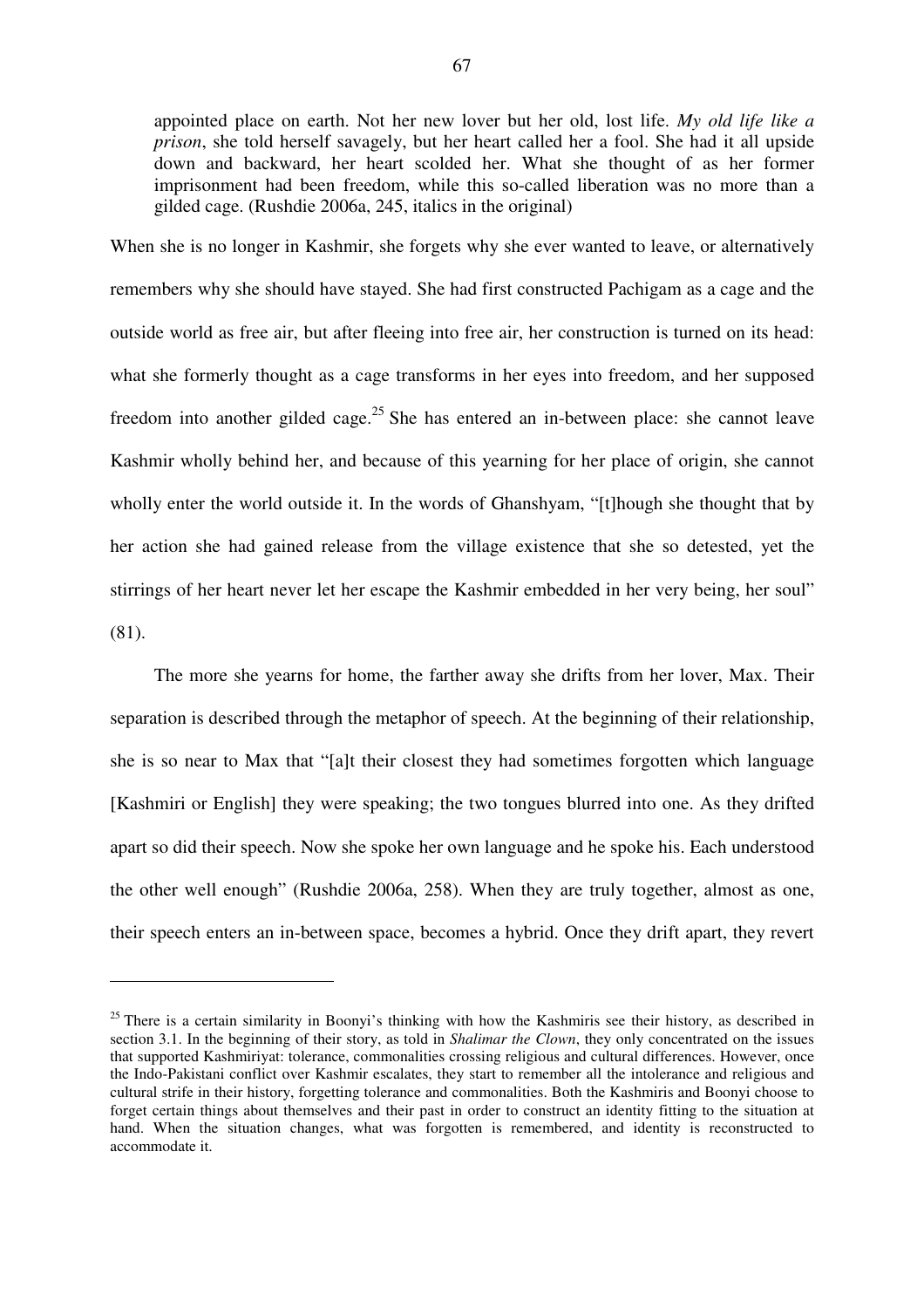> appointed place on earth. Not her new lover but her old, lost life. *My old life like a prison*, she told herself savagely, but her heart called her a fool. She had it all upside down and backward, her heart scolded her. What she thought of as her former imprisonment had been freedom, while this so-called liberation was no more than a gilded cage. (Rushdie 2006a, 245, italics in the original)

When she is no longer in Kashmir, she forgets why she ever wanted to leave, or alternatively remembers why she should have stayed. She had first constructed Pachigam as a cage and the outside world as free air, but after fleeing into free air, her construction is turned on its head: what she formerly thought as a cage transforms in her eyes into freedom, and her supposed freedom into another gilded cage.[25] She has entered an in-between place: she cannot leave Kashmir wholly behind her, and because of this yearning for her place of origin, she cannot wholly enter the world outside it. In the words of Ghanshyam, "[t]hough she thought that by her action she had gained release from the village existence that she so detested, yet the stirrings of her heart never let her escape the Kashmir embedded in her very being, her soul" (81).

The more she yearns for home, the farther away she drifts from her lover, Max. Their separation is described through the metaphor of speech. At the beginning of their relationship, she is so near to Max that "[a]t their closest they had sometimes forgotten which language [Kashmiri or English] they were speaking; the two tongues blurred into one. As they drifted apart so did their speech. Now she spoke her own language and he spoke his. Each understood the other well enough" (Rushdie 2006a, 258). When they are truly together, almost as one, their speech enters an in-between space, becomes a hybrid. Once they drift apart, they revert

---

[25] There is a certain similarity in Boonyi's thinking with how the Kashmiris see their history, as described in section 3.1. In the beginning of their story, as told in *Shalimar the Clown*, they only concentrated on the issues that supported Kashmiriyat: tolerance, commonalities crossing religious and cultural differences. However, once the Indo-Pakistani conflict over Kashmir escalates, they start to remember all the intolerance and religious and cultural strife in their history, forgetting tolerance and commonalities. Both the Kashmiris and Boonyi choose to forget certain things about themselves and their past in order to construct an identity fitting to the situation at hand. When the situation changes, what was forgotten is remembered, and identity is reconstructed to accommodate it.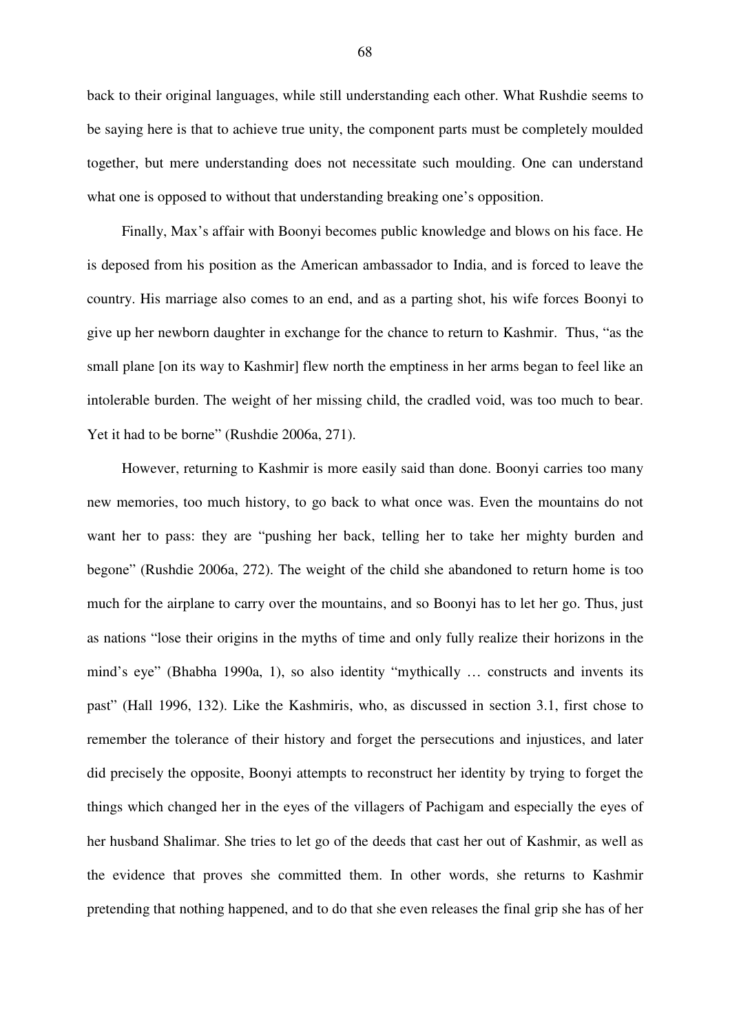back to their original languages, while still understanding each other. What Rushdie seems to be saying here is that to achieve true unity, the component parts must be completely moulded together, but mere understanding does not necessitate such moulding. One can understand what one is opposed to without that understanding breaking one's opposition.

Finally, Max's affair with Boonyi becomes public knowledge and blows on his face. He is deposed from his position as the American ambassador to India, and is forced to leave the country. His marriage also comes to an end, and as a parting shot, his wife forces Boonyi to give up her newborn daughter in exchange for the chance to return to Kashmir. Thus, "as the small plane [on its way to Kashmir] flew north the emptiness in her arms began to feel like an intolerable burden. The weight of her missing child, the cradled void, was too much to bear. Yet it had to be borne" (Rushdie 2006a, 271).

However, returning to Kashmir is more easily said than done. Boonyi carries too many new memories, too much history, to go back to what once was. Even the mountains do not want her to pass: they are "pushing her back, telling her to take her mighty burden and begone" (Rushdie 2006a, 272). The weight of the child she abandoned to return home is too much for the airplane to carry over the mountains, and so Boonyi has to let her go. Thus, just as nations "lose their origins in the myths of time and only fully realize their horizons in the mind's eye" (Bhabha 1990a, 1), so also identity "mythically … constructs and invents its past" (Hall 1996, 132). Like the Kashmiris, who, as discussed in section 3.1, first chose to remember the tolerance of their history and forget the persecutions and injustices, and later did precisely the opposite, Boonyi attempts to reconstruct her identity by trying to forget the things which changed her in the eyes of the villagers of Pachigam and especially the eyes of her husband Shalimar. She tries to let go of the deeds that cast her out of Kashmir, as well as the evidence that proves she committed them. In other words, she returns to Kashmir pretending that nothing happened, and to do that she even releases the final grip she has of her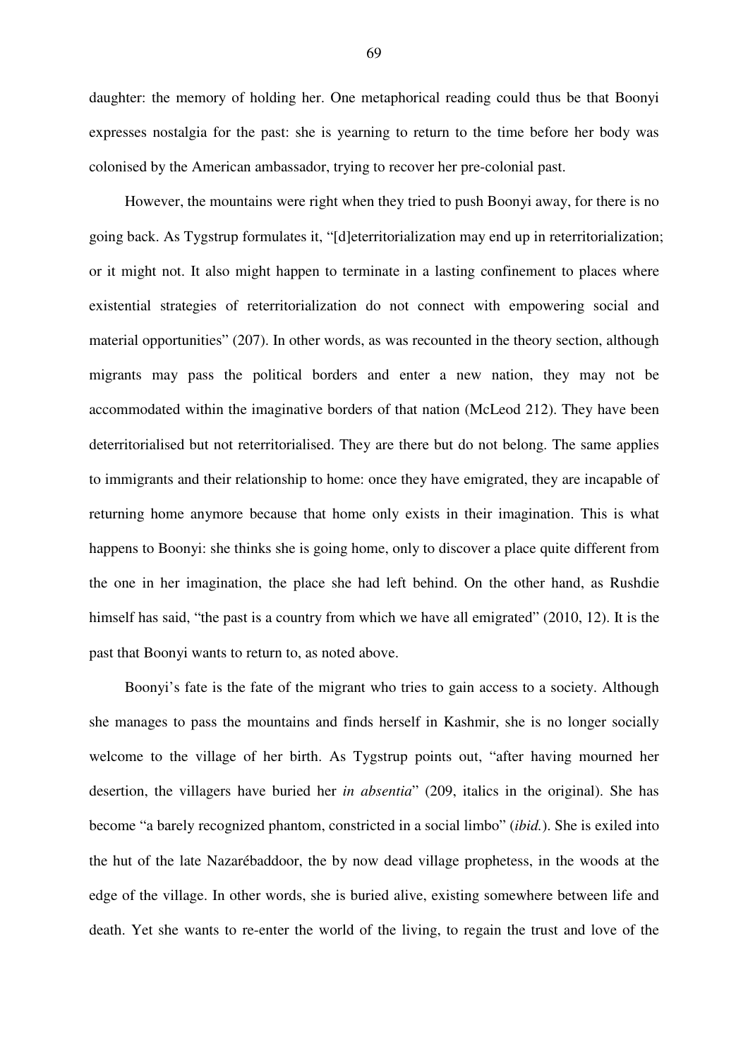daughter: the memory of holding her. One metaphorical reading could thus be that Boonyi expresses nostalgia for the past: she is yearning to return to the time before her body was colonised by the American ambassador, trying to recover her pre-colonial past.

However, the mountains were right when they tried to push Boonyi away, for there is no going back. As Tygstrup formulates it, "[d]eterritorialization may end up in reterritorialization; or it might not. It also might happen to terminate in a lasting confinement to places where existential strategies of reterritorialization do not connect with empowering social and material opportunities" (207). In other words, as was recounted in the theory section, although migrants may pass the political borders and enter a new nation, they may not be accommodated within the imaginative borders of that nation (McLeod 212). They have been deterritorialised but not reterritorialised. They are there but do not belong. The same applies to immigrants and their relationship to home: once they have emigrated, they are incapable of returning home anymore because that home only exists in their imagination. This is what happens to Boonyi: she thinks she is going home, only to discover a place quite different from the one in her imagination, the place she had left behind. On the other hand, as Rushdie himself has said, "the past is a country from which we have all emigrated" (2010, 12). It is the past that Boonyi wants to return to, as noted above.

Boonyi's fate is the fate of the migrant who tries to gain access to a society. Although she manages to pass the mountains and finds herself in Kashmir, she is no longer socially welcome to the village of her birth. As Tygstrup points out, "after having mourned her desertion, the villagers have buried her *in absentia*" (209, italics in the original). She has become "a barely recognized phantom, constricted in a social limbo" (*ibid.*). She is exiled into the hut of the late Nazarébaddoor, the by now dead village prophetess, in the woods at the edge of the village. In other words, she is buried alive, existing somewhere between life and death. Yet she wants to re-enter the world of the living, to regain the trust and love of the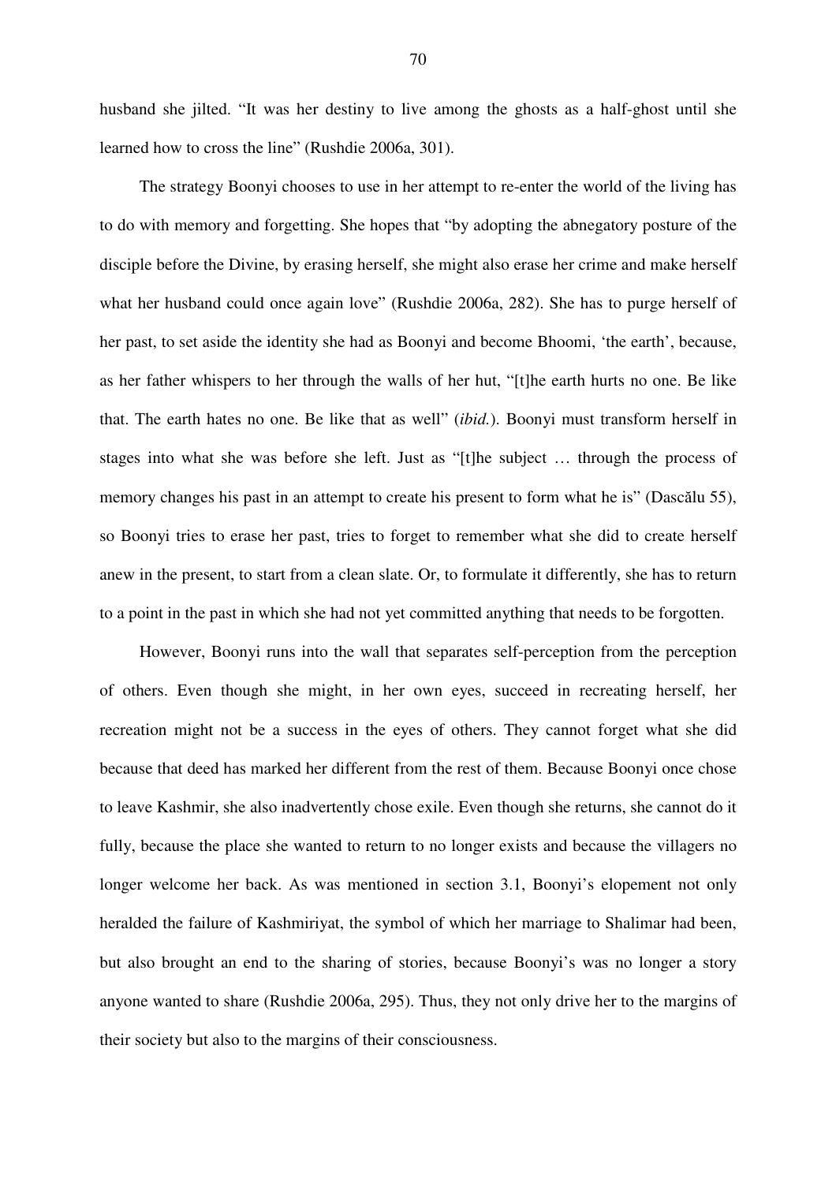husband she jilted. "It was her destiny to live among the ghosts as a half-ghost until she learned how to cross the line" (Rushdie 2006a, 301).

The strategy Boonyi chooses to use in her attempt to re-enter the world of the living has to do with memory and forgetting. She hopes that "by adopting the abnegatory posture of the disciple before the Divine, by erasing herself, she might also erase her crime and make herself what her husband could once again love" (Rushdie 2006a, 282). She has to purge herself of her past, to set aside the identity she had as Boonyi and become Bhoomi, 'the earth', because, as her father whispers to her through the walls of her hut, "[t]he earth hurts no one. Be like that. The earth hates no one. Be like that as well" (*ibid.*). Boonyi must transform herself in stages into what she was before she left. Just as "[t]he subject … through the process of memory changes his past in an attempt to create his present to form what he is" (Dascălu 55), so Boonyi tries to erase her past, tries to forget to remember what she did to create herself anew in the present, to start from a clean slate. Or, to formulate it differently, she has to return to a point in the past in which she had not yet committed anything that needs to be forgotten.

However, Boonyi runs into the wall that separates self-perception from the perception of others. Even though she might, in her own eyes, succeed in recreating herself, her recreation might not be a success in the eyes of others. They cannot forget what she did because that deed has marked her different from the rest of them. Because Boonyi once chose to leave Kashmir, she also inadvertently chose exile. Even though she returns, she cannot do it fully, because the place she wanted to return to no longer exists and because the villagers no longer welcome her back. As was mentioned in section 3.1, Boonyi's elopement not only heralded the failure of Kashmiriyat, the symbol of which her marriage to Shalimar had been, but also brought an end to the sharing of stories, because Boonyi's was no longer a story anyone wanted to share (Rushdie 2006a, 295). Thus, they not only drive her to the margins of their society but also to the margins of their consciousness.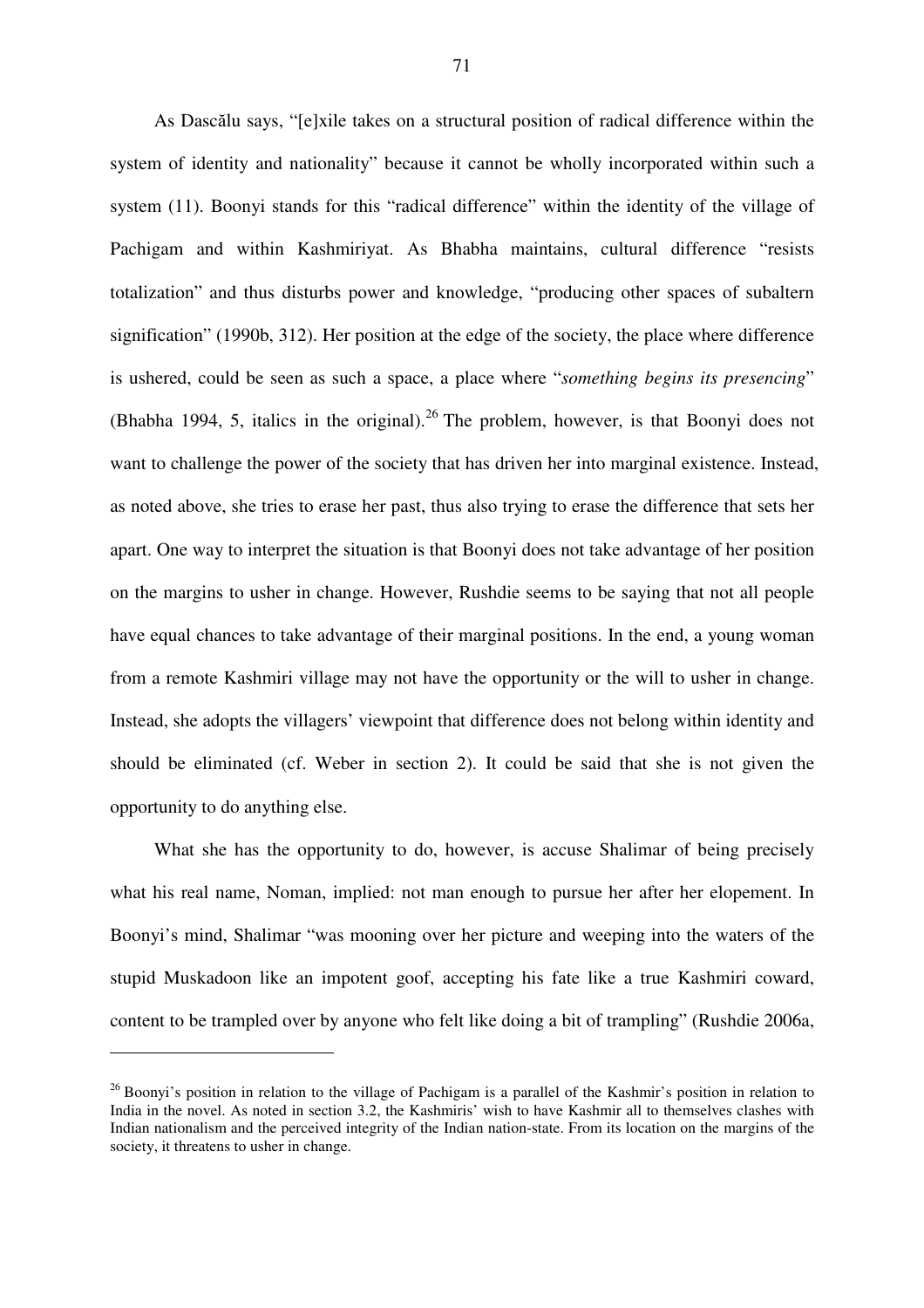As Dascălu says, "[e]xile takes on a structural position of radical difference within the system of identity and nationality" because it cannot be wholly incorporated within such a system (11). Boonyi stands for this "radical difference" within the identity of the village of Pachigam and within Kashmiriyat. As Bhabha maintains, cultural difference "resists totalization" and thus disturbs power and knowledge, "producing other spaces of subaltern signification" (1990b, 312). Her position at the edge of the society, the place where difference is ushered, could be seen as such a space, a place where "*something begins its presencing*" (Bhabha 1994, 5, italics in the original).[26] The problem, however, is that Boonyi does not want to challenge the power of the society that has driven her into marginal existence. Instead, as noted above, she tries to erase her past, thus also trying to erase the difference that sets her apart. One way to interpret the situation is that Boonyi does not take advantage of her position on the margins to usher in change. However, Rushdie seems to be saying that not all people have equal chances to take advantage of their marginal positions. In the end, a young woman from a remote Kashmiri village may not have the opportunity or the will to usher in change. Instead, she adopts the villagers' viewpoint that difference does not belong within identity and should be eliminated (cf. Weber in section 2). It could be said that she is not given the opportunity to do anything else.

What she has the opportunity to do, however, is accuse Shalimar of being precisely what his real name, Noman, implied: not man enough to pursue her after her elopement. In Boonyi's mind, Shalimar "was mooning over her picture and weeping into the waters of the stupid Muskadoon like an impotent goof, accepting his fate like a true Kashmiri coward, content to be trampled over by anyone who felt like doing a bit of trampling" (Rushdie 2006a,

---

[26] Boonyi's position in relation to the village of Pachigam is a parallel of the Kashmir's position in relation to India in the novel. As noted in section 3.2, the Kashmiris' wish to have Kashmir all to themselves clashes with Indian nationalism and the perceived integrity of the Indian nation-state. From its location on the margins of the society, it threatens to usher in change.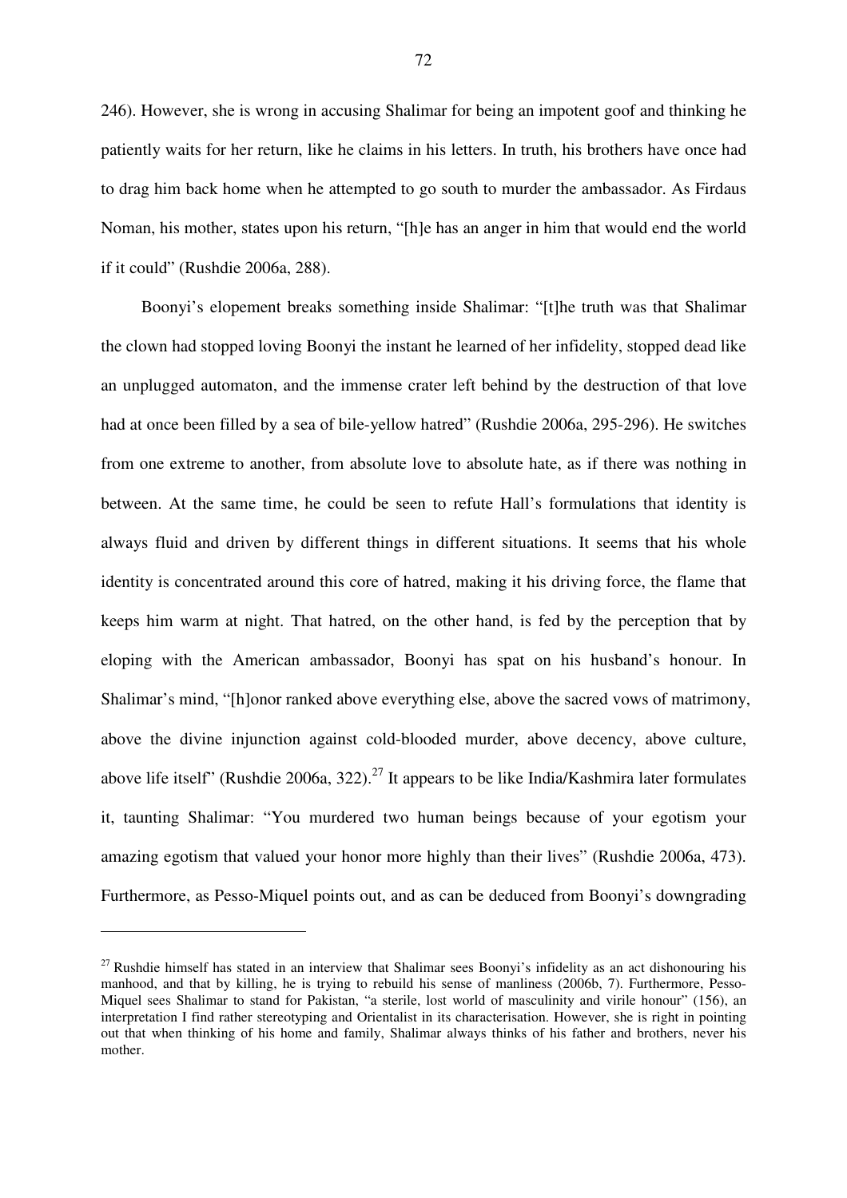246). However, she is wrong in accusing Shalimar for being an impotent goof and thinking he patiently waits for her return, like he claims in his letters. In truth, his brothers have once had to drag him back home when he attempted to go south to murder the ambassador. As Firdaus Noman, his mother, states upon his return, "[h]e has an anger in him that would end the world if it could" (Rushdie 2006a, 288).

Boonyi's elopement breaks something inside Shalimar: "[t]he truth was that Shalimar the clown had stopped loving Boonyi the instant he learned of her infidelity, stopped dead like an unplugged automaton, and the immense crater left behind by the destruction of that love had at once been filled by a sea of bile-yellow hatred" (Rushdie 2006a, 295-296). He switches from one extreme to another, from absolute love to absolute hate, as if there was nothing in between. At the same time, he could be seen to refute Hall's formulations that identity is always fluid and driven by different things in different situations. It seems that his whole identity is concentrated around this core of hatred, making it his driving force, the flame that keeps him warm at night. That hatred, on the other hand, is fed by the perception that by eloping with the American ambassador, Boonyi has spat on his husband's honour. In Shalimar's mind, "[h]onor ranked above everything else, above the sacred vows of matrimony, above the divine injunction against cold-blooded murder, above decency, above culture, above life itself" (Rushdie 2006a, 322).[27] It appears to be like India/Kashmira later formulates it, taunting Shalimar: "You murdered two human beings because of your egotism your amazing egotism that valued your honor more highly than their lives" (Rushdie 2006a, 473). Furthermore, as Pesso-Miquel points out, and as can be deduced from Boonyi's downgrading

[27] Rushdie himself has stated in an interview that Shalimar sees Boonyi's infidelity as an act dishonouring his manhood, and that by killing, he is trying to rebuild his sense of manliness (2006b, 7). Furthermore, Pesso-Miquel sees Shalimar to stand for Pakistan, "a sterile, lost world of masculinity and virile honour" (156), an interpretation I find rather stereotyping and Orientalist in its characterisation. However, she is right in pointing out that when thinking of his home and family, Shalimar always thinks of his father and brothers, never his mother.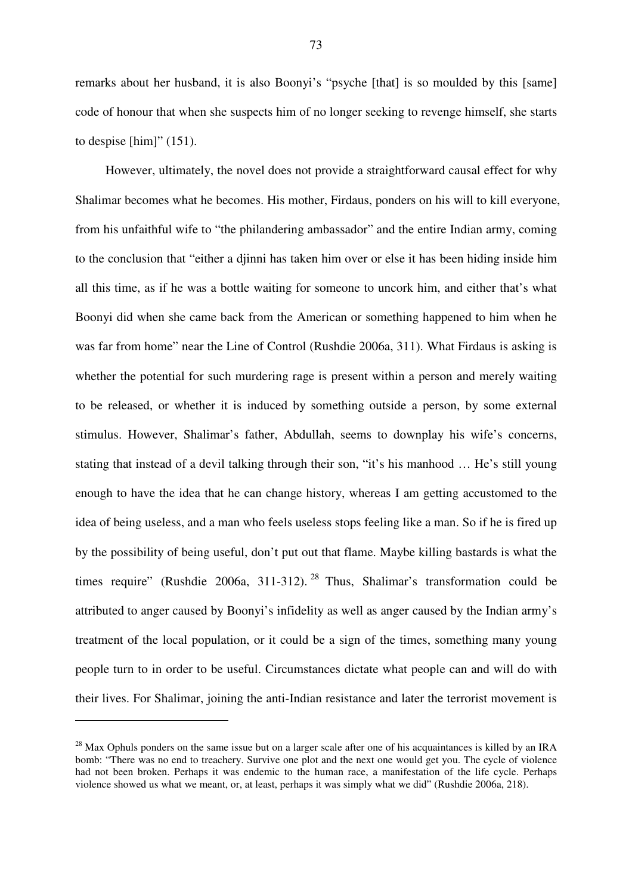remarks about her husband, it is also Boonyi's "psyche [that] is so moulded by this [same] code of honour that when she suspects him of no longer seeking to revenge himself, she starts to despise [him]" (151).

However, ultimately, the novel does not provide a straightforward causal effect for why Shalimar becomes what he becomes. His mother, Firdaus, ponders on his will to kill everyone, from his unfaithful wife to "the philandering ambassador" and the entire Indian army, coming to the conclusion that "either a djinni has taken him over or else it has been hiding inside him all this time, as if he was a bottle waiting for someone to uncork him, and either that's what Boonyi did when she came back from the American or something happened to him when he was far from home" near the Line of Control (Rushdie 2006a, 311). What Firdaus is asking is whether the potential for such murdering rage is present within a person and merely waiting to be released, or whether it is induced by something outside a person, by some external stimulus. However, Shalimar's father, Abdullah, seems to downplay his wife's concerns, stating that instead of a devil talking through their son, "it's his manhood … He's still young enough to have the idea that he can change history, whereas I am getting accustomed to the idea of being useless, and a man who feels useless stops feeling like a man. So if he is fired up by the possibility of being useful, don't put out that flame. Maybe killing bastards is what the times require" (Rushdie 2006a, 311-312).[28] Thus, Shalimar's transformation could be attributed to anger caused by Boonyi's infidelity as well as anger caused by the Indian army's treatment of the local population, or it could be a sign of the times, something many young people turn to in order to be useful. Circumstances dictate what people can and will do with their lives. For Shalimar, joining the anti-Indian resistance and later the terrorist movement is

---

[28] Max Ophuls ponders on the same issue but on a larger scale after one of his acquaintances is killed by an IRA bomb: "There was no end to treachery. Survive one plot and the next one would get you. The cycle of violence had not been broken. Perhaps it was endemic to the human race, a manifestation of the life cycle. Perhaps violence showed us what we meant, or, at least, perhaps it was simply what we did" (Rushdie 2006a, 218).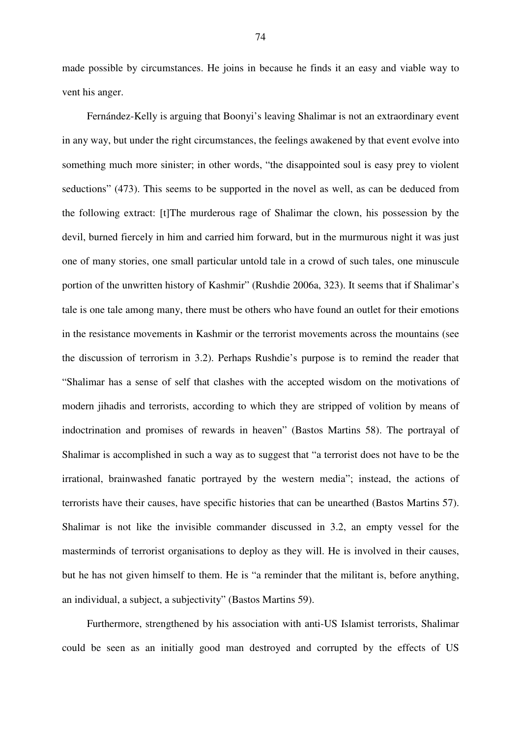made possible by circumstances. He joins in because he finds it an easy and viable way to vent his anger.

Fernández-Kelly is arguing that Boonyi's leaving Shalimar is not an extraordinary event in any way, but under the right circumstances, the feelings awakened by that event evolve into something much more sinister; in other words, "the disappointed soul is easy prey to violent seductions" (473). This seems to be supported in the novel as well, as can be deduced from the following extract: [t]The murderous rage of Shalimar the clown, his possession by the devil, burned fiercely in him and carried him forward, but in the murmurous night it was just one of many stories, one small particular untold tale in a crowd of such tales, one minuscule portion of the unwritten history of Kashmir" (Rushdie 2006a, 323). It seems that if Shalimar's tale is one tale among many, there must be others who have found an outlet for their emotions in the resistance movements in Kashmir or the terrorist movements across the mountains (see the discussion of terrorism in 3.2). Perhaps Rushdie's purpose is to remind the reader that "Shalimar has a sense of self that clashes with the accepted wisdom on the motivations of modern jihadis and terrorists, according to which they are stripped of volition by means of indoctrination and promises of rewards in heaven" (Bastos Martins 58). The portrayal of Shalimar is accomplished in such a way as to suggest that "a terrorist does not have to be the irrational, brainwashed fanatic portrayed by the western media"; instead, the actions of terrorists have their causes, have specific histories that can be unearthed (Bastos Martins 57). Shalimar is not like the invisible commander discussed in 3.2, an empty vessel for the masterminds of terrorist organisations to deploy as they will. He is involved in their causes, but he has not given himself to them. He is "a reminder that the militant is, before anything, an individual, a subject, a subjectivity" (Bastos Martins 59).

Furthermore, strengthened by his association with anti-US Islamist terrorists, Shalimar could be seen as an initially good man destroyed and corrupted by the effects of US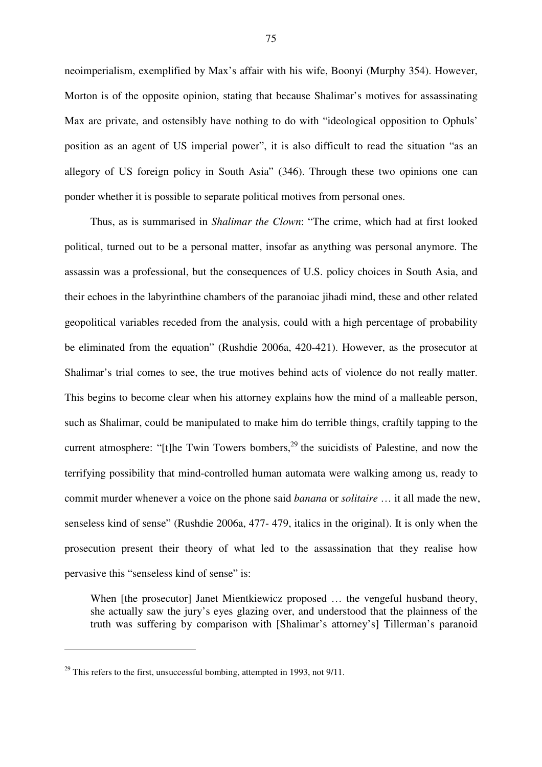neoimperialism, exemplified by Max's affair with his wife, Boonyi (Murphy 354). However, Morton is of the opposite opinion, stating that because Shalimar's motives for assassinating Max are private, and ostensibly have nothing to do with "ideological opposition to Ophuls' position as an agent of US imperial power", it is also difficult to read the situation "as an allegory of US foreign policy in South Asia" (346). Through these two opinions one can ponder whether it is possible to separate political motives from personal ones.

Thus, as is summarised in *Shalimar the Clown*: "The crime, which had at first looked political, turned out to be a personal matter, insofar as anything was personal anymore. The assassin was a professional, but the consequences of U.S. policy choices in South Asia, and their echoes in the labyrinthine chambers of the paranoiac jihadi mind, these and other related geopolitical variables receded from the analysis, could with a high percentage of probability be eliminated from the equation" (Rushdie 2006a, 420-421). However, as the prosecutor at Shalimar's trial comes to see, the true motives behind acts of violence do not really matter. This begins to become clear when his attorney explains how the mind of a malleable person, such as Shalimar, could be manipulated to make him do terrible things, craftily tapping to the current atmosphere: "[t]he Twin Towers bombers,[29] the suicidists of Palestine, and now the terrifying possibility that mind-controlled human automata were walking among us, ready to commit murder whenever a voice on the phone said *banana* or *solitaire* … it all made the new, senseless kind of sense" (Rushdie 2006a, 477- 479, italics in the original). It is only when the prosecution present their theory of what led to the assassination that they realise how pervasive this "senseless kind of sense" is:

> When [the prosecutor] Janet Mientkiewicz proposed … the vengeful husband theory, she actually saw the jury's eyes glazing over, and understood that the plainness of the truth was suffering by comparison with [Shalimar's attorney's] Tillerman's paranoid

[29] This refers to the first, unsuccessful bombing, attempted in 1993, not 9/11.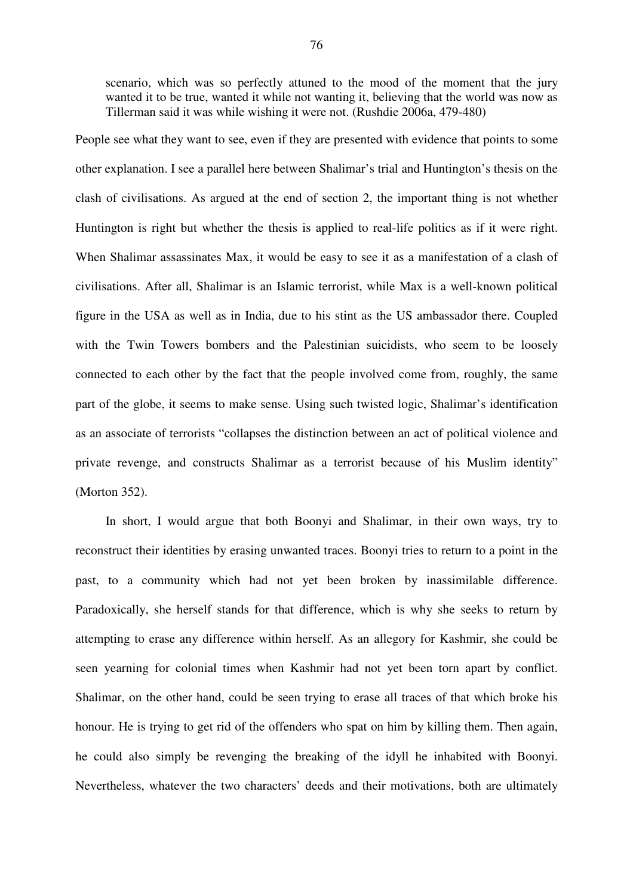> scenario, which was so perfectly attuned to the mood of the moment that the jury wanted it to be true, wanted it while not wanting it, believing that the world was now as Tillerman said it was while wishing it were not. (Rushdie 2006a, 479-480)

People see what they want to see, even if they are presented with evidence that points to some other explanation. I see a parallel here between Shalimar's trial and Huntington's thesis on the clash of civilisations. As argued at the end of section 2, the important thing is not whether Huntington is right but whether the thesis is applied to real-life politics as if it were right. When Shalimar assassinates Max, it would be easy to see it as a manifestation of a clash of civilisations. After all, Shalimar is an Islamic terrorist, while Max is a well-known political figure in the USA as well as in India, due to his stint as the US ambassador there. Coupled with the Twin Towers bombers and the Palestinian suicidists, who seem to be loosely connected to each other by the fact that the people involved come from, roughly, the same part of the globe, it seems to make sense. Using such twisted logic, Shalimar's identification as an associate of terrorists "collapses the distinction between an act of political violence and private revenge, and constructs Shalimar as a terrorist because of his Muslim identity" (Morton 352).

In short, I would argue that both Boonyi and Shalimar, in their own ways, try to reconstruct their identities by erasing unwanted traces. Boonyi tries to return to a point in the past, to a community which had not yet been broken by inassimilable difference. Paradoxically, she herself stands for that difference, which is why she seeks to return by attempting to erase any difference within herself. As an allegory for Kashmir, she could be seen yearning for colonial times when Kashmir had not yet been torn apart by conflict. Shalimar, on the other hand, could be seen trying to erase all traces of that which broke his honour. He is trying to get rid of the offenders who spat on him by killing them. Then again, he could also simply be revenging the breaking of the idyll he inhabited with Boonyi. Nevertheless, whatever the two characters' deeds and their motivations, both are ultimately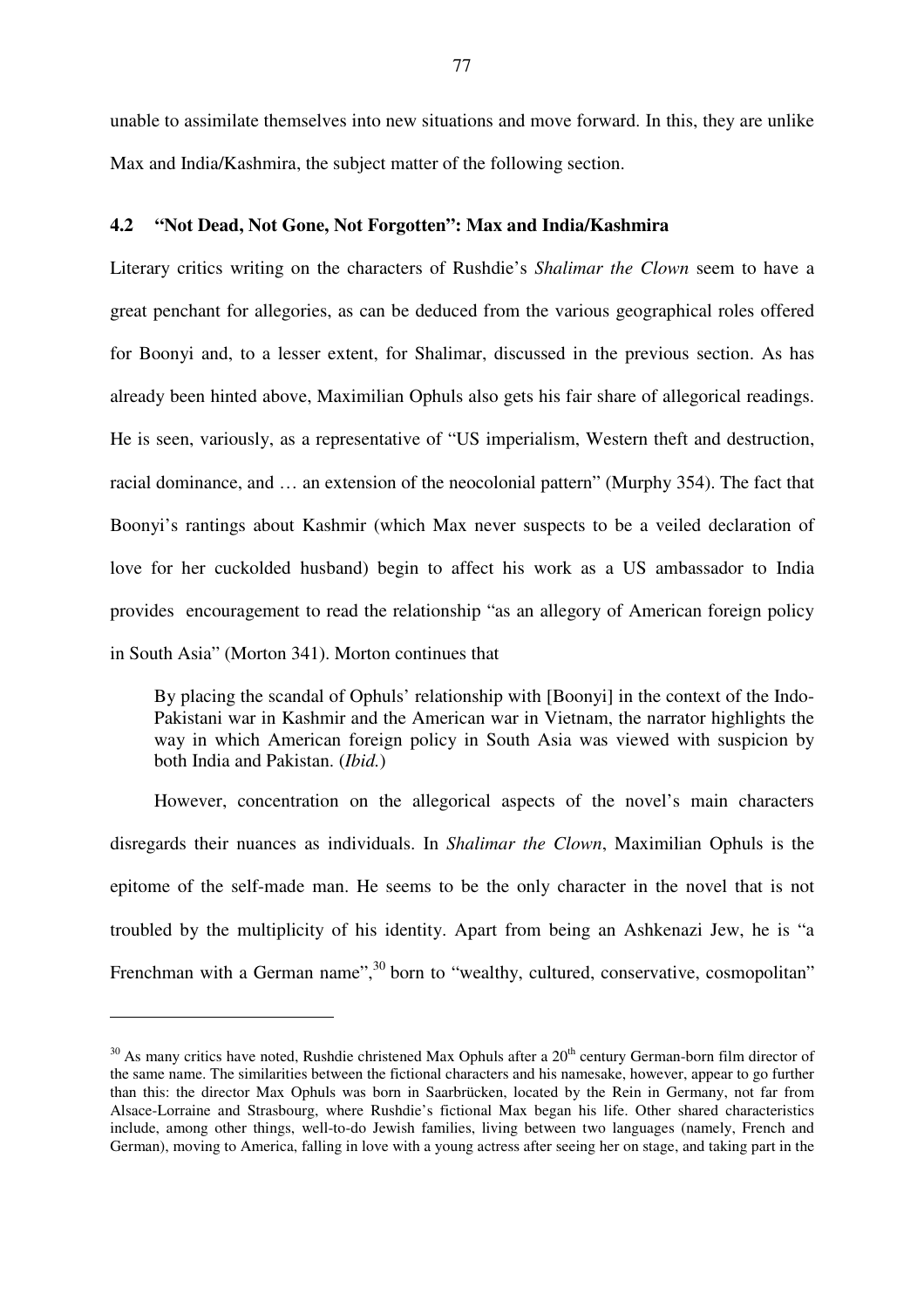unable to assimilate themselves into new situations and move forward. In this, they are unlike Max and India/Kashmira, the subject matter of the following section.

### 4.2 "Not Dead, Not Gone, Not Forgotten": Max and India/Kashmira

Literary critics writing on the characters of Rushdie's *Shalimar the Clown* seem to have a great penchant for allegories, as can be deduced from the various geographical roles offered for Boonyi and, to a lesser extent, for Shalimar, discussed in the previous section. As has already been hinted above, Maximilian Ophuls also gets his fair share of allegorical readings. He is seen, variously, as a representative of "US imperialism, Western theft and destruction, racial dominance, and … an extension of the neocolonial pattern" (Murphy 354). The fact that Boonyi's rantings about Kashmir (which Max never suspects to be a veiled declaration of love for her cuckolded husband) begin to affect his work as a US ambassador to India provides encouragement to read the relationship "as an allegory of American foreign policy in South Asia" (Morton 341). Morton continues that

> By placing the scandal of Ophuls' relationship with [Boonyi] in the context of the Indo-Pakistani war in Kashmir and the American war in Vietnam, the narrator highlights the way in which American foreign policy in South Asia was viewed with suspicion by both India and Pakistan. (*Ibid.*)

However, concentration on the allegorical aspects of the novel's main characters disregards their nuances as individuals. In *Shalimar the Clown*, Maximilian Ophuls is the epitome of the self-made man. He seems to be the only character in the novel that is not troubled by the multiplicity of his identity. Apart from being an Ashkenazi Jew, he is "a Frenchman with a German name",[30] born to "wealthy, cultured, conservative, cosmopolitan"

---

[30] As many critics have noted, Rushdie christened Max Ophuls after a 20th century German-born film director of the same name. The similarities between the fictional characters and his namesake, however, appear to go further than this: the director Max Ophuls was born in Saarbrücken, located by the Rein in Germany, not far from Alsace-Lorraine and Strasbourg, where Rushdie's fictional Max began his life. Other shared characteristics include, among other things, well-to-do Jewish families, living between two languages (namely, French and German), moving to America, falling in love with a young actress after seeing her on stage, and taking part in the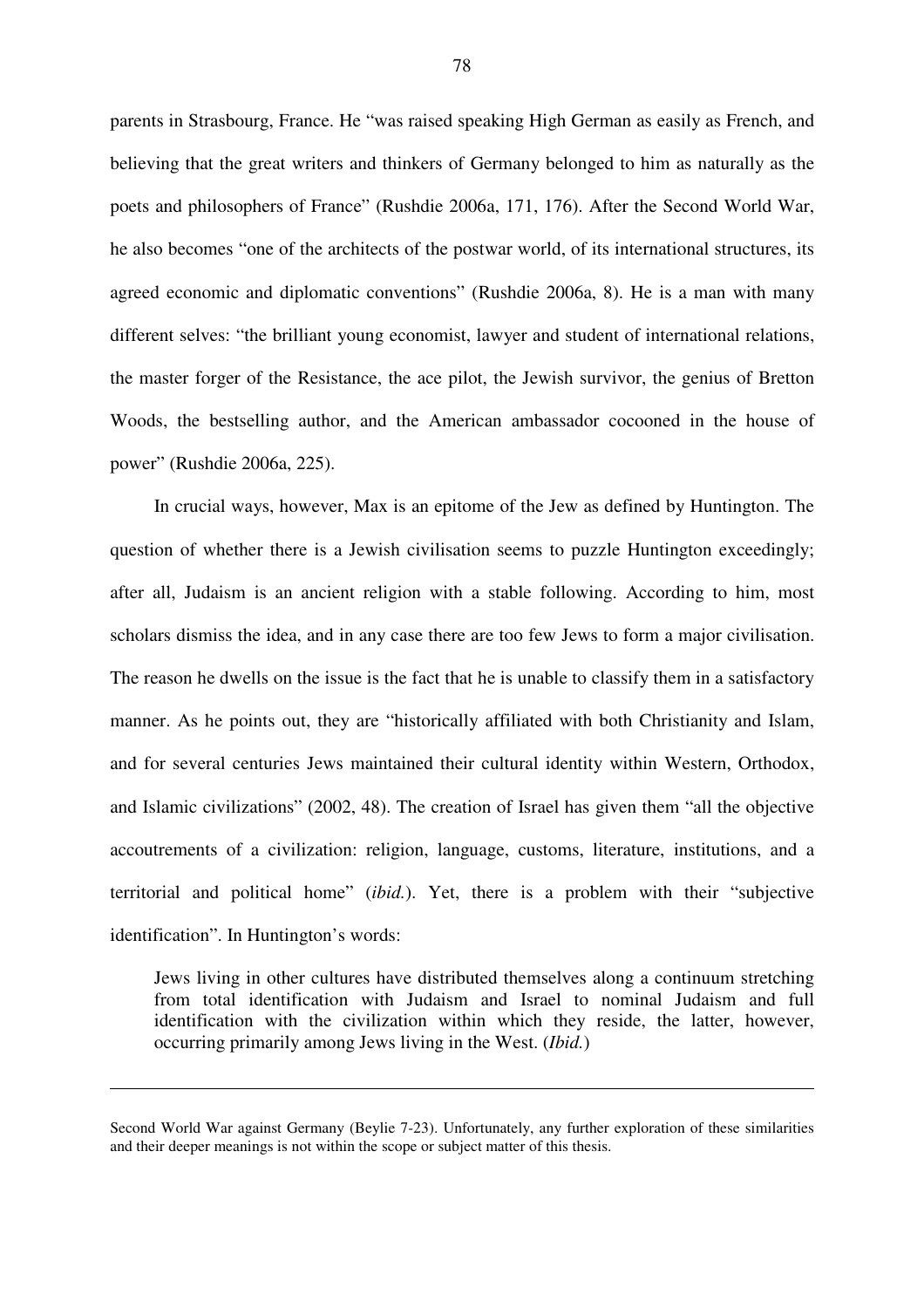parents in Strasbourg, France. He "was raised speaking High German as easily as French, and believing that the great writers and thinkers of Germany belonged to him as naturally as the poets and philosophers of France" (Rushdie 2006a, 171, 176). After the Second World War, he also becomes "one of the architects of the postwar world, of its international structures, its agreed economic and diplomatic conventions" (Rushdie 2006a, 8). He is a man with many different selves: "the brilliant young economist, lawyer and student of international relations, the master forger of the Resistance, the ace pilot, the Jewish survivor, the genius of Bretton Woods, the bestselling author, and the American ambassador cocooned in the house of power" (Rushdie 2006a, 225).

In crucial ways, however, Max is an epitome of the Jew as defined by Huntington. The question of whether there is a Jewish civilisation seems to puzzle Huntington exceedingly; after all, Judaism is an ancient religion with a stable following. According to him, most scholars dismiss the idea, and in any case there are too few Jews to form a major civilisation. The reason he dwells on the issue is the fact that he is unable to classify them in a satisfactory manner. As he points out, they are "historically affiliated with both Christianity and Islam, and for several centuries Jews maintained their cultural identity within Western, Orthodox, and Islamic civilizations" (2002, 48). The creation of Israel has given them "all the objective accoutrements of a civilization: religion, language, customs, literature, institutions, and a territorial and political home" (*ibid.*). Yet, there is a problem with their "subjective identification". In Huntington's words:

> Jews living in other cultures have distributed themselves along a continuum stretching from total identification with Judaism and Israel to nominal Judaism and full identification with the civilization within which they reside, the latter, however, occurring primarily among Jews living in the West. (*Ibid.*)

---

Second World War against Germany (Beylie 7-23). Unfortunately, any further exploration of these similarities and their deeper meanings is not within the scope or subject matter of this thesis.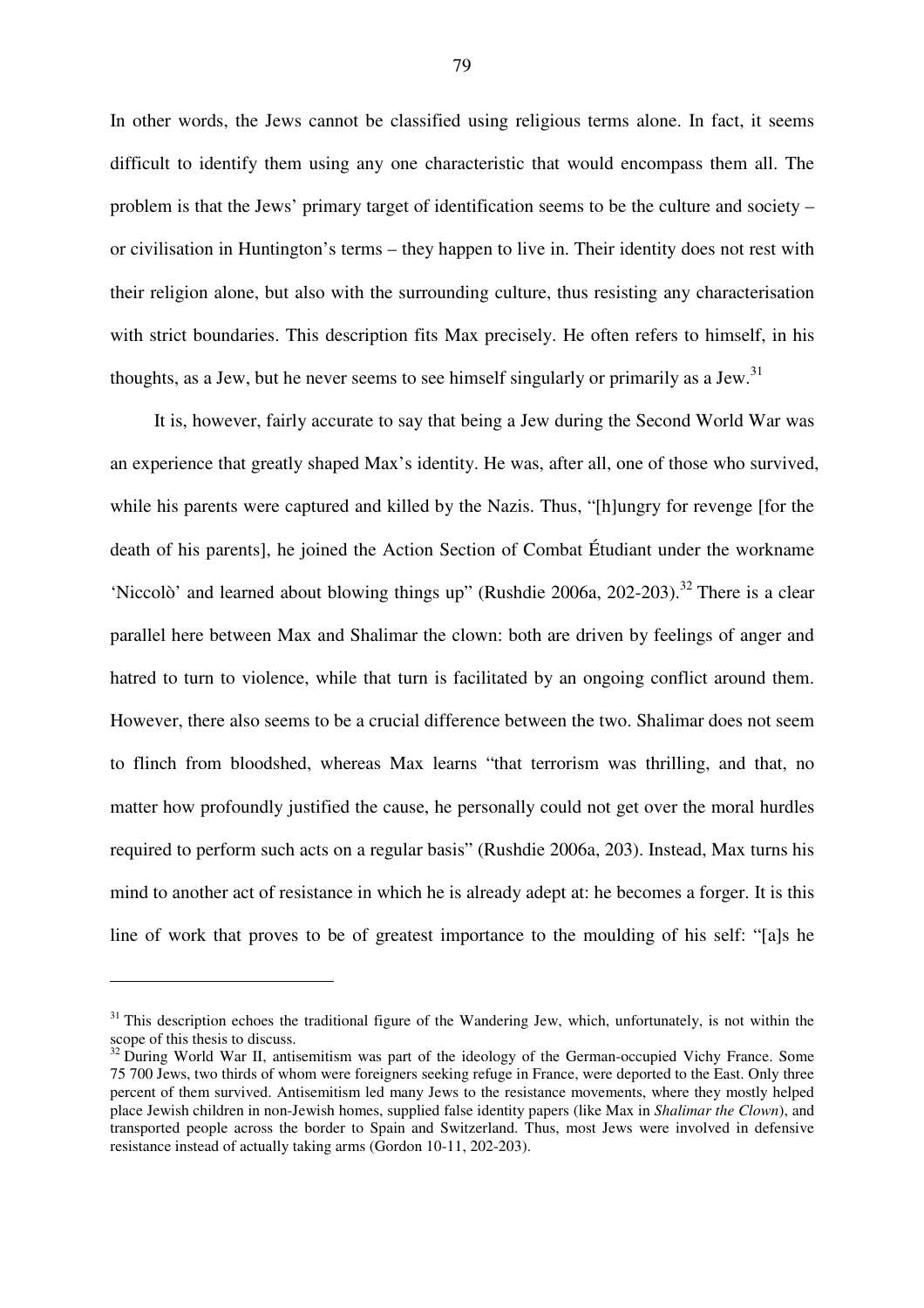In other words, the Jews cannot be classified using religious terms alone. In fact, it seems difficult to identify them using any one characteristic that would encompass them all. The problem is that the Jews' primary target of identification seems to be the culture and society – or civilisation in Huntington's terms – they happen to live in. Their identity does not rest with their religion alone, but also with the surrounding culture, thus resisting any characterisation with strict boundaries. This description fits Max precisely. He often refers to himself, in his thoughts, as a Jew, but he never seems to see himself singularly or primarily as a Jew.[31]

It is, however, fairly accurate to say that being a Jew during the Second World War was an experience that greatly shaped Max's identity. He was, after all, one of those who survived, while his parents were captured and killed by the Nazis. Thus, "[h]ungry for revenge [for the death of his parents], he joined the Action Section of Combat Étudiant under the workname 'Niccolò' and learned about blowing things up" (Rushdie 2006a, 202-203).[32] There is a clear parallel here between Max and Shalimar the clown: both are driven by feelings of anger and hatred to turn to violence, while that turn is facilitated by an ongoing conflict around them. However, there also seems to be a crucial difference between the two. Shalimar does not seem to flinch from bloodshed, whereas Max learns "that terrorism was thrilling, and that, no matter how profoundly justified the cause, he personally could not get over the moral hurdles required to perform such acts on a regular basis" (Rushdie 2006a, 203). Instead, Max turns his mind to another act of resistance in which he is already adept at: he becomes a forger. It is this line of work that proves to be of greatest importance to the moulding of his self: "[a]s he

---

[31] This description echoes the traditional figure of the Wandering Jew, which, unfortunately, is not within the scope of this thesis to discuss.

[32] During World War II, antisemitism was part of the ideology of the German-occupied Vichy France. Some 75 700 Jews, two thirds of whom were foreigners seeking refuge in France, were deported to the East. Only three percent of them survived. Antisemitism led many Jews to the resistance movements, where they mostly helped place Jewish children in non-Jewish homes, supplied false identity papers (like Max in *Shalimar the Clown*), and transported people across the border to Spain and Switzerland. Thus, most Jews were involved in defensive resistance instead of actually taking arms (Gordon 10-11, 202-203).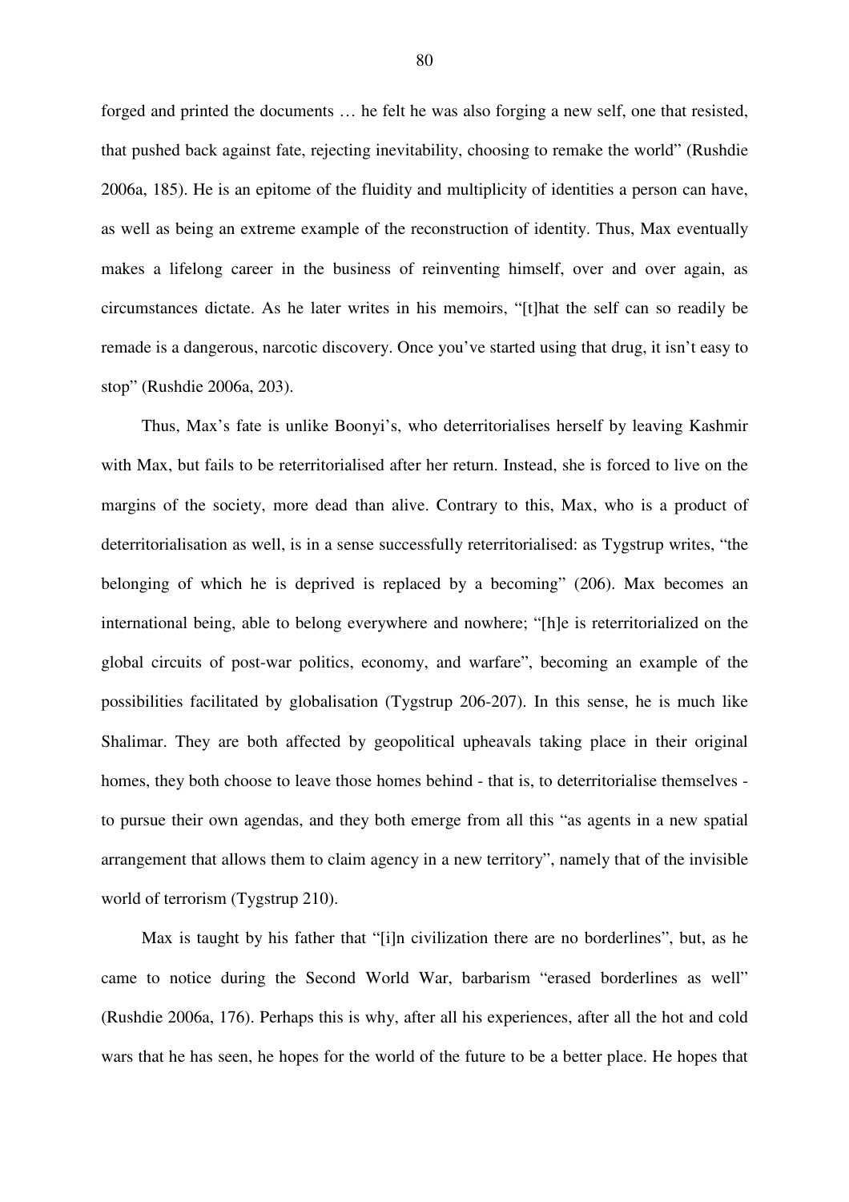forged and printed the documents … he felt he was also forging a new self, one that resisted, that pushed back against fate, rejecting inevitability, choosing to remake the world" (Rushdie 2006a, 185). He is an epitome of the fluidity and multiplicity of identities a person can have, as well as being an extreme example of the reconstruction of identity. Thus, Max eventually makes a lifelong career in the business of reinventing himself, over and over again, as circumstances dictate. As he later writes in his memoirs, "[t]hat the self can so readily be remade is a dangerous, narcotic discovery. Once you've started using that drug, it isn't easy to stop" (Rushdie 2006a, 203).

Thus, Max's fate is unlike Boonyi's, who deterritorialises herself by leaving Kashmir with Max, but fails to be reterritorialised after her return. Instead, she is forced to live on the margins of the society, more dead than alive. Contrary to this, Max, who is a product of deterritorialisation as well, is in a sense successfully reterritorialised: as Tygstrup writes, "the belonging of which he is deprived is replaced by a becoming" (206). Max becomes an international being, able to belong everywhere and nowhere; "[h]e is reterritorialized on the global circuits of post-war politics, economy, and warfare", becoming an example of the possibilities facilitated by globalisation (Tygstrup 206-207). In this sense, he is much like Shalimar. They are both affected by geopolitical upheavals taking place in their original homes, they both choose to leave those homes behind - that is, to deterritorialise themselves - to pursue their own agendas, and they both emerge from all this "as agents in a new spatial arrangement that allows them to claim agency in a new territory", namely that of the invisible world of terrorism (Tygstrup 210).

Max is taught by his father that "[i]n civilization there are no borderlines", but, as he came to notice during the Second World War, barbarism "erased borderlines as well" (Rushdie 2006a, 176). Perhaps this is why, after all his experiences, after all the hot and cold wars that he has seen, he hopes for the world of the future to be a better place. He hopes that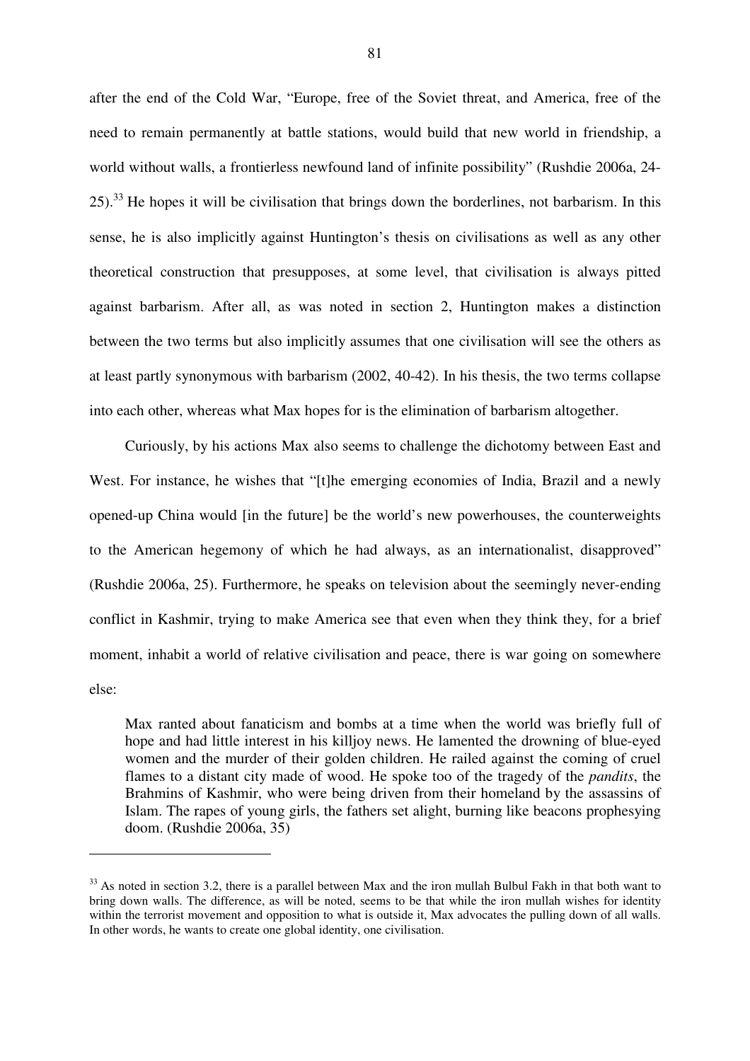after the end of the Cold War, "Europe, free of the Soviet threat, and America, free of the need to remain permanently at battle stations, would build that new world in friendship, a world without walls, a frontierless newfound land of infinite possibility" (Rushdie 2006a, 24-25).[33] He hopes it will be civilisation that brings down the borderlines, not barbarism. In this sense, he is also implicitly against Huntington's thesis on civilisations as well as any other theoretical construction that presupposes, at some level, that civilisation is always pitted against barbarism. After all, as was noted in section 2, Huntington makes a distinction between the two terms but also implicitly assumes that one civilisation will see the others as at least partly synonymous with barbarism (2002, 40-42). In his thesis, the two terms collapse into each other, whereas what Max hopes for is the elimination of barbarism altogether.

Curiously, by his actions Max also seems to challenge the dichotomy between East and West. For instance, he wishes that "[t]he emerging economies of India, Brazil and a newly opened-up China would [in the future] be the world's new powerhouses, the counterweights to the American hegemony of which he had always, as an internationalist, disapproved" (Rushdie 2006a, 25). Furthermore, he speaks on television about the seemingly never-ending conflict in Kashmir, trying to make America see that even when they think they, for a brief moment, inhabit a world of relative civilisation and peace, there is war going on somewhere else:

> Max ranted about fanaticism and bombs at a time when the world was briefly full of hope and had little interest in his killjoy news. He lamented the drowning of blue-eyed women and the murder of their golden children. He railed against the coming of cruel flames to a distant city made of wood. He spoke too of the tragedy of the *pandits*, the Brahmins of Kashmir, who were being driven from their homeland by the assassins of Islam. The rapes of young girls, the fathers set alight, burning like beacons prophesying doom. (Rushdie 2006a, 35)

---

[33] As noted in section 3.2, there is a parallel between Max and the iron mullah Bulbul Fakh in that both want to bring down walls. The difference, as will be noted, seems to be that while the iron mullah wishes for identity within the terrorist movement and opposition to what is outside it, Max advocates the pulling down of all walls. In other words, he wants to create one global identity, one civilisation.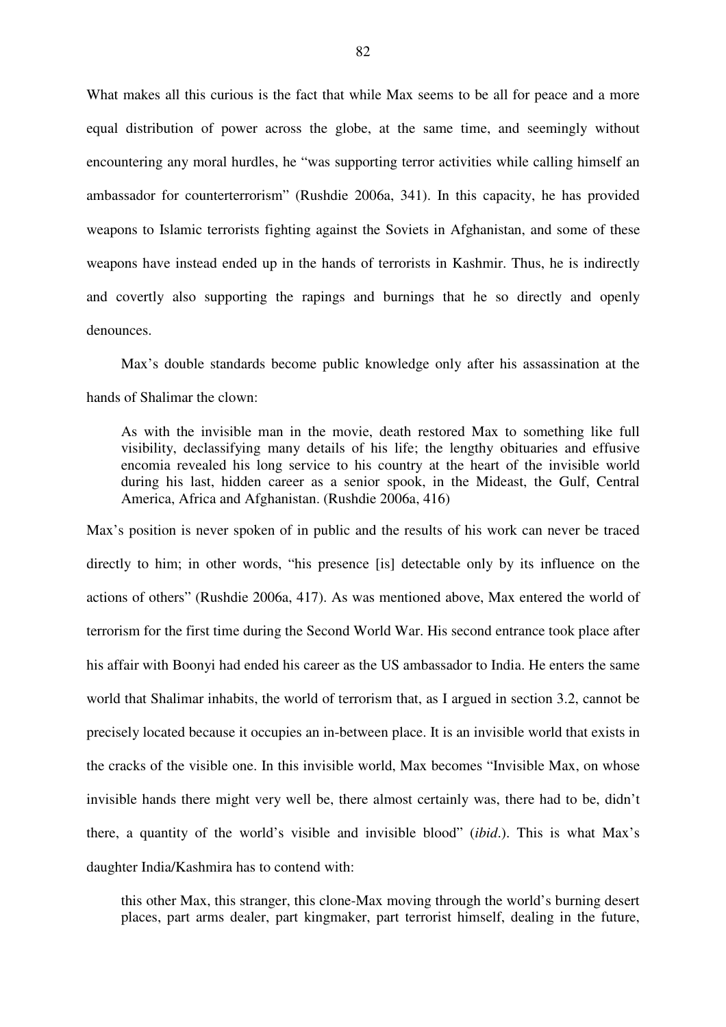What makes all this curious is the fact that while Max seems to be all for peace and a more equal distribution of power across the globe, at the same time, and seemingly without encountering any moral hurdles, he "was supporting terror activities while calling himself an ambassador for counterterrorism" (Rushdie 2006a, 341). In this capacity, he has provided weapons to Islamic terrorists fighting against the Soviets in Afghanistan, and some of these weapons have instead ended up in the hands of terrorists in Kashmir. Thus, he is indirectly and covertly also supporting the rapings and burnings that he so directly and openly denounces.

Max's double standards become public knowledge only after his assassination at the hands of Shalimar the clown:

> As with the invisible man in the movie, death restored Max to something like full visibility, declassifying many details of his life; the lengthy obituaries and effusive encomia revealed his long service to his country at the heart of the invisible world during his last, hidden career as a senior spook, in the Mideast, the Gulf, Central America, Africa and Afghanistan. (Rushdie 2006a, 416)

Max's position is never spoken of in public and the results of his work can never be traced directly to him; in other words, "his presence [is] detectable only by its influence on the actions of others" (Rushdie 2006a, 417). As was mentioned above, Max entered the world of terrorism for the first time during the Second World War. His second entrance took place after his affair with Boonyi had ended his career as the US ambassador to India. He enters the same world that Shalimar inhabits, the world of terrorism that, as I argued in section 3.2, cannot be precisely located because it occupies an in-between place. It is an invisible world that exists in the cracks of the visible one. In this invisible world, Max becomes "Invisible Max, on whose invisible hands there might very well be, there almost certainly was, there had to be, didn't there, a quantity of the world's visible and invisible blood" (*ibid*.). This is what Max's daughter India/Kashmira has to contend with:

> this other Max, this stranger, this clone-Max moving through the world's burning desert places, part arms dealer, part kingmaker, part terrorist himself, dealing in the future,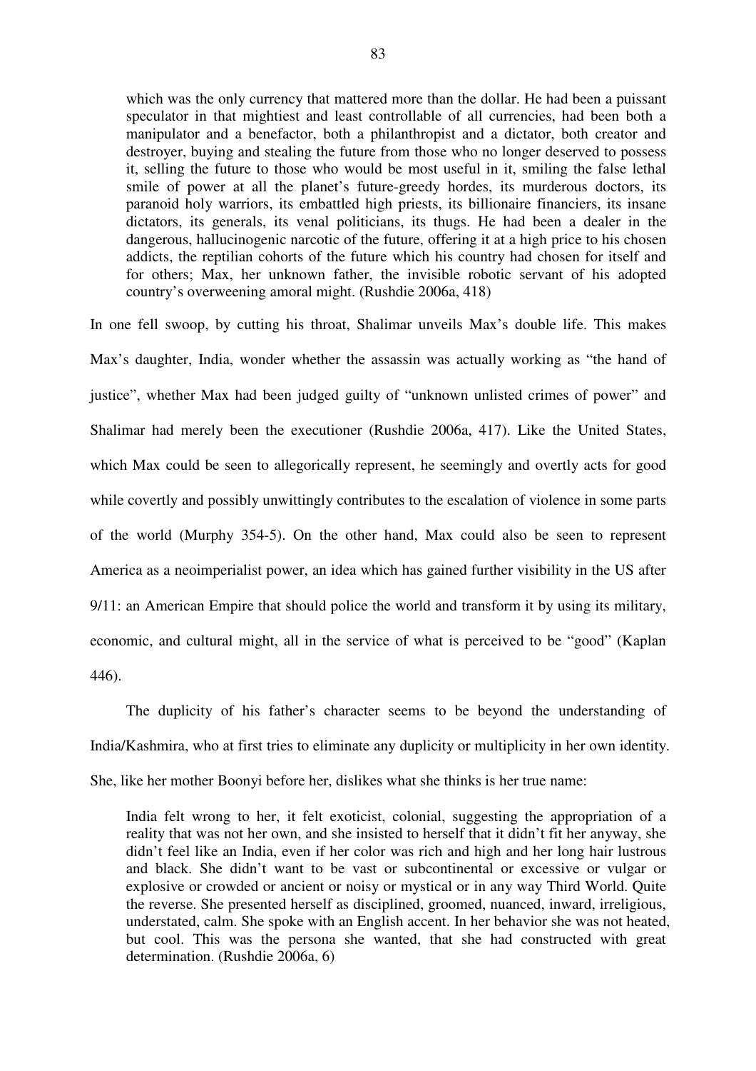> which was the only currency that mattered more than the dollar. He had been a puissant speculator in that mightiest and least controllable of all currencies, had been both a manipulator and a benefactor, both a philanthropist and a dictator, both creator and destroyer, buying and stealing the future from those who no longer deserved to possess it, selling the future to those who would be most useful in it, smiling the false lethal smile of power at all the planet's future-greedy hordes, its murderous doctors, its paranoid holy warriors, its embattled high priests, its billionaire financiers, its insane dictators, its generals, its venal politicians, its thugs. He had been a dealer in the dangerous, hallucinogenic narcotic of the future, offering it at a high price to his chosen addicts, the reptilian cohorts of the future which his country had chosen for itself and for others; Max, her unknown father, the invisible robotic servant of his adopted country's overweening amoral might. (Rushdie 2006a, 418)

In one fell swoop, by cutting his throat, Shalimar unveils Max's double life. This makes Max's daughter, India, wonder whether the assassin was actually working as "the hand of justice", whether Max had been judged guilty of "unknown unlisted crimes of power" and Shalimar had merely been the executioner (Rushdie 2006a, 417). Like the United States, which Max could be seen to allegorically represent, he seemingly and overtly acts for good while covertly and possibly unwittingly contributes to the escalation of violence in some parts of the world (Murphy 354-5). On the other hand, Max could also be seen to represent America as a neoimperialist power, an idea which has gained further visibility in the US after 9/11: an American Empire that should police the world and transform it by using its military, economic, and cultural might, all in the service of what is perceived to be "good" (Kaplan 446).

The duplicity of his father's character seems to be beyond the understanding of India/Kashmira, who at first tries to eliminate any duplicity or multiplicity in her own identity. She, like her mother Boonyi before her, dislikes what she thinks is her true name:

> India felt wrong to her, it felt exoticist, colonial, suggesting the appropriation of a reality that was not her own, and she insisted to herself that it didn't fit her anyway, she didn't feel like an India, even if her color was rich and high and her long hair lustrous and black. She didn't want to be vast or subcontinental or excessive or vulgar or explosive or crowded or ancient or noisy or mystical or in any way Third World. Quite the reverse. She presented herself as disciplined, groomed, nuanced, inward, irreligious, understated, calm. She spoke with an English accent. In her behavior she was not heated, but cool. This was the persona she wanted, that she had constructed with great determination. (Rushdie 2006a, 6)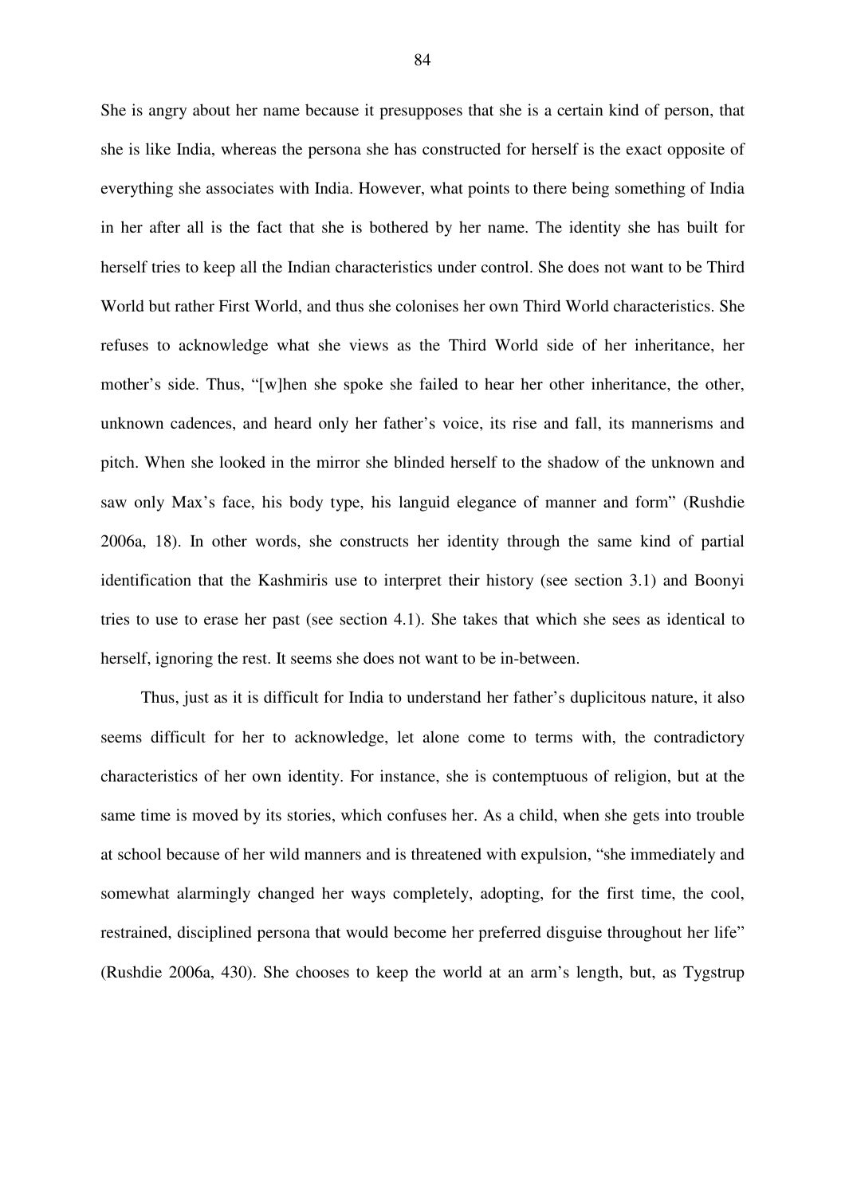She is angry about her name because it presupposes that she is a certain kind of person, that she is like India, whereas the persona she has constructed for herself is the exact opposite of everything she associates with India. However, what points to there being something of India in her after all is the fact that she is bothered by her name. The identity she has built for herself tries to keep all the Indian characteristics under control. She does not want to be Third World but rather First World, and thus she colonises her own Third World characteristics. She refuses to acknowledge what she views as the Third World side of her inheritance, her mother's side. Thus, "[w]hen she spoke she failed to hear her other inheritance, the other, unknown cadences, and heard only her father's voice, its rise and fall, its mannerisms and pitch. When she looked in the mirror she blinded herself to the shadow of the unknown and saw only Max's face, his body type, his languid elegance of manner and form" (Rushdie 2006a, 18). In other words, she constructs her identity through the same kind of partial identification that the Kashmiris use to interpret their history (see section 3.1) and Boonyi tries to use to erase her past (see section 4.1). She takes that which she sees as identical to herself, ignoring the rest. It seems she does not want to be in-between.

Thus, just as it is difficult for India to understand her father's duplicitous nature, it also seems difficult for her to acknowledge, let alone come to terms with, the contradictory characteristics of her own identity. For instance, she is contemptuous of religion, but at the same time is moved by its stories, which confuses her. As a child, when she gets into trouble at school because of her wild manners and is threatened with expulsion, "she immediately and somewhat alarmingly changed her ways completely, adopting, for the first time, the cool, restrained, disciplined persona that would become her preferred disguise throughout her life" (Rushdie 2006a, 430). She chooses to keep the world at an arm's length, but, as Tygstrup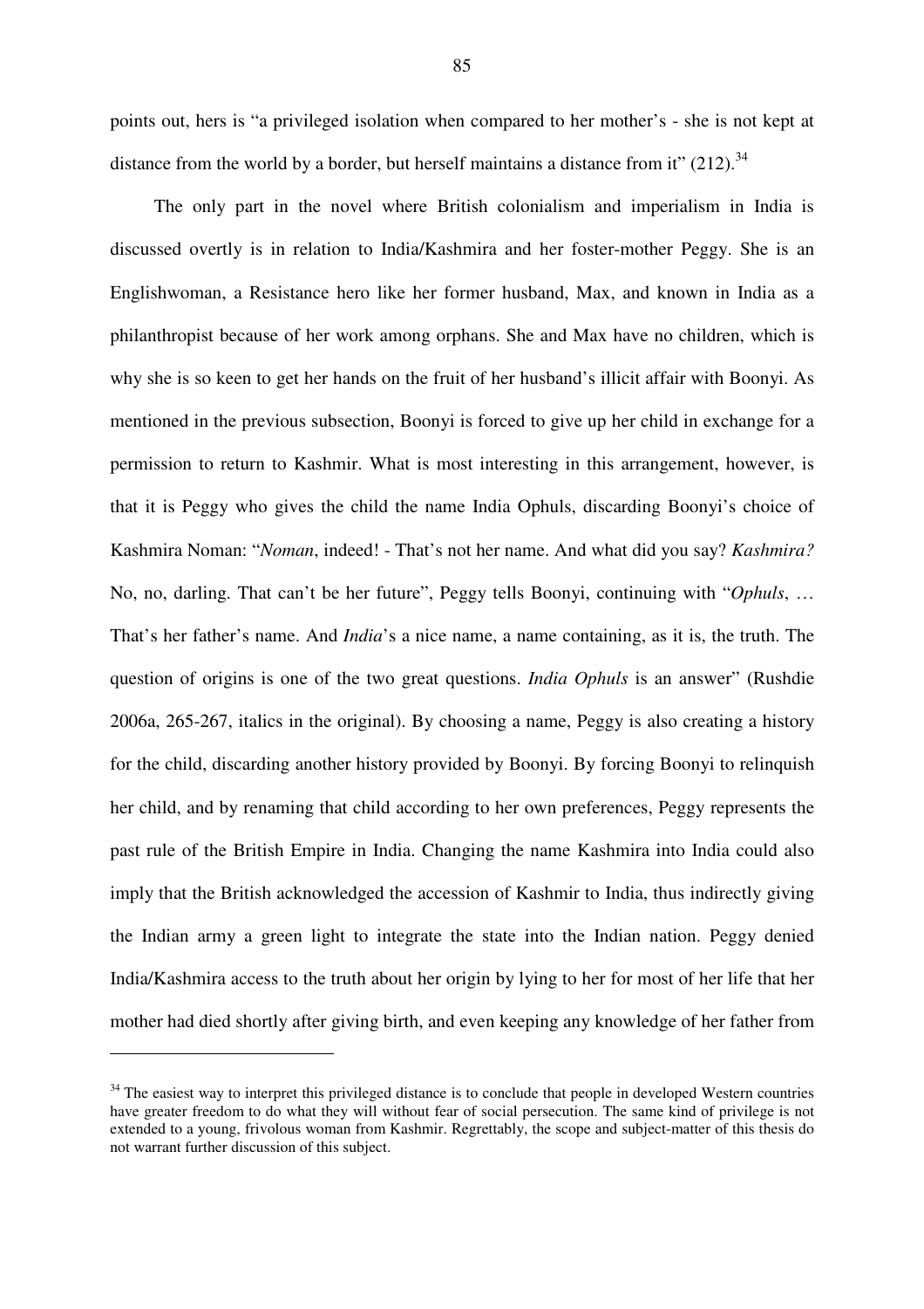points out, hers is "a privileged isolation when compared to her mother's - she is not kept at distance from the world by a border, but herself maintains a distance from it" (212).[34]

The only part in the novel where British colonialism and imperialism in India is discussed overtly is in relation to India/Kashmira and her foster-mother Peggy. She is an Englishwoman, a Resistance hero like her former husband, Max, and known in India as a philanthropist because of her work among orphans. She and Max have no children, which is why she is so keen to get her hands on the fruit of her husband's illicit affair with Boonyi. As mentioned in the previous subsection, Boonyi is forced to give up her child in exchange for a permission to return to Kashmir. What is most interesting in this arrangement, however, is that it is Peggy who gives the child the name India Ophuls, discarding Boonyi's choice of Kashmira Noman: "*Noman*, indeed! - That's not her name. And what did you say? *Kashmira?* No, no, darling. That can't be her future", Peggy tells Boonyi, continuing with "*Ophuls*, … That's her father's name. And *India*'s a nice name, a name containing, as it is, the truth. The question of origins is one of the two great questions. *India Ophuls* is an answer" (Rushdie 2006a, 265-267, italics in the original). By choosing a name, Peggy is also creating a history for the child, discarding another history provided by Boonyi. By forcing Boonyi to relinquish her child, and by renaming that child according to her own preferences, Peggy represents the past rule of the British Empire in India. Changing the name Kashmira into India could also imply that the British acknowledged the accession of Kashmir to India, thus indirectly giving the Indian army a green light to integrate the state into the Indian nation. Peggy denied India/Kashmira access to the truth about her origin by lying to her for most of her life that her mother had died shortly after giving birth, and even keeping any knowledge of her father from

---

[34] The easiest way to interpret this privileged distance is to conclude that people in developed Western countries have greater freedom to do what they will without fear of social persecution. The same kind of privilege is not extended to a young, frivolous woman from Kashmir. Regrettably, the scope and subject-matter of this thesis do not warrant further discussion of this subject.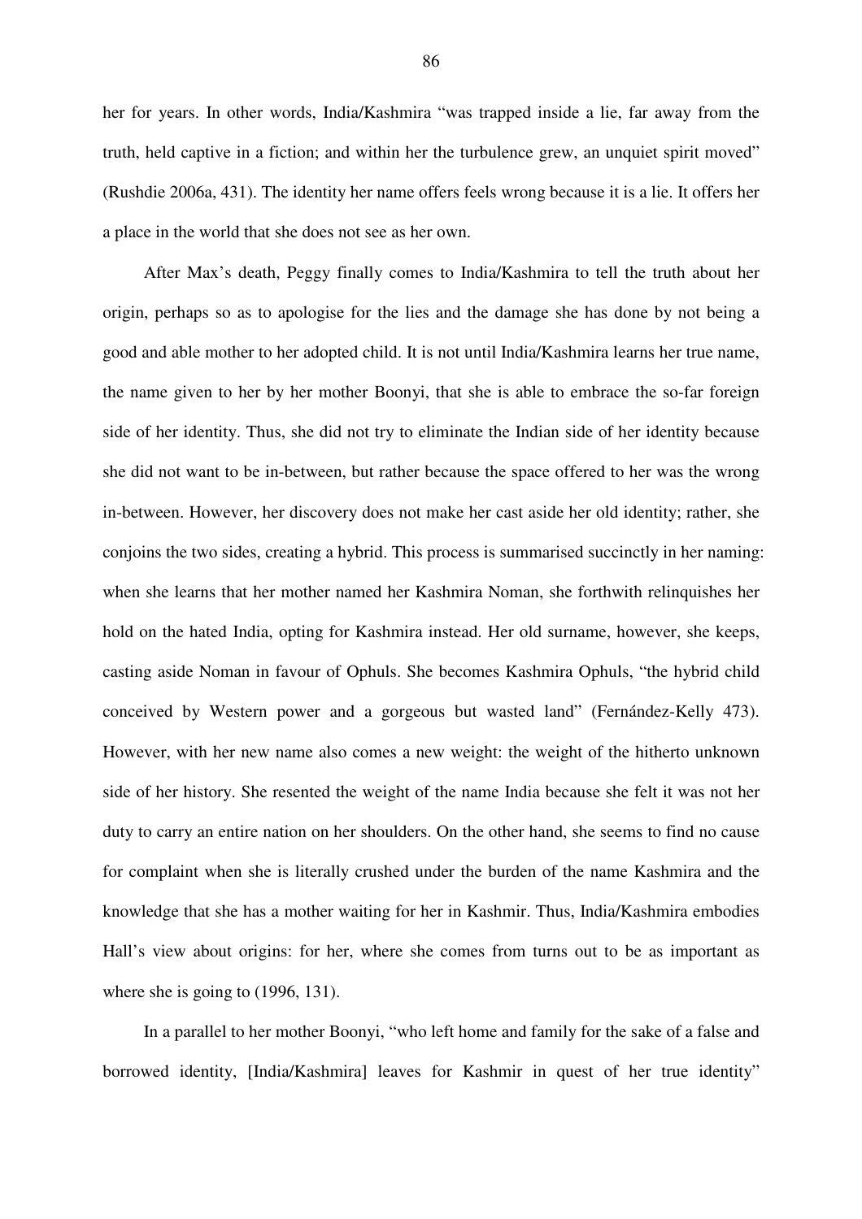her for years. In other words, India/Kashmira "was trapped inside a lie, far away from the truth, held captive in a fiction; and within her the turbulence grew, an unquiet spirit moved" (Rushdie 2006a, 431). The identity her name offers feels wrong because it is a lie. It offers her a place in the world that she does not see as her own.

After Max's death, Peggy finally comes to India/Kashmira to tell the truth about her origin, perhaps so as to apologise for the lies and the damage she has done by not being a good and able mother to her adopted child. It is not until India/Kashmira learns her true name, the name given to her by her mother Boonyi, that she is able to embrace the so-far foreign side of her identity. Thus, she did not try to eliminate the Indian side of her identity because she did not want to be in-between, but rather because the space offered to her was the wrong in-between. However, her discovery does not make her cast aside her old identity; rather, she conjoins the two sides, creating a hybrid. This process is summarised succinctly in her naming: when she learns that her mother named her Kashmira Noman, she forthwith relinquishes her hold on the hated India, opting for Kashmira instead. Her old surname, however, she keeps, casting aside Noman in favour of Ophuls. She becomes Kashmira Ophuls, "the hybrid child conceived by Western power and a gorgeous but wasted land" (Fernández-Kelly 473). However, with her new name also comes a new weight: the weight of the hitherto unknown side of her history. She resented the weight of the name India because she felt it was not her duty to carry an entire nation on her shoulders. On the other hand, she seems to find no cause for complaint when she is literally crushed under the burden of the name Kashmira and the knowledge that she has a mother waiting for her in Kashmir. Thus, India/Kashmira embodies Hall's view about origins: for her, where she comes from turns out to be as important as where she is going to (1996, 131).

In a parallel to her mother Boonyi, "who left home and family for the sake of a false and borrowed identity, [India/Kashmira] leaves for Kashmir in quest of her true identity"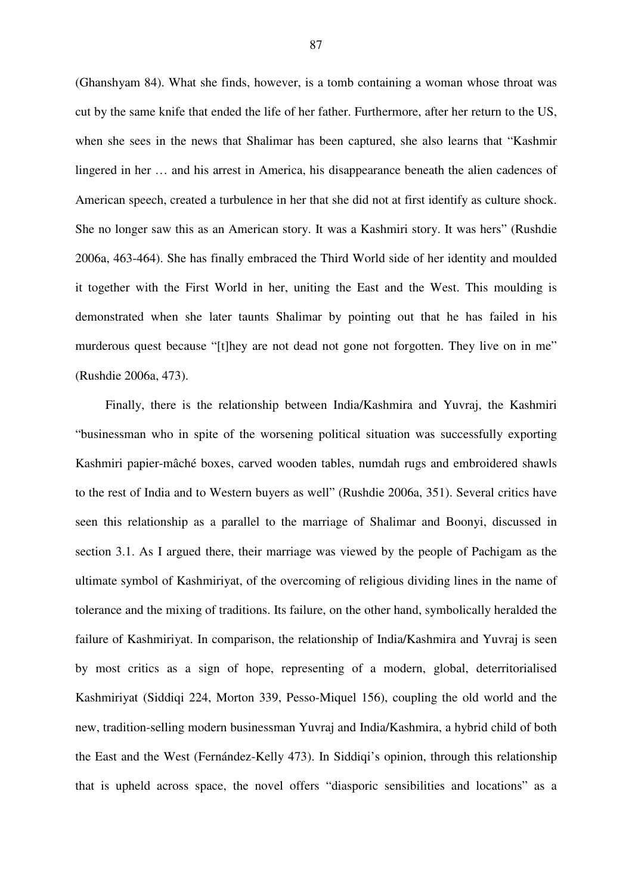(Ghanshyam 84). What she finds, however, is a tomb containing a woman whose throat was cut by the same knife that ended the life of her father. Furthermore, after her return to the US, when she sees in the news that Shalimar has been captured, she also learns that "Kashmir lingered in her … and his arrest in America, his disappearance beneath the alien cadences of American speech, created a turbulence in her that she did not at first identify as culture shock. She no longer saw this as an American story. It was a Kashmiri story. It was hers" (Rushdie 2006a, 463-464). She has finally embraced the Third World side of her identity and moulded it together with the First World in her, uniting the East and the West. This moulding is demonstrated when she later taunts Shalimar by pointing out that he has failed in his murderous quest because "[t]hey are not dead not gone not forgotten. They live on in me" (Rushdie 2006a, 473).

Finally, there is the relationship between India/Kashmira and Yuvraj, the Kashmiri "businessman who in spite of the worsening political situation was successfully exporting Kashmiri papier-mâché boxes, carved wooden tables, numdah rugs and embroidered shawls to the rest of India and to Western buyers as well" (Rushdie 2006a, 351). Several critics have seen this relationship as a parallel to the marriage of Shalimar and Boonyi, discussed in section 3.1. As I argued there, their marriage was viewed by the people of Pachigam as the ultimate symbol of Kashmiriyat, of the overcoming of religious dividing lines in the name of tolerance and the mixing of traditions. Its failure, on the other hand, symbolically heralded the failure of Kashmiriyat. In comparison, the relationship of India/Kashmira and Yuvraj is seen by most critics as a sign of hope, representing of a modern, global, deterritorialised Kashmiriyat (Siddiqi 224, Morton 339, Pesso-Miquel 156), coupling the old world and the new, tradition-selling modern businessman Yuvraj and India/Kashmira, a hybrid child of both the East and the West (Fernández-Kelly 473). In Siddiqi's opinion, through this relationship that is upheld across space, the novel offers "diasporic sensibilities and locations" as a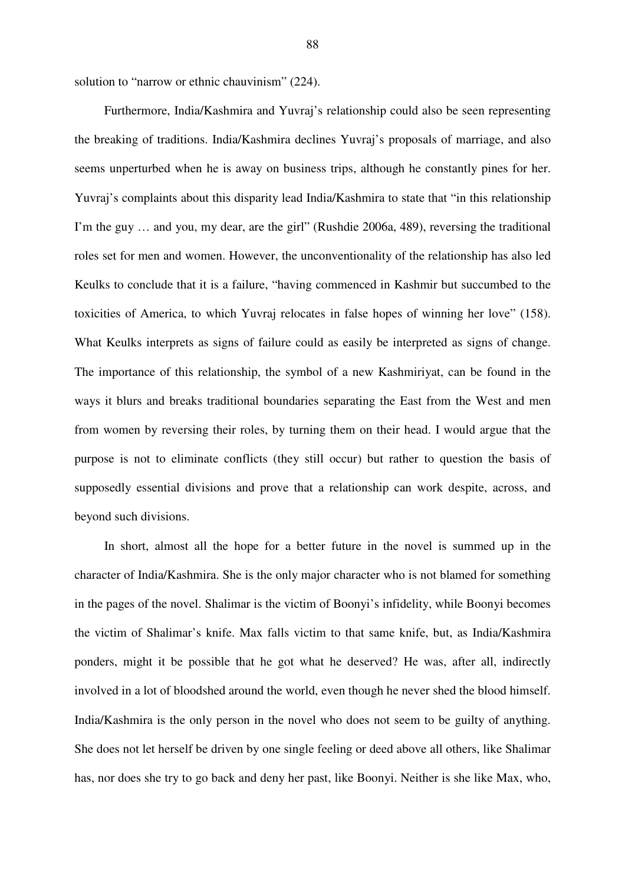solution to "narrow or ethnic chauvinism" (224).

Furthermore, India/Kashmira and Yuvraj's relationship could also be seen representing the breaking of traditions. India/Kashmira declines Yuvraj's proposals of marriage, and also seems unperturbed when he is away on business trips, although he constantly pines for her. Yuvraj's complaints about this disparity lead India/Kashmira to state that "in this relationship I'm the guy … and you, my dear, are the girl" (Rushdie 2006a, 489), reversing the traditional roles set for men and women. However, the unconventionality of the relationship has also led Keulks to conclude that it is a failure, "having commenced in Kashmir but succumbed to the toxicities of America, to which Yuvraj relocates in false hopes of winning her love" (158). What Keulks interprets as signs of failure could as easily be interpreted as signs of change. The importance of this relationship, the symbol of a new Kashmiriyat, can be found in the ways it blurs and breaks traditional boundaries separating the East from the West and men from women by reversing their roles, by turning them on their head. I would argue that the purpose is not to eliminate conflicts (they still occur) but rather to question the basis of supposedly essential divisions and prove that a relationship can work despite, across, and beyond such divisions.

In short, almost all the hope for a better future in the novel is summed up in the character of India/Kashmira. She is the only major character who is not blamed for something in the pages of the novel. Shalimar is the victim of Boonyi's infidelity, while Boonyi becomes the victim of Shalimar's knife. Max falls victim to that same knife, but, as India/Kashmira ponders, might it be possible that he got what he deserved? He was, after all, indirectly involved in a lot of bloodshed around the world, even though he never shed the blood himself. India/Kashmira is the only person in the novel who does not seem to be guilty of anything. She does not let herself be driven by one single feeling or deed above all others, like Shalimar has, nor does she try to go back and deny her past, like Boonyi. Neither is she like Max, who,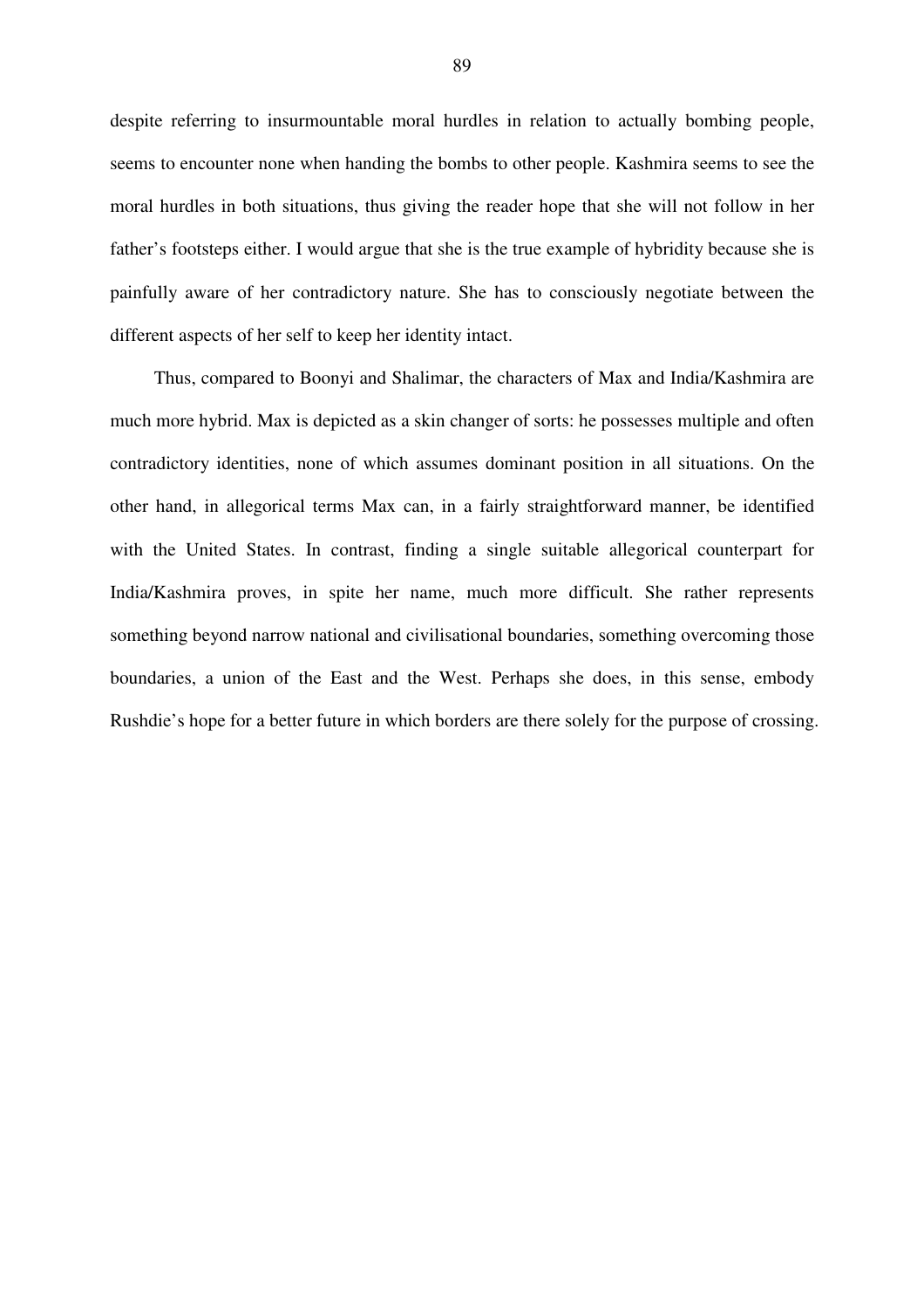despite referring to insurmountable moral hurdles in relation to actually bombing people, seems to encounter none when handing the bombs to other people. Kashmira seems to see the moral hurdles in both situations, thus giving the reader hope that she will not follow in her father's footsteps either. I would argue that she is the true example of hybridity because she is painfully aware of her contradictory nature. She has to consciously negotiate between the different aspects of her self to keep her identity intact.

Thus, compared to Boonyi and Shalimar, the characters of Max and India/Kashmira are much more hybrid. Max is depicted as a skin changer of sorts: he possesses multiple and often contradictory identities, none of which assumes dominant position in all situations. On the other hand, in allegorical terms Max can, in a fairly straightforward manner, be identified with the United States. In contrast, finding a single suitable allegorical counterpart for India/Kashmira proves, in spite her name, much more difficult. She rather represents something beyond narrow national and civilisational boundaries, something overcoming those boundaries, a union of the East and the West. Perhaps she does, in this sense, embody Rushdie's hope for a better future in which borders are there solely for the purpose of crossing.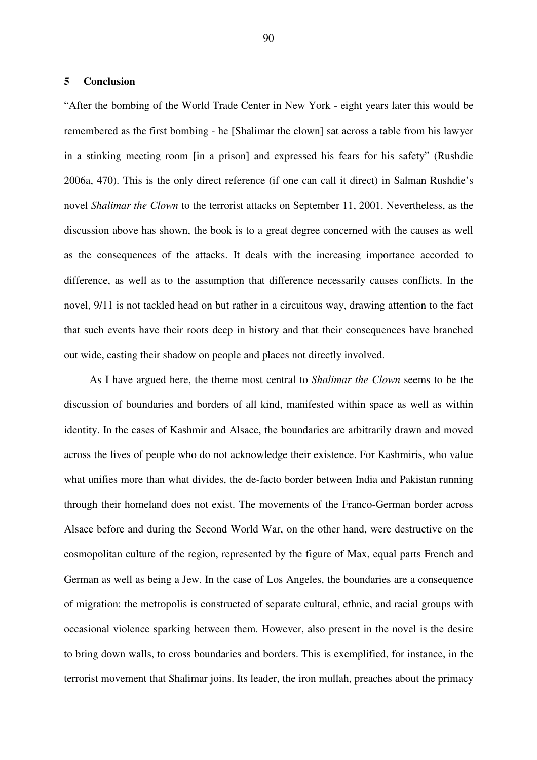## 5 Conclusion

"After the bombing of the World Trade Center in New York - eight years later this would be remembered as the first bombing - he [Shalimar the clown] sat across a table from his lawyer in a stinking meeting room [in a prison] and expressed his fears for his safety" (Rushdie 2006a, 470). This is the only direct reference (if one can call it direct) in Salman Rushdie's novel *Shalimar the Clown* to the terrorist attacks on September 11, 2001. Nevertheless, as the discussion above has shown, the book is to a great degree concerned with the causes as well as the consequences of the attacks. It deals with the increasing importance accorded to difference, as well as to the assumption that difference necessarily causes conflicts. In the novel, 9/11 is not tackled head on but rather in a circuitous way, drawing attention to the fact that such events have their roots deep in history and that their consequences have branched out wide, casting their shadow on people and places not directly involved.

As I have argued here, the theme most central to *Shalimar the Clown* seems to be the discussion of boundaries and borders of all kind, manifested within space as well as within identity. In the cases of Kashmir and Alsace, the boundaries are arbitrarily drawn and moved across the lives of people who do not acknowledge their existence. For Kashmiris, who value what unifies more than what divides, the de-facto border between India and Pakistan running through their homeland does not exist. The movements of the Franco-German border across Alsace before and during the Second World War, on the other hand, were destructive on the cosmopolitan culture of the region, represented by the figure of Max, equal parts French and German as well as being a Jew. In the case of Los Angeles, the boundaries are a consequence of migration: the metropolis is constructed of separate cultural, ethnic, and racial groups with occasional violence sparking between them. However, also present in the novel is the desire to bring down walls, to cross boundaries and borders. This is exemplified, for instance, in the terrorist movement that Shalimar joins. Its leader, the iron mullah, preaches about the primacy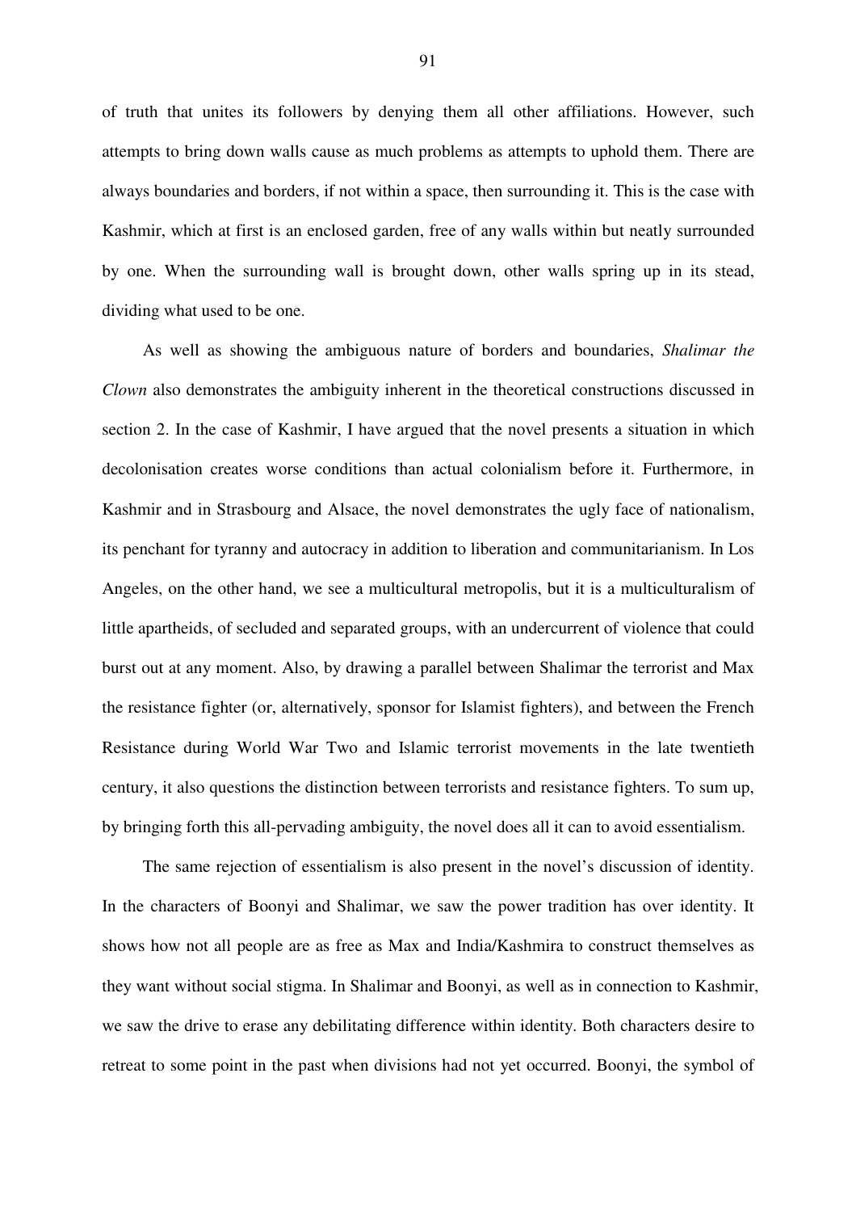of truth that unites its followers by denying them all other affiliations. However, such attempts to bring down walls cause as much problems as attempts to uphold them. There are always boundaries and borders, if not within a space, then surrounding it. This is the case with Kashmir, which at first is an enclosed garden, free of any walls within but neatly surrounded by one. When the surrounding wall is brought down, other walls spring up in its stead, dividing what used to be one.

As well as showing the ambiguous nature of borders and boundaries, *Shalimar the Clown* also demonstrates the ambiguity inherent in the theoretical constructions discussed in section 2. In the case of Kashmir, I have argued that the novel presents a situation in which decolonisation creates worse conditions than actual colonialism before it. Furthermore, in Kashmir and in Strasbourg and Alsace, the novel demonstrates the ugly face of nationalism, its penchant for tyranny and autocracy in addition to liberation and communitarianism. In Los Angeles, on the other hand, we see a multicultural metropolis, but it is a multiculturalism of little apartheids, of secluded and separated groups, with an undercurrent of violence that could burst out at any moment. Also, by drawing a parallel between Shalimar the terrorist and Max the resistance fighter (or, alternatively, sponsor for Islamist fighters), and between the French Resistance during World War Two and Islamic terrorist movements in the late twentieth century, it also questions the distinction between terrorists and resistance fighters. To sum up, by bringing forth this all-pervading ambiguity, the novel does all it can to avoid essentialism.

The same rejection of essentialism is also present in the novel's discussion of identity. In the characters of Boonyi and Shalimar, we saw the power tradition has over identity. It shows how not all people are as free as Max and India/Kashmira to construct themselves as they want without social stigma. In Shalimar and Boonyi, as well as in connection to Kashmir, we saw the drive to erase any debilitating difference within identity. Both characters desire to retreat to some point in the past when divisions had not yet occurred. Boonyi, the symbol of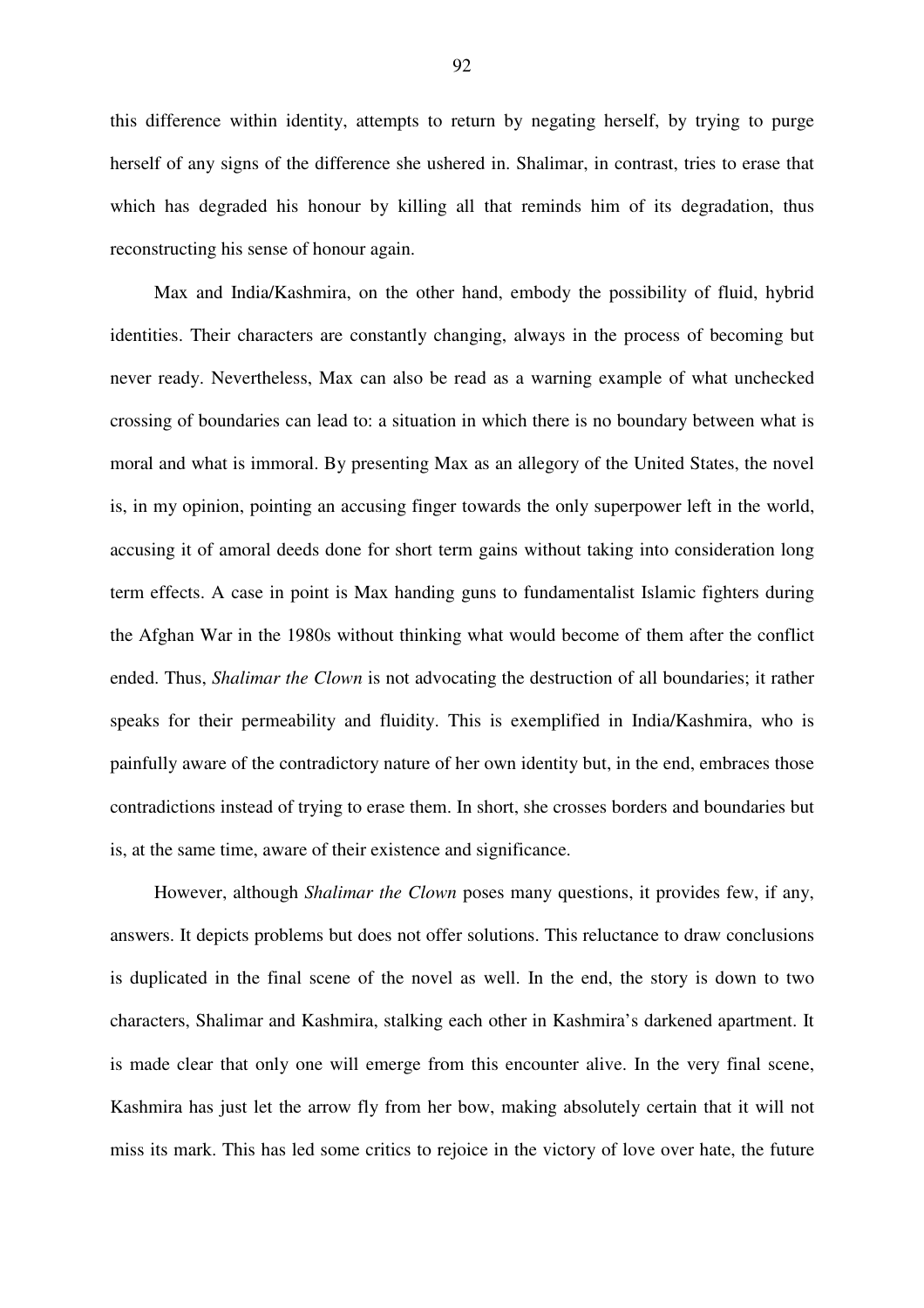this difference within identity, attempts to return by negating herself, by trying to purge herself of any signs of the difference she ushered in. Shalimar, in contrast, tries to erase that which has degraded his honour by killing all that reminds him of its degradation, thus reconstructing his sense of honour again.

Max and India/Kashmira, on the other hand, embody the possibility of fluid, hybrid identities. Their characters are constantly changing, always in the process of becoming but never ready. Nevertheless, Max can also be read as a warning example of what unchecked crossing of boundaries can lead to: a situation in which there is no boundary between what is moral and what is immoral. By presenting Max as an allegory of the United States, the novel is, in my opinion, pointing an accusing finger towards the only superpower left in the world, accusing it of amoral deeds done for short term gains without taking into consideration long term effects. A case in point is Max handing guns to fundamentalist Islamic fighters during the Afghan War in the 1980s without thinking what would become of them after the conflict ended. Thus, *Shalimar the Clown* is not advocating the destruction of all boundaries; it rather speaks for their permeability and fluidity. This is exemplified in India/Kashmira, who is painfully aware of the contradictory nature of her own identity but, in the end, embraces those contradictions instead of trying to erase them. In short, she crosses borders and boundaries but is, at the same time, aware of their existence and significance.

However, although *Shalimar the Clown* poses many questions, it provides few, if any, answers. It depicts problems but does not offer solutions. This reluctance to draw conclusions is duplicated in the final scene of the novel as well. In the end, the story is down to two characters, Shalimar and Kashmira, stalking each other in Kashmira's darkened apartment. It is made clear that only one will emerge from this encounter alive. In the very final scene, Kashmira has just let the arrow fly from her bow, making absolutely certain that it will not miss its mark. This has led some critics to rejoice in the victory of love over hate, the future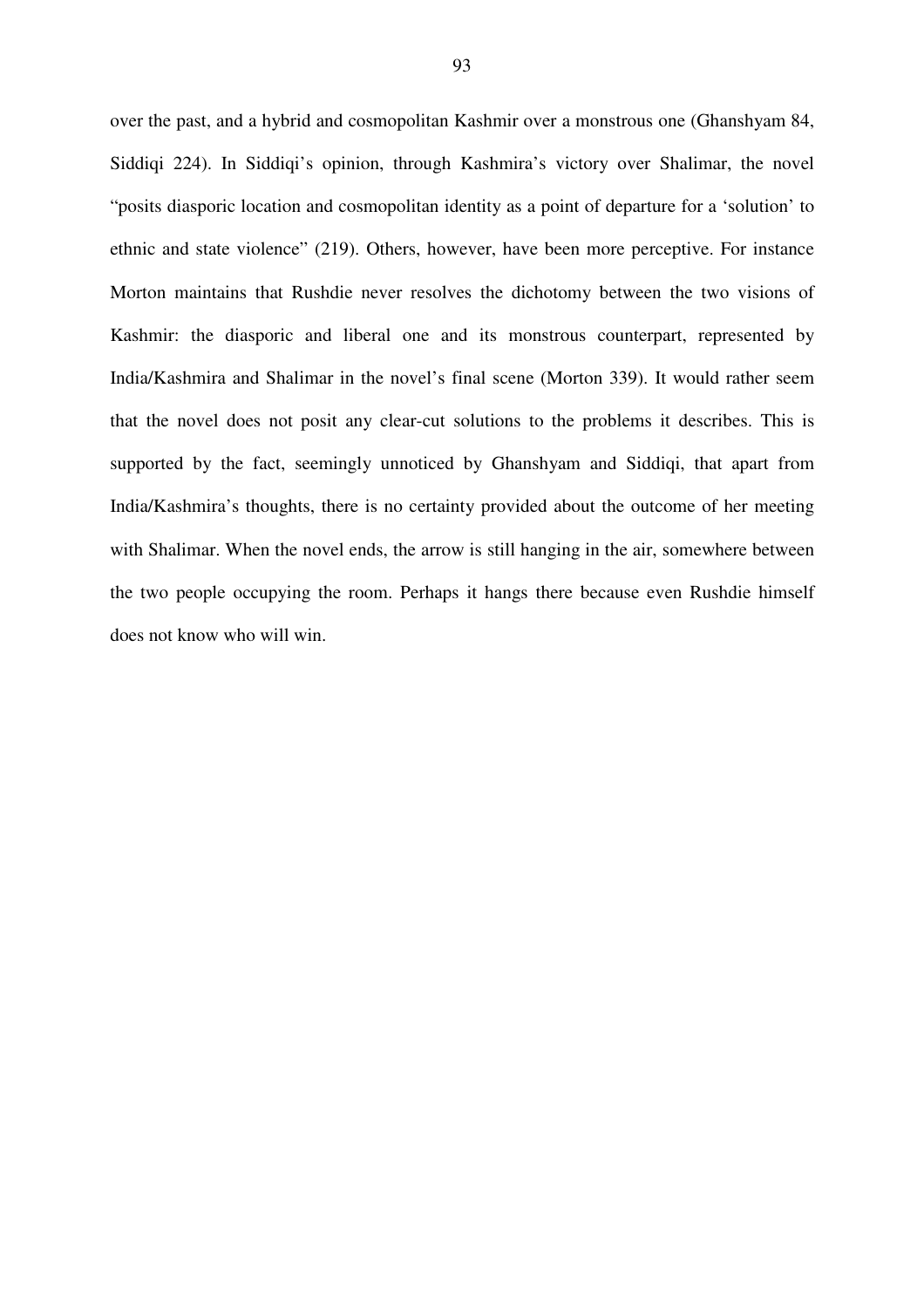over the past, and a hybrid and cosmopolitan Kashmir over a monstrous one (Ghanshyam 84, Siddiqi 224). In Siddiqi's opinion, through Kashmira's victory over Shalimar, the novel "posits diasporic location and cosmopolitan identity as a point of departure for a 'solution' to ethnic and state violence" (219). Others, however, have been more perceptive. For instance Morton maintains that Rushdie never resolves the dichotomy between the two visions of Kashmir: the diasporic and liberal one and its monstrous counterpart, represented by India/Kashmira and Shalimar in the novel's final scene (Morton 339). It would rather seem that the novel does not posit any clear-cut solutions to the problems it describes. This is supported by the fact, seemingly unnoticed by Ghanshyam and Siddiqi, that apart from India/Kashmira's thoughts, there is no certainty provided about the outcome of her meeting with Shalimar. When the novel ends, the arrow is still hanging in the air, somewhere between the two people occupying the room. Perhaps it hangs there because even Rushdie himself does not know who will win.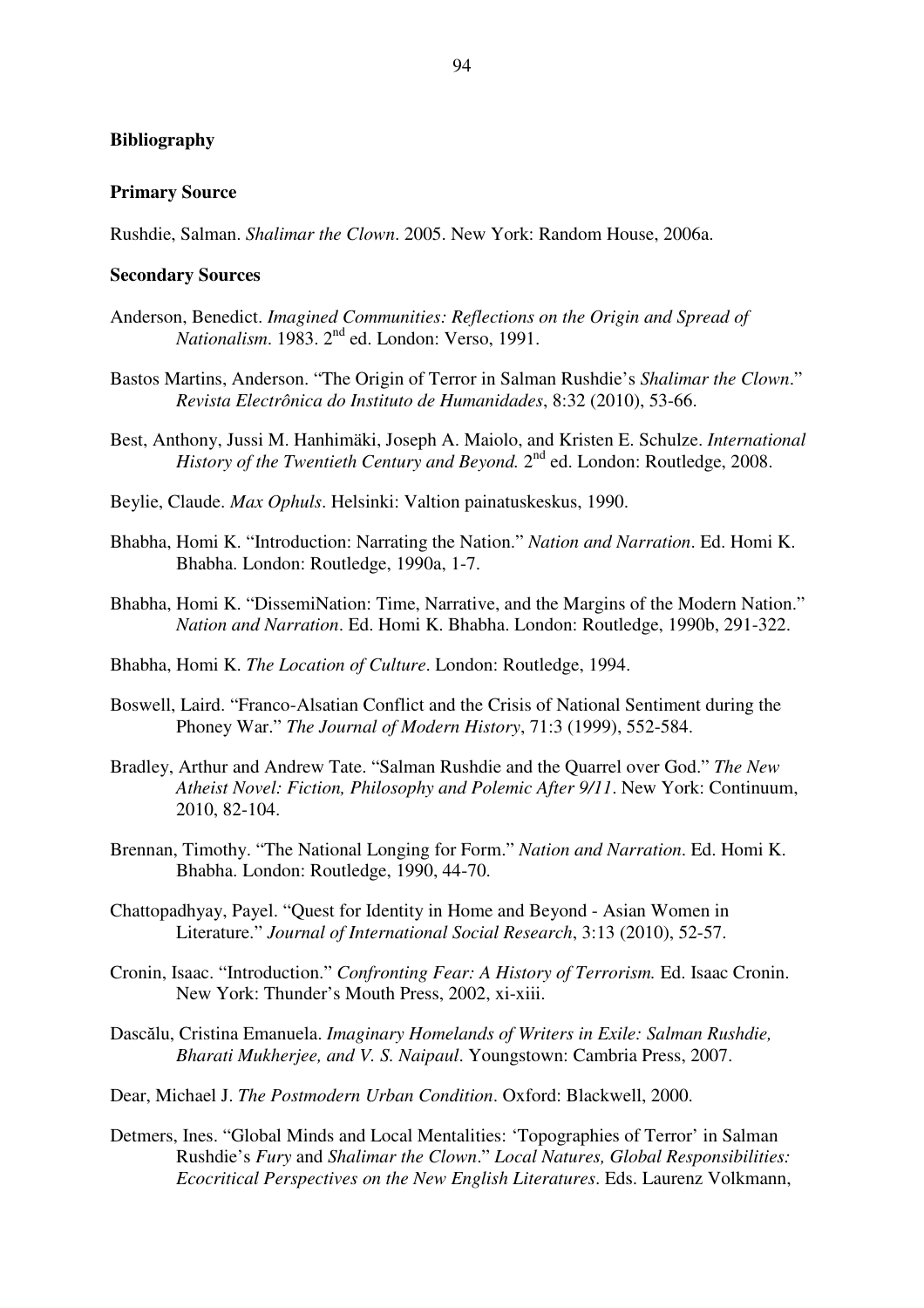**Bibliography**

**Primary Source**

Rushdie, Salman. *Shalimar the Clown*. 2005. New York: Random House, 2006a.

**Secondary Sources**

Anderson, Benedict. *Imagined Communities: Reflections on the Origin and Spread of Nationalism*. 1983. 2nd ed. London: Verso, 1991.

Bastos Martins, Anderson. "The Origin of Terror in Salman Rushdie's *Shalimar the Clown*." *Revista Electrônica do Instituto de Humanidades*, 8:32 (2010), 53-66.

Best, Anthony, Jussi M. Hanhimäki, Joseph A. Maiolo, and Kristen E. Schulze. *International History of the Twentieth Century and Beyond.* 2nd ed. London: Routledge, 2008.

Beylie, Claude. *Max Ophuls*. Helsinki: Valtion painatuskeskus, 1990.

Bhabha, Homi K. "Introduction: Narrating the Nation." *Nation and Narration*. Ed. Homi K. Bhabha. London: Routledge, 1990a, 1-7.

Bhabha, Homi K. "DissemiNation: Time, Narrative, and the Margins of the Modern Nation." *Nation and Narration*. Ed. Homi K. Bhabha. London: Routledge, 1990b, 291-322.

Bhabha, Homi K. *The Location of Culture*. London: Routledge, 1994.

Boswell, Laird. "Franco-Alsatian Conflict and the Crisis of National Sentiment during the Phoney War." *The Journal of Modern History*, 71:3 (1999), 552-584.

Bradley, Arthur and Andrew Tate. "Salman Rushdie and the Quarrel over God." *The New Atheist Novel: Fiction, Philosophy and Polemic After 9/11*. New York: Continuum, 2010, 82-104.

Brennan, Timothy. "The National Longing for Form." *Nation and Narration*. Ed. Homi K. Bhabha. London: Routledge, 1990, 44-70.

Chattopadhyay, Payel. "Quest for Identity in Home and Beyond - Asian Women in Literature." *Journal of International Social Research*, 3:13 (2010), 52-57.

Cronin, Isaac. "Introduction." *Confronting Fear: A History of Terrorism.* Ed. Isaac Cronin. New York: Thunder's Mouth Press, 2002, xi-xiii.

Dascălu, Cristina Emanuela. *Imaginary Homelands of Writers in Exile: Salman Rushdie, Bharati Mukherjee, and V. S. Naipaul*. Youngstown: Cambria Press, 2007.

Dear, Michael J. *The Postmodern Urban Condition*. Oxford: Blackwell, 2000.

Detmers, Ines. "Global Minds and Local Mentalities: 'Topographies of Terror' in Salman Rushdie's *Fury* and *Shalimar the Clown*." *Local Natures, Global Responsibilities: Ecocritical Perspectives on the New English Literatures*. Eds. Laurenz Volkmann,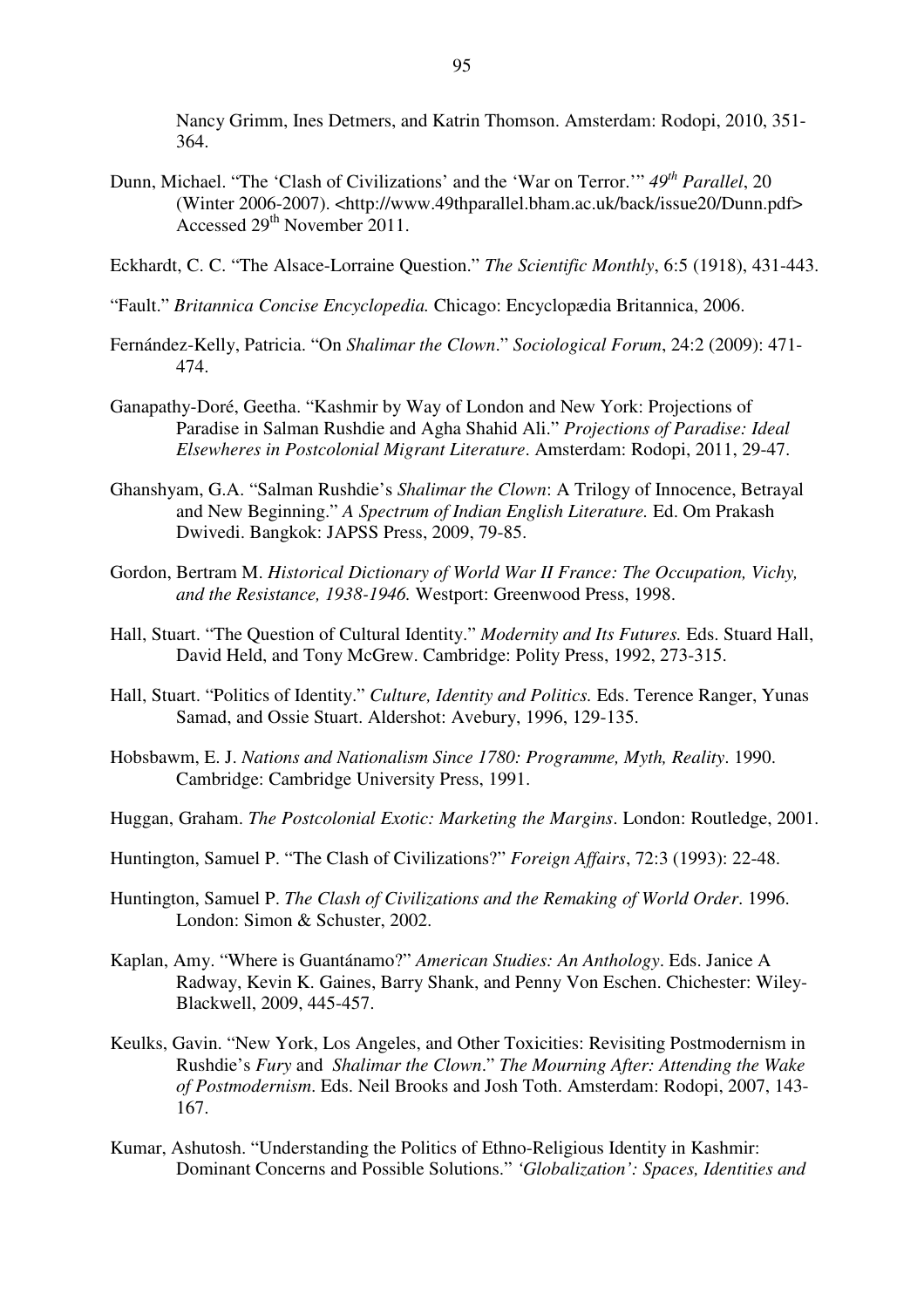Nancy Grimm, Ines Detmers, and Katrin Thomson. Amsterdam: Rodopi, 2010, 351-364.

Dunn, Michael. "The 'Clash of Civilizations' and the 'War on Terror.'" *49th Parallel*, 20 (Winter 2006-2007). <http://www.49thparallel.bham.ac.uk/back/issue20/Dunn.pdf> Accessed 29th November 2011.

Eckhardt, C. C. "The Alsace-Lorraine Question." *The Scientific Monthly*, 6:5 (1918), 431-443.

"Fault." *Britannica Concise Encyclopedia.* Chicago: Encyclopædia Britannica, 2006.

Fernández-Kelly, Patricia. "On *Shalimar the Clown*." *Sociological Forum*, 24:2 (2009): 471-474.

Ganapathy-Doré, Geetha. "Kashmir by Way of London and New York: Projections of Paradise in Salman Rushdie and Agha Shahid Ali." *Projections of Paradise: Ideal Elsewheres in Postcolonial Migrant Literature*. Amsterdam: Rodopi, 2011, 29-47.

Ghanshyam, G.A. "Salman Rushdie's *Shalimar the Clown*: A Trilogy of Innocence, Betrayal and New Beginning." *A Spectrum of Indian English Literature.* Ed. Om Prakash Dwivedi. Bangkok: JAPSS Press, 2009, 79-85.

Gordon, Bertram M. *Historical Dictionary of World War II France: The Occupation, Vichy, and the Resistance, 1938-1946.* Westport: Greenwood Press, 1998.

Hall, Stuart. "The Question of Cultural Identity." *Modernity and Its Futures.* Eds. Stuard Hall, David Held, and Tony McGrew. Cambridge: Polity Press, 1992, 273-315.

Hall, Stuart. "Politics of Identity." *Culture, Identity and Politics.* Eds. Terence Ranger, Yunas Samad, and Ossie Stuart. Aldershot: Avebury, 1996, 129-135.

Hobsbawm, E. J. *Nations and Nationalism Since 1780: Programme, Myth, Reality*. 1990. Cambridge: Cambridge University Press, 1991.

Huggan, Graham. *The Postcolonial Exotic: Marketing the Margins*. London: Routledge, 2001.

Huntington, Samuel P. "The Clash of Civilizations?" *Foreign Affairs*, 72:3 (1993): 22-48.

Huntington, Samuel P. *The Clash of Civilizations and the Remaking of World Order*. 1996. London: Simon & Schuster, 2002.

Kaplan, Amy. "Where is Guantánamo?" *American Studies: An Anthology*. Eds. Janice A Radway, Kevin K. Gaines, Barry Shank, and Penny Von Eschen. Chichester: Wiley-Blackwell, 2009, 445-457.

Keulks, Gavin. "New York, Los Angeles, and Other Toxicities: Revisiting Postmodernism in Rushdie's *Fury* and *Shalimar the Clown*." *The Mourning After: Attending the Wake of Postmodernism*. Eds. Neil Brooks and Josh Toth. Amsterdam: Rodopi, 2007, 143-167.

Kumar, Ashutosh. "Understanding the Politics of Ethno-Religious Identity in Kashmir: Dominant Concerns and Possible Solutions." *'Globalization': Spaces, Identities and*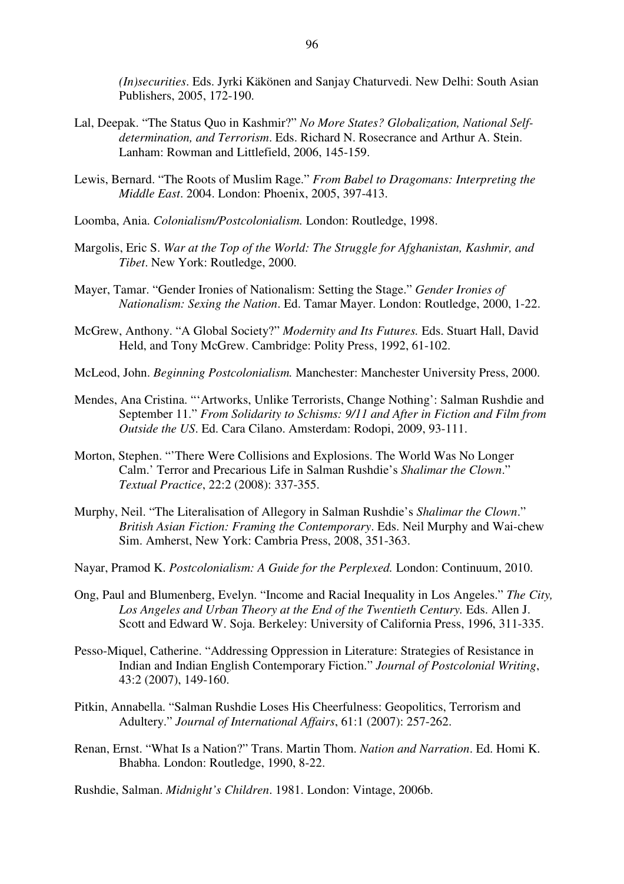*(In)securities*. Eds. Jyrki Käkönen and Sanjay Chaturvedi. New Delhi: South Asian Publishers, 2005, 172-190.

Lal, Deepak. "The Status Quo in Kashmir?" *No More States? Globalization, National Self-determination, and Terrorism*. Eds. Richard N. Rosecrance and Arthur A. Stein. Lanham: Rowman and Littlefield, 2006, 145-159.

Lewis, Bernard. "The Roots of Muslim Rage." *From Babel to Dragomans: Interpreting the Middle East*. 2004. London: Phoenix, 2005, 397-413.

Loomba, Ania. *Colonialism/Postcolonialism.* London: Routledge, 1998.

Margolis, Eric S. *War at the Top of the World: The Struggle for Afghanistan, Kashmir, and Tibet*. New York: Routledge, 2000.

Mayer, Tamar. "Gender Ironies of Nationalism: Setting the Stage." *Gender Ironies of Nationalism: Sexing the Nation*. Ed. Tamar Mayer. London: Routledge, 2000, 1-22.

McGrew, Anthony. "A Global Society?" *Modernity and Its Futures.* Eds. Stuart Hall, David Held, and Tony McGrew. Cambridge: Polity Press, 1992, 61-102.

McLeod, John. *Beginning Postcolonialism.* Manchester: Manchester University Press, 2000.

Mendes, Ana Cristina. "'Artworks, Unlike Terrorists, Change Nothing': Salman Rushdie and September 11." *From Solidarity to Schisms: 9/11 and After in Fiction and Film from Outside the US*. Ed. Cara Cilano. Amsterdam: Rodopi, 2009, 93-111.

Morton, Stephen. "'There Were Collisions and Explosions. The World Was No Longer Calm.' Terror and Precarious Life in Salman Rushdie's *Shalimar the Clown*." *Textual Practice*, 22:2 (2008): 337-355.

Murphy, Neil. "The Literalisation of Allegory in Salman Rushdie's *Shalimar the Clown*." *British Asian Fiction: Framing the Contemporary*. Eds. Neil Murphy and Wai-chew Sim. Amherst, New York: Cambria Press, 2008, 351-363.

Nayar, Pramod K. *Postcolonialism: A Guide for the Perplexed.* London: Continuum, 2010.

Ong, Paul and Blumenberg, Evelyn. "Income and Racial Inequality in Los Angeles." *The City, Los Angeles and Urban Theory at the End of the Twentieth Century.* Eds. Allen J. Scott and Edward W. Soja. Berkeley: University of California Press, 1996, 311-335.

Pesso-Miquel, Catherine. "Addressing Oppression in Literature: Strategies of Resistance in Indian and Indian English Contemporary Fiction." *Journal of Postcolonial Writing*, 43:2 (2007), 149-160.

Pitkin, Annabella. "Salman Rushdie Loses His Cheerfulness: Geopolitics, Terrorism and Adultery." *Journal of International Affairs*, 61:1 (2007): 257-262.

Renan, Ernst. "What Is a Nation?" Trans. Martin Thom. *Nation and Narration*. Ed. Homi K. Bhabha. London: Routledge, 1990, 8-22.

Rushdie, Salman. *Midnight's Children*. 1981. London: Vintage, 2006b.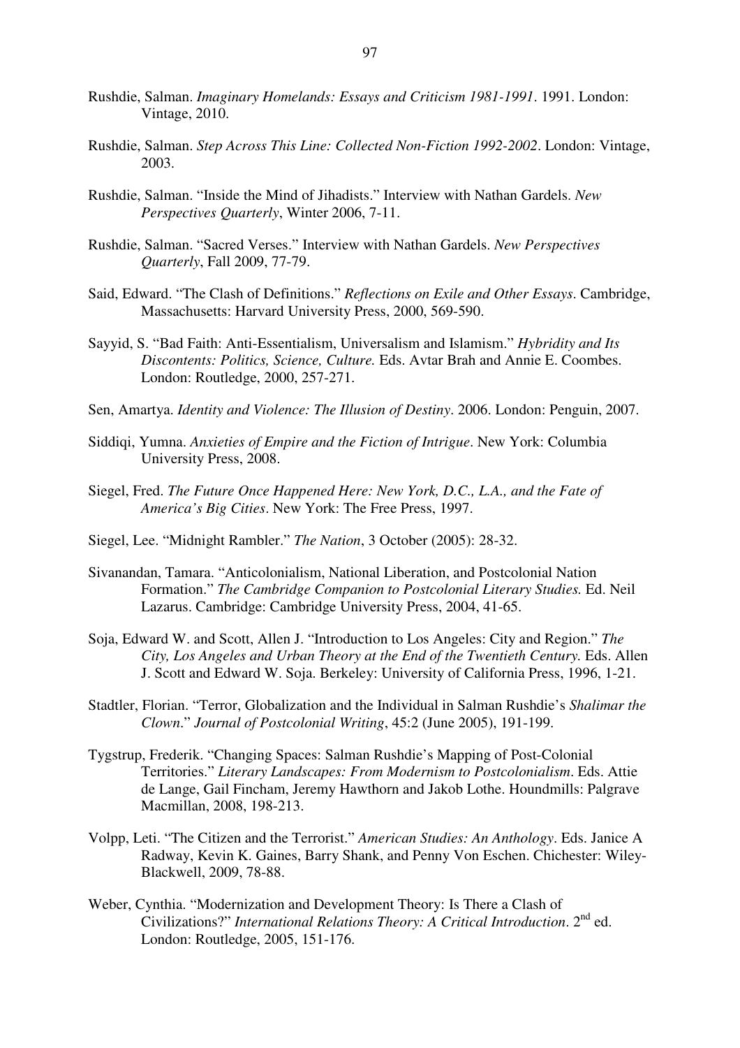Rushdie, Salman. *Imaginary Homelands: Essays and Criticism 1981-1991*. 1991. London: Vintage, 2010.

Rushdie, Salman. *Step Across This Line: Collected Non-Fiction 1992-2002*. London: Vintage, 2003.

Rushdie, Salman. "Inside the Mind of Jihadists." Interview with Nathan Gardels. *New Perspectives Quarterly*, Winter 2006, 7-11.

Rushdie, Salman. "Sacred Verses." Interview with Nathan Gardels. *New Perspectives Quarterly*, Fall 2009, 77-79.

Said, Edward. "The Clash of Definitions." *Reflections on Exile and Other Essays*. Cambridge, Massachusetts: Harvard University Press, 2000, 569-590.

Sayyid, S. "Bad Faith: Anti-Essentialism, Universalism and Islamism." *Hybridity and Its Discontents: Politics, Science, Culture.* Eds. Avtar Brah and Annie E. Coombes. London: Routledge, 2000, 257-271.

Sen, Amartya. *Identity and Violence: The Illusion of Destiny*. 2006. London: Penguin, 2007.

Siddiqi, Yumna. *Anxieties of Empire and the Fiction of Intrigue*. New York: Columbia University Press, 2008.

Siegel, Fred. *The Future Once Happened Here: New York, D.C., L.A., and the Fate of America's Big Cities*. New York: The Free Press, 1997.

Siegel, Lee. "Midnight Rambler." *The Nation*, 3 October (2005): 28-32.

Sivanandan, Tamara. "Anticolonialism, National Liberation, and Postcolonial Nation Formation." *The Cambridge Companion to Postcolonial Literary Studies.* Ed. Neil Lazarus. Cambridge: Cambridge University Press, 2004, 41-65.

Soja, Edward W. and Scott, Allen J. "Introduction to Los Angeles: City and Region." *The City, Los Angeles and Urban Theory at the End of the Twentieth Century.* Eds. Allen J. Scott and Edward W. Soja. Berkeley: University of California Press, 1996, 1-21.

Stadtler, Florian. "Terror, Globalization and the Individual in Salman Rushdie's *Shalimar the Clown*." *Journal of Postcolonial Writing*, 45:2 (June 2005), 191-199.

Tygstrup, Frederik. "Changing Spaces: Salman Rushdie's Mapping of Post-Colonial Territories." *Literary Landscapes: From Modernism to Postcolonialism*. Eds. Attie de Lange, Gail Fincham, Jeremy Hawthorn and Jakob Lothe. Houndmills: Palgrave Macmillan, 2008, 198-213.

Volpp, Leti. "The Citizen and the Terrorist." *American Studies: An Anthology*. Eds. Janice A Radway, Kevin K. Gaines, Barry Shank, and Penny Von Eschen. Chichester: Wiley-Blackwell, 2009, 78-88.

Weber, Cynthia. "Modernization and Development Theory: Is There a Clash of Civilizations?" *International Relations Theory: A Critical Introduction*. 2nd ed. London: Routledge, 2005, 151-176.